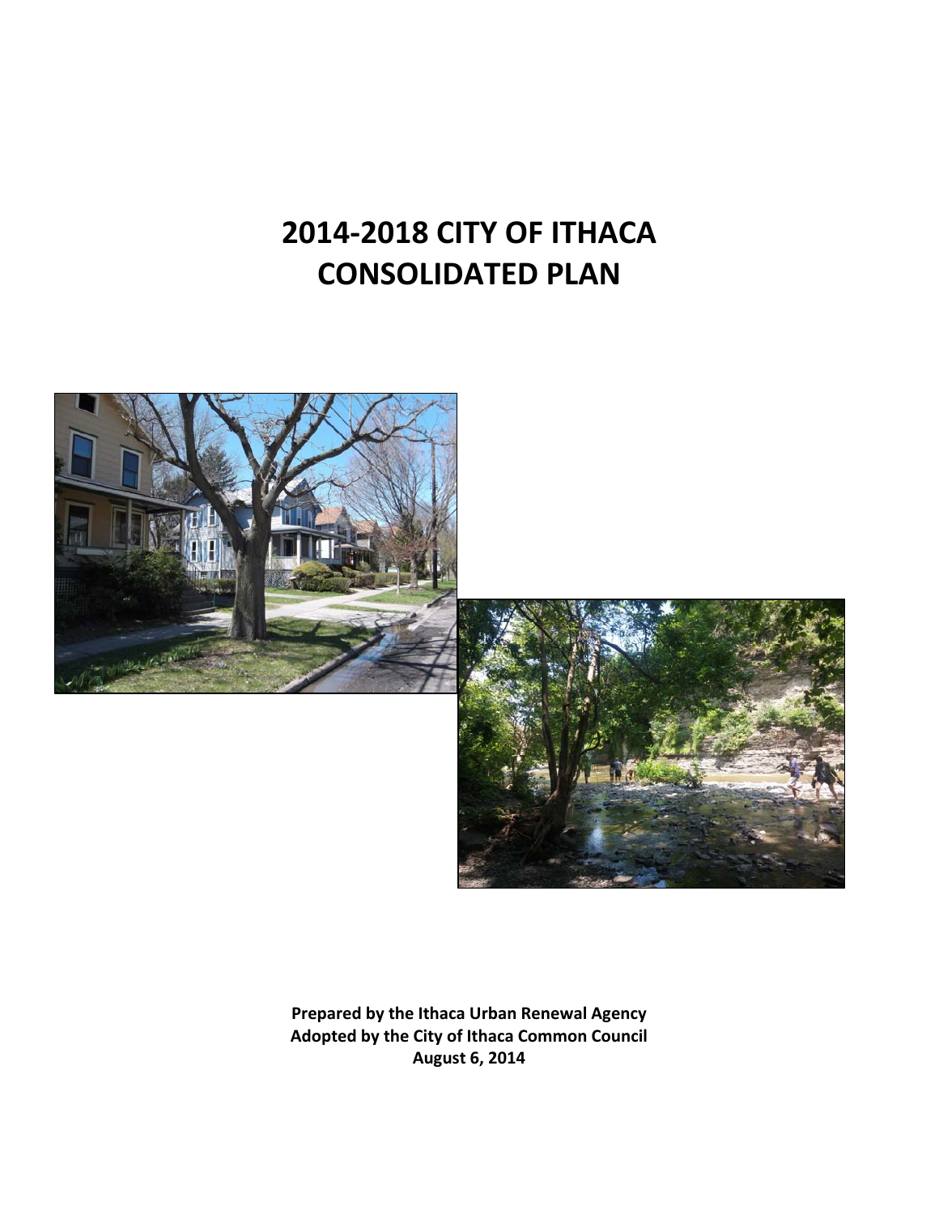# 2014-2018 CITY OF ITHACA CONSOLIDATED PLAN

**Prepared by the Ithaca Urban Renewal Agency**
**Adopted by the City of Ithaca Common Council**
**August 6, 2014**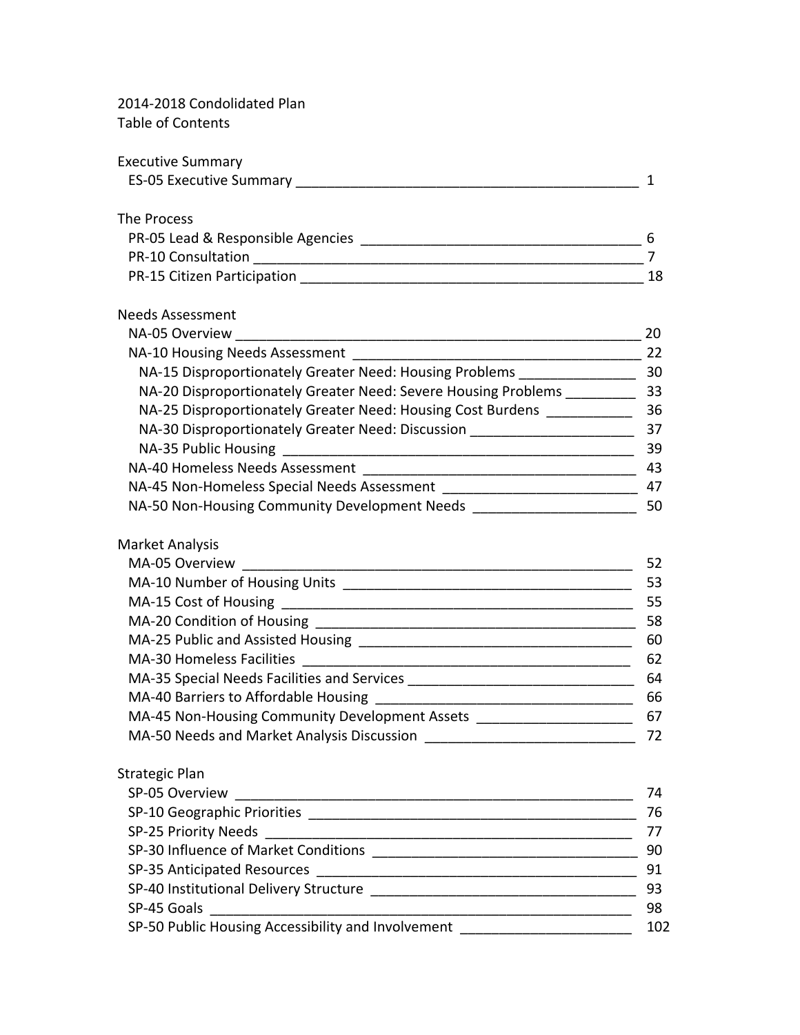2014-2018 Condolidated Plan
Table of Contents

Executive Summary
- ES-05 Executive Summary ____________________________________________ 1

The Process
- PR-05 Lead & Responsible Agencies ____________________________________ 6
- PR-10 Consultation ____________________________________________________ 7
- PR-15 Citizen Participation _____________________________________________ 18

Needs Assessment
- NA-05 Overview ______________________________________________________ 20
- NA-10 Housing Needs Assessment ______________________________________ 22
  - NA-15 Disproportionately Greater Need: Housing Problems _______________ 30
  - NA-20 Disproportionately Greater Need: Severe Housing Problems _________ 33
  - NA-25 Disproportionately Greater Need: Housing Cost Burdens ___________ 36
  - NA-30 Disproportionately Greater Need: Discussion _____________________ 37
  - NA-35 Public Housing _______________________________________________ 39
- NA-40 Homeless Needs Assessment ____________________________________ 43
- NA-45 Non-Homeless Special Needs Assessment ________________________ 47
- NA-50 Non-Housing Community Development Needs _____________________ 50

Market Analysis
- MA-05 Overview _____________________________________________________ 52
- MA-10 Number of Housing Units _______________________________________ 53
- MA-15 Cost of Housing _______________________________________________ 55
- MA-20 Condition of Housing ___________________________________________ 58
- MA-25 Public and Assisted Housing _____________________________________ 60
- MA-30 Homeless Facilities ____________________________________________ 62
- MA-35 Special Needs Facilities and Services ______________________________ 64
- MA-40 Barriers to Affordable Housing ___________________________________ 66
- MA-45 Non-Housing Community Development Assets ______________________ 67
- MA-50 Needs and Market Analysis Discussion ____________________________ 72

Strategic Plan
- SP-05 Overview ______________________________________________________ 74
- SP-10 Geographic Priorities ____________________________________________ 76
- SP-25 Priority Needs __________________________________________________ 77
- SP-30 Influence of Market Conditions ____________________________________ 90
- SP-35 Anticipated Resources ___________________________________________ 91
- SP-40 Institutional Delivery Structure ____________________________________ 93
- SP-45 Goals _________________________________________________________ 98
- SP-50 Public Housing Accessibility and Involvement ________________________ 102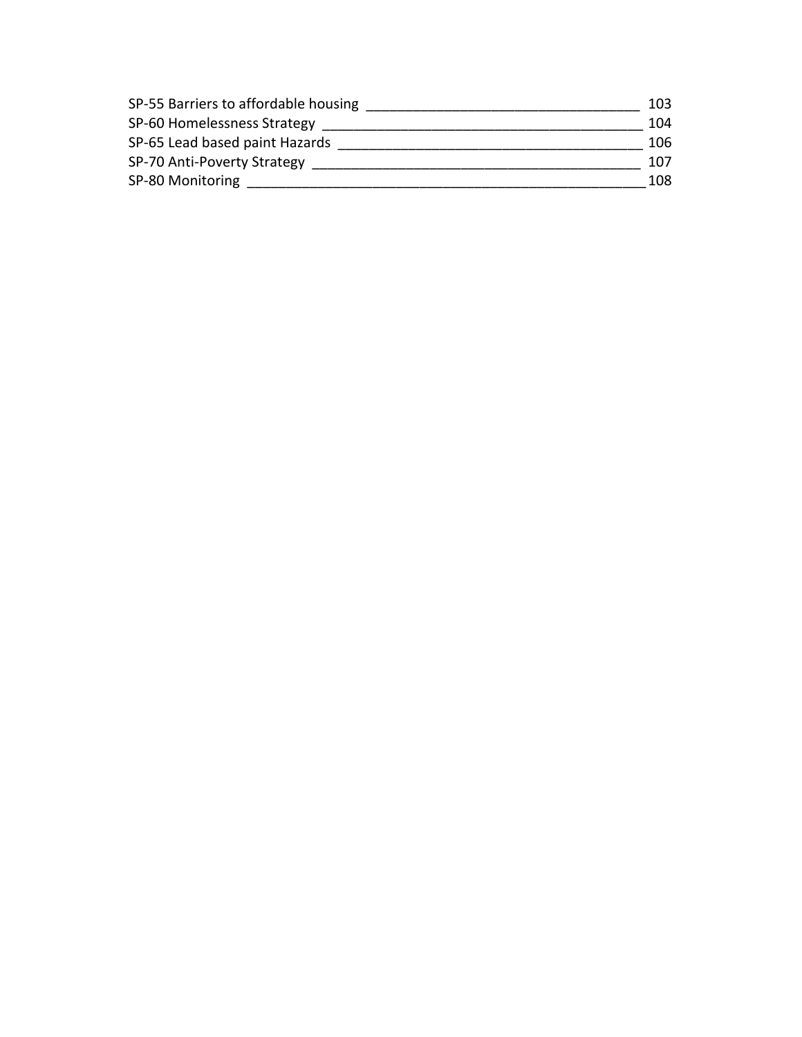SP-55 Barriers to affordable housing ____________________________________ 103
SP-60 Homelessness Strategy __________________________________________ 104
SP-65 Lead based paint Hazards ________________________________________ 106
SP-70 Anti-Poverty Strategy ___________________________________________ 107
SP-80 Monitoring ____________________________________________________ 108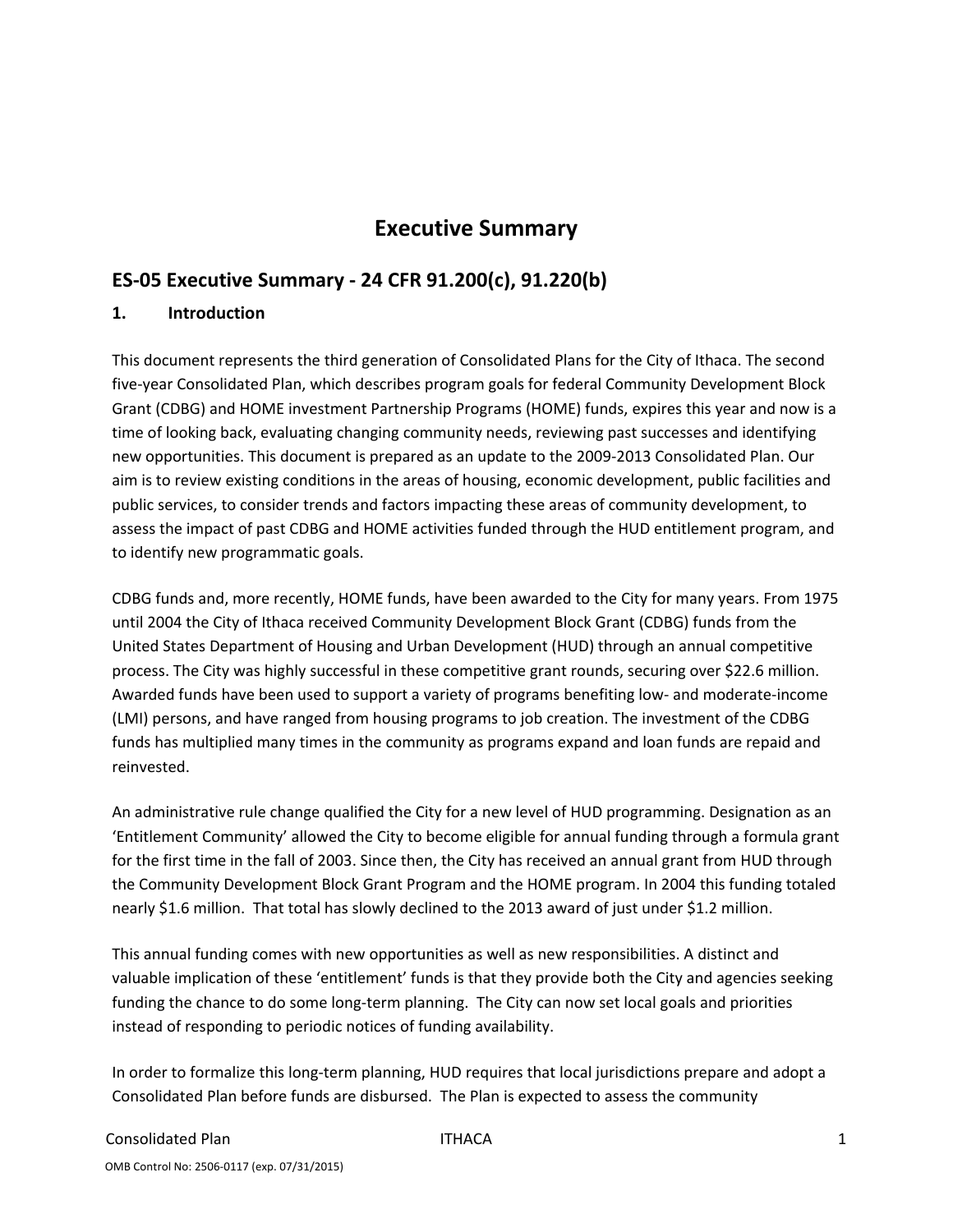# Executive Summary

## ES-05 Executive Summary - 24 CFR 91.200(c), 91.220(b)

### 1. Introduction

This document represents the third generation of Consolidated Plans for the City of Ithaca. The second five-year Consolidated Plan, which describes program goals for federal Community Development Block Grant (CDBG) and HOME investment Partnership Programs (HOME) funds, expires this year and now is a time of looking back, evaluating changing community needs, reviewing past successes and identifying new opportunities. This document is prepared as an update to the 2009-2013 Consolidated Plan. Our aim is to review existing conditions in the areas of housing, economic development, public facilities and public services, to consider trends and factors impacting these areas of community development, to assess the impact of past CDBG and HOME activities funded through the HUD entitlement program, and to identify new programmatic goals.

CDBG funds and, more recently, HOME funds, have been awarded to the City for many years. From 1975 until 2004 the City of Ithaca received Community Development Block Grant (CDBG) funds from the United States Department of Housing and Urban Development (HUD) through an annual competitive process. The City was highly successful in these competitive grant rounds, securing over $22.6 million. Awarded funds have been used to support a variety of programs benefiting low- and moderate-income (LMI) persons, and have ranged from housing programs to job creation. The investment of the CDBG funds has multiplied many times in the community as programs expand and loan funds are repaid and reinvested.

An administrative rule change qualified the City for a new level of HUD programming. Designation as an 'Entitlement Community' allowed the City to become eligible for annual funding through a formula grant for the first time in the fall of 2003. Since then, the City has received an annual grant from HUD through the Community Development Block Grant Program and the HOME program. In 2004 this funding totaled nearly $1.6 million. That total has slowly declined to the 2013 award of just under $1.2 million.

This annual funding comes with new opportunities as well as new responsibilities. A distinct and valuable implication of these 'entitlement' funds is that they provide both the City and agencies seeking funding the chance to do some long-term planning. The City can now set local goals and priorities instead of responding to periodic notices of funding availability.

In order to formalize this long-term planning, HUD requires that local jurisdictions prepare and adopt a Consolidated Plan before funds are disbursed. The Plan is expected to assess the community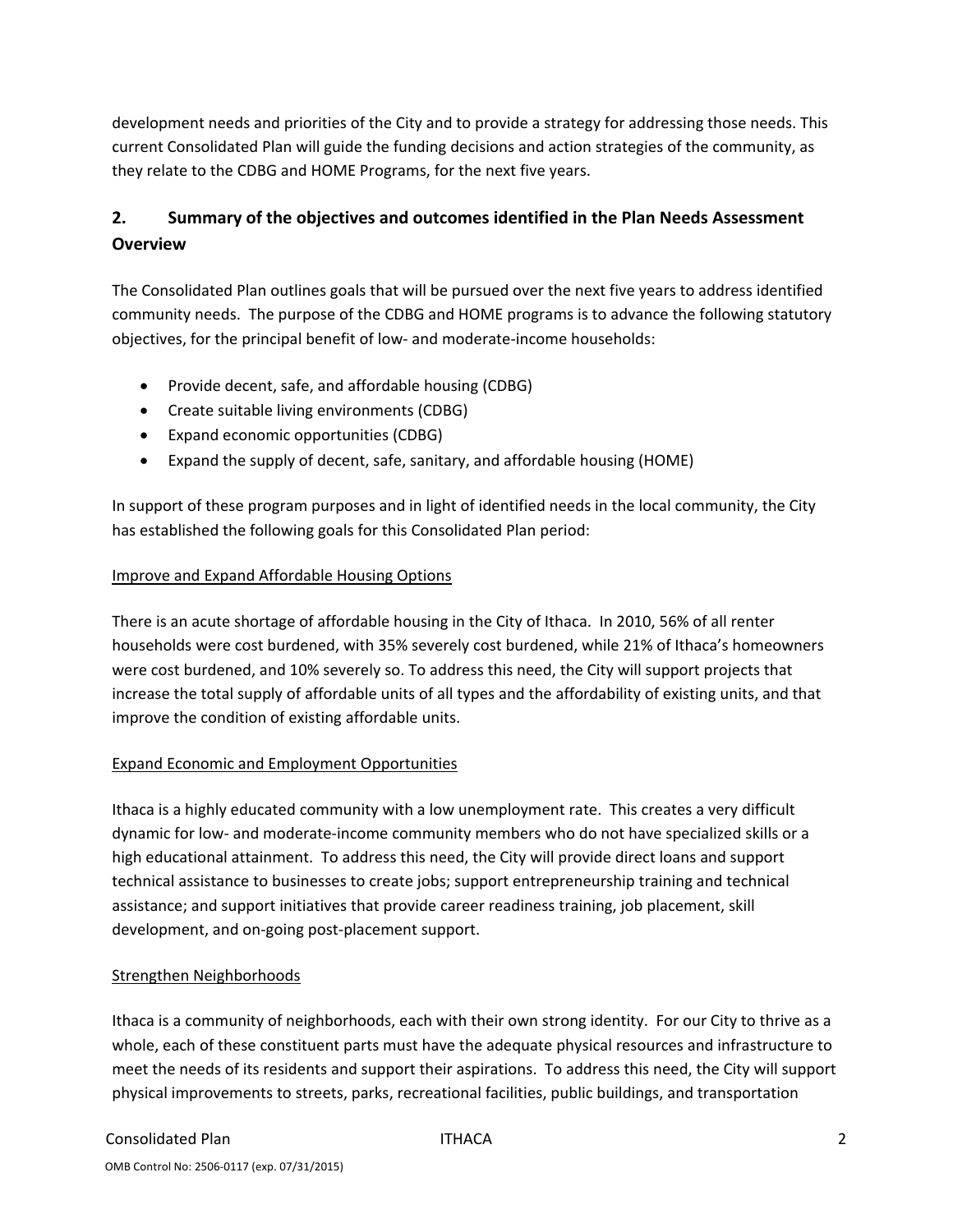development needs and priorities of the City and to provide a strategy for addressing those needs. This current Consolidated Plan will guide the funding decisions and action strategies of the community, as they relate to the CDBG and HOME Programs, for the next five years.

## 2. Summary of the objectives and outcomes identified in the Plan Needs Assessment Overview

The Consolidated Plan outlines goals that will be pursued over the next five years to address identified community needs. The purpose of the CDBG and HOME programs is to advance the following statutory objectives, for the principal benefit of low- and moderate-income households:

- Provide decent, safe, and affordable housing (CDBG)
- Create suitable living environments (CDBG)
- Expand economic opportunities (CDBG)
- Expand the supply of decent, safe, sanitary, and affordable housing (HOME)

In support of these program purposes and in light of identified needs in the local community, the City has established the following goals for this Consolidated Plan period:

<u>Improve and Expand Affordable Housing Options</u>

There is an acute shortage of affordable housing in the City of Ithaca. In 2010, 56% of all renter households were cost burdened, with 35% severely cost burdened, while 21% of Ithaca's homeowners were cost burdened, and 10% severely so. To address this need, the City will support projects that increase the total supply of affordable units of all types and the affordability of existing units, and that improve the condition of existing affordable units.

<u>Expand Economic and Employment Opportunities</u>

Ithaca is a highly educated community with a low unemployment rate. This creates a very difficult dynamic for low- and moderate-income community members who do not have specialized skills or a high educational attainment. To address this need, the City will provide direct loans and support technical assistance to businesses to create jobs; support entrepreneurship training and technical assistance; and support initiatives that provide career readiness training, job placement, skill development, and on-going post-placement support.

<u>Strengthen Neighborhoods</u>

Ithaca is a community of neighborhoods, each with their own strong identity. For our City to thrive as a whole, each of these constituent parts must have the adequate physical resources and infrastructure to meet the needs of its residents and support their aspirations. To address this need, the City will support physical improvements to streets, parks, recreational facilities, public buildings, and transportation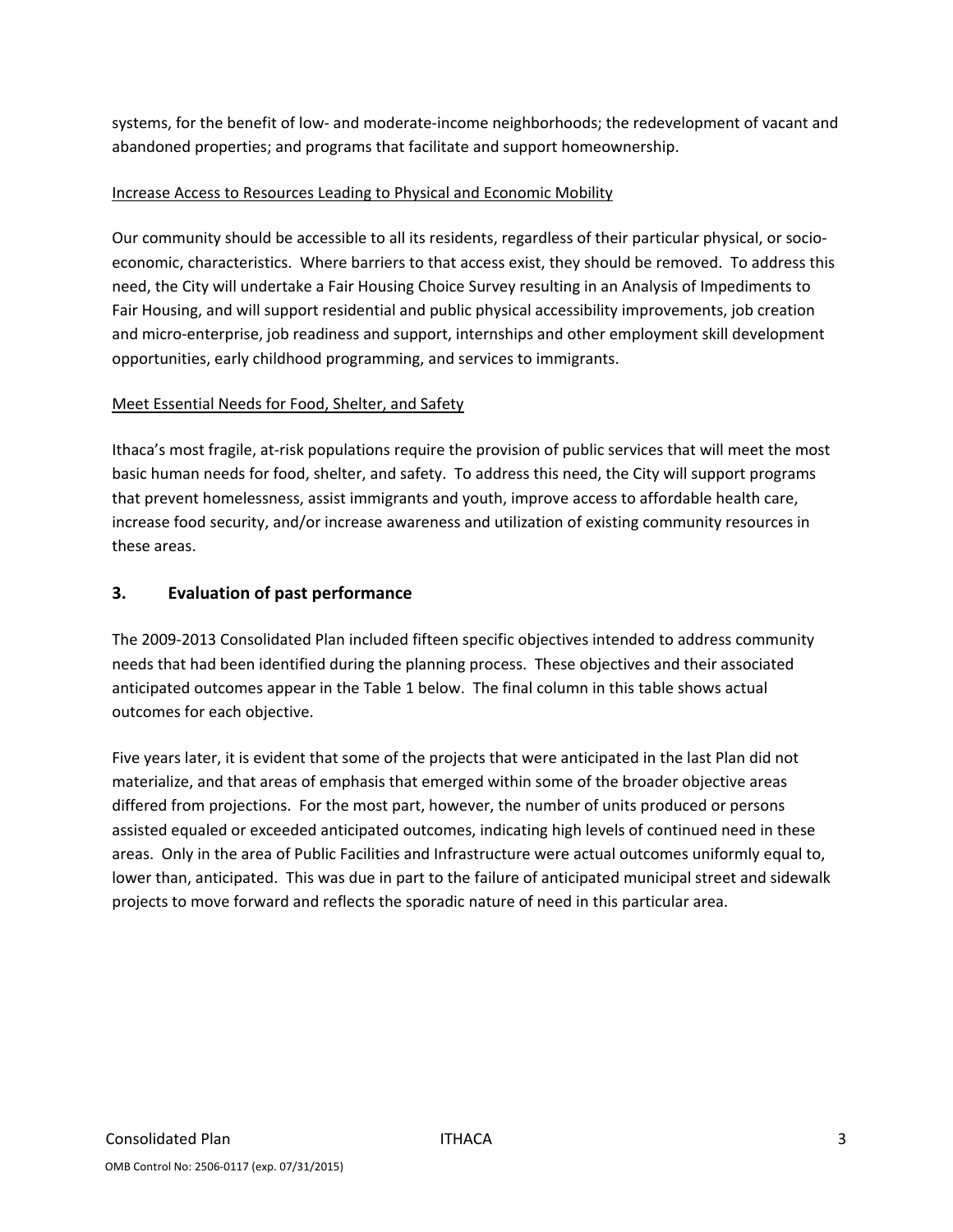systems, for the benefit of low- and moderate-income neighborhoods; the redevelopment of vacant and abandoned properties; and programs that facilitate and support homeownership.

Increase Access to Resources Leading to Physical and Economic Mobility

Our community should be accessible to all its residents, regardless of their particular physical, or socio-economic, characteristics. Where barriers to that access exist, they should be removed. To address this need, the City will undertake a Fair Housing Choice Survey resulting in an Analysis of Impediments to Fair Housing, and will support residential and public physical accessibility improvements, job creation and micro-enterprise, job readiness and support, internships and other employment skill development opportunities, early childhood programming, and services to immigrants.

Meet Essential Needs for Food, Shelter, and Safety

Ithaca's most fragile, at-risk populations require the provision of public services that will meet the most basic human needs for food, shelter, and safety. To address this need, the City will support programs that prevent homelessness, assist immigrants and youth, improve access to affordable health care, increase food security, and/or increase awareness and utilization of existing community resources in these areas.

## 3. Evaluation of past performance

The 2009-2013 Consolidated Plan included fifteen specific objectives intended to address community needs that had been identified during the planning process. These objectives and their associated anticipated outcomes appear in the Table 1 below. The final column in this table shows actual outcomes for each objective.

Five years later, it is evident that some of the projects that were anticipated in the last Plan did not materialize, and that areas of emphasis that emerged within some of the broader objective areas differed from projections. For the most part, however, the number of units produced or persons assisted equaled or exceeded anticipated outcomes, indicating high levels of continued need in these areas. Only in the area of Public Facilities and Infrastructure were actual outcomes uniformly equal to, lower than, anticipated. This was due in part to the failure of anticipated municipal street and sidewalk projects to move forward and reflects the sporadic nature of need in this particular area.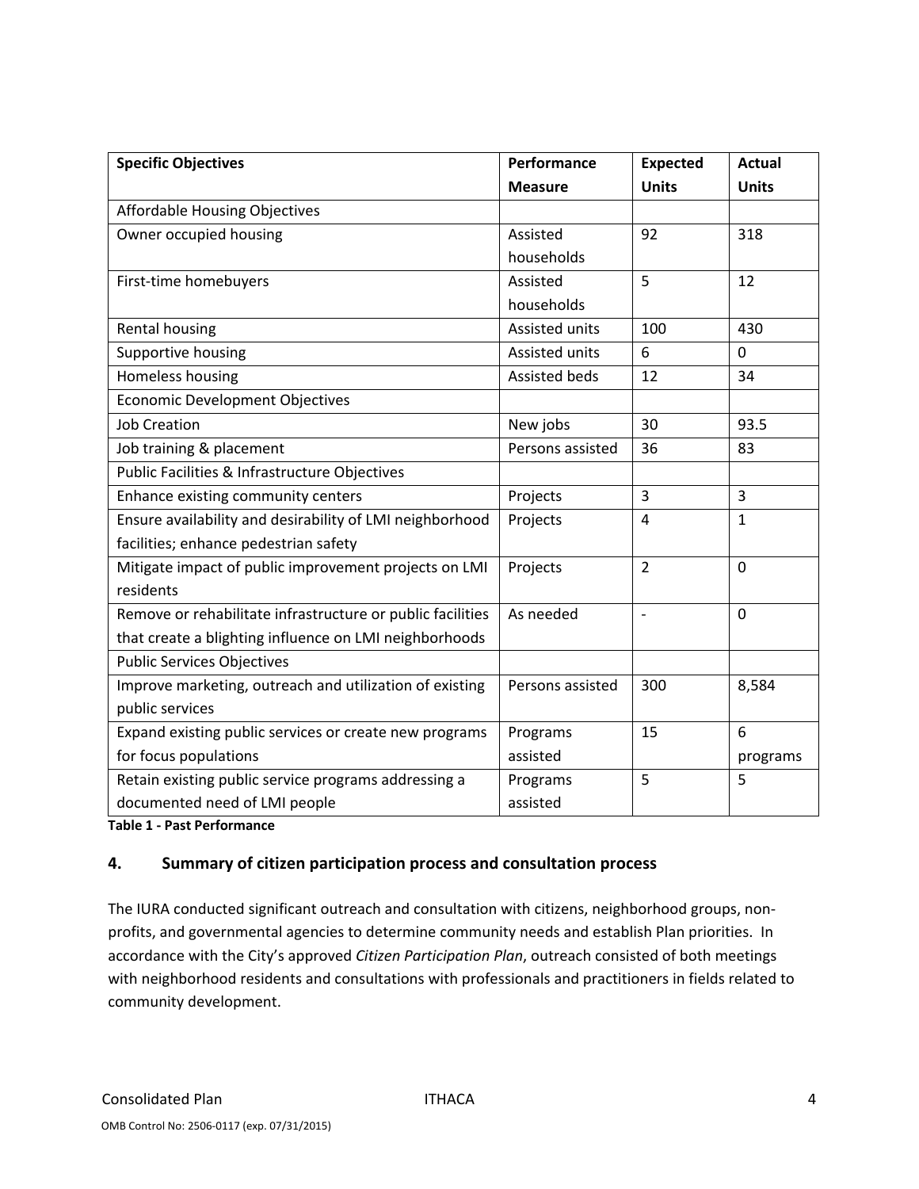| Specific Objectives | Performance Measure | Expected Units | Actual Units |
|---|---|---|---|
| Affordable Housing Objectives | | | |
| Owner occupied housing | Assisted households | 92 | 318 |
| First-time homebuyers | Assisted households | 5 | 12 |
| Rental housing | Assisted units | 100 | 430 |
| Supportive housing | Assisted units | 6 | 0 |
| Homeless housing | Assisted beds | 12 | 34 |
| Economic Development Objectives | | | |
| Job Creation | New jobs | 30 | 93.5 |
| Job training & placement | Persons assisted | 36 | 83 |
| Public Facilities & Infrastructure Objectives | | | |
| Enhance existing community centers | Projects | 3 | 3 |
| Ensure availability and desirability of LMI neighborhood facilities; enhance pedestrian safety | Projects | 4 | 1 |
| Mitigate impact of public improvement projects on LMI residents | Projects | 2 | 0 |
| Remove or rehabilitate infrastructure or public facilities that create a blighting influence on LMI neighborhoods | As needed | - | 0 |
| Public Services Objectives | | | |
| Improve marketing, outreach and utilization of existing public services | Persons assisted | 300 | 8,584 |
| Expand existing public services or create new programs for focus populations | Programs assisted | 15 | 6 programs |
| Retain existing public service programs addressing a documented need of LMI people | Programs assisted | 5 | 5 |

**Table 1 - Past Performance**

## 4. Summary of citizen participation process and consultation process

The IURA conducted significant outreach and consultation with citizens, neighborhood groups, non-profits, and governmental agencies to determine community needs and establish Plan priorities. In accordance with the City's approved *Citizen Participation Plan*, outreach consisted of both meetings with neighborhood residents and consultations with professionals and practitioners in fields related to community development.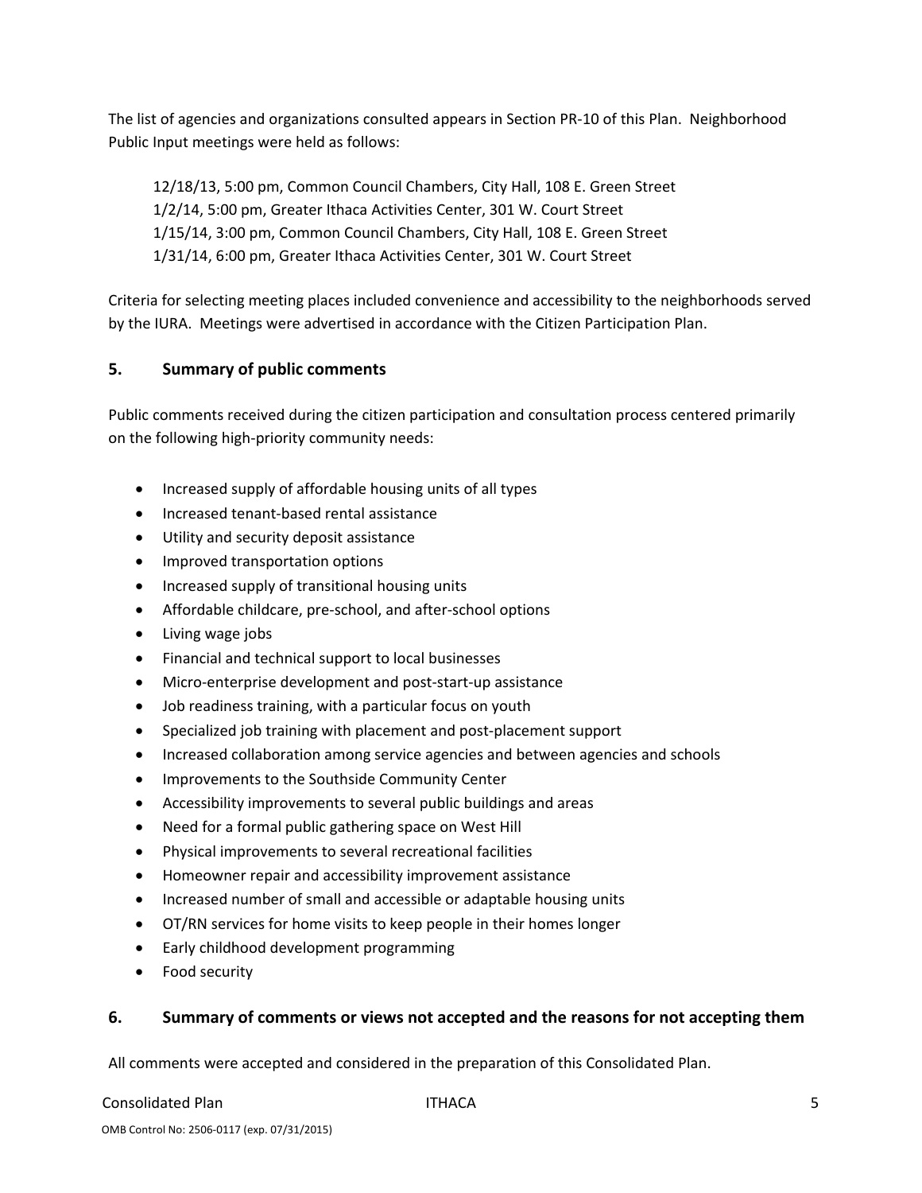The list of agencies and organizations consulted appears in Section PR-10 of this Plan. Neighborhood Public Input meetings were held as follows:

12/18/13, 5:00 pm, Common Council Chambers, City Hall, 108 E. Green Street
1/2/14, 5:00 pm, Greater Ithaca Activities Center, 301 W. Court Street
1/15/14, 3:00 pm, Common Council Chambers, City Hall, 108 E. Green Street
1/31/14, 6:00 pm, Greater Ithaca Activities Center, 301 W. Court Street

Criteria for selecting meeting places included convenience and accessibility to the neighborhoods served by the IURA. Meetings were advertised in accordance with the Citizen Participation Plan.

## 5. Summary of public comments

Public comments received during the citizen participation and consultation process centered primarily on the following high-priority community needs:

- Increased supply of affordable housing units of all types
- Increased tenant-based rental assistance
- Utility and security deposit assistance
- Improved transportation options
- Increased supply of transitional housing units
- Affordable childcare, pre-school, and after-school options
- Living wage jobs
- Financial and technical support to local businesses
- Micro-enterprise development and post-start-up assistance
- Job readiness training, with a particular focus on youth
- Specialized job training with placement and post-placement support
- Increased collaboration among service agencies and between agencies and schools
- Improvements to the Southside Community Center
- Accessibility improvements to several public buildings and areas
- Need for a formal public gathering space on West Hill
- Physical improvements to several recreational facilities
- Homeowner repair and accessibility improvement assistance
- Increased number of small and accessible or adaptable housing units
- OT/RN services for home visits to keep people in their homes longer
- Early childhood development programming
- Food security

## 6. Summary of comments or views not accepted and the reasons for not accepting them

All comments were accepted and considered in the preparation of this Consolidated Plan.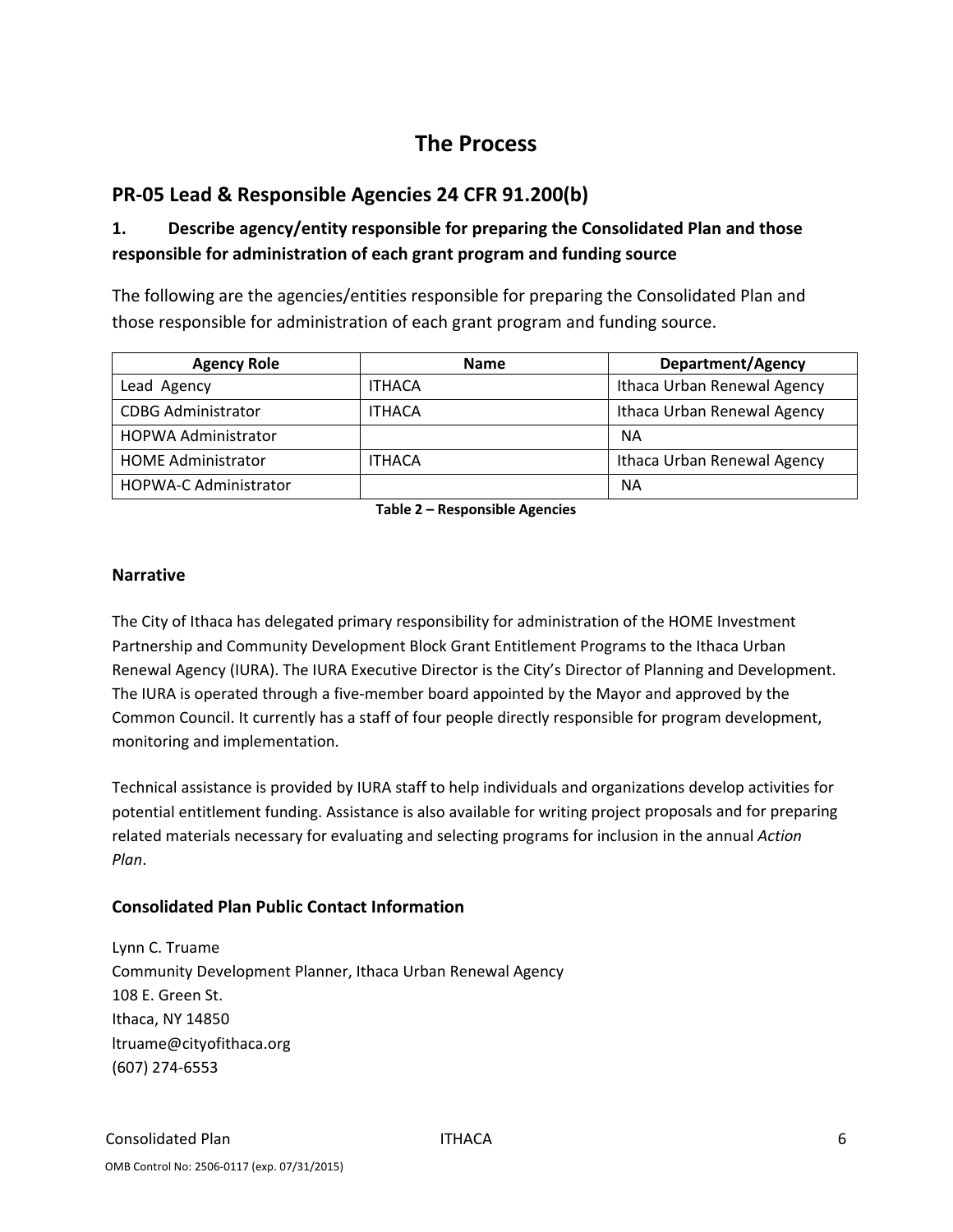# The Process

## PR-05 Lead & Responsible Agencies 24 CFR 91.200(b)

### 1. Describe agency/entity responsible for preparing the Consolidated Plan and those responsible for administration of each grant program and funding source

The following are the agencies/entities responsible for preparing the Consolidated Plan and those responsible for administration of each grant program and funding source.

| Agency Role | Name | Department/Agency |
|---|---|---|
| Lead Agency | ITHACA | Ithaca Urban Renewal Agency |
| CDBG Administrator | ITHACA | Ithaca Urban Renewal Agency |
| HOPWA Administrator | | NA |
| HOME Administrator | ITHACA | Ithaca Urban Renewal Agency |
| HOPWA-C Administrator | | NA |

**Table 2 – Responsible Agencies**

### Narrative

The City of Ithaca has delegated primary responsibility for administration of the HOME Investment Partnership and Community Development Block Grant Entitlement Programs to the Ithaca Urban Renewal Agency (IURA). The IURA Executive Director is the City's Director of Planning and Development. The IURA is operated through a five-member board appointed by the Mayor and approved by the Common Council. It currently has a staff of four people directly responsible for program development, monitoring and implementation.

Technical assistance is provided by IURA staff to help individuals and organizations develop activities for potential entitlement funding. Assistance is also available for writing project proposals and for preparing related materials necessary for evaluating and selecting programs for inclusion in the annual *Action Plan*.

### Consolidated Plan Public Contact Information

Lynn C. Truame
Community Development Planner, Ithaca Urban Renewal Agency
108 E. Green St.
Ithaca, NY 14850
ltruame@cityofithaca.org
(607) 274-6553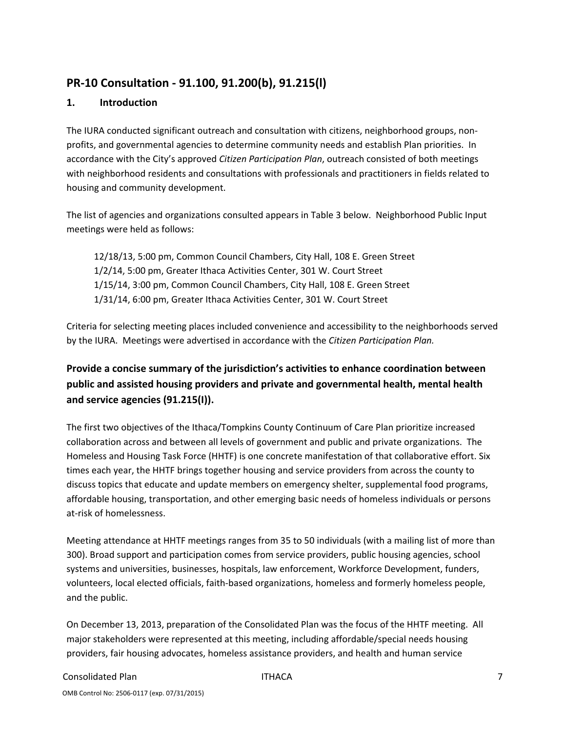## PR-10 Consultation - 91.100, 91.200(b), 91.215(l)

### 1. Introduction

The IURA conducted significant outreach and consultation with citizens, neighborhood groups, non-profits, and governmental agencies to determine community needs and establish Plan priorities. In accordance with the City's approved *Citizen Participation Plan*, outreach consisted of both meetings with neighborhood residents and consultations with professionals and practitioners in fields related to housing and community development.

The list of agencies and organizations consulted appears in Table 3 below. Neighborhood Public Input meetings were held as follows:

> 12/18/13, 5:00 pm, Common Council Chambers, City Hall, 108 E. Green Street
> 1/2/14, 5:00 pm, Greater Ithaca Activities Center, 301 W. Court Street
> 1/15/14, 3:00 pm, Common Council Chambers, City Hall, 108 E. Green Street
> 1/31/14, 6:00 pm, Greater Ithaca Activities Center, 301 W. Court Street

Criteria for selecting meeting places included convenience and accessibility to the neighborhoods served by the IURA. Meetings were advertised in accordance with the *Citizen Participation Plan.*

### Provide a concise summary of the jurisdiction's activities to enhance coordination between public and assisted housing providers and private and governmental health, mental health and service agencies (91.215(I)).

The first two objectives of the Ithaca/Tompkins County Continuum of Care Plan prioritize increased collaboration across and between all levels of government and public and private organizations. The Homeless and Housing Task Force (HHTF) is one concrete manifestation of that collaborative effort. Six times each year, the HHTF brings together housing and service providers from across the county to discuss topics that educate and update members on emergency shelter, supplemental food programs, affordable housing, transportation, and other emerging basic needs of homeless individuals or persons at-risk of homelessness.

Meeting attendance at HHTF meetings ranges from 35 to 50 individuals (with a mailing list of more than 300). Broad support and participation comes from service providers, public housing agencies, school systems and universities, businesses, hospitals, law enforcement, Workforce Development, funders, volunteers, local elected officials, faith-based organizations, homeless and formerly homeless people, and the public.

On December 13, 2013, preparation of the Consolidated Plan was the focus of the HHTF meeting. All major stakeholders were represented at this meeting, including affordable/special needs housing providers, fair housing advocates, homeless assistance providers, and health and human service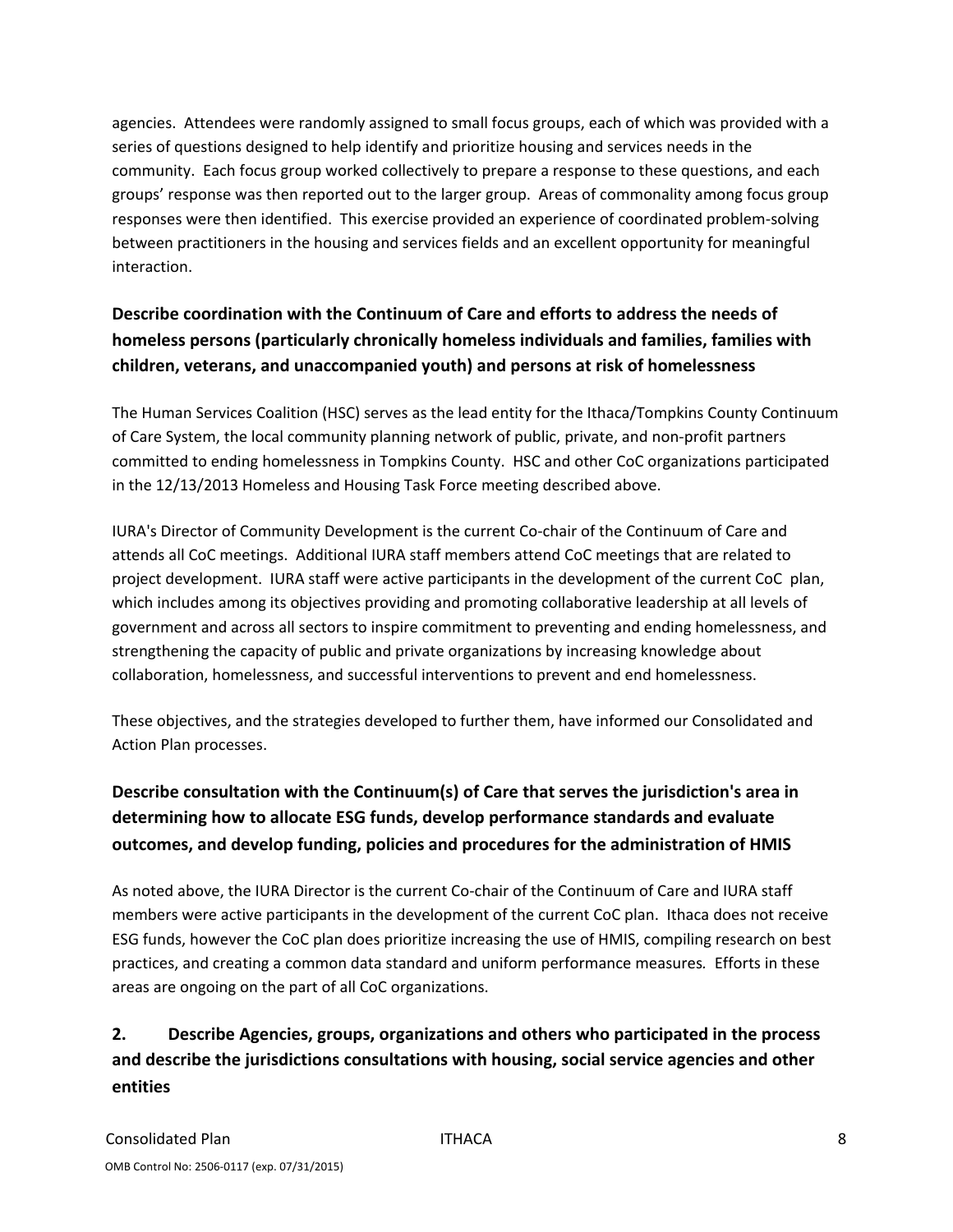agencies. Attendees were randomly assigned to small focus groups, each of which was provided with a series of questions designed to help identify and prioritize housing and services needs in the community. Each focus group worked collectively to prepare a response to these questions, and each groups' response was then reported out to the larger group. Areas of commonality among focus group responses were then identified. This exercise provided an experience of coordinated problem-solving between practitioners in the housing and services fields and an excellent opportunity for meaningful interaction.

**Describe coordination with the Continuum of Care and efforts to address the needs of homeless persons (particularly chronically homeless individuals and families, families with children, veterans, and unaccompanied youth) and persons at risk of homelessness**

The Human Services Coalition (HSC) serves as the lead entity for the Ithaca/Tompkins County Continuum of Care System, the local community planning network of public, private, and non-profit partners committed to ending homelessness in Tompkins County. HSC and other CoC organizations participated in the 12/13/2013 Homeless and Housing Task Force meeting described above.

IURA's Director of Community Development is the current Co-chair of the Continuum of Care and attends all CoC meetings. Additional IURA staff members attend CoC meetings that are related to project development. IURA staff were active participants in the development of the current CoC plan, which includes among its objectives providing and promoting collaborative leadership at all levels of government and across all sectors to inspire commitment to preventing and ending homelessness, and strengthening the capacity of public and private organizations by increasing knowledge about collaboration, homelessness, and successful interventions to prevent and end homelessness.

These objectives, and the strategies developed to further them, have informed our Consolidated and Action Plan processes.

**Describe consultation with the Continuum(s) of Care that serves the jurisdiction's area in determining how to allocate ESG funds, develop performance standards and evaluate outcomes, and develop funding, policies and procedures for the administration of HMIS**

As noted above, the IURA Director is the current Co-chair of the Continuum of Care and IURA staff members were active participants in the development of the current CoC plan. Ithaca does not receive ESG funds, however the CoC plan does prioritize increasing the use of HMIS, compiling research on best practices, and creating a common data standard and uniform performance measures. Efforts in these areas are ongoing on the part of all CoC organizations.

**2. Describe Agencies, groups, organizations and others who participated in the process and describe the jurisdictions consultations with housing, social service agencies and other entities**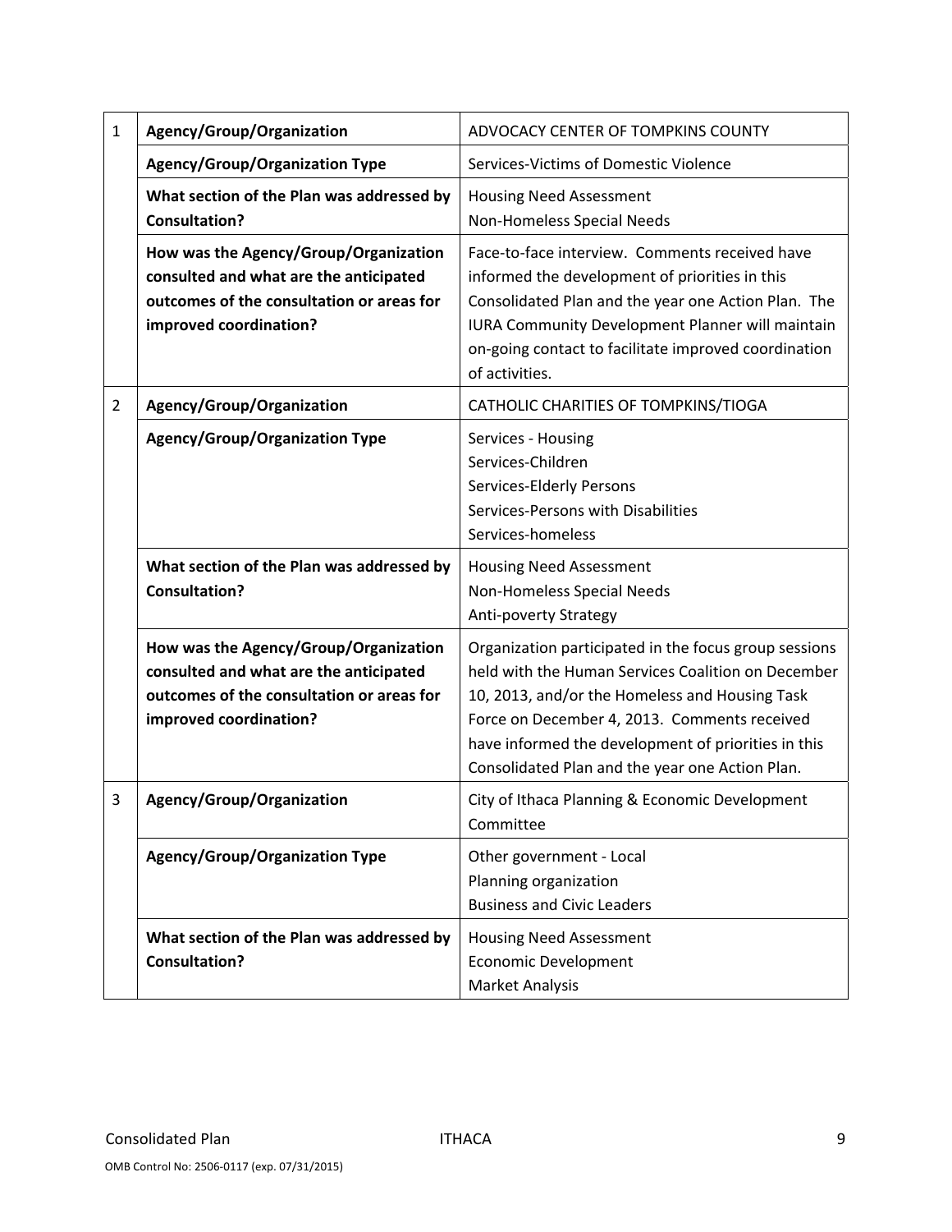| | | |
|---|---|---|
| 1 | **Agency/Group/Organization** | ADVOCACY CENTER OF TOMPKINS COUNTY |
| | **Agency/Group/Organization Type** | Services-Victims of Domestic Violence |
| | **What section of the Plan was addressed by Consultation?** | Housing Need Assessment<br>Non-Homeless Special Needs |
| | **How was the Agency/Group/Organization consulted and what are the anticipated outcomes of the consultation or areas for improved coordination?** | Face-to-face interview. Comments received have informed the development of priorities in this Consolidated Plan and the year one Action Plan. The IURA Community Development Planner will maintain on-going contact to facilitate improved coordination of activities. |
| 2 | **Agency/Group/Organization** | CATHOLIC CHARITIES OF TOMPKINS/TIOGA |
| | **Agency/Group/Organization Type** | Services - Housing<br>Services-Children<br>Services-Elderly Persons<br>Services-Persons with Disabilities<br>Services-homeless |
| | **What section of the Plan was addressed by Consultation?** | Housing Need Assessment<br>Non-Homeless Special Needs<br>Anti-poverty Strategy |
| | **How was the Agency/Group/Organization consulted and what are the anticipated outcomes of the consultation or areas for improved coordination?** | Organization participated in the focus group sessions held with the Human Services Coalition on December 10, 2013, and/or the Homeless and Housing Task Force on December 4, 2013. Comments received have informed the development of priorities in this Consolidated Plan and the year one Action Plan. |
| 3 | **Agency/Group/Organization** | City of Ithaca Planning & Economic Development Committee |
| | **Agency/Group/Organization Type** | Other government - Local<br>Planning organization<br>Business and Civic Leaders |
| | **What section of the Plan was addressed by Consultation?** | Housing Need Assessment<br>Economic Development<br>Market Analysis |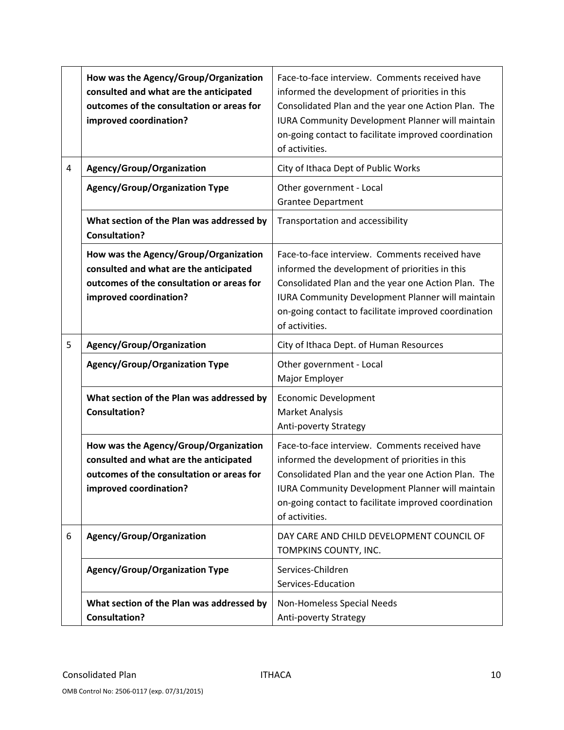| | | |
|---|---|---|
| | **How was the Agency/Group/Organization consulted and what are the anticipated outcomes of the consultation or areas for improved coordination?** | Face-to-face interview. Comments received have informed the development of priorities in this Consolidated Plan and the year one Action Plan. The IURA Community Development Planner will maintain on-going contact to facilitate improved coordination of activities. |
| 4 | **Agency/Group/Organization** | City of Ithaca Dept of Public Works |
| | **Agency/Group/Organization Type** | Other government - Local<br>Grantee Department |
| | **What section of the Plan was addressed by Consultation?** | Transportation and accessibility |
| | **How was the Agency/Group/Organization consulted and what are the anticipated outcomes of the consultation or areas for improved coordination?** | Face-to-face interview. Comments received have informed the development of priorities in this Consolidated Plan and the year one Action Plan. The IURA Community Development Planner will maintain on-going contact to facilitate improved coordination of activities. |
| 5 | **Agency/Group/Organization** | City of Ithaca Dept. of Human Resources |
| | **Agency/Group/Organization Type** | Other government - Local<br>Major Employer |
| | **What section of the Plan was addressed by Consultation?** | Economic Development<br>Market Analysis<br>Anti-poverty Strategy |
| | **How was the Agency/Group/Organization consulted and what are the anticipated outcomes of the consultation or areas for improved coordination?** | Face-to-face interview. Comments received have informed the development of priorities in this Consolidated Plan and the year one Action Plan. The IURA Community Development Planner will maintain on-going contact to facilitate improved coordination of activities. |
| 6 | **Agency/Group/Organization** | DAY CARE AND CHILD DEVELOPMENT COUNCIL OF TOMPKINS COUNTY, INC. |
| | **Agency/Group/Organization Type** | Services-Children<br>Services-Education |
| | **What section of the Plan was addressed by Consultation?** | Non-Homeless Special Needs<br>Anti-poverty Strategy |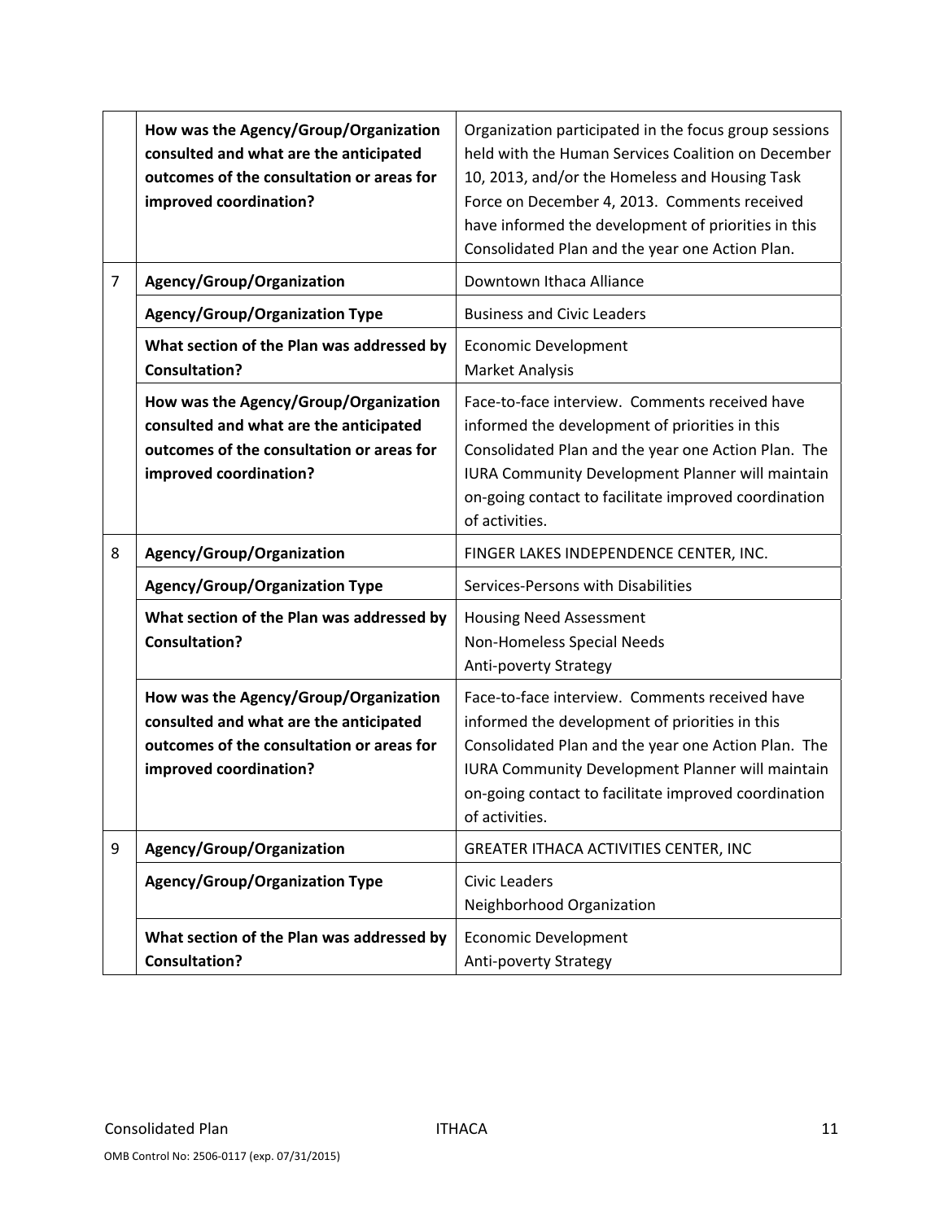| | | |
|---|---|---|
| | **How was the Agency/Group/Organization consulted and what are the anticipated outcomes of the consultation or areas for improved coordination?** | Organization participated in the focus group sessions held with the Human Services Coalition on December 10, 2013, and/or the Homeless and Housing Task Force on December 4, 2013. Comments received have informed the development of priorities in this Consolidated Plan and the year one Action Plan. |
| 7 | **Agency/Group/Organization** | Downtown Ithaca Alliance |
| | **Agency/Group/Organization Type** | Business and Civic Leaders |
| | **What section of the Plan was addressed by Consultation?** | Economic Development<br>Market Analysis |
| | **How was the Agency/Group/Organization consulted and what are the anticipated outcomes of the consultation or areas for improved coordination?** | Face-to-face interview. Comments received have informed the development of priorities in this Consolidated Plan and the year one Action Plan. The IURA Community Development Planner will maintain on-going contact to facilitate improved coordination of activities. |
| 8 | **Agency/Group/Organization** | FINGER LAKES INDEPENDENCE CENTER, INC. |
| | **Agency/Group/Organization Type** | Services-Persons with Disabilities |
| | **What section of the Plan was addressed by Consultation?** | Housing Need Assessment<br>Non-Homeless Special Needs<br>Anti-poverty Strategy |
| | **How was the Agency/Group/Organization consulted and what are the anticipated outcomes of the consultation or areas for improved coordination?** | Face-to-face interview. Comments received have informed the development of priorities in this Consolidated Plan and the year one Action Plan. The IURA Community Development Planner will maintain on-going contact to facilitate improved coordination of activities. |
| 9 | **Agency/Group/Organization** | GREATER ITHACA ACTIVITIES CENTER, INC |
| | **Agency/Group/Organization Type** | Civic Leaders<br>Neighborhood Organization |
| | **What section of the Plan was addressed by Consultation?** | Economic Development<br>Anti-poverty Strategy |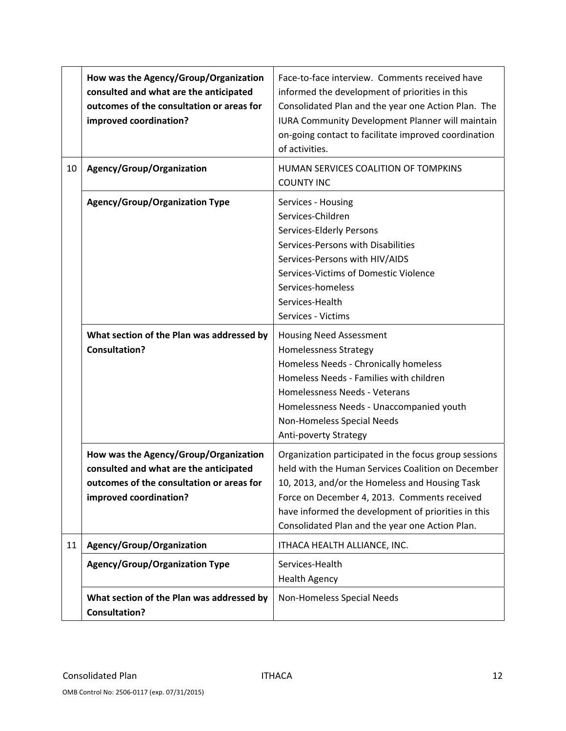| | | |
|---|---|---|
| | **How was the Agency/Group/Organization consulted and what are the anticipated outcomes of the consultation or areas for improved coordination?** | Face-to-face interview. Comments received have informed the development of priorities in this Consolidated Plan and the year one Action Plan. The IURA Community Development Planner will maintain on-going contact to facilitate improved coordination of activities. |
| 10 | **Agency/Group/Organization** | HUMAN SERVICES COALITION OF TOMPKINS COUNTY INC |
| | **Agency/Group/Organization Type** | Services - Housing<br>Services-Children<br>Services-Elderly Persons<br>Services-Persons with Disabilities<br>Services-Persons with HIV/AIDS<br>Services-Victims of Domestic Violence<br>Services-homeless<br>Services-Health<br>Services - Victims |
| | **What section of the Plan was addressed by Consultation?** | Housing Need Assessment<br>Homelessness Strategy<br>Homeless Needs - Chronically homeless<br>Homeless Needs - Families with children<br>Homelessness Needs - Veterans<br>Homelessness Needs - Unaccompanied youth<br>Non-Homeless Special Needs<br>Anti-poverty Strategy |
| | **How was the Agency/Group/Organization consulted and what are the anticipated outcomes of the consultation or areas for improved coordination?** | Organization participated in the focus group sessions held with the Human Services Coalition on December 10, 2013, and/or the Homeless and Housing Task Force on December 4, 2013. Comments received have informed the development of priorities in this Consolidated Plan and the year one Action Plan. |
| 11 | **Agency/Group/Organization** | ITHACA HEALTH ALLIANCE, INC. |
| | **Agency/Group/Organization Type** | Services-Health<br>Health Agency |
| | **What section of the Plan was addressed by Consultation?** | Non-Homeless Special Needs |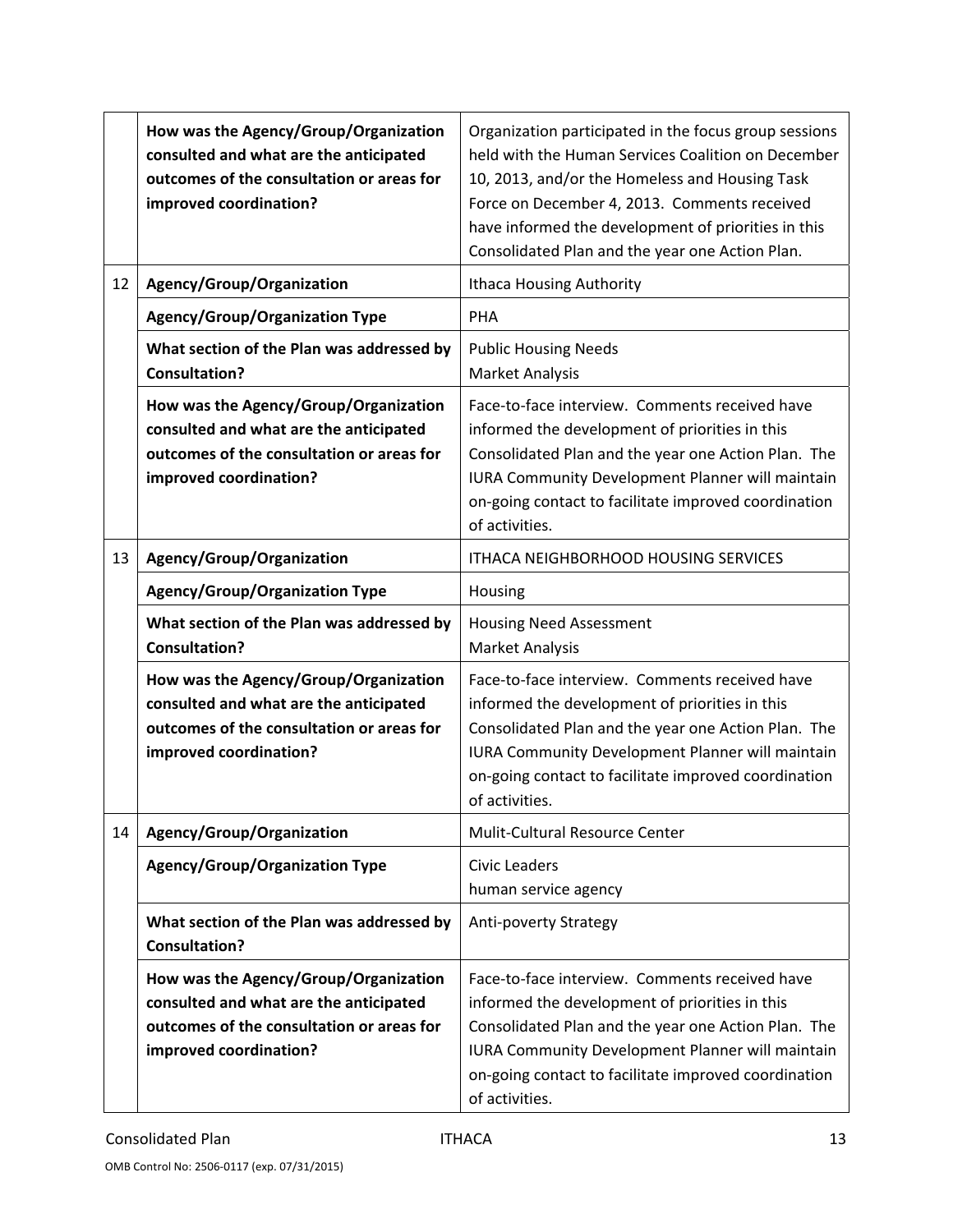| | | |
|---|---|---|
| | **How was the Agency/Group/Organization consulted and what are the anticipated outcomes of the consultation or areas for improved coordination?** | Organization participated in the focus group sessions held with the Human Services Coalition on December 10, 2013, and/or the Homeless and Housing Task Force on December 4, 2013. Comments received have informed the development of priorities in this Consolidated Plan and the year one Action Plan. |
| 12 | **Agency/Group/Organization** | Ithaca Housing Authority |
| | **Agency/Group/Organization Type** | PHA |
| | **What section of the Plan was addressed by Consultation?** | Public Housing Needs<br>Market Analysis |
| | **How was the Agency/Group/Organization consulted and what are the anticipated outcomes of the consultation or areas for improved coordination?** | Face-to-face interview. Comments received have informed the development of priorities in this Consolidated Plan and the year one Action Plan. The IURA Community Development Planner will maintain on-going contact to facilitate improved coordination of activities. |
| 13 | **Agency/Group/Organization** | ITHACA NEIGHBORHOOD HOUSING SERVICES |
| | **Agency/Group/Organization Type** | Housing |
| | **What section of the Plan was addressed by Consultation?** | Housing Need Assessment<br>Market Analysis |
| | **How was the Agency/Group/Organization consulted and what are the anticipated outcomes of the consultation or areas for improved coordination?** | Face-to-face interview. Comments received have informed the development of priorities in this Consolidated Plan and the year one Action Plan. The IURA Community Development Planner will maintain on-going contact to facilitate improved coordination of activities. |
| 14 | **Agency/Group/Organization** | Mulit-Cultural Resource Center |
| | **Agency/Group/Organization Type** | Civic Leaders<br>human service agency |
| | **What section of the Plan was addressed by Consultation?** | Anti-poverty Strategy |
| | **How was the Agency/Group/Organization consulted and what are the anticipated outcomes of the consultation or areas for improved coordination?** | Face-to-face interview. Comments received have informed the development of priorities in this Consolidated Plan and the year one Action Plan. The IURA Community Development Planner will maintain on-going contact to facilitate improved coordination of activities. |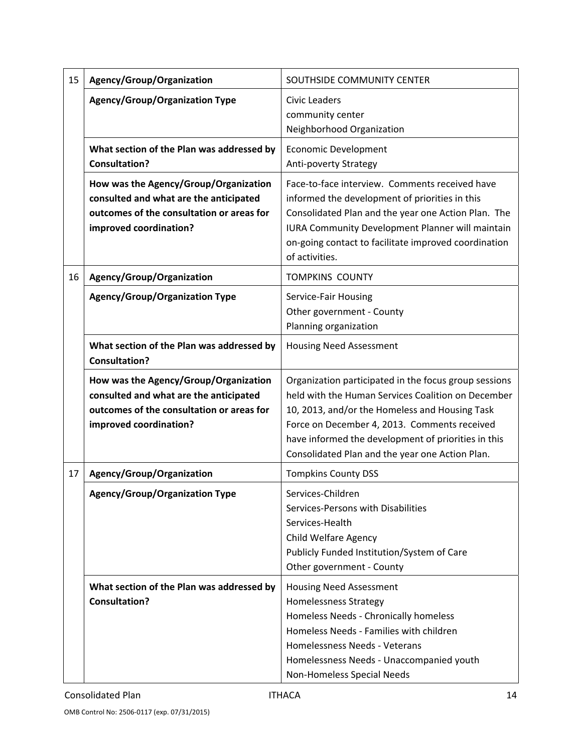| | | |
|---|---|---|
| 15 | **Agency/Group/Organization** | SOUTHSIDE COMMUNITY CENTER |
| | **Agency/Group/Organization Type** | Civic Leaders<br>community center<br>Neighborhood Organization |
| | **What section of the Plan was addressed by Consultation?** | Economic Development<br>Anti-poverty Strategy |
| | **How was the Agency/Group/Organization consulted and what are the anticipated outcomes of the consultation or areas for improved coordination?** | Face-to-face interview. Comments received have informed the development of priorities in this Consolidated Plan and the year one Action Plan. The IURA Community Development Planner will maintain on-going contact to facilitate improved coordination of activities. |
| 16 | **Agency/Group/Organization** | TOMPKINS COUNTY |
| | **Agency/Group/Organization Type** | Service-Fair Housing<br>Other government - County<br>Planning organization |
| | **What section of the Plan was addressed by Consultation?** | Housing Need Assessment |
| | **How was the Agency/Group/Organization consulted and what are the anticipated outcomes of the consultation or areas for improved coordination?** | Organization participated in the focus group sessions held with the Human Services Coalition on December 10, 2013, and/or the Homeless and Housing Task Force on December 4, 2013. Comments received have informed the development of priorities in this Consolidated Plan and the year one Action Plan. |
| 17 | **Agency/Group/Organization** | Tompkins County DSS |
| | **Agency/Group/Organization Type** | Services-Children<br>Services-Persons with Disabilities<br>Services-Health<br>Child Welfare Agency<br>Publicly Funded Institution/System of Care<br>Other government - County |
| | **What section of the Plan was addressed by Consultation?** | Housing Need Assessment<br>Homelessness Strategy<br>Homeless Needs - Chronically homeless<br>Homeless Needs - Families with children<br>Homelessness Needs - Veterans<br>Homelessness Needs - Unaccompanied youth<br>Non-Homeless Special Needs |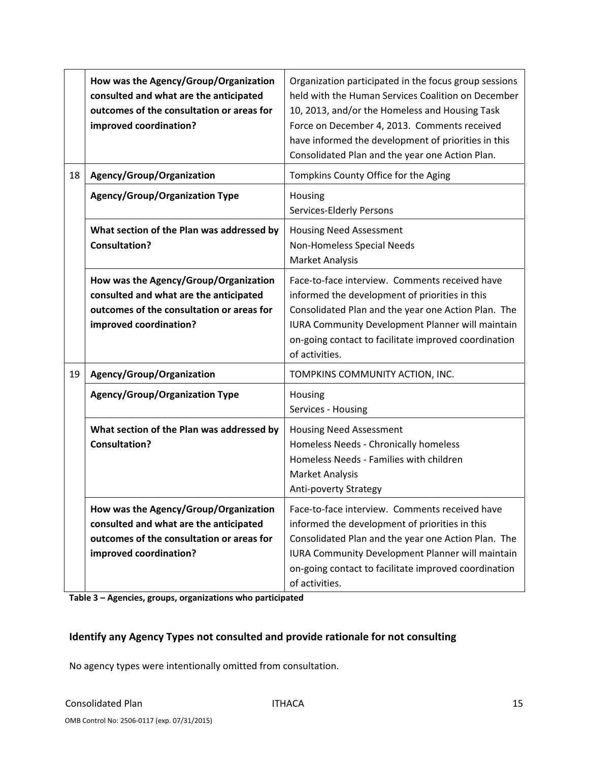| | | |
|---|---|---|
| | **How was the Agency/Group/Organization consulted and what are the anticipated outcomes of the consultation or areas for improved coordination?** | Organization participated in the focus group sessions held with the Human Services Coalition on December 10, 2013, and/or the Homeless and Housing Task Force on December 4, 2013. Comments received have informed the development of priorities in this Consolidated Plan and the year one Action Plan. |
| 18 | **Agency/Group/Organization** | Tompkins County Office for the Aging |
| | **Agency/Group/Organization Type** | Housing<br>Services-Elderly Persons |
| | **What section of the Plan was addressed by Consultation?** | Housing Need Assessment<br>Non-Homeless Special Needs<br>Market Analysis |
| | **How was the Agency/Group/Organization consulted and what are the anticipated outcomes of the consultation or areas for improved coordination?** | Face-to-face interview. Comments received have informed the development of priorities in this Consolidated Plan and the year one Action Plan. The IURA Community Development Planner will maintain on-going contact to facilitate improved coordination of activities. |
| 19 | **Agency/Group/Organization** | TOMPKINS COMMUNITY ACTION, INC. |
| | **Agency/Group/Organization Type** | Housing<br>Services - Housing |
| | **What section of the Plan was addressed by Consultation?** | Housing Need Assessment<br>Homeless Needs - Chronically homeless<br>Homeless Needs - Families with children<br>Market Analysis<br>Anti-poverty Strategy |
| | **How was the Agency/Group/Organization consulted and what are the anticipated outcomes of the consultation or areas for improved coordination?** | Face-to-face interview. Comments received have informed the development of priorities in this Consolidated Plan and the year one Action Plan. The IURA Community Development Planner will maintain on-going contact to facilitate improved coordination of activities. |

**Table 3 – Agencies, groups, organizations who participated**

### Identify any Agency Types not consulted and provide rationale for not consulting

No agency types were intentionally omitted from consultation.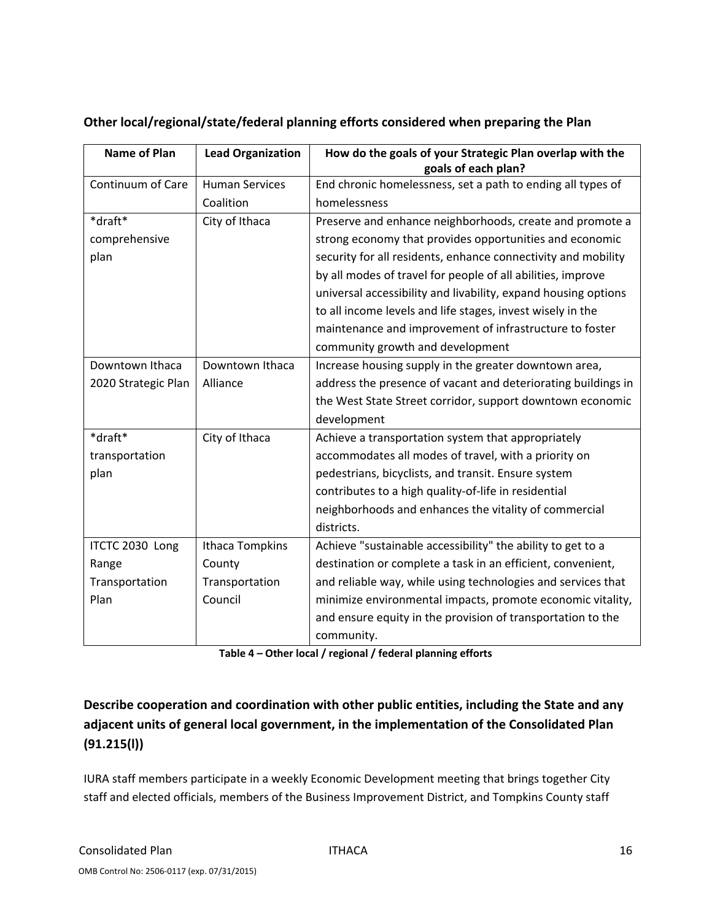### Other local/regional/state/federal planning efforts considered when preparing the Plan

| Name of Plan | Lead Organization | How do the goals of your Strategic Plan overlap with the goals of each plan? |
|---|---|---|
| Continuum of Care | Human Services Coalition | End chronic homelessness, set a path to ending all types of homelessness |
| *draft* comprehensive plan | City of Ithaca | Preserve and enhance neighborhoods, create and promote a strong economy that provides opportunities and economic security for all residents, enhance connectivity and mobility by all modes of travel for people of all abilities, improve universal accessibility and livability, expand housing options to all income levels and life stages, invest wisely in the maintenance and improvement of infrastructure to foster community growth and development |
| Downtown Ithaca 2020 Strategic Plan | Downtown Ithaca Alliance | Increase housing supply in the greater downtown area, address the presence of vacant and deteriorating buildings in the West State Street corridor, support downtown economic development |
| *draft* transportation plan | City of Ithaca | Achieve a transportation system that appropriately accommodates all modes of travel, with a priority on pedestrians, bicyclists, and transit. Ensure system contributes to a high quality-of-life in residential neighborhoods and enhances the vitality of commercial districts. |
| ITCTC 2030 Long Range Transportation Plan | Ithaca Tompkins County Transportation Council | Achieve "sustainable accessibility" the ability to get to a destination or complete a task in an efficient, convenient, and reliable way, while using technologies and services that minimize environmental impacts, promote economic vitality, and ensure equity in the provision of transportation to the community. |

**Table 4 – Other local / regional / federal planning efforts**

## Describe cooperation and coordination with other public entities, including the State and any adjacent units of general local government, in the implementation of the Consolidated Plan (91.215(l))

IURA staff members participate in a weekly Economic Development meeting that brings together City staff and elected officials, members of the Business Improvement District, and Tompkins County staff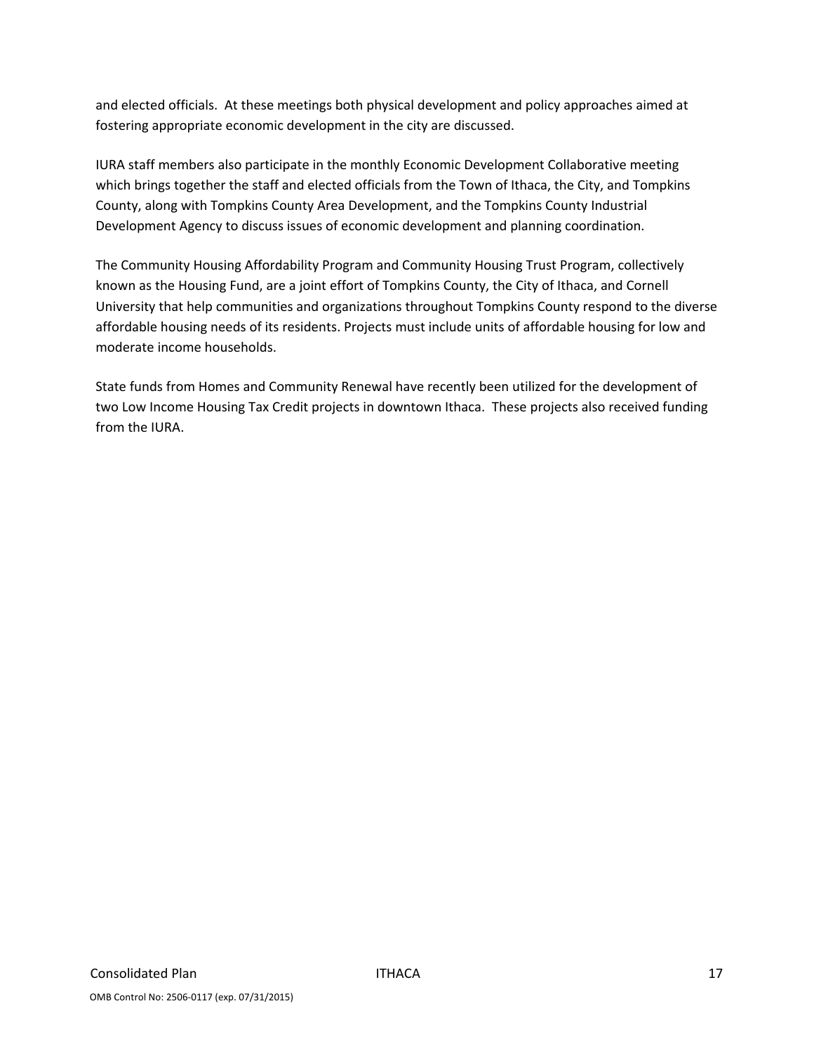and elected officials. At these meetings both physical development and policy approaches aimed at fostering appropriate economic development in the city are discussed.

IURA staff members also participate in the monthly Economic Development Collaborative meeting which brings together the staff and elected officials from the Town of Ithaca, the City, and Tompkins County, along with Tompkins County Area Development, and the Tompkins County Industrial Development Agency to discuss issues of economic development and planning coordination.

The Community Housing Affordability Program and Community Housing Trust Program, collectively known as the Housing Fund, are a joint effort of Tompkins County, the City of Ithaca, and Cornell University that help communities and organizations throughout Tompkins County respond to the diverse affordable housing needs of its residents. Projects must include units of affordable housing for low and moderate income households.

State funds from Homes and Community Renewal have recently been utilized for the development of two Low Income Housing Tax Credit projects in downtown Ithaca. These projects also received funding from the IURA.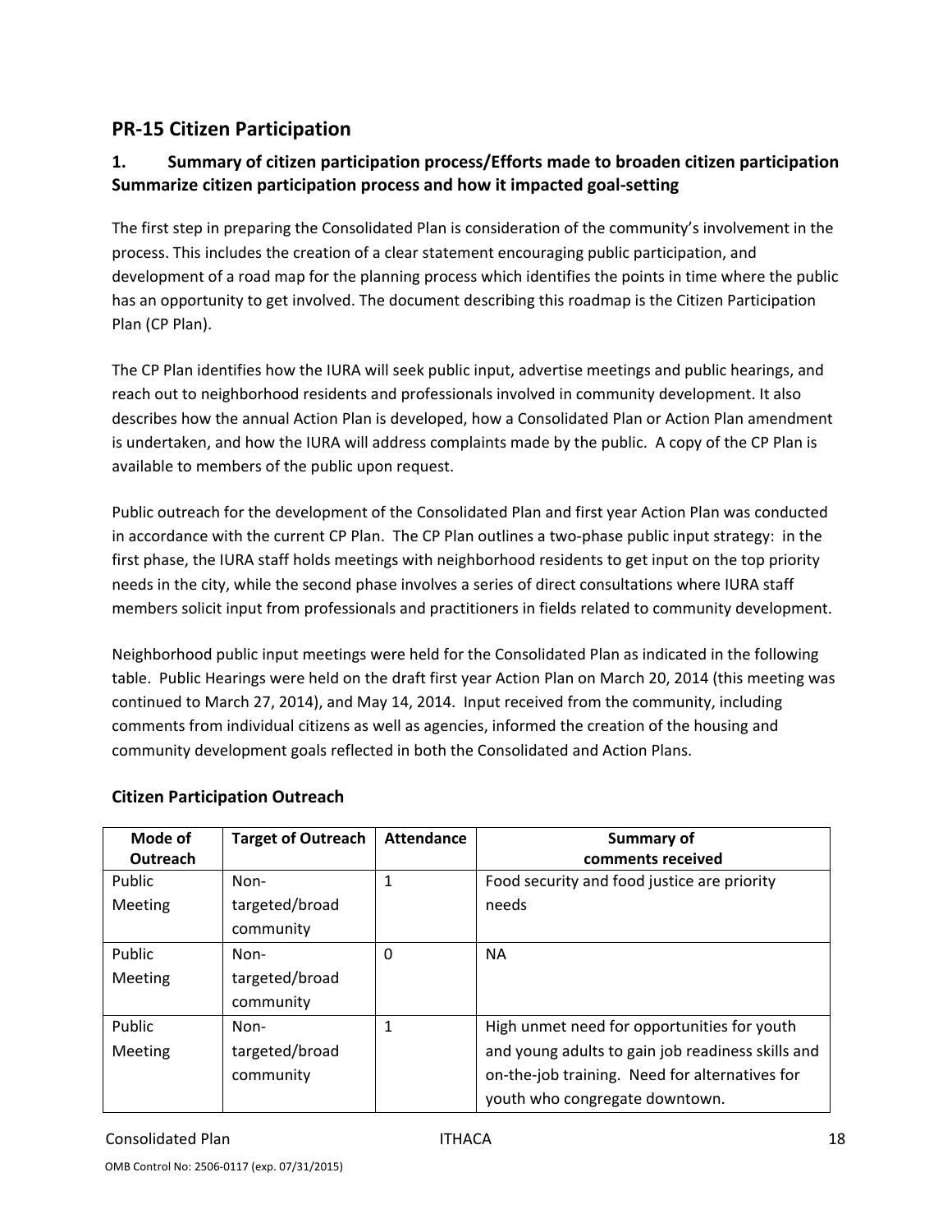## PR-15 Citizen Participation

### 1. Summary of citizen participation process/Efforts made to broaden citizen participation Summarize citizen participation process and how it impacted goal-setting

The first step in preparing the Consolidated Plan is consideration of the community's involvement in the process. This includes the creation of a clear statement encouraging public participation, and development of a road map for the planning process which identifies the points in time where the public has an opportunity to get involved. The document describing this roadmap is the Citizen Participation Plan (CP Plan).

The CP Plan identifies how the IURA will seek public input, advertise meetings and public hearings, and reach out to neighborhood residents and professionals involved in community development. It also describes how the annual Action Plan is developed, how a Consolidated Plan or Action Plan amendment is undertaken, and how the IURA will address complaints made by the public. A copy of the CP Plan is available to members of the public upon request.

Public outreach for the development of the Consolidated Plan and first year Action Plan was conducted in accordance with the current CP Plan. The CP Plan outlines a two-phase public input strategy: in the first phase, the IURA staff holds meetings with neighborhood residents to get input on the top priority needs in the city, while the second phase involves a series of direct consultations where IURA staff members solicit input from professionals and practitioners in fields related to community development.

Neighborhood public input meetings were held for the Consolidated Plan as indicated in the following table. Public Hearings were held on the draft first year Action Plan on March 20, 2014 (this meeting was continued to March 27, 2014), and May 14, 2014. Input received from the community, including comments from individual citizens as well as agencies, informed the creation of the housing and community development goals reflected in both the Consolidated and Action Plans.

### Citizen Participation Outreach

| Mode of Outreach | Target of Outreach | Attendance | Summary of comments received |
|---|---|---|---|
| Public Meeting | Non-targeted/broad community | 1 | Food security and food justice are priority needs |
| Public Meeting | Non-targeted/broad community | 0 | NA |
| Public Meeting | Non-targeted/broad community | 1 | High unmet need for opportunities for youth and young adults to gain job readiness skills and on-the-job training. Need for alternatives for youth who congregate downtown. |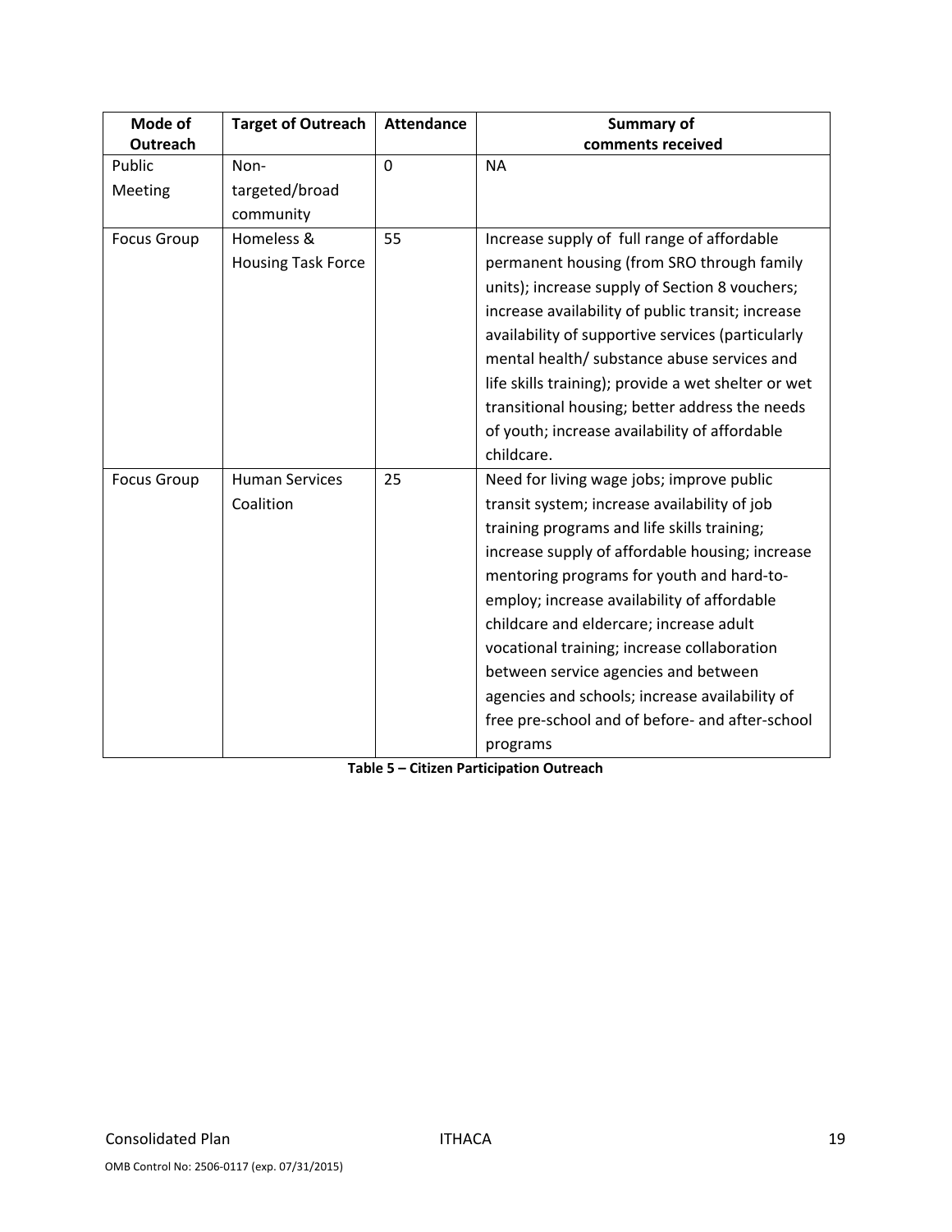| Mode of Outreach | Target of Outreach | Attendance | Summary of comments received |
|---|---|---|---|
| Public Meeting | Non-targeted/broad community | 0 | NA |
| Focus Group | Homeless & Housing Task Force | 55 | Increase supply of full range of affordable permanent housing (from SRO through family units); increase supply of Section 8 vouchers; increase availability of public transit; increase availability of supportive services (particularly mental health/ substance abuse services and life skills training); provide a wet shelter or wet transitional housing; better address the needs of youth; increase availability of affordable childcare. |
| Focus Group | Human Services Coalition | 25 | Need for living wage jobs; improve public transit system; increase availability of job training programs and life skills training; increase supply of affordable housing; increase mentoring programs for youth and hard-to-employ; increase availability of affordable childcare and eldercare; increase adult vocational training; increase collaboration between service agencies and between agencies and schools; increase availability of free pre-school and of before- and after-school programs |

**Table 5 – Citizen Participation Outreach**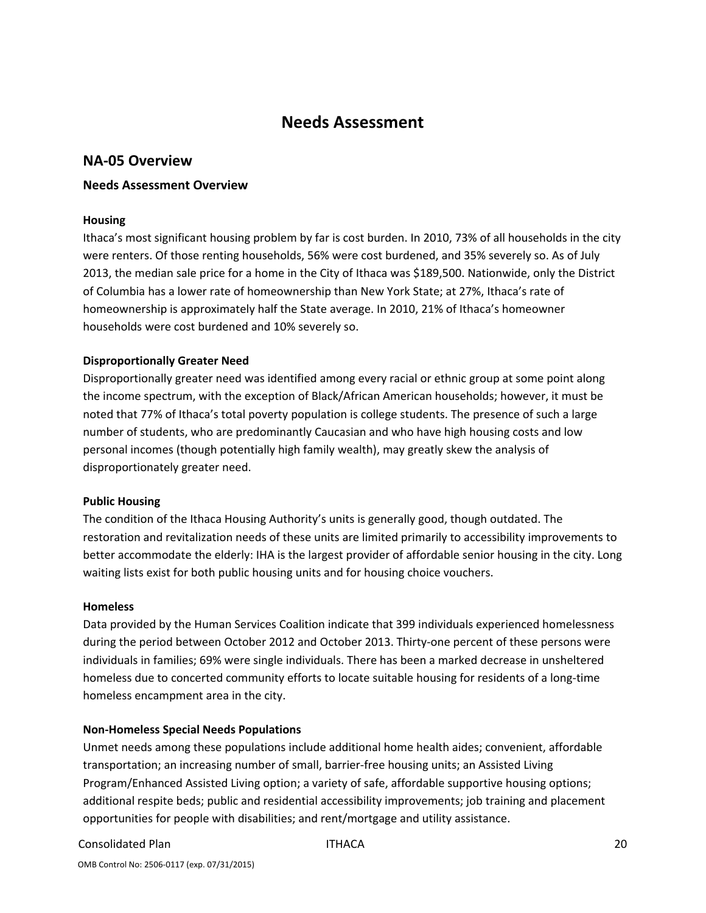# Needs Assessment

## NA-05 Overview

### Needs Assessment Overview

**Housing**

Ithaca's most significant housing problem by far is cost burden. In 2010, 73% of all households in the city were renters. Of those renting households, 56% were cost burdened, and 35% severely so. As of July 2013, the median sale price for a home in the City of Ithaca was $189,500. Nationwide, only the District of Columbia has a lower rate of homeownership than New York State; at 27%, Ithaca's rate of homeownership is approximately half the State average. In 2010, 21% of Ithaca's homeowner households were cost burdened and 10% severely so.

**Disproportionally Greater Need**

Disproportionally greater need was identified among every racial or ethnic group at some point along the income spectrum, with the exception of Black/African American households; however, it must be noted that 77% of Ithaca's total poverty population is college students. The presence of such a large number of students, who are predominantly Caucasian and who have high housing costs and low personal incomes (though potentially high family wealth), may greatly skew the analysis of disproportionately greater need.

**Public Housing**

The condition of the Ithaca Housing Authority's units is generally good, though outdated. The restoration and revitalization needs of these units are limited primarily to accessibility improvements to better accommodate the elderly: IHA is the largest provider of affordable senior housing in the city. Long waiting lists exist for both public housing units and for housing choice vouchers.

**Homeless**

Data provided by the Human Services Coalition indicate that 399 individuals experienced homelessness during the period between October 2012 and October 2013. Thirty-one percent of these persons were individuals in families; 69% were single individuals. There has been a marked decrease in unsheltered homeless due to concerted community efforts to locate suitable housing for residents of a long-time homeless encampment area in the city.

**Non-Homeless Special Needs Populations**

Unmet needs among these populations include additional home health aides; convenient, affordable transportation; an increasing number of small, barrier-free housing units; an Assisted Living Program/Enhanced Assisted Living option; a variety of safe, affordable supportive housing options; additional respite beds; public and residential accessibility improvements; job training and placement opportunities for people with disabilities; and rent/mortgage and utility assistance.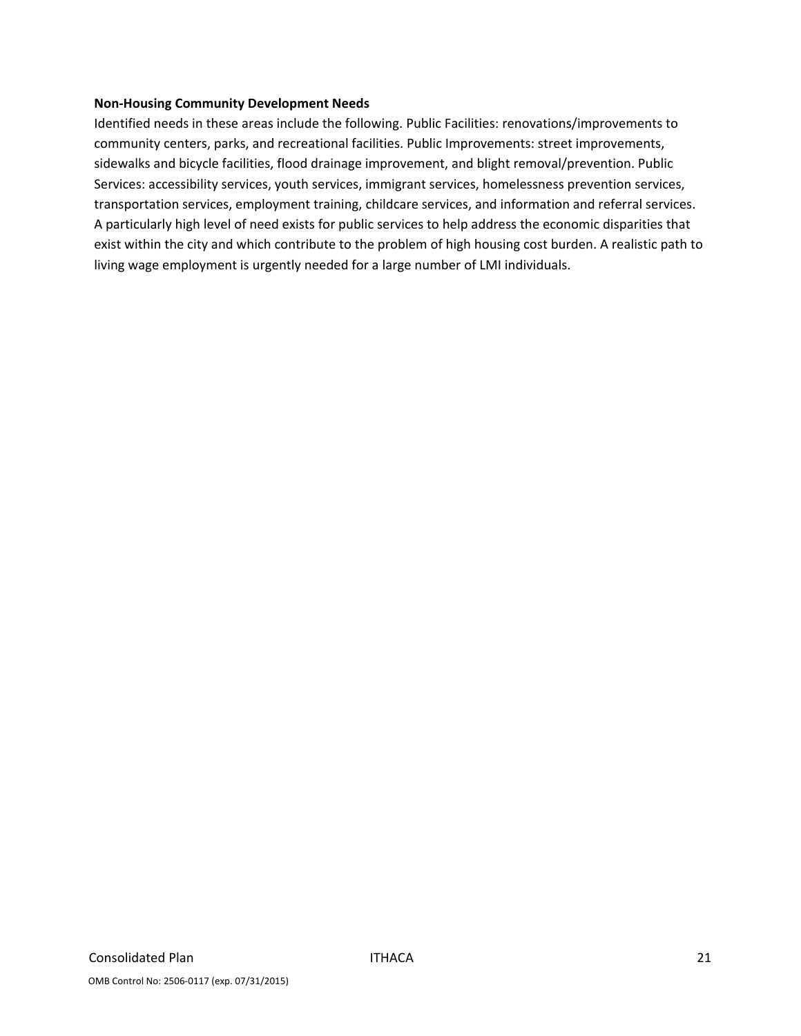**Non-Housing Community Development Needs**

Identified needs in these areas include the following. Public Facilities: renovations/improvements to community centers, parks, and recreational facilities. Public Improvements: street improvements, sidewalks and bicycle facilities, flood drainage improvement, and blight removal/prevention. Public Services: accessibility services, youth services, immigrant services, homelessness prevention services, transportation services, employment training, childcare services, and information and referral services. A particularly high level of need exists for public services to help address the economic disparities that exist within the city and which contribute to the problem of high housing cost burden. A realistic path to living wage employment is urgently needed for a large number of LMI individuals.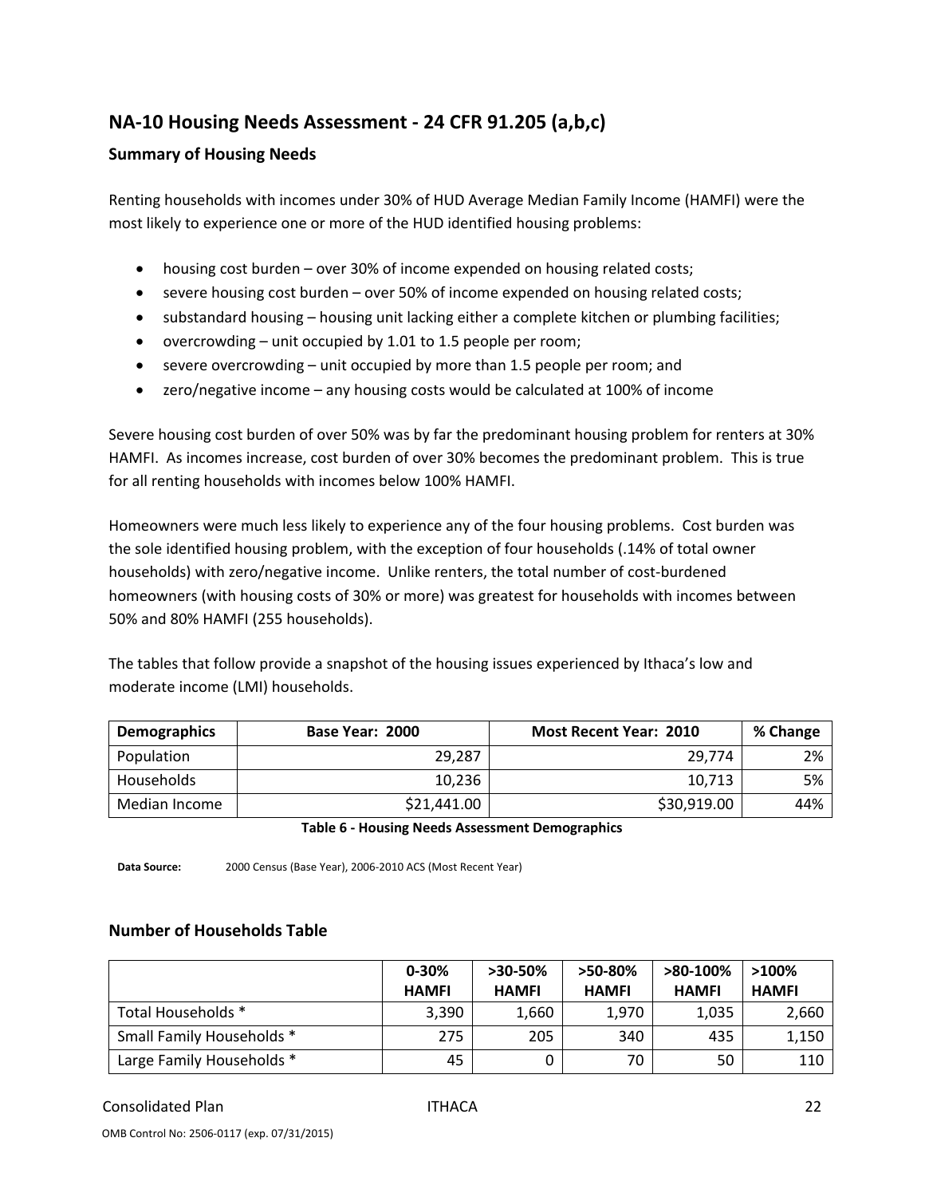## NA-10 Housing Needs Assessment - 24 CFR 91.205 (a,b,c)

### Summary of Housing Needs

Renting households with incomes under 30% of HUD Average Median Family Income (HAMFI) were the most likely to experience one or more of the HUD identified housing problems:

- housing cost burden – over 30% of income expended on housing related costs;
- severe housing cost burden – over 50% of income expended on housing related costs;
- substandard housing – housing unit lacking either a complete kitchen or plumbing facilities;
- overcrowding – unit occupied by 1.01 to 1.5 people per room;
- severe overcrowding – unit occupied by more than 1.5 people per room; and
- zero/negative income – any housing costs would be calculated at 100% of income

Severe housing cost burden of over 50% was by far the predominant housing problem for renters at 30% HAMFI. As incomes increase, cost burden of over 30% becomes the predominant problem. This is true for all renting households with incomes below 100% HAMFI.

Homeowners were much less likely to experience any of the four housing problems. Cost burden was the sole identified housing problem, with the exception of four households (.14% of total owner households) with zero/negative income. Unlike renters, the total number of cost-burdened homeowners (with housing costs of 30% or more) was greatest for households with incomes between 50% and 80% HAMFI (255 households).

The tables that follow provide a snapshot of the housing issues experienced by Ithaca's low and moderate income (LMI) households.

| Demographics | Base Year: 2000 | Most Recent Year: 2010 | % Change |
|---|---|---|---|
| Population | 29,287 | 29,774 | 2% |
| Households | 10,236 | 10,713 | 5% |
| Median Income | $21,441.00 | $30,919.00 | 44% |

**Table 6 - Housing Needs Assessment Demographics**

**Data Source:** 2000 Census (Base Year), 2006-2010 ACS (Most Recent Year)

### Number of Households Table

| | 0-30% HAMFI | >30-50% HAMFI | >50-80% HAMFI | >80-100% HAMFI | >100% HAMFI |
|---|---|---|---|---|---|
| Total Households * | 3,390 | 1,660 | 1,970 | 1,035 | 2,660 |
| Small Family Households * | 275 | 205 | 340 | 435 | 1,150 |
| Large Family Households * | 45 | 0 | 70 | 50 | 110 |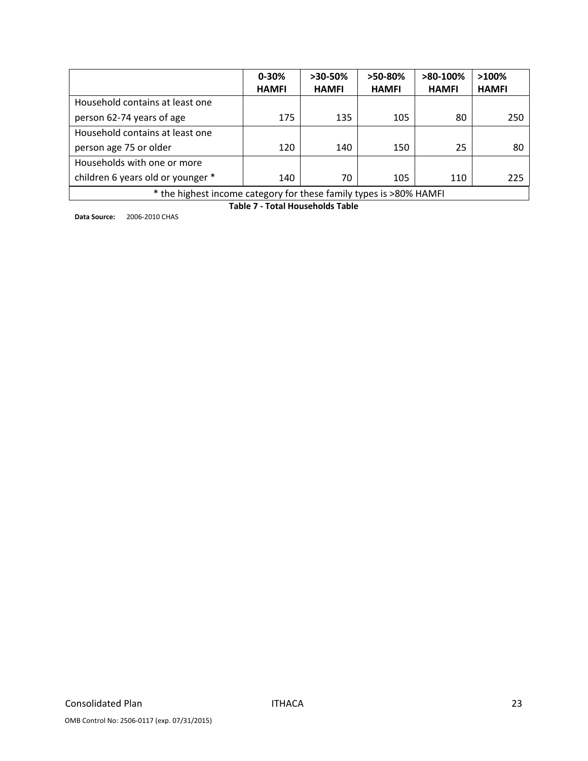| | 0-30% HAMFI | >30-50% HAMFI | >50-80% HAMFI | >80-100% HAMFI | >100% HAMFI |
|---|---|---|---|---|---|
| Household contains at least one person 62-74 years of age | 175 | 135 | 105 | 80 | 250 |
| Household contains at least one person age 75 or older | 120 | 140 | 150 | 25 | 80 |
| Households with one or more children 6 years old or younger * | 140 | 70 | 105 | 110 | 225 |
| * the highest income category for these family types is >80% HAMFI | | | | | |

**Table 7 - Total Households Table**

**Data Source:** 2006-2010 CHAS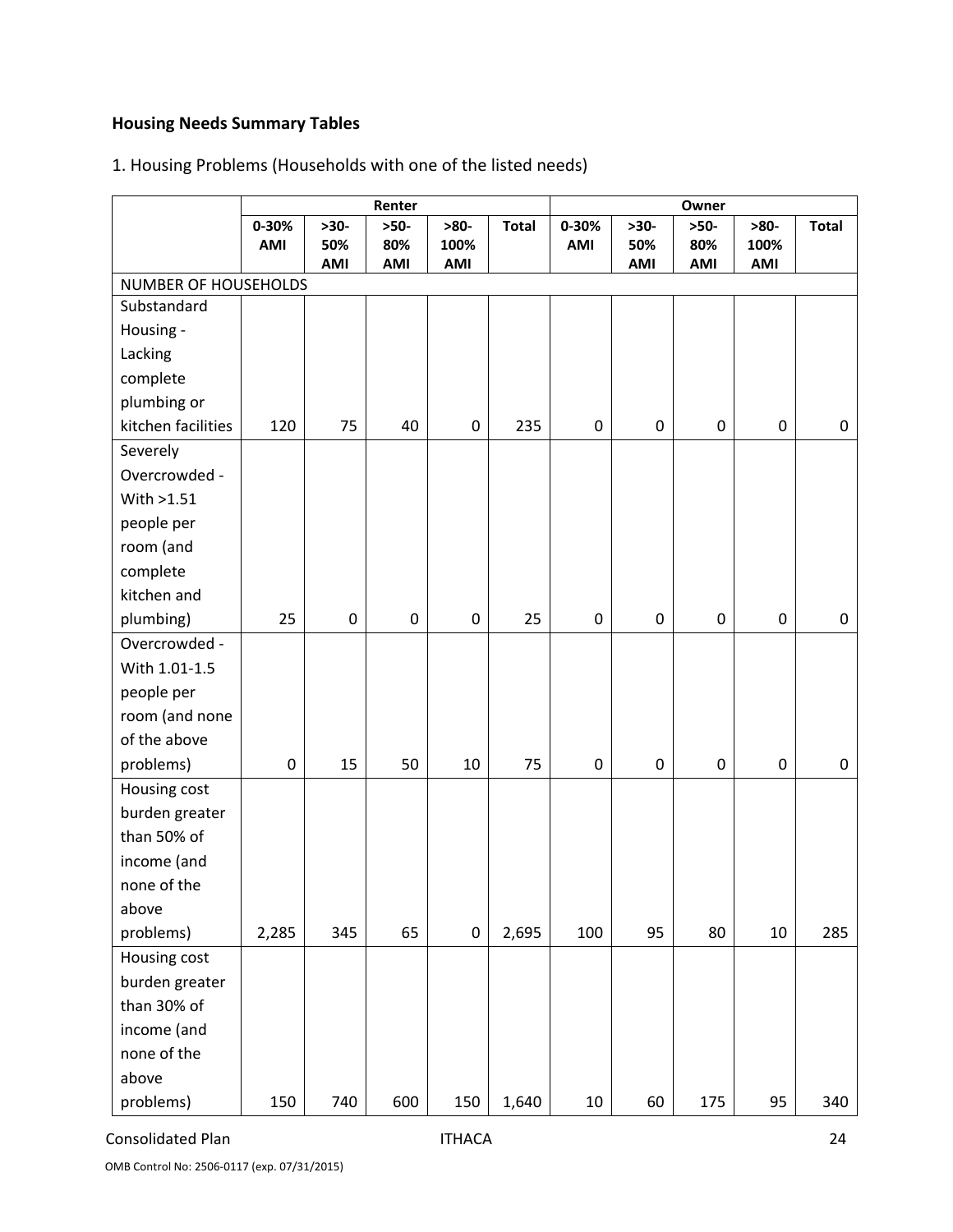**Housing Needs Summary Tables**

1. Housing Problems (Households with one of the listed needs)

| | Renter | | | | | Owner | | | | |
|---|---|---|---|---|---|---|---|---|---|---|
| | 0-30% AMI | >30-50% AMI | >50-80% AMI | >80-100% AMI | Total | 0-30% AMI | >30-50% AMI | >50-80% AMI | >80-100% AMI | Total |
| NUMBER OF HOUSEHOLDS | | | | | | | | | | |
| Substandard Housing - Lacking complete plumbing or kitchen facilities | 120 | 75 | 40 | 0 | 235 | 0 | 0 | 0 | 0 | 0 |
| Severely Overcrowded - With >1.51 people per room (and complete kitchen and plumbing) | 25 | 0 | 0 | 0 | 25 | 0 | 0 | 0 | 0 | 0 |
| Overcrowded - With 1.01-1.5 people per room (and none of the above problems) | 0 | 15 | 50 | 10 | 75 | 0 | 0 | 0 | 0 | 0 |
| Housing cost burden greater than 50% of income (and none of the above problems) | 2,285 | 345 | 65 | 0 | 2,695 | 100 | 95 | 80 | 10 | 285 |
| Housing cost burden greater than 30% of income (and none of the above problems) | 150 | 740 | 600 | 150 | 1,640 | 10 | 60 | 175 | 95 | 340 |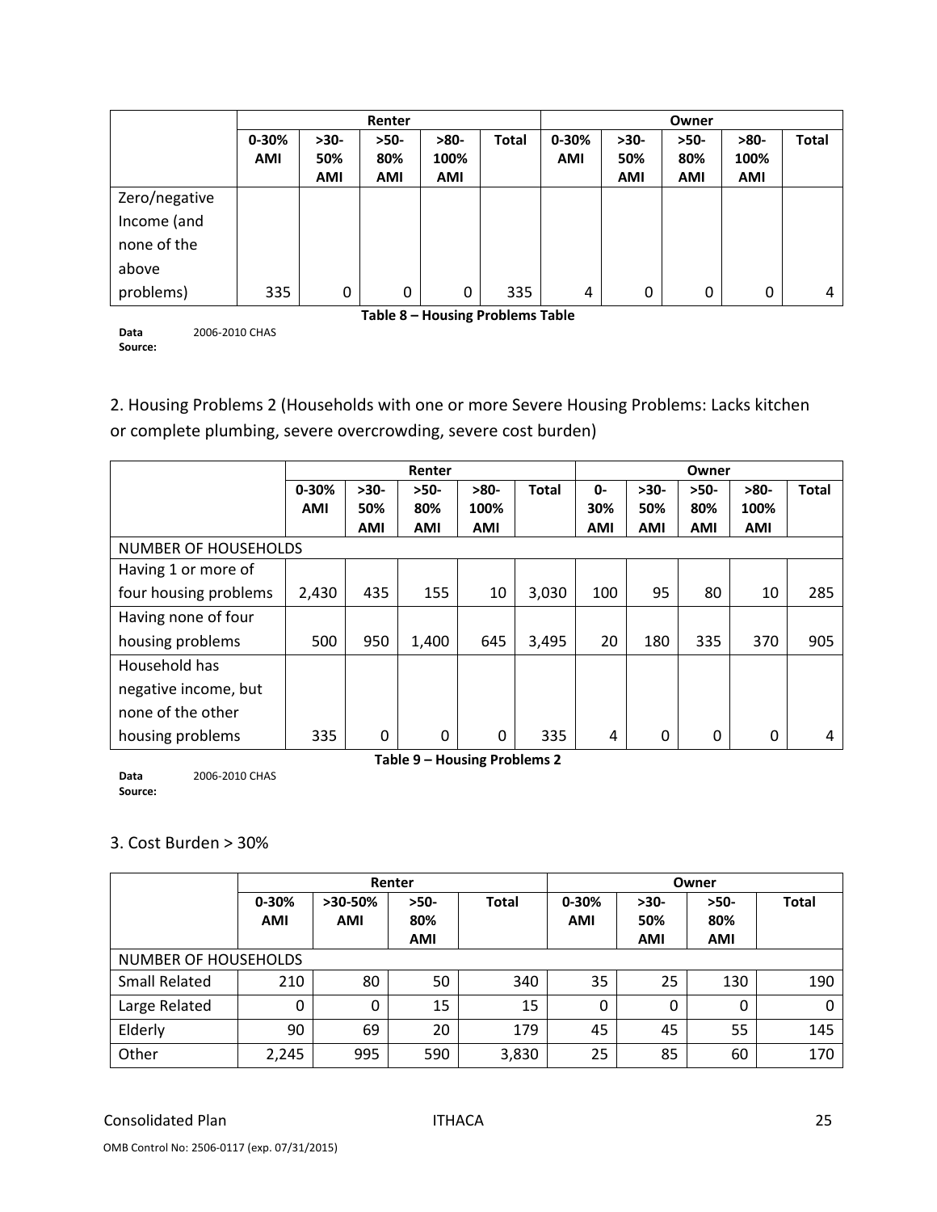| | Renter | | | | | Owner | | | | |
|---|---|---|---|---|---|---|---|---|---|---|
| | 0-30% AMI | >30-50% AMI | >50-80% AMI | >80-100% AMI | Total | 0-30% AMI | >30-50% AMI | >50-80% AMI | >80-100% AMI | Total |
| Zero/negative Income (and none of the above problems) | 335 | 0 | 0 | 0 | 335 | 4 | 0 | 0 | 0 | 4 |

**Table 8 – Housing Problems Table**

**Data Source:** 2006-2010 CHAS

2. Housing Problems 2 (Households with one or more Severe Housing Problems: Lacks kitchen or complete plumbing, severe overcrowding, severe cost burden)

| | Renter | | | | | Owner | | | | |
|---|---|---|---|---|---|---|---|---|---|---|
| | 0-30% AMI | >30-50% AMI | >50-80% AMI | >80-100% AMI | Total | 0-30% AMI | >30-50% AMI | >50-80% AMI | >80-100% AMI | Total |
| NUMBER OF HOUSEHOLDS | | | | | | | | | | |
| Having 1 or more of four housing problems | 2,430 | 435 | 155 | 10 | 3,030 | 100 | 95 | 80 | 10 | 285 |
| Having none of four housing problems | 500 | 950 | 1,400 | 645 | 3,495 | 20 | 180 | 335 | 370 | 905 |
| Household has negative income, but none of the other housing problems | 335 | 0 | 0 | 0 | 335 | 4 | 0 | 0 | 0 | 4 |

**Table 9 – Housing Problems 2**

**Data Source:** 2006-2010 CHAS

3. Cost Burden > 30%

| | Renter | | | | Owner | | | |
|---|---|---|---|---|---|---|---|---|
| | 0-30% AMI | >30-50% AMI | >50-80% AMI | Total | 0-30% AMI | >30-50% AMI | >50-80% AMI | Total |
| NUMBER OF HOUSEHOLDS | | | | | | | | |
| Small Related | 210 | 80 | 50 | 340 | 35 | 25 | 130 | 190 |
| Large Related | 0 | 0 | 15 | 15 | 0 | 0 | 0 | 0 |
| Elderly | 90 | 69 | 20 | 179 | 45 | 45 | 55 | 145 |
| Other | 2,245 | 995 | 590 | 3,830 | 25 | 85 | 60 | 170 |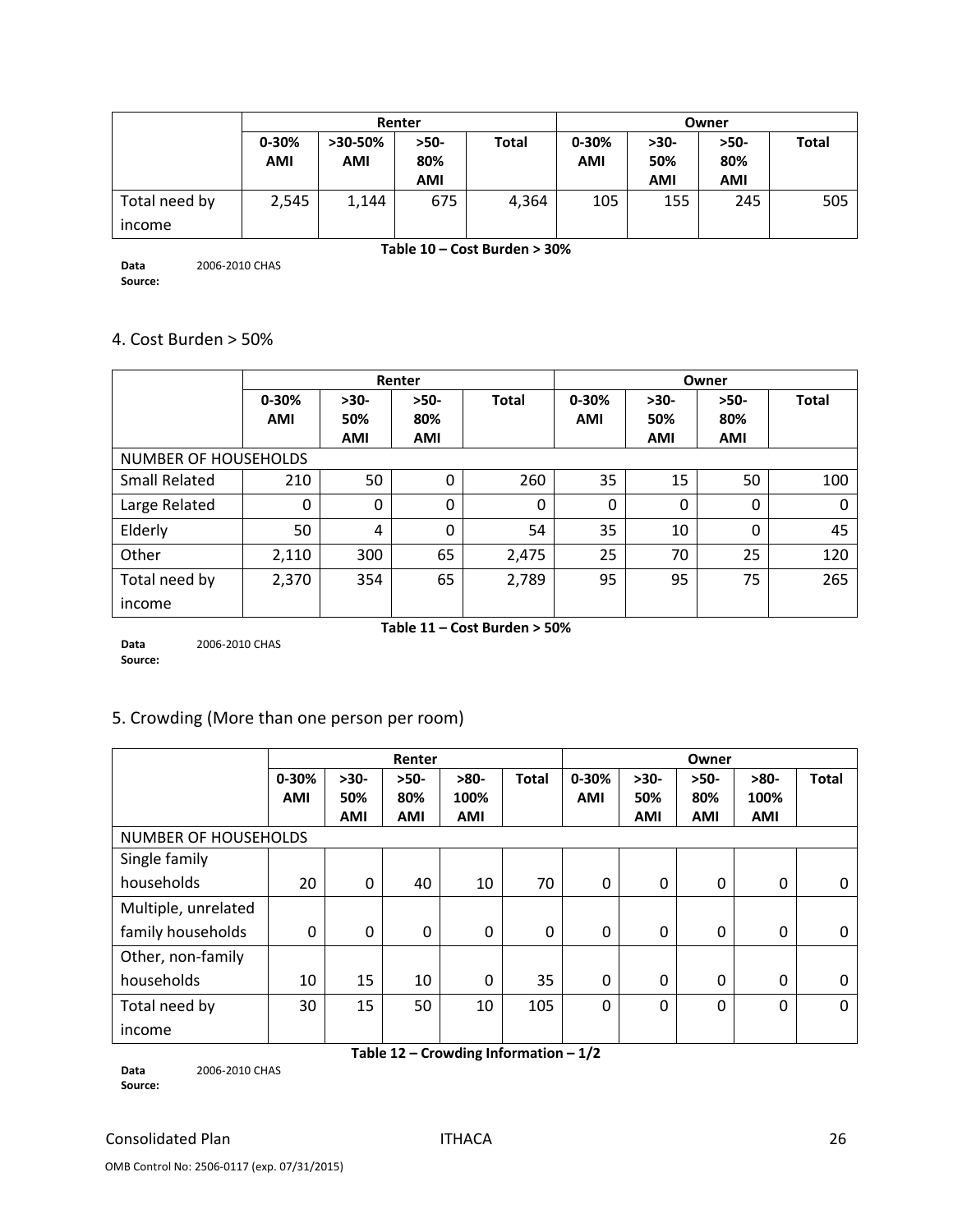| | Renter | | | | Owner | | | |
|---|---|---|---|---|---|---|---|---|
| | 0-30% AMI | >30-50% AMI | >50-80% AMI | Total | 0-30% AMI | >30-50% AMI | >50-80% AMI | Total |
| Total need by income | 2,545 | 1,144 | 675 | 4,364 | 105 | 155 | 245 | 505 |

**Table 10 – Cost Burden > 30%**

**Data Source:** 2006-2010 CHAS

## 4. Cost Burden > 50%

| | Renter | | | | Owner | | | |
|---|---|---|---|---|---|---|---|---|
| | 0-30% AMI | >30-50% AMI | >50-80% AMI | Total | 0-30% AMI | >30-50% AMI | >50-80% AMI | Total |
| NUMBER OF HOUSEHOLDS | | | | | | | | |
| Small Related | 210 | 50 | 0 | 260 | 35 | 15 | 50 | 100 |
| Large Related | 0 | 0 | 0 | 0 | 0 | 0 | 0 | 0 |
| Elderly | 50 | 4 | 0 | 54 | 35 | 10 | 0 | 45 |
| Other | 2,110 | 300 | 65 | 2,475 | 25 | 70 | 25 | 120 |
| Total need by income | 2,370 | 354 | 65 | 2,789 | 95 | 95 | 75 | 265 |

**Table 11 – Cost Burden > 50%**

**Data Source:** 2006-2010 CHAS

## 5. Crowding (More than one person per room)

| | Renter | | | | | Owner | | | | |
|---|---|---|---|---|---|---|---|---|---|---|
| | 0-30% AMI | >30-50% AMI | >50-80% AMI | >80-100% AMI | Total | 0-30% AMI | >30-50% AMI | >50-80% AMI | >80-100% AMI | Total |
| NUMBER OF HOUSEHOLDS | | | | | | | | | | |
| Single family households | 20 | 0 | 40 | 10 | 70 | 0 | 0 | 0 | 0 | 0 |
| Multiple, unrelated family households | 0 | 0 | 0 | 0 | 0 | 0 | 0 | 0 | 0 | 0 |
| Other, non-family households | 10 | 15 | 10 | 0 | 35 | 0 | 0 | 0 | 0 | 0 |
| Total need by income | 30 | 15 | 50 | 10 | 105 | 0 | 0 | 0 | 0 | 0 |

**Table 12 – Crowding Information – 1/2**

**Data Source:** 2006-2010 CHAS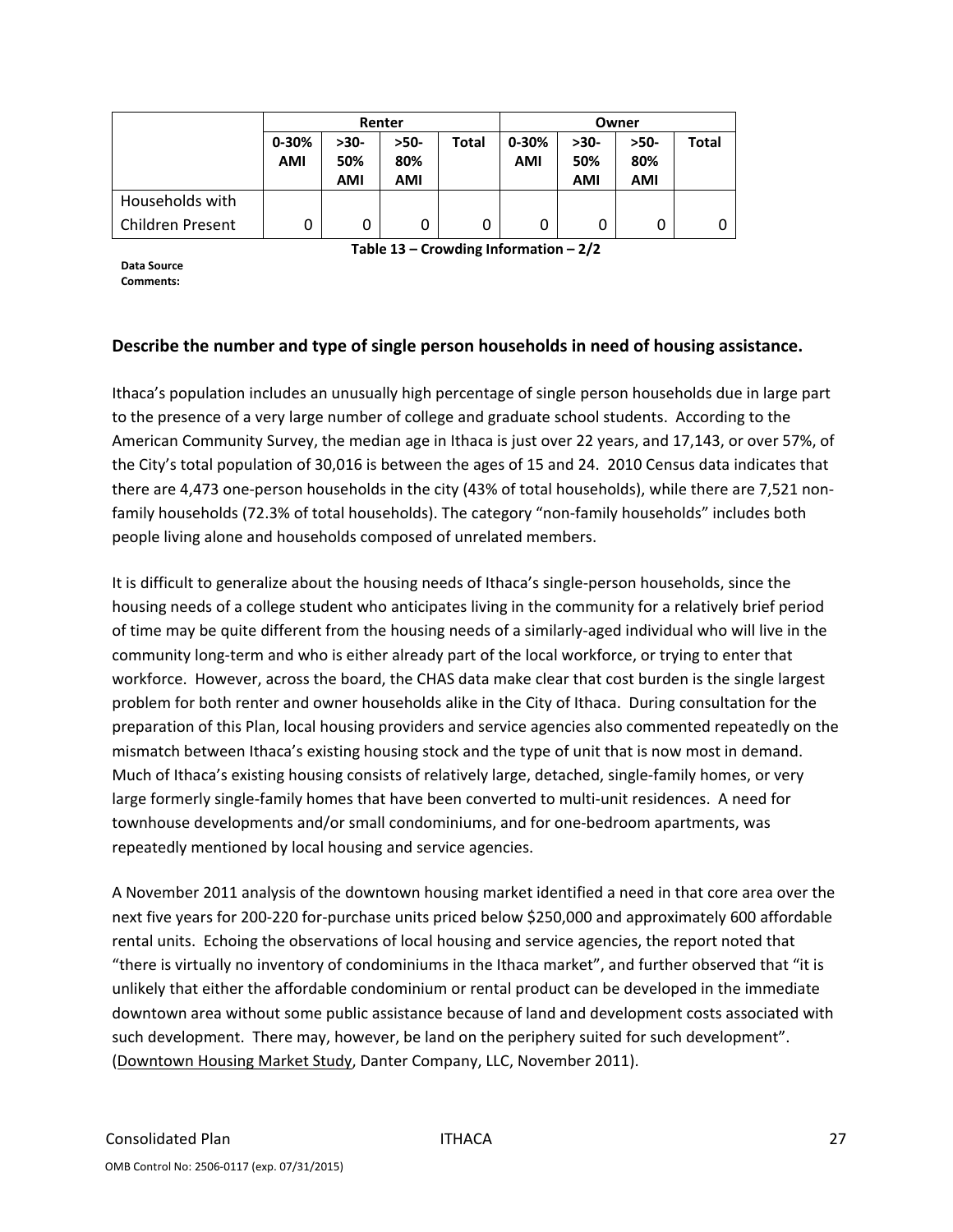| | Renter | | | | Owner | | | |
|---|---|---|---|---|---|---|---|---|
| | 0-30% AMI | >30-50% AMI | >50-80% AMI | Total | 0-30% AMI | >30-50% AMI | >50-80% AMI | Total |
| Households with Children Present | 0 | 0 | 0 | 0 | 0 | 0 | 0 | 0 |

**Table 13 – Crowding Information – 2/2**

**Data Source Comments:**

### Describe the number and type of single person households in need of housing assistance.

Ithaca's population includes an unusually high percentage of single person households due in large part to the presence of a very large number of college and graduate school students. According to the American Community Survey, the median age in Ithaca is just over 22 years, and 17,143, or over 57%, of the City's total population of 30,016 is between the ages of 15 and 24. 2010 Census data indicates that there are 4,473 one-person households in the city (43% of total households), while there are 7,521 non-family households (72.3% of total households). The category "non-family households" includes both people living alone and households composed of unrelated members.

It is difficult to generalize about the housing needs of Ithaca's single-person households, since the housing needs of a college student who anticipates living in the community for a relatively brief period of time may be quite different from the housing needs of a similarly-aged individual who will live in the community long-term and who is either already part of the local workforce, or trying to enter that workforce. However, across the board, the CHAS data make clear that cost burden is the single largest problem for both renter and owner households alike in the City of Ithaca. During consultation for the preparation of this Plan, local housing providers and service agencies also commented repeatedly on the mismatch between Ithaca's existing housing stock and the type of unit that is now most in demand. Much of Ithaca's existing housing consists of relatively large, detached, single-family homes, or very large formerly single-family homes that have been converted to multi-unit residences. A need for townhouse developments and/or small condominiums, and for one-bedroom apartments, was repeatedly mentioned by local housing and service agencies.

A November 2011 analysis of the downtown housing market identified a need in that core area over the next five years for 200-220 for-purchase units priced below $250,000 and approximately 600 affordable rental units. Echoing the observations of local housing and service agencies, the report noted that "there is virtually no inventory of condominiums in the Ithaca market", and further observed that "it is unlikely that either the affordable condominium or rental product can be developed in the immediate downtown area without some public assistance because of land and development costs associated with such development. There may, however, be land on the periphery suited for such development". (Downtown Housing Market Study, Danter Company, LLC, November 2011).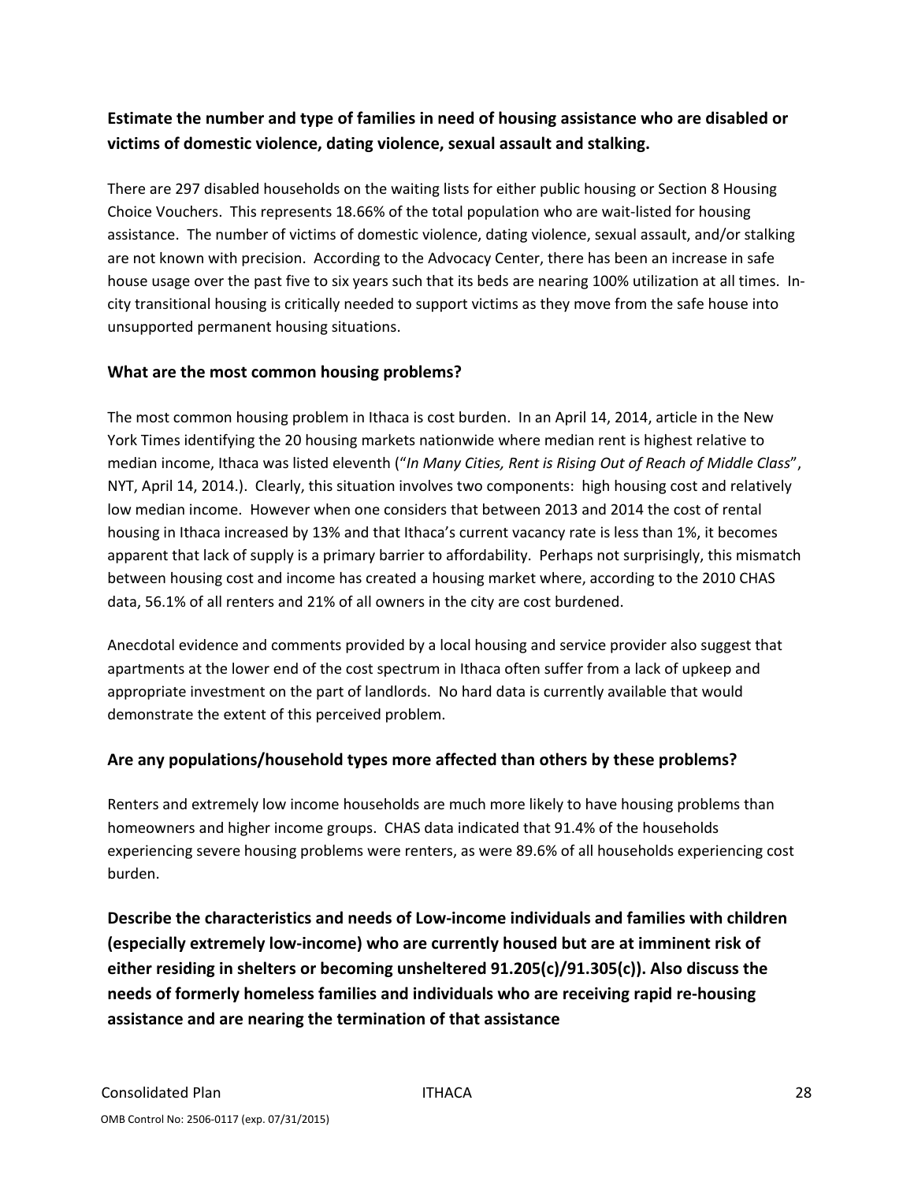### Estimate the number and type of families in need of housing assistance who are disabled or victims of domestic violence, dating violence, sexual assault and stalking.

There are 297 disabled households on the waiting lists for either public housing or Section 8 Housing Choice Vouchers. This represents 18.66% of the total population who are wait-listed for housing assistance. The number of victims of domestic violence, dating violence, sexual assault, and/or stalking are not known with precision. According to the Advocacy Center, there has been an increase in safe house usage over the past five to six years such that its beds are nearing 100% utilization at all times. In-city transitional housing is critically needed to support victims as they move from the safe house into unsupported permanent housing situations.

### What are the most common housing problems?

The most common housing problem in Ithaca is cost burden. In an April 14, 2014, article in the New York Times identifying the 20 housing markets nationwide where median rent is highest relative to median income, Ithaca was listed eleventh ("*In Many Cities, Rent is Rising Out of Reach of Middle Class*", NYT, April 14, 2014.). Clearly, this situation involves two components: high housing cost and relatively low median income. However when one considers that between 2013 and 2014 the cost of rental housing in Ithaca increased by 13% and that Ithaca's current vacancy rate is less than 1%, it becomes apparent that lack of supply is a primary barrier to affordability. Perhaps not surprisingly, this mismatch between housing cost and income has created a housing market where, according to the 2010 CHAS data, 56.1% of all renters and 21% of all owners in the city are cost burdened.

Anecdotal evidence and comments provided by a local housing and service provider also suggest that apartments at the lower end of the cost spectrum in Ithaca often suffer from a lack of upkeep and appropriate investment on the part of landlords. No hard data is currently available that would demonstrate the extent of this perceived problem.

### Are any populations/household types more affected than others by these problems?

Renters and extremely low income households are much more likely to have housing problems than homeowners and higher income groups. CHAS data indicated that 91.4% of the households experiencing severe housing problems were renters, as were 89.6% of all households experiencing cost burden.

### Describe the characteristics and needs of Low-income individuals and families with children (especially extremely low-income) who are currently housed but are at imminent risk of either residing in shelters or becoming unsheltered 91.205(c)/91.305(c)). Also discuss the needs of formerly homeless families and individuals who are receiving rapid re-housing assistance and are nearing the termination of that assistance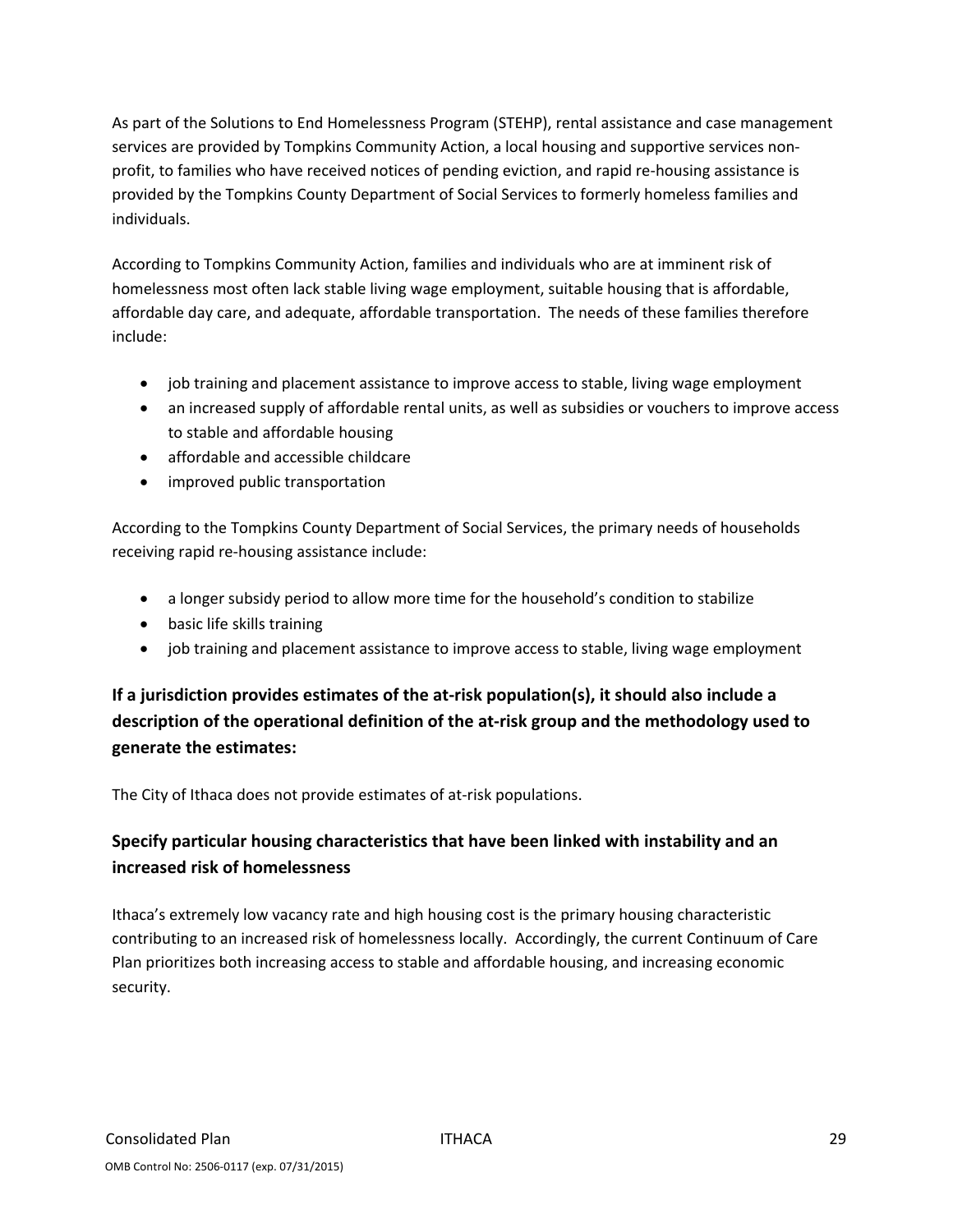As part of the Solutions to End Homelessness Program (STEHP), rental assistance and case management services are provided by Tompkins Community Action, a local housing and supportive services non-profit, to families who have received notices of pending eviction, and rapid re-housing assistance is provided by the Tompkins County Department of Social Services to formerly homeless families and individuals.

According to Tompkins Community Action, families and individuals who are at imminent risk of homelessness most often lack stable living wage employment, suitable housing that is affordable, affordable day care, and adequate, affordable transportation. The needs of these families therefore include:

- job training and placement assistance to improve access to stable, living wage employment
- an increased supply of affordable rental units, as well as subsidies or vouchers to improve access to stable and affordable housing
- affordable and accessible childcare
- improved public transportation

According to the Tompkins County Department of Social Services, the primary needs of households receiving rapid re-housing assistance include:

- a longer subsidy period to allow more time for the household's condition to stabilize
- basic life skills training
- job training and placement assistance to improve access to stable, living wage employment

### If a jurisdiction provides estimates of the at-risk population(s), it should also include a description of the operational definition of the at-risk group and the methodology used to generate the estimates:

The City of Ithaca does not provide estimates of at-risk populations.

### Specify particular housing characteristics that have been linked with instability and an increased risk of homelessness

Ithaca's extremely low vacancy rate and high housing cost is the primary housing characteristic contributing to an increased risk of homelessness locally. Accordingly, the current Continuum of Care Plan prioritizes both increasing access to stable and affordable housing, and increasing economic security.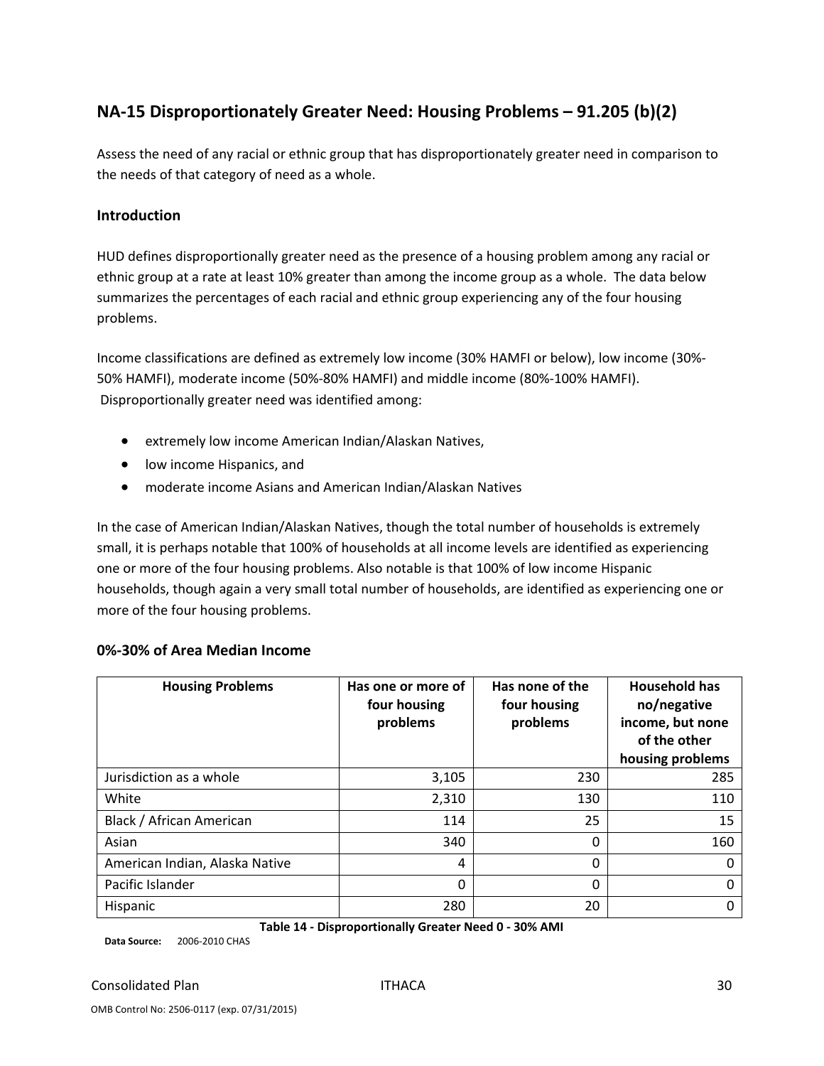## NA-15 Disproportionately Greater Need: Housing Problems – 91.205 (b)(2)

Assess the need of any racial or ethnic group that has disproportionately greater need in comparison to the needs of that category of need as a whole.

### Introduction

HUD defines disproportionally greater need as the presence of a housing problem among any racial or ethnic group at a rate at least 10% greater than among the income group as a whole. The data below summarizes the percentages of each racial and ethnic group experiencing any of the four housing problems.

Income classifications are defined as extremely low income (30% HAMFI or below), low income (30%-50% HAMFI), moderate income (50%-80% HAMFI) and middle income (80%-100% HAMFI). Disproportionally greater need was identified among:

- extremely low income American Indian/Alaskan Natives,
- low income Hispanics, and
- moderate income Asians and American Indian/Alaskan Natives

In the case of American Indian/Alaskan Natives, though the total number of households is extremely small, it is perhaps notable that 100% of households at all income levels are identified as experiencing one or more of the four housing problems. Also notable is that 100% of low income Hispanic households, though again a very small total number of households, are identified as experiencing one or more of the four housing problems.

### 0%-30% of Area Median Income

| Housing Problems | Has one or more of four housing problems | Has none of the four housing problems | Household has no/negative income, but none of the other housing problems |
|---|---|---|---|
| Jurisdiction as a whole | 3,105 | 230 | 285 |
| White | 2,310 | 130 | 110 |
| Black / African American | 114 | 25 | 15 |
| Asian | 340 | 0 | 160 |
| American Indian, Alaska Native | 4 | 0 | 0 |
| Pacific Islander | 0 | 0 | 0 |
| Hispanic | 280 | 20 | 0 |

**Table 14 - Disproportionally Greater Need 0 - 30% AMI**

**Data Source:** 2006-2010 CHAS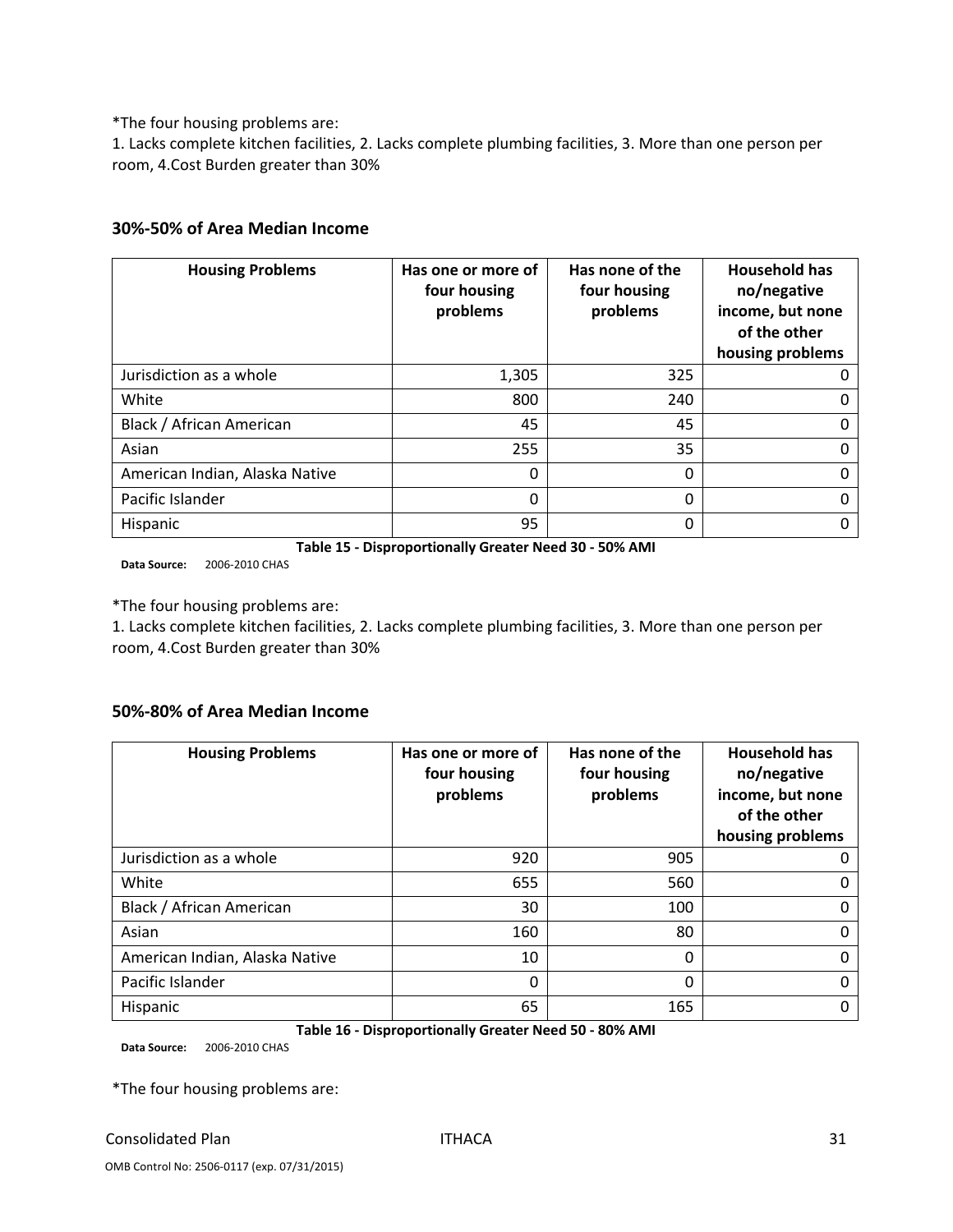*The four housing problems are:

1. Lacks complete kitchen facilities, 2. Lacks complete plumbing facilities, 3. More than one person per room, 4.Cost Burden greater than 30%

## 30%-50% of Area Median Income

| Housing Problems | Has one or more of four housing problems | Has none of the four housing problems | Household has no/negative income, but none of the other housing problems |
|---|---|---|---|
| Jurisdiction as a whole | 1,305 | 325 | 0 |
| White | 800 | 240 | 0 |
| Black / African American | 45 | 45 | 0 |
| Asian | 255 | 35 | 0 |
| American Indian, Alaska Native | 0 | 0 | 0 |
| Pacific Islander | 0 | 0 | 0 |
| Hispanic | 95 | 0 | 0 |

**Table 15 - Disproportionally Greater Need 30 - 50% AMI**

**Data Source:** 2006-2010 CHAS

*The four housing problems are:

1. Lacks complete kitchen facilities, 2. Lacks complete plumbing facilities, 3. More than one person per room, 4.Cost Burden greater than 30%

## 50%-80% of Area Median Income

| Housing Problems | Has one or more of four housing problems | Has none of the four housing problems | Household has no/negative income, but none of the other housing problems |
|---|---|---|---|
| Jurisdiction as a whole | 920 | 905 | 0 |
| White | 655 | 560 | 0 |
| Black / African American | 30 | 100 | 0 |
| Asian | 160 | 80 | 0 |
| American Indian, Alaska Native | 10 | 0 | 0 |
| Pacific Islander | 0 | 0 | 0 |
| Hispanic | 65 | 165 | 0 |

**Table 16 - Disproportionally Greater Need 50 - 80% AMI**

**Data Source:** 2006-2010 CHAS

*The four housing problems are: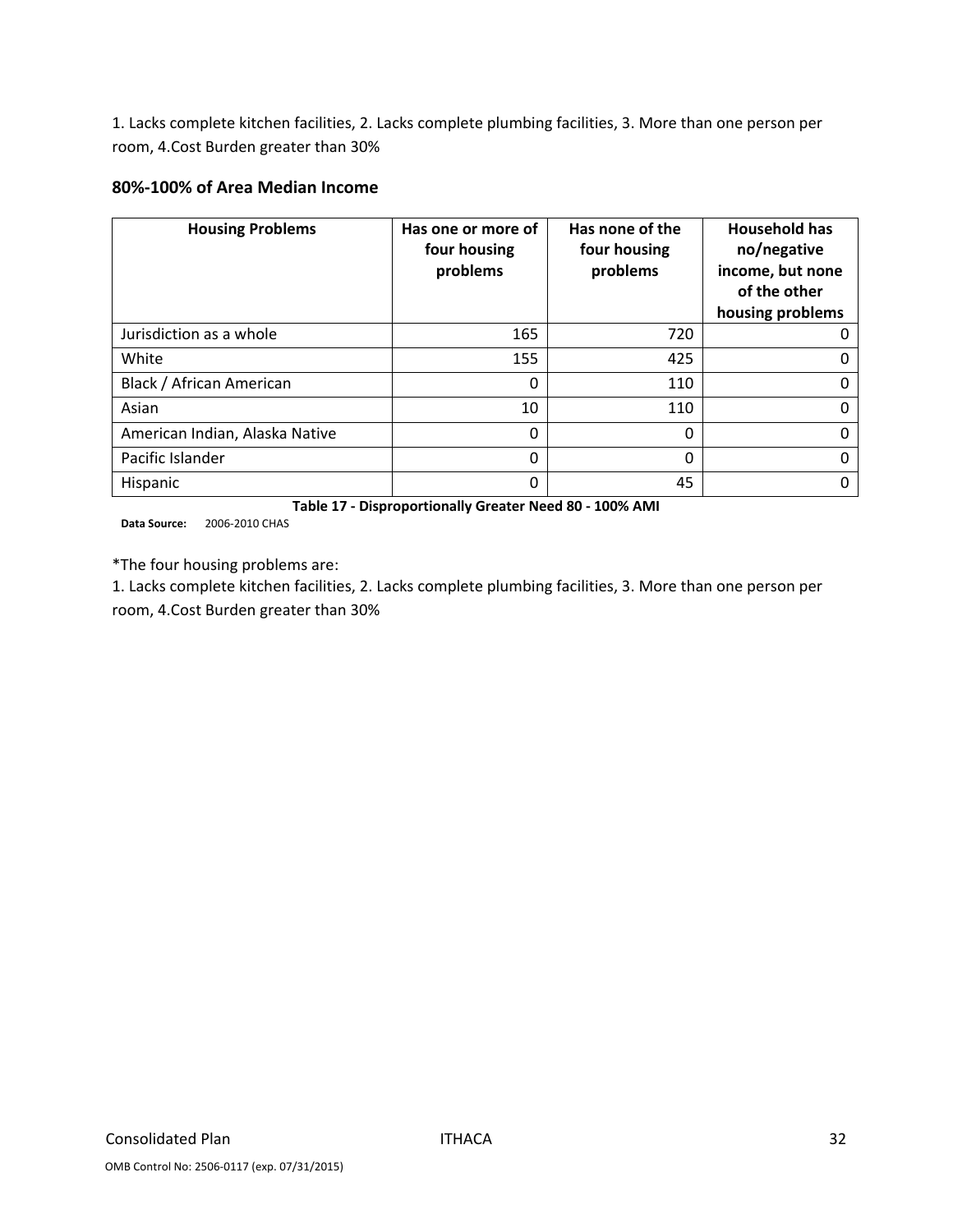1. Lacks complete kitchen facilities, 2. Lacks complete plumbing facilities, 3. More than one person per room, 4.Cost Burden greater than 30%

### 80%-100% of Area Median Income

| Housing Problems | Has one or more of four housing problems | Has none of the four housing problems | Household has no/negative income, but none of the other housing problems |
|---|---|---|---|
| Jurisdiction as a whole | 165 | 720 | 0 |
| White | 155 | 425 | 0 |
| Black / African American | 0 | 110 | 0 |
| Asian | 10 | 110 | 0 |
| American Indian, Alaska Native | 0 | 0 | 0 |
| Pacific Islander | 0 | 0 | 0 |
| Hispanic | 0 | 45 | 0 |

**Table 17 - Disproportionally Greater Need 80 - 100% AMI**

**Data Source:** 2006-2010 CHAS

*The four housing problems are:

1. Lacks complete kitchen facilities, 2. Lacks complete plumbing facilities, 3. More than one person per room, 4.Cost Burden greater than 30%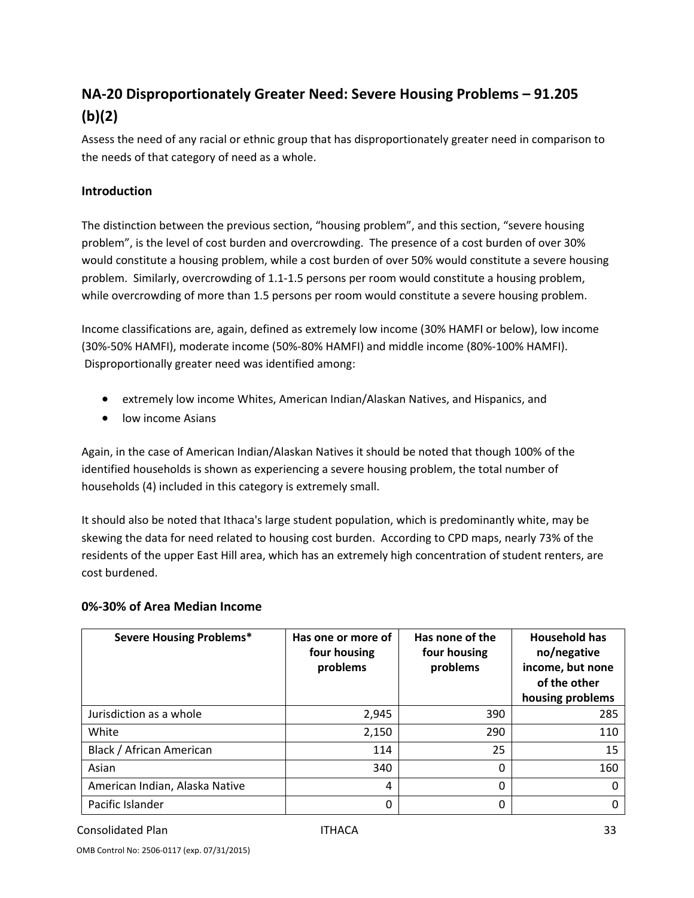## NA-20 Disproportionately Greater Need: Severe Housing Problems – 91.205 (b)(2)

Assess the need of any racial or ethnic group that has disproportionately greater need in comparison to the needs of that category of need as a whole.

### Introduction

The distinction between the previous section, "housing problem", and this section, "severe housing problem", is the level of cost burden and overcrowding. The presence of a cost burden of over 30% would constitute a housing problem, while a cost burden of over 50% would constitute a severe housing problem. Similarly, overcrowding of 1.1-1.5 persons per room would constitute a housing problem, while overcrowding of more than 1.5 persons per room would constitute a severe housing problem.

Income classifications are, again, defined as extremely low income (30% HAMFI or below), low income (30%-50% HAMFI), moderate income (50%-80% HAMFI) and middle income (80%-100% HAMFI). Disproportionally greater need was identified among:

- extremely low income Whites, American Indian/Alaskan Natives, and Hispanics, and
- low income Asians

Again, in the case of American Indian/Alaskan Natives it should be noted that though 100% of the identified households is shown as experiencing a severe housing problem, the total number of households (4) included in this category is extremely small.

It should also be noted that Ithaca's large student population, which is predominantly white, may be skewing the data for need related to housing cost burden. According to CPD maps, nearly 73% of the residents of the upper East Hill area, which has an extremely high concentration of student renters, are cost burdened.

### 0%-30% of Area Median Income

| Severe Housing Problems* | Has one or more of four housing problems | Has none of the four housing problems | Household has no/negative income, but none of the other housing problems |
|---|---|---|---|
| Jurisdiction as a whole | 2,945 | 390 | 285 |
| White | 2,150 | 290 | 110 |
| Black / African American | 114 | 25 | 15 |
| Asian | 340 | 0 | 160 |
| American Indian, Alaska Native | 4 | 0 | 0 |
| Pacific Islander | 0 | 0 | 0 |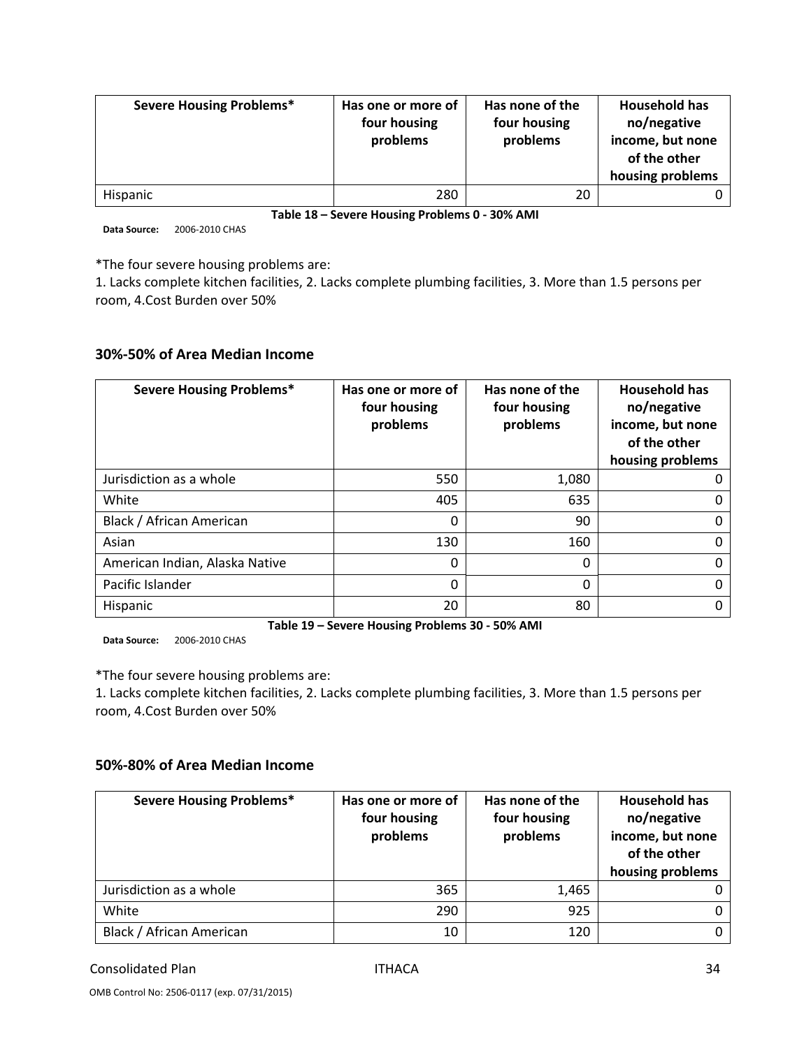| Severe Housing Problems* | Has one or more of four housing problems | Has none of the four housing problems | Household has no/negative income, but none of the other housing problems |
|---|---|---|---|
| Hispanic | 280 | 20 | 0 |

**Table 18 – Severe Housing Problems 0 - 30% AMI**

**Data Source:** 2006-2010 CHAS

*The four severe housing problems are:
1. Lacks complete kitchen facilities, 2. Lacks complete plumbing facilities, 3. More than 1.5 persons per room, 4.Cost Burden over 50%

### 30%-50% of Area Median Income

| Severe Housing Problems* | Has one or more of four housing problems | Has none of the four housing problems | Household has no/negative income, but none of the other housing problems |
|---|---|---|---|
| Jurisdiction as a whole | 550 | 1,080 | 0 |
| White | 405 | 635 | 0 |
| Black / African American | 0 | 90 | 0 |
| Asian | 130 | 160 | 0 |
| American Indian, Alaska Native | 0 | 0 | 0 |
| Pacific Islander | 0 | 0 | 0 |
| Hispanic | 20 | 80 | 0 |

**Table 19 – Severe Housing Problems 30 - 50% AMI**

**Data Source:** 2006-2010 CHAS

*The four severe housing problems are:
1. Lacks complete kitchen facilities, 2. Lacks complete plumbing facilities, 3. More than 1.5 persons per room, 4.Cost Burden over 50%

### 50%-80% of Area Median Income

| Severe Housing Problems* | Has one or more of four housing problems | Has none of the four housing problems | Household has no/negative income, but none of the other housing problems |
|---|---|---|---|
| Jurisdiction as a whole | 365 | 1,465 | 0 |
| White | 290 | 925 | 0 |
| Black / African American | 10 | 120 | 0 |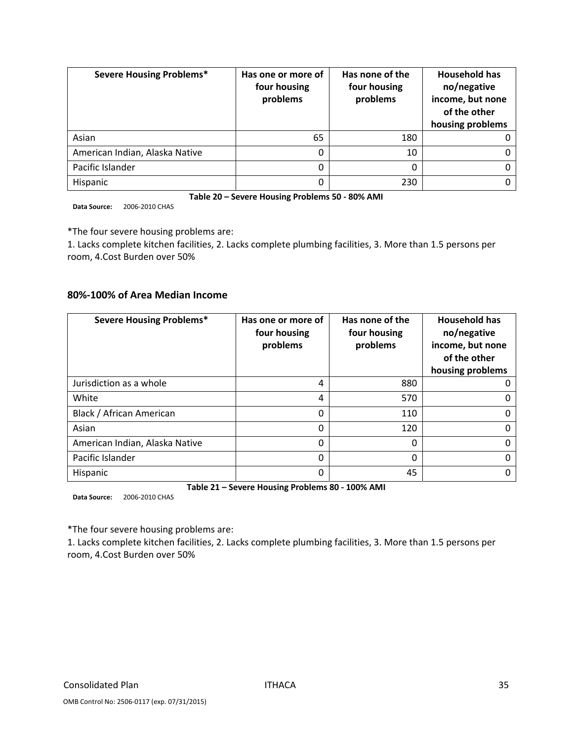| Severe Housing Problems* | Has one or more of four housing problems | Has none of the four housing problems | Household has no/negative income, but none of the other housing problems |
|---|---|---|---|
| Asian | 65 | 180 | 0 |
| American Indian, Alaska Native | 0 | 10 | 0 |
| Pacific Islander | 0 | 0 | 0 |
| Hispanic | 0 | 230 | 0 |

**Table 20 – Severe Housing Problems 50 - 80% AMI**

**Data Source:** 2006-2010 CHAS

*The four severe housing problems are:
1. Lacks complete kitchen facilities, 2. Lacks complete plumbing facilities, 3. More than 1.5 persons per room, 4.Cost Burden over 50%

## 80%-100% of Area Median Income

| Severe Housing Problems* | Has one or more of four housing problems | Has none of the four housing problems | Household has no/negative income, but none of the other housing problems |
|---|---|---|---|
| Jurisdiction as a whole | 4 | 880 | 0 |
| White | 4 | 570 | 0 |
| Black / African American | 0 | 110 | 0 |
| Asian | 0 | 120 | 0 |
| American Indian, Alaska Native | 0 | 0 | 0 |
| Pacific Islander | 0 | 0 | 0 |
| Hispanic | 0 | 45 | 0 |

**Table 21 – Severe Housing Problems 80 - 100% AMI**

**Data Source:** 2006-2010 CHAS

*The four severe housing problems are:
1. Lacks complete kitchen facilities, 2. Lacks complete plumbing facilities, 3. More than 1.5 persons per room, 4.Cost Burden over 50%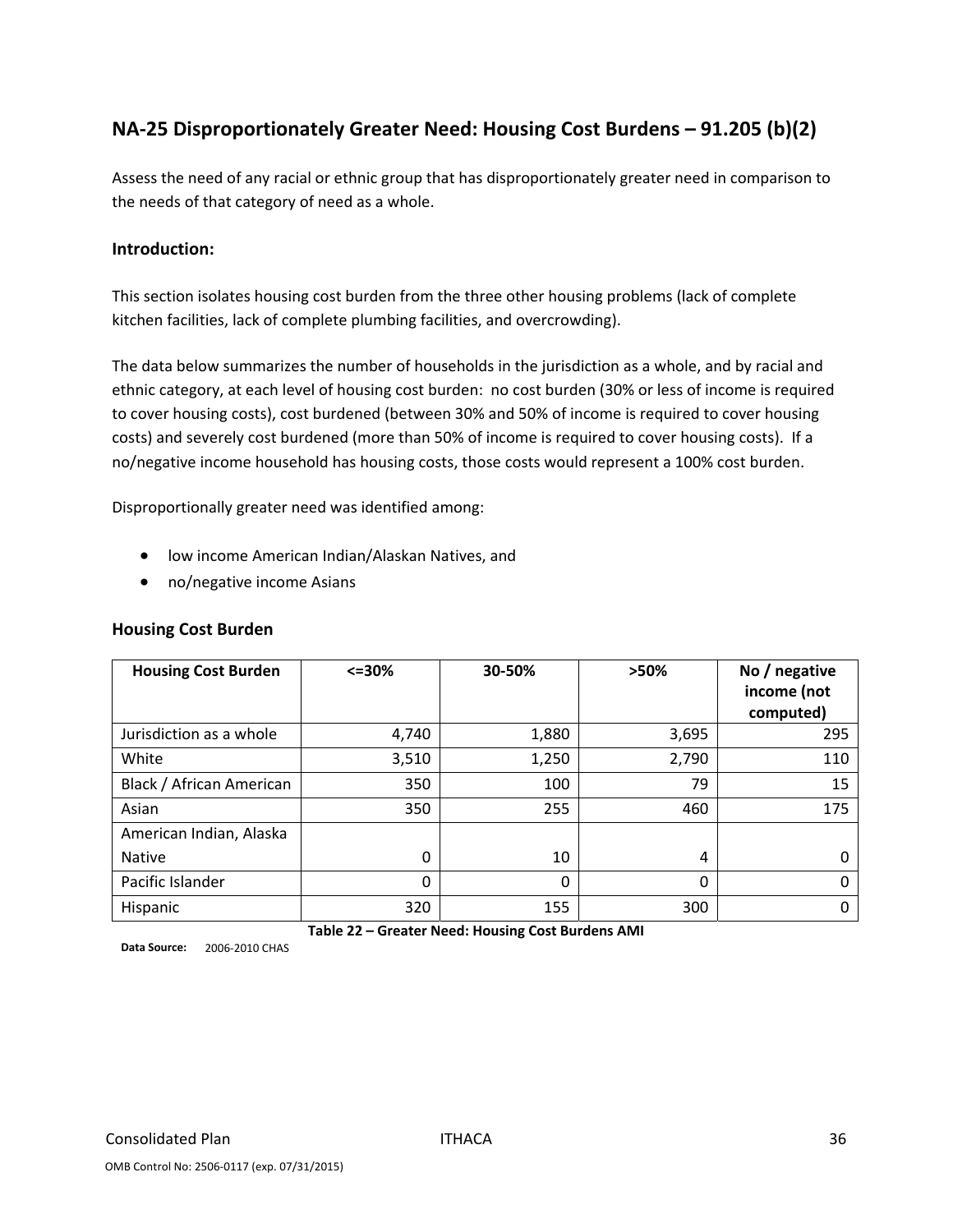## NA-25 Disproportionately Greater Need: Housing Cost Burdens – 91.205 (b)(2)

Assess the need of any racial or ethnic group that has disproportionately greater need in comparison to the needs of that category of need as a whole.

### Introduction:

This section isolates housing cost burden from the three other housing problems (lack of complete kitchen facilities, lack of complete plumbing facilities, and overcrowding).

The data below summarizes the number of households in the jurisdiction as a whole, and by racial and ethnic category, at each level of housing cost burden: no cost burden (30% or less of income is required to cover housing costs), cost burdened (between 30% and 50% of income is required to cover housing costs) and severely cost burdened (more than 50% of income is required to cover housing costs). If a no/negative income household has housing costs, those costs would represent a 100% cost burden.

Disproportionally greater need was identified among:

- low income American Indian/Alaskan Natives, and
- no/negative income Asians

### Housing Cost Burden

| Housing Cost Burden | <=30% | 30-50% | >50% | No / negative income (not computed) |
|---|---|---|---|---|
| Jurisdiction as a whole | 4,740 | 1,880 | 3,695 | 295 |
| White | 3,510 | 1,250 | 2,790 | 110 |
| Black / African American | 350 | 100 | 79 | 15 |
| Asian | 350 | 255 | 460 | 175 |
| American Indian, Alaska Native | 0 | 10 | 4 | 0 |
| Pacific Islander | 0 | 0 | 0 | 0 |
| Hispanic | 320 | 155 | 300 | 0 |

**Table 22 – Greater Need: Housing Cost Burdens AMI**

**Data Source:** 2006-2010 CHAS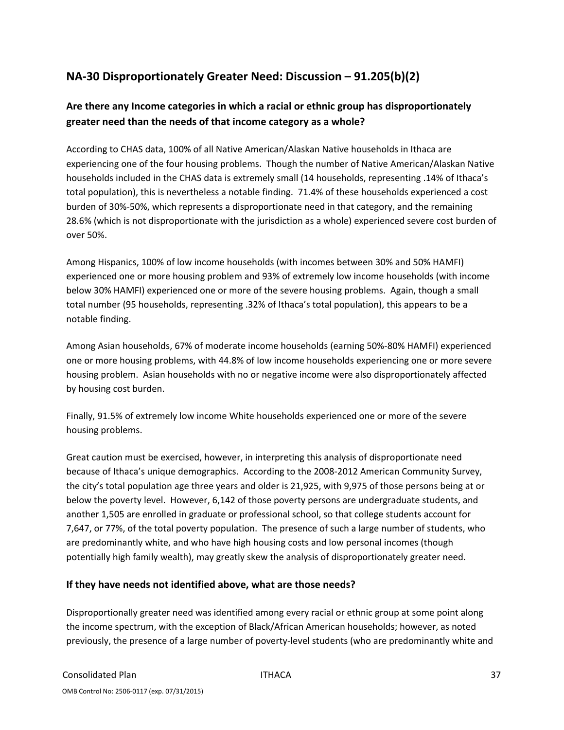## NA-30 Disproportionately Greater Need: Discussion – 91.205(b)(2)

### Are there any Income categories in which a racial or ethnic group has disproportionately greater need than the needs of that income category as a whole?

According to CHAS data, 100% of all Native American/Alaskan Native households in Ithaca are experiencing one of the four housing problems. Though the number of Native American/Alaskan Native households included in the CHAS data is extremely small (14 households, representing .14% of Ithaca's total population), this is nevertheless a notable finding. 71.4% of these households experienced a cost burden of 30%-50%, which represents a disproportionate need in that category, and the remaining 28.6% (which is not disproportionate with the jurisdiction as a whole) experienced severe cost burden of over 50%.

Among Hispanics, 100% of low income households (with incomes between 30% and 50% HAMFI) experienced one or more housing problem and 93% of extremely low income households (with income below 30% HAMFI) experienced one or more of the severe housing problems. Again, though a small total number (95 households, representing .32% of Ithaca's total population), this appears to be a notable finding.

Among Asian households, 67% of moderate income households (earning 50%-80% HAMFI) experienced one or more housing problems, with 44.8% of low income households experiencing one or more severe housing problem. Asian households with no or negative income were also disproportionately affected by housing cost burden.

Finally, 91.5% of extremely low income White households experienced one or more of the severe housing problems.

Great caution must be exercised, however, in interpreting this analysis of disproportionate need because of Ithaca's unique demographics. According to the 2008-2012 American Community Survey, the city's total population age three years and older is 21,925, with 9,975 of those persons being at or below the poverty level. However, 6,142 of those poverty persons are undergraduate students, and another 1,505 are enrolled in graduate or professional school, so that college students account for 7,647, or 77%, of the total poverty population. The presence of such a large number of students, who are predominantly white, and who have high housing costs and low personal incomes (though potentially high family wealth), may greatly skew the analysis of disproportionately greater need.

### If they have needs not identified above, what are those needs?

Disproportionally greater need was identified among every racial or ethnic group at some point along the income spectrum, with the exception of Black/African American households; however, as noted previously, the presence of a large number of poverty-level students (who are predominantly white and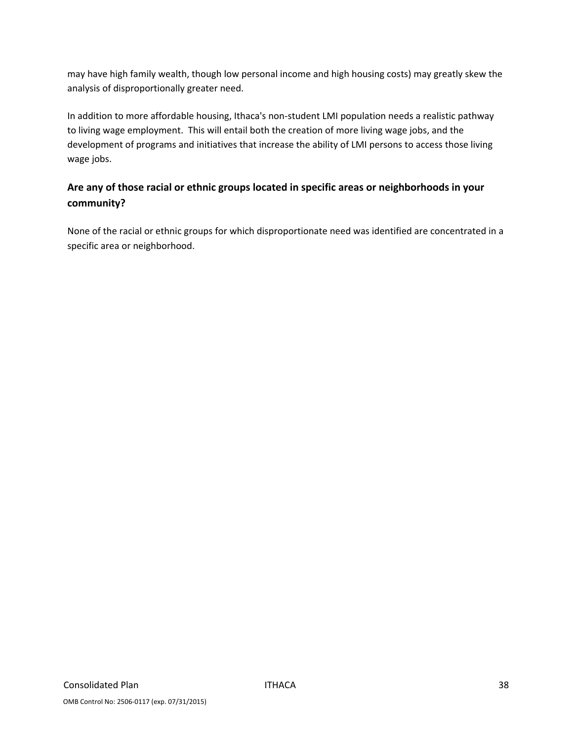may have high family wealth, though low personal income and high housing costs) may greatly skew the analysis of disproportionally greater need.

In addition to more affordable housing, Ithaca's non-student LMI population needs a realistic pathway to living wage employment. This will entail both the creation of more living wage jobs, and the development of programs and initiatives that increase the ability of LMI persons to access those living wage jobs.

### Are any of those racial or ethnic groups located in specific areas or neighborhoods in your community?

None of the racial or ethnic groups for which disproportionate need was identified are concentrated in a specific area or neighborhood.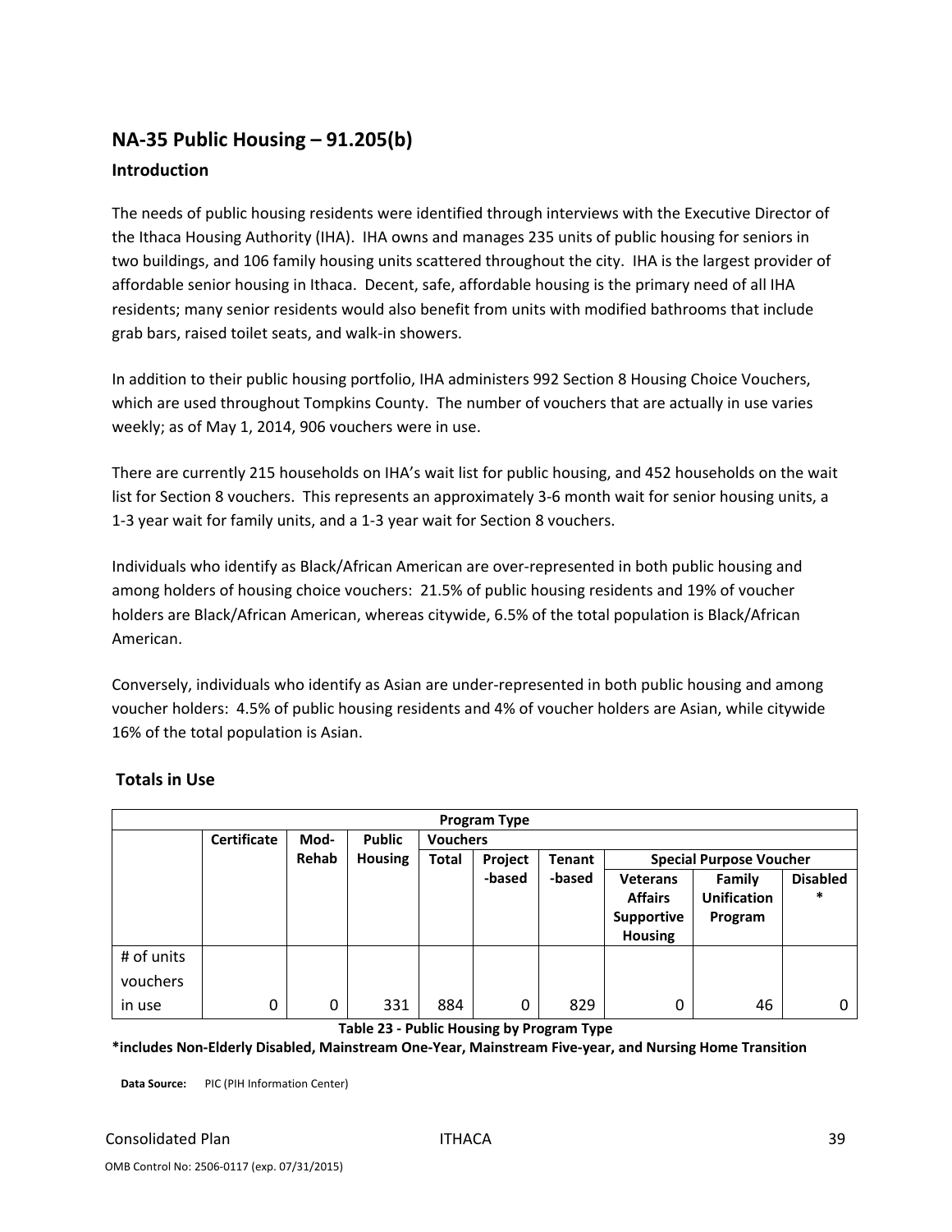## NA-35 Public Housing – 91.205(b)

### Introduction

The needs of public housing residents were identified through interviews with the Executive Director of the Ithaca Housing Authority (IHA). IHA owns and manages 235 units of public housing for seniors in two buildings, and 106 family housing units scattered throughout the city. IHA is the largest provider of affordable senior housing in Ithaca. Decent, safe, affordable housing is the primary need of all IHA residents; many senior residents would also benefit from units with modified bathrooms that include grab bars, raised toilet seats, and walk-in showers.

In addition to their public housing portfolio, IHA administers 992 Section 8 Housing Choice Vouchers, which are used throughout Tompkins County. The number of vouchers that are actually in use varies weekly; as of May 1, 2014, 906 vouchers were in use.

There are currently 215 households on IHA's wait list for public housing, and 452 households on the wait list for Section 8 vouchers. This represents an approximately 3-6 month wait for senior housing units, a 1-3 year wait for family units, and a 1-3 year wait for Section 8 vouchers.

Individuals who identify as Black/African American are over-represented in both public housing and among holders of housing choice vouchers: 21.5% of public housing residents and 19% of voucher holders are Black/African American, whereas citywide, 6.5% of the total population is Black/African American.

Conversely, individuals who identify as Asian are under-represented in both public housing and among voucher holders: 4.5% of public housing residents and 4% of voucher holders are Asian, while citywide 16% of the total population is Asian.

### Totals in Use

| Program Type | | | | | | | | | |
|---|---|---|---|---|---|---|---|---|---|
| | Certificate | Mod-Rehab | Public Housing | Vouchers | | | | | |
| | | | | Total | Project -based | Tenant -based | Special Purpose Voucher | | |
| | | | | | | | Veterans Affairs Supportive Housing | Family Unification Program | Disabled * |
| # of units vouchers in use | 0 | 0 | 331 | 884 | 0 | 829 | 0 | 46 | 0 |

**Table 23 - Public Housing by Program Type**

**\*includes Non-Elderly Disabled, Mainstream One-Year, Mainstream Five-year, and Nursing Home Transition**

**Data Source:** PIC (PIH Information Center)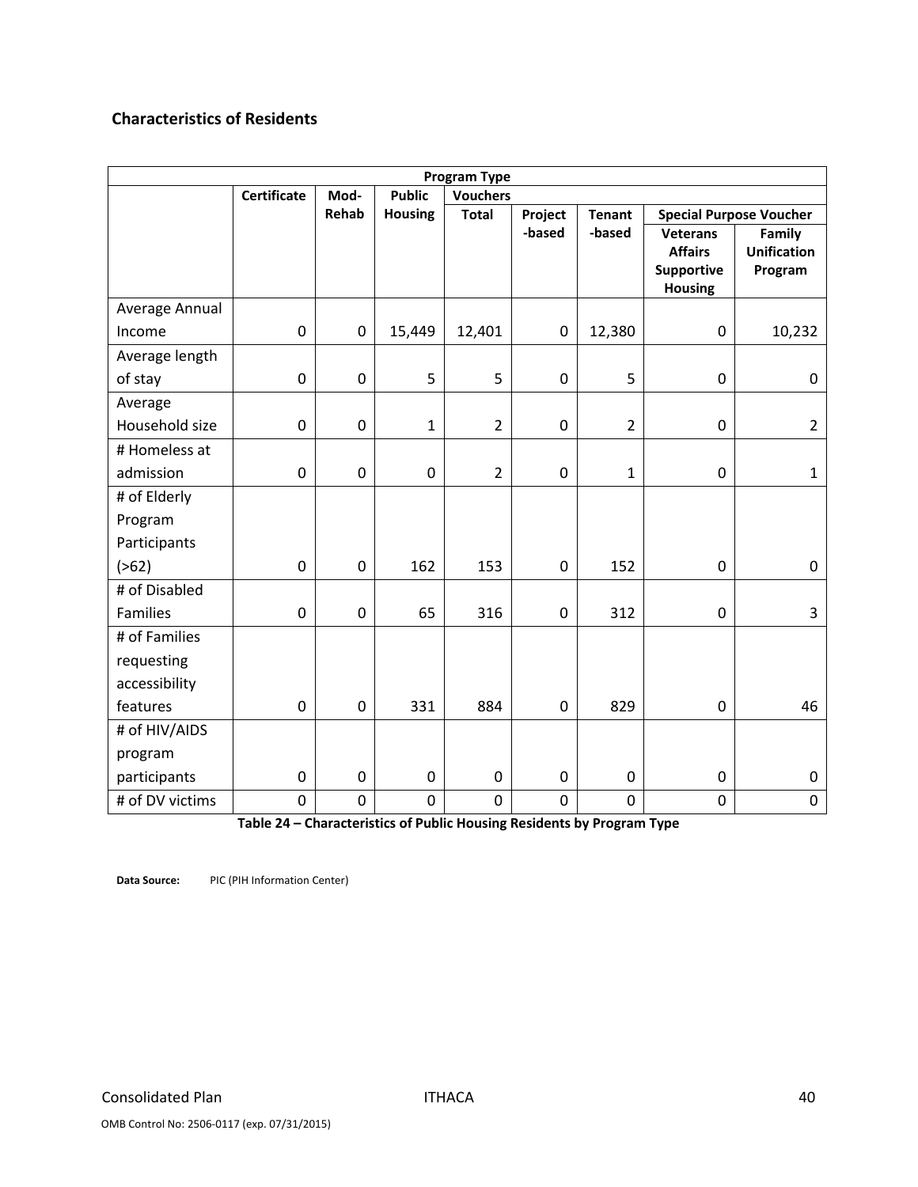### Characteristics of Residents

| Program Type | | | | | | | | |
|---|---|---|---|---|---|---|---|---|
| | Certificate | Mod-Rehab | Public Housing | Vouchers | | | | |
| | | | | Total | Project -based | Tenant -based | Special Purpose Voucher | |
| | | | | | | | Veterans Affairs Supportive Housing | Family Unification Program |
| Average Annual Income | 0 | 0 | 15,449 | 12,401 | 0 | 12,380 | 0 | 10,232 |
| Average length of stay | 0 | 0 | 5 | 5 | 0 | 5 | 0 | 0 |
| Average Household size | 0 | 0 | 1 | 2 | 0 | 2 | 0 | 2 |
| # Homeless at admission | 0 | 0 | 0 | 2 | 0 | 1 | 0 | 1 |
| # of Elderly Program Participants (>62) | 0 | 0 | 162 | 153 | 0 | 152 | 0 | 0 |
| # of Disabled Families | 0 | 0 | 65 | 316 | 0 | 312 | 0 | 3 |
| # of Families requesting accessibility features | 0 | 0 | 331 | 884 | 0 | 829 | 0 | 46 |
| # of HIV/AIDS program participants | 0 | 0 | 0 | 0 | 0 | 0 | 0 | 0 |
| # of DV victims | 0 | 0 | 0 | 0 | 0 | 0 | 0 | 0 |

**Table 24 – Characteristics of Public Housing Residents by Program Type**

**Data Source:** PIC (PIH Information Center)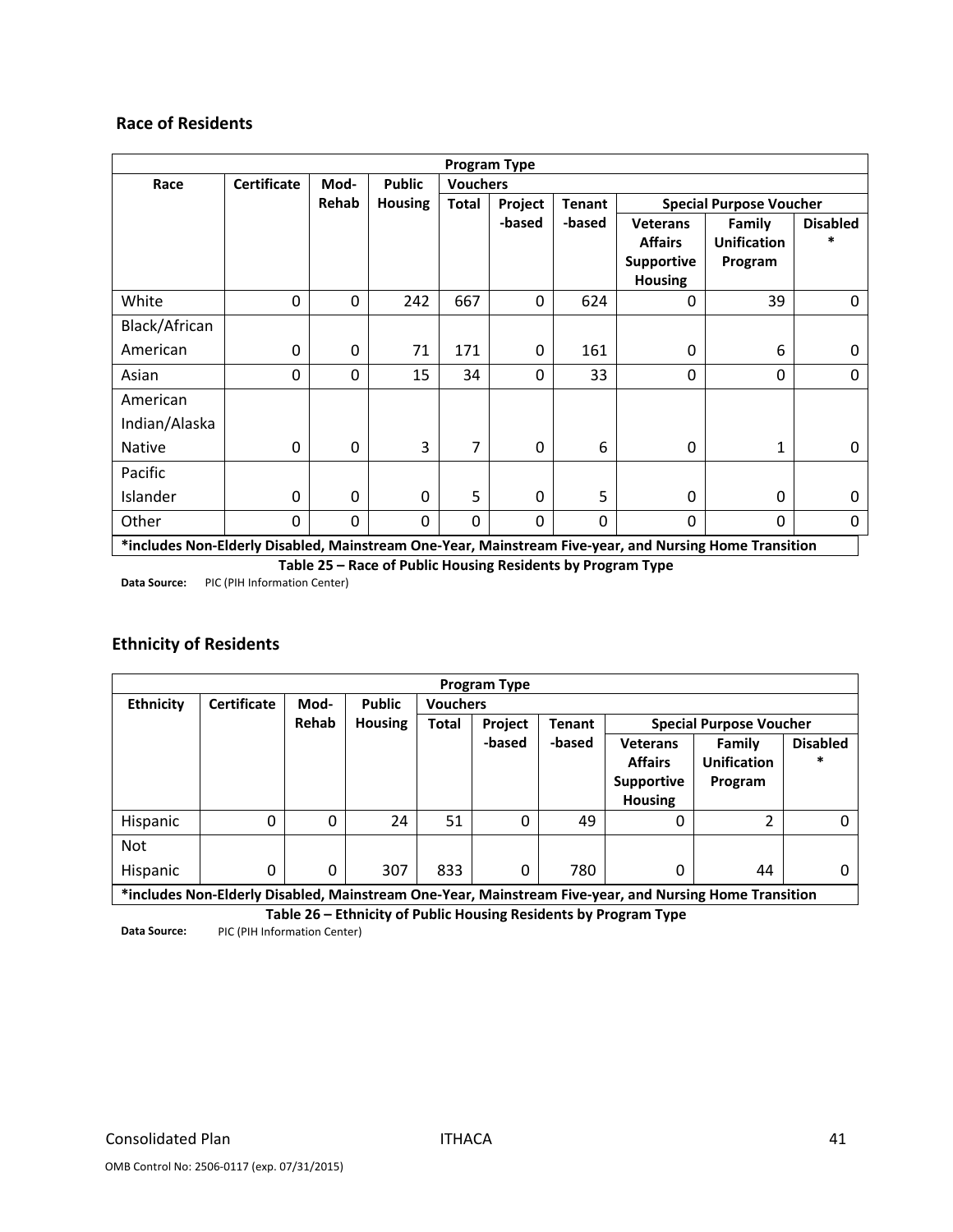## Race of Residents

| Program Type | | | | | | | | | |
|---|---|---|---|---|---|---|---|---|---|
| Race | Certificate | Mod-Rehab | Public Housing | Vouchers | | | | | |
| | | | | Total | Project-based | Tenant-based | Special Purpose Voucher | | |
| | | | | | | | Veterans Affairs Supportive Housing | Family Unification Program | Disabled * |
| White | 0 | 0 | 242 | 667 | 0 | 624 | 0 | 39 | 0 |
| Black/African American | 0 | 0 | 71 | 171 | 0 | 161 | 0 | 6 | 0 |
| Asian | 0 | 0 | 15 | 34 | 0 | 33 | 0 | 0 | 0 |
| American Indian/Alaska Native | 0 | 0 | 3 | 7 | 0 | 6 | 0 | 1 | 0 |
| Pacific Islander | 0 | 0 | 0 | 5 | 0 | 5 | 0 | 0 | 0 |
| Other | 0 | 0 | 0 | 0 | 0 | 0 | 0 | 0 | 0 |

***includes Non-Elderly Disabled, Mainstream One-Year, Mainstream Five-year, and Nursing Home Transition**

**Table 25 – Race of Public Housing Residents by Program Type**

**Data Source:** PIC (PIH Information Center)

## Ethnicity of Residents

| Program Type | | | | | | | | | |
|---|---|---|---|---|---|---|---|---|---|
| Ethnicity | Certificate | Mod-Rehab | Public Housing | Vouchers | | | | | |
| | | | | Total | Project-based | Tenant-based | Special Purpose Voucher | | |
| | | | | | | | Veterans Affairs Supportive Housing | Family Unification Program | Disabled * |
| Hispanic | 0 | 0 | 24 | 51 | 0 | 49 | 0 | 2 | 0 |
| Not Hispanic | 0 | 0 | 307 | 833 | 0 | 780 | 0 | 44 | 0 |

***includes Non-Elderly Disabled, Mainstream One-Year, Mainstream Five-year, and Nursing Home Transition**

**Table 26 – Ethnicity of Public Housing Residents by Program Type**

**Data Source:** PIC (PIH Information Center)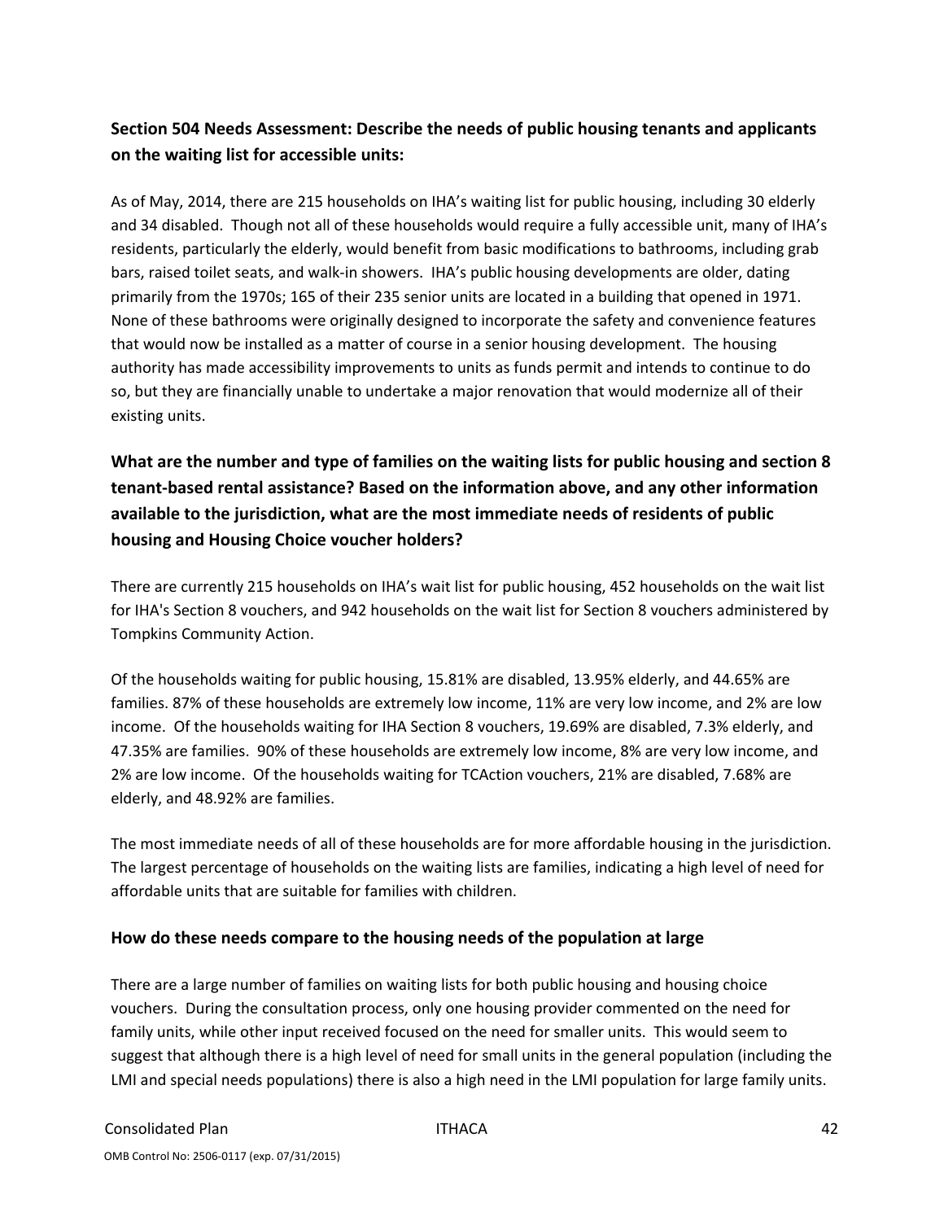### Section 504 Needs Assessment: Describe the needs of public housing tenants and applicants on the waiting list for accessible units:

As of May, 2014, there are 215 households on IHA's waiting list for public housing, including 30 elderly and 34 disabled. Though not all of these households would require a fully accessible unit, many of IHA's residents, particularly the elderly, would benefit from basic modifications to bathrooms, including grab bars, raised toilet seats, and walk-in showers. IHA's public housing developments are older, dating primarily from the 1970s; 165 of their 235 senior units are located in a building that opened in 1971. None of these bathrooms were originally designed to incorporate the safety and convenience features that would now be installed as a matter of course in a senior housing development. The housing authority has made accessibility improvements to units as funds permit and intends to continue to do so, but they are financially unable to undertake a major renovation that would modernize all of their existing units.

### What are the number and type of families on the waiting lists for public housing and section 8 tenant-based rental assistance? Based on the information above, and any other information available to the jurisdiction, what are the most immediate needs of residents of public housing and Housing Choice voucher holders?

There are currently 215 households on IHA's wait list for public housing, 452 households on the wait list for IHA's Section 8 vouchers, and 942 households on the wait list for Section 8 vouchers administered by Tompkins Community Action.

Of the households waiting for public housing, 15.81% are disabled, 13.95% elderly, and 44.65% are families. 87% of these households are extremely low income, 11% are very low income, and 2% are low income. Of the households waiting for IHA Section 8 vouchers, 19.69% are disabled, 7.3% elderly, and 47.35% are families. 90% of these households are extremely low income, 8% are very low income, and 2% are low income. Of the households waiting for TCAction vouchers, 21% are disabled, 7.68% are elderly, and 48.92% are families.

The most immediate needs of all of these households are for more affordable housing in the jurisdiction. The largest percentage of households on the waiting lists are families, indicating a high level of need for affordable units that are suitable for families with children.

### How do these needs compare to the housing needs of the population at large

There are a large number of families on waiting lists for both public housing and housing choice vouchers. During the consultation process, only one housing provider commented on the need for family units, while other input received focused on the need for smaller units. This would seem to suggest that although there is a high level of need for small units in the general population (including the LMI and special needs populations) there is also a high need in the LMI population for large family units.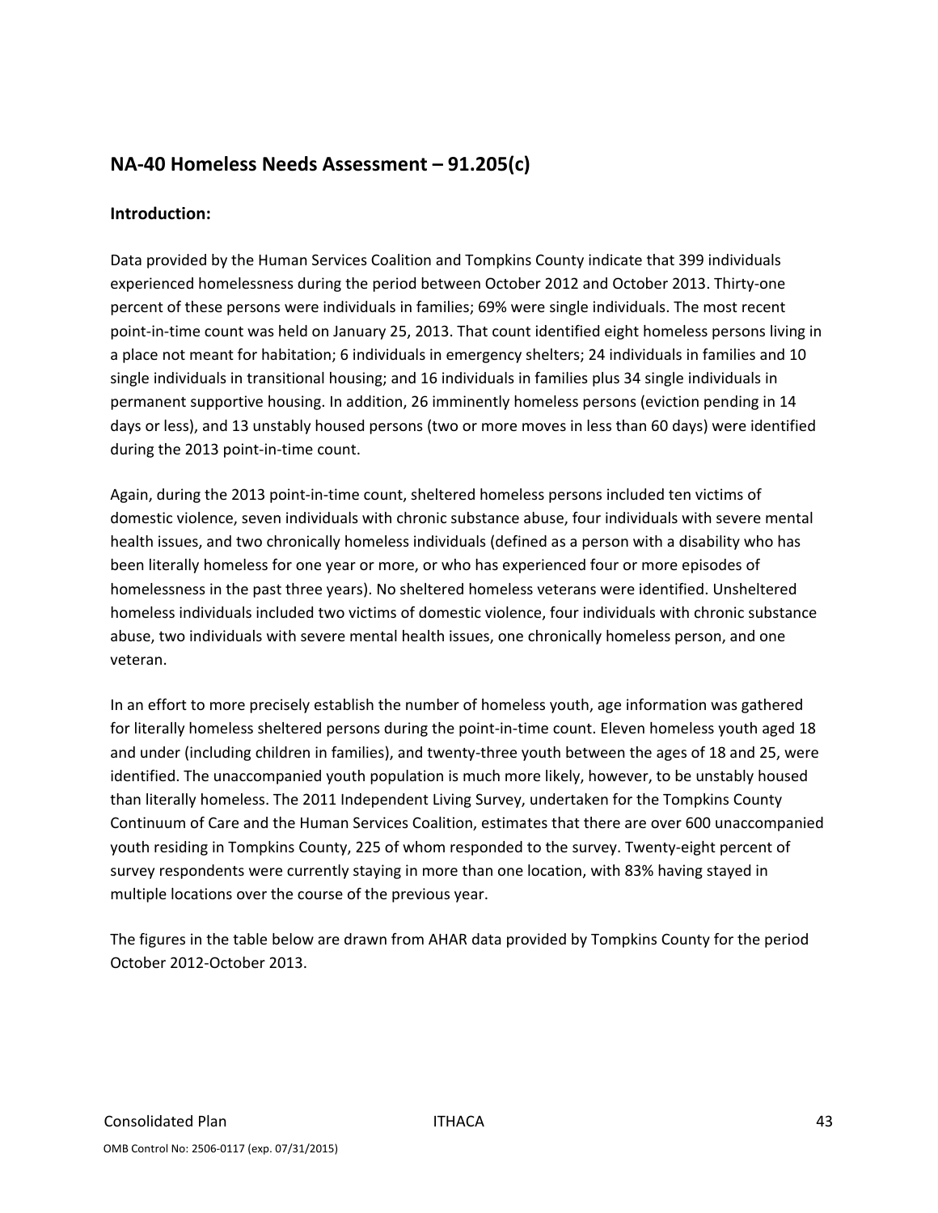## NA-40 Homeless Needs Assessment – 91.205(c)

### Introduction:

Data provided by the Human Services Coalition and Tompkins County indicate that 399 individuals experienced homelessness during the period between October 2012 and October 2013. Thirty-one percent of these persons were individuals in families; 69% were single individuals. The most recent point-in-time count was held on January 25, 2013. That count identified eight homeless persons living in a place not meant for habitation; 6 individuals in emergency shelters; 24 individuals in families and 10 single individuals in transitional housing; and 16 individuals in families plus 34 single individuals in permanent supportive housing. In addition, 26 imminently homeless persons (eviction pending in 14 days or less), and 13 unstably housed persons (two or more moves in less than 60 days) were identified during the 2013 point-in-time count.

Again, during the 2013 point-in-time count, sheltered homeless persons included ten victims of domestic violence, seven individuals with chronic substance abuse, four individuals with severe mental health issues, and two chronically homeless individuals (defined as a person with a disability who has been literally homeless for one year or more, or who has experienced four or more episodes of homelessness in the past three years). No sheltered homeless veterans were identified. Unsheltered homeless individuals included two victims of domestic violence, four individuals with chronic substance abuse, two individuals with severe mental health issues, one chronically homeless person, and one veteran.

In an effort to more precisely establish the number of homeless youth, age information was gathered for literally homeless sheltered persons during the point-in-time count. Eleven homeless youth aged 18 and under (including children in families), and twenty-three youth between the ages of 18 and 25, were identified. The unaccompanied youth population is much more likely, however, to be unstably housed than literally homeless. The 2011 Independent Living Survey, undertaken for the Tompkins County Continuum of Care and the Human Services Coalition, estimates that there are over 600 unaccompanied youth residing in Tompkins County, 225 of whom responded to the survey. Twenty-eight percent of survey respondents were currently staying in more than one location, with 83% having stayed in multiple locations over the course of the previous year.

The figures in the table below are drawn from AHAR data provided by Tompkins County for the period October 2012-October 2013.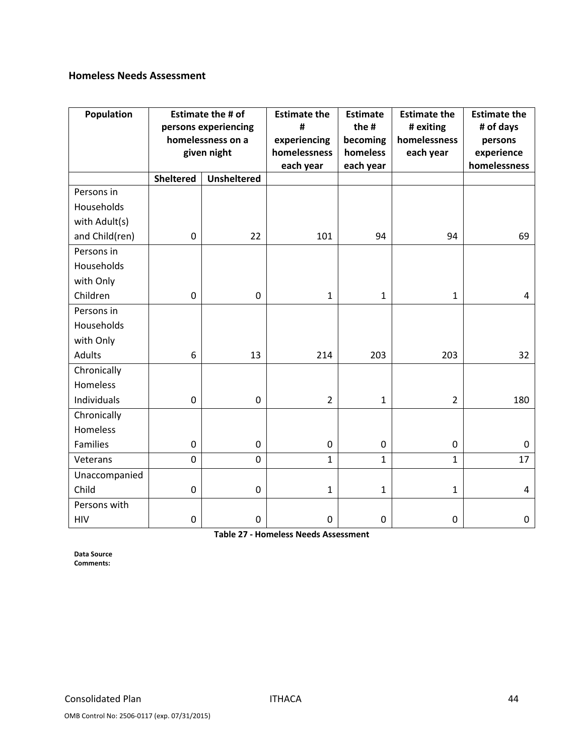## Homeless Needs Assessment

| Population | Estimate the # of persons experiencing homelessness on a given night | | Estimate the # experiencing homelessness each year | Estimate the # becoming homeless each year | Estimate the # exiting homelessness each year | Estimate the # of days persons experience homelessness |
|---|---|---|---|---|---|---|
| | Sheltered | Unsheltered | | | | |
| Persons in Households with Adult(s) and Child(ren) | 0 | 22 | 101 | 94 | 94 | 69 |
| Persons in Households with Only Children | 0 | 0 | 1 | 1 | 1 | 4 |
| Persons in Households with Only Adults | 6 | 13 | 214 | 203 | 203 | 32 |
| Chronically Homeless Individuals | 0 | 0 | 2 | 1 | 2 | 180 |
| Chronically Homeless Families | 0 | 0 | 0 | 0 | 0 | 0 |
| Veterans | 0 | 0 | 1 | 1 | 1 | 17 |
| Unaccompanied Child | 0 | 0 | 1 | 1 | 1 | 4 |
| Persons with HIV | 0 | 0 | 0 | 0 | 0 | 0 |

**Table 27 - Homeless Needs Assessment**

**Data Source Comments:**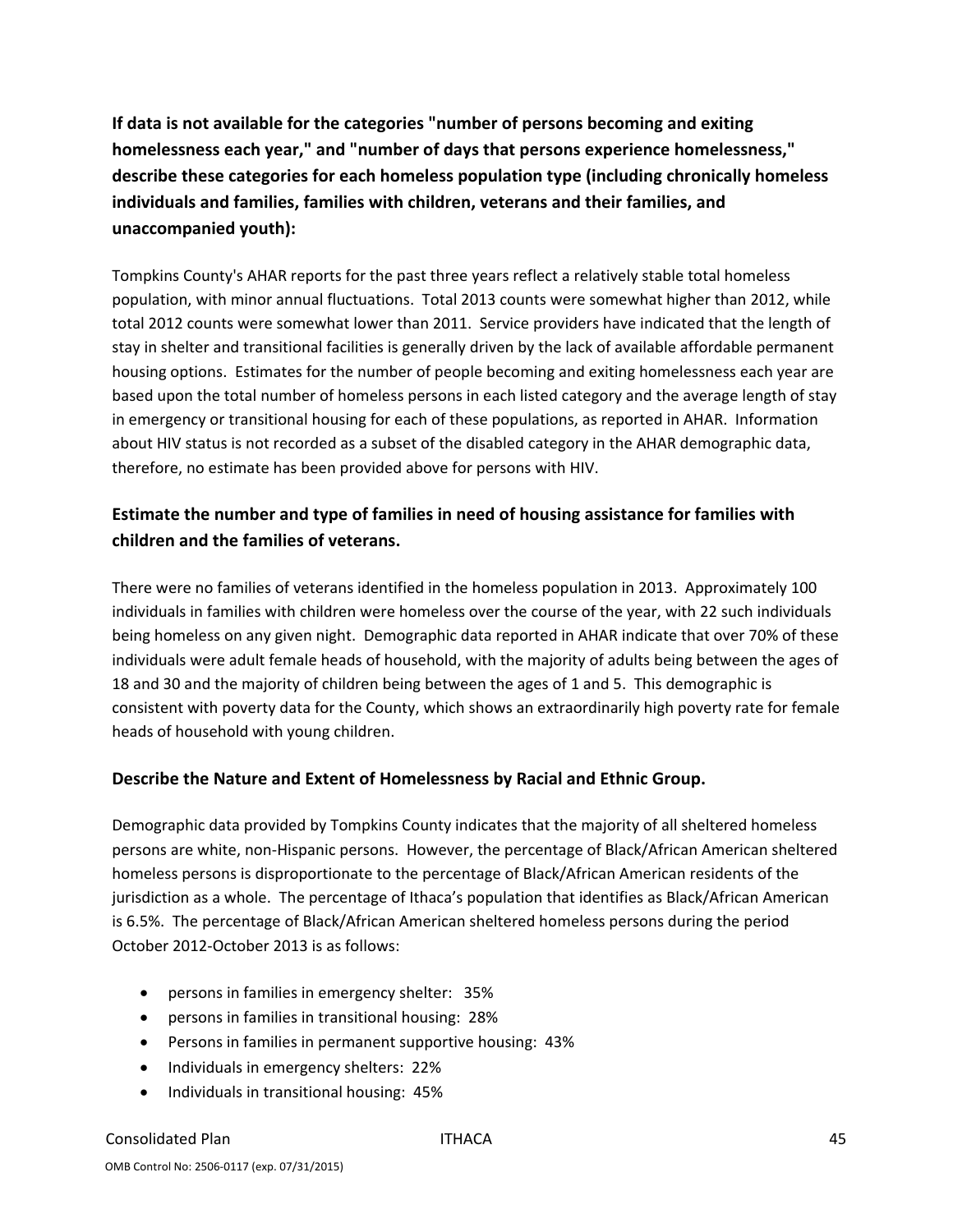**If data is not available for the categories "number of persons becoming and exiting homelessness each year," and "number of days that persons experience homelessness," describe these categories for each homeless population type (including chronically homeless individuals and families, families with children, veterans and their families, and unaccompanied youth):**

Tompkins County's AHAR reports for the past three years reflect a relatively stable total homeless population, with minor annual fluctuations. Total 2013 counts were somewhat higher than 2012, while total 2012 counts were somewhat lower than 2011. Service providers have indicated that the length of stay in shelter and transitional facilities is generally driven by the lack of available affordable permanent housing options. Estimates for the number of people becoming and exiting homelessness each year are based upon the total number of homeless persons in each listed category and the average length of stay in emergency or transitional housing for each of these populations, as reported in AHAR. Information about HIV status is not recorded as a subset of the disabled category in the AHAR demographic data, therefore, no estimate has been provided above for persons with HIV.

## Estimate the number and type of families in need of housing assistance for families with children and the families of veterans.

There were no families of veterans identified in the homeless population in 2013. Approximately 100 individuals in families with children were homeless over the course of the year, with 22 such individuals being homeless on any given night. Demographic data reported in AHAR indicate that over 70% of these individuals were adult female heads of household, with the majority of adults being between the ages of 18 and 30 and the majority of children being between the ages of 1 and 5. This demographic is consistent with poverty data for the County, which shows an extraordinarily high poverty rate for female heads of household with young children.

## Describe the Nature and Extent of Homelessness by Racial and Ethnic Group.

Demographic data provided by Tompkins County indicates that the majority of all sheltered homeless persons are white, non-Hispanic persons. However, the percentage of Black/African American sheltered homeless persons is disproportionate to the percentage of Black/African American residents of the jurisdiction as a whole. The percentage of Ithaca's population that identifies as Black/African American is 6.5%. The percentage of Black/African American sheltered homeless persons during the period October 2012-October 2013 is as follows:

- persons in families in emergency shelter: 35%
- persons in families in transitional housing: 28%
- Persons in families in permanent supportive housing: 43%
- Individuals in emergency shelters: 22%
- Individuals in transitional housing: 45%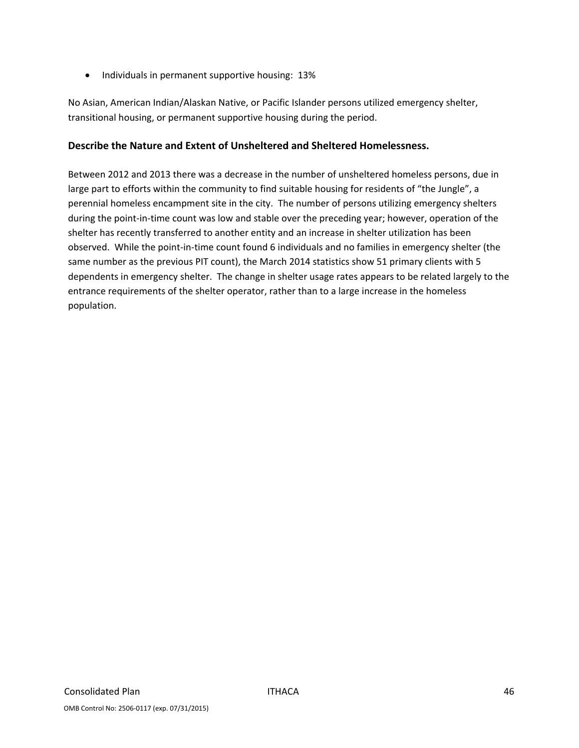- Individuals in permanent supportive housing: 13%

No Asian, American Indian/Alaskan Native, or Pacific Islander persons utilized emergency shelter, transitional housing, or permanent supportive housing during the period.

### Describe the Nature and Extent of Unsheltered and Sheltered Homelessness.

Between 2012 and 2013 there was a decrease in the number of unsheltered homeless persons, due in large part to efforts within the community to find suitable housing for residents of "the Jungle", a perennial homeless encampment site in the city. The number of persons utilizing emergency shelters during the point-in-time count was low and stable over the preceding year; however, operation of the shelter has recently transferred to another entity and an increase in shelter utilization has been observed. While the point-in-time count found 6 individuals and no families in emergency shelter (the same number as the previous PIT count), the March 2014 statistics show 51 primary clients with 5 dependents in emergency shelter. The change in shelter usage rates appears to be related largely to the entrance requirements of the shelter operator, rather than to a large increase in the homeless population.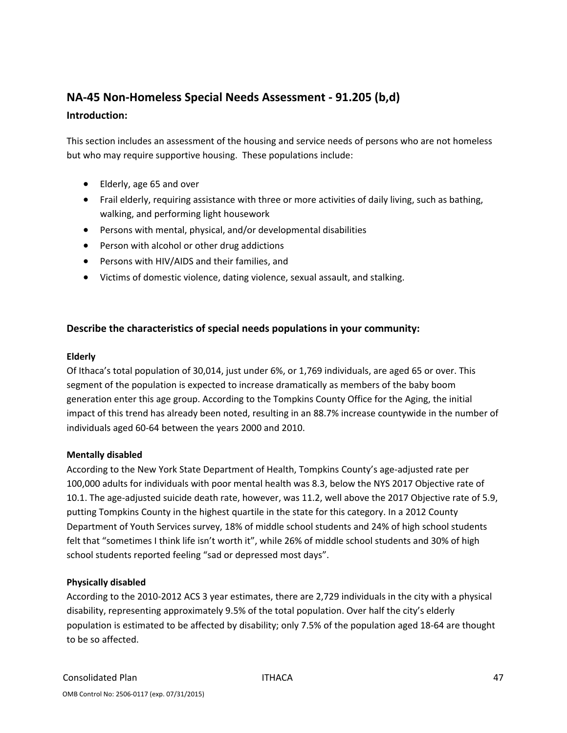## NA-45 Non-Homeless Special Needs Assessment - 91.205 (b,d)

### Introduction:

This section includes an assessment of the housing and service needs of persons who are not homeless but who may require supportive housing. These populations include:

- Elderly, age 65 and over
- Frail elderly, requiring assistance with three or more activities of daily living, such as bathing, walking, and performing light housework
- Persons with mental, physical, and/or developmental disabilities
- Person with alcohol or other drug addictions
- Persons with HIV/AIDS and their families, and
- Victims of domestic violence, dating violence, sexual assault, and stalking.

### Describe the characteristics of special needs populations in your community:

**Elderly**

Of Ithaca's total population of 30,014, just under 6%, or 1,769 individuals, are aged 65 or over. This segment of the population is expected to increase dramatically as members of the baby boom generation enter this age group. According to the Tompkins County Office for the Aging, the initial impact of this trend has already been noted, resulting in an 88.7% increase countywide in the number of individuals aged 60-64 between the years 2000 and 2010.

**Mentally disabled**

According to the New York State Department of Health, Tompkins County's age-adjusted rate per 100,000 adults for individuals with poor mental health was 8.3, below the NYS 2017 Objective rate of 10.1. The age-adjusted suicide death rate, however, was 11.2, well above the 2017 Objective rate of 5.9, putting Tompkins County in the highest quartile in the state for this category. In a 2012 County Department of Youth Services survey, 18% of middle school students and 24% of high school students felt that "sometimes I think life isn't worth it", while 26% of middle school students and 30% of high school students reported feeling "sad or depressed most days".

**Physically disabled**

According to the 2010-2012 ACS 3 year estimates, there are 2,729 individuals in the city with a physical disability, representing approximately 9.5% of the total population. Over half the city's elderly population is estimated to be affected by disability; only 7.5% of the population aged 18-64 are thought to be so affected.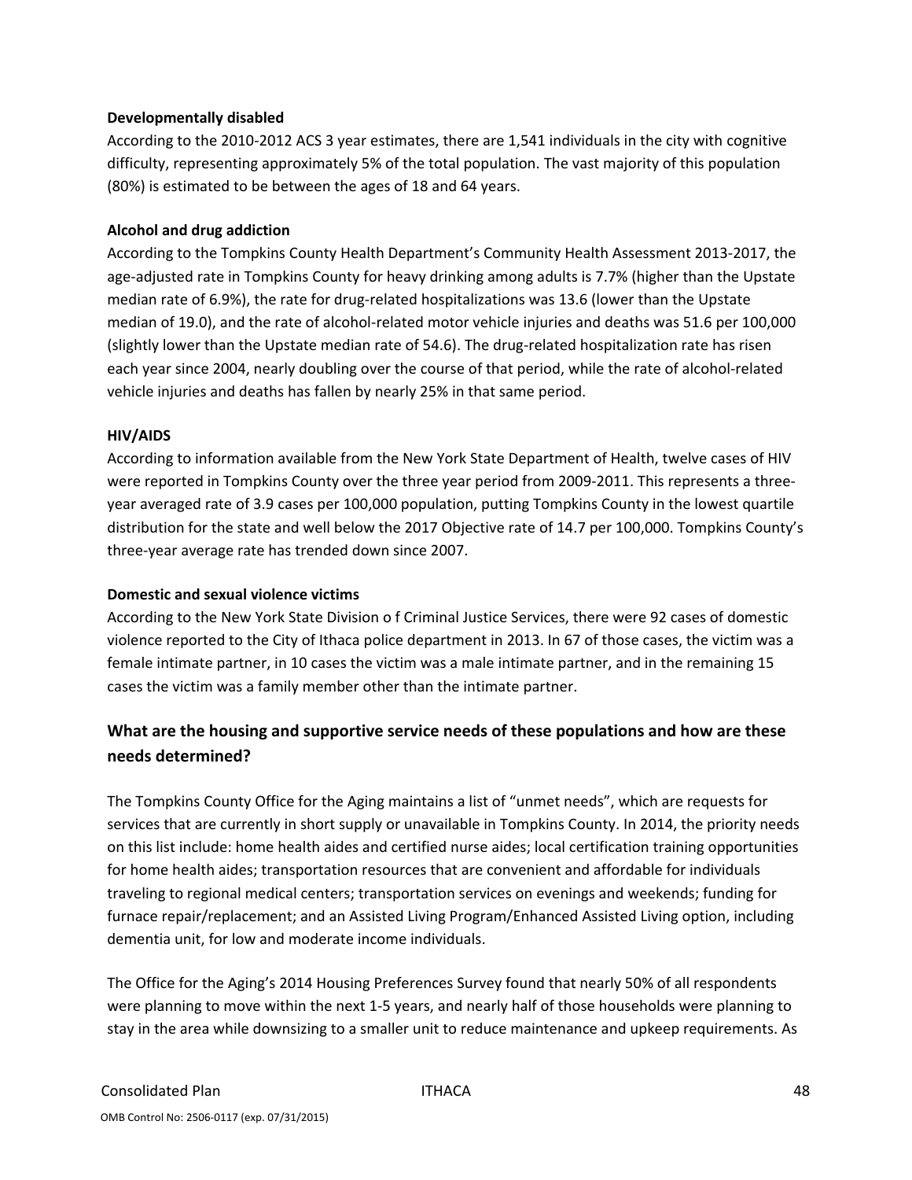**Developmentally disabled**

According to the 2010-2012 ACS 3 year estimates, there are 1,541 individuals in the city with cognitive difficulty, representing approximately 5% of the total population. The vast majority of this population (80%) is estimated to be between the ages of 18 and 64 years.

**Alcohol and drug addiction**

According to the Tompkins County Health Department's Community Health Assessment 2013-2017, the age-adjusted rate in Tompkins County for heavy drinking among adults is 7.7% (higher than the Upstate median rate of 6.9%), the rate for drug-related hospitalizations was 13.6 (lower than the Upstate median of 19.0), and the rate of alcohol-related motor vehicle injuries and deaths was 51.6 per 100,000 (slightly lower than the Upstate median rate of 54.6). The drug-related hospitalization rate has risen each year since 2004, nearly doubling over the course of that period, while the rate of alcohol-related vehicle injuries and deaths has fallen by nearly 25% in that same period.

**HIV/AIDS**

According to information available from the New York State Department of Health, twelve cases of HIV were reported in Tompkins County over the three year period from 2009-2011. This represents a three-year averaged rate of 3.9 cases per 100,000 population, putting Tompkins County in the lowest quartile distribution for the state and well below the 2017 Objective rate of 14.7 per 100,000. Tompkins County's three-year average rate has trended down since 2007.

**Domestic and sexual violence victims**

According to the New York State Division o f Criminal Justice Services, there were 92 cases of domestic violence reported to the City of Ithaca police department in 2013. In 67 of those cases, the victim was a female intimate partner, in 10 cases the victim was a male intimate partner, and in the remaining 15 cases the victim was a family member other than the intimate partner.

## What are the housing and supportive service needs of these populations and how are these needs determined?

The Tompkins County Office for the Aging maintains a list of "unmet needs", which are requests for services that are currently in short supply or unavailable in Tompkins County. In 2014, the priority needs on this list include: home health aides and certified nurse aides; local certification training opportunities for home health aides; transportation resources that are convenient and affordable for individuals traveling to regional medical centers; transportation services on evenings and weekends; funding for furnace repair/replacement; and an Assisted Living Program/Enhanced Assisted Living option, including dementia unit, for low and moderate income individuals.

The Office for the Aging's 2014 Housing Preferences Survey found that nearly 50% of all respondents were planning to move within the next 1-5 years, and nearly half of those households were planning to stay in the area while downsizing to a smaller unit to reduce maintenance and upkeep requirements. As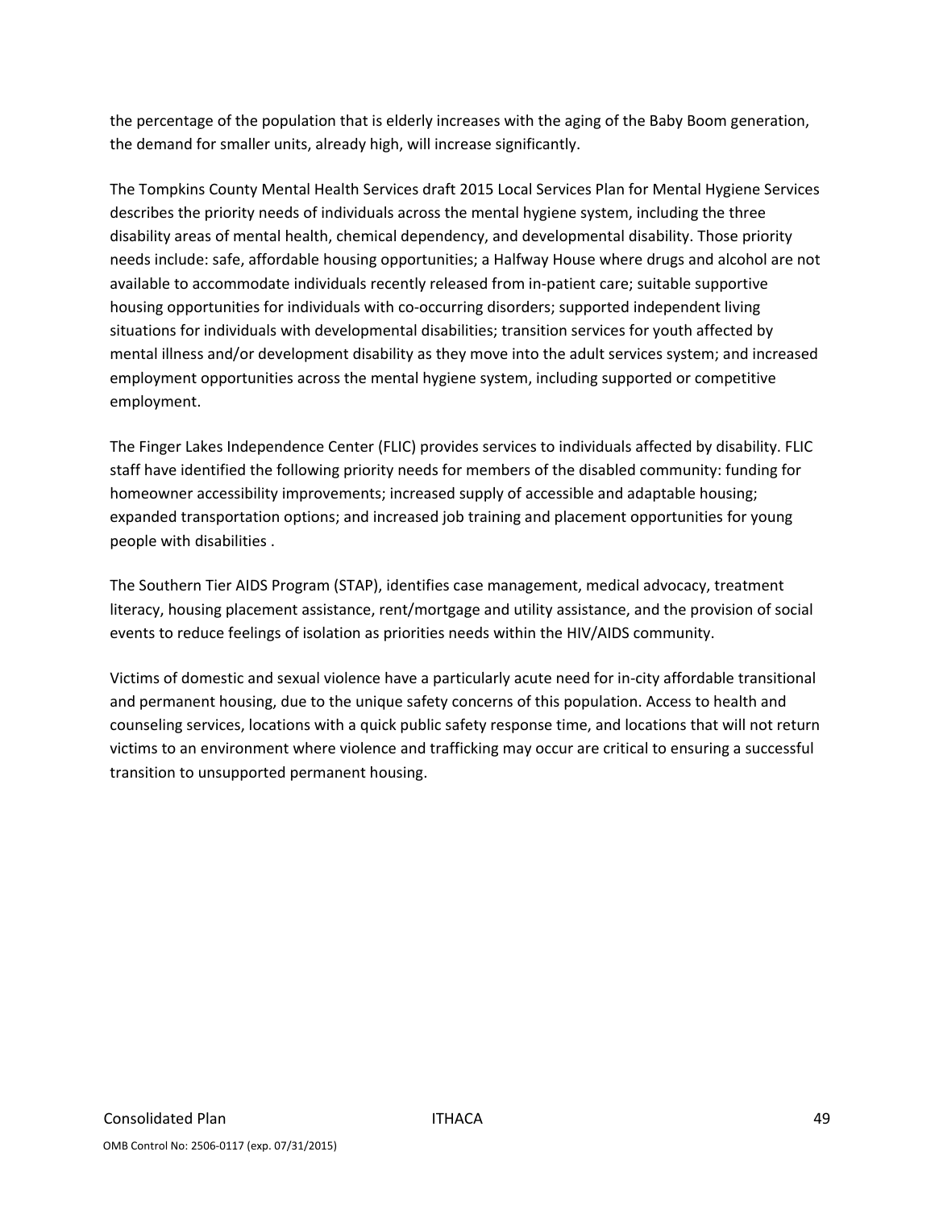the percentage of the population that is elderly increases with the aging of the Baby Boom generation, the demand for smaller units, already high, will increase significantly.

The Tompkins County Mental Health Services draft 2015 Local Services Plan for Mental Hygiene Services describes the priority needs of individuals across the mental hygiene system, including the three disability areas of mental health, chemical dependency, and developmental disability. Those priority needs include: safe, affordable housing opportunities; a Halfway House where drugs and alcohol are not available to accommodate individuals recently released from in-patient care; suitable supportive housing opportunities for individuals with co-occurring disorders; supported independent living situations for individuals with developmental disabilities; transition services for youth affected by mental illness and/or development disability as they move into the adult services system; and increased employment opportunities across the mental hygiene system, including supported or competitive employment.

The Finger Lakes Independence Center (FLIC) provides services to individuals affected by disability. FLIC staff have identified the following priority needs for members of the disabled community: funding for homeowner accessibility improvements; increased supply of accessible and adaptable housing; expanded transportation options; and increased job training and placement opportunities for young people with disabilities .

The Southern Tier AIDS Program (STAP), identifies case management, medical advocacy, treatment literacy, housing placement assistance, rent/mortgage and utility assistance, and the provision of social events to reduce feelings of isolation as priorities needs within the HIV/AIDS community.

Victims of domestic and sexual violence have a particularly acute need for in-city affordable transitional and permanent housing, due to the unique safety concerns of this population. Access to health and counseling services, locations with a quick public safety response time, and locations that will not return victims to an environment where violence and trafficking may occur are critical to ensuring a successful transition to unsupported permanent housing.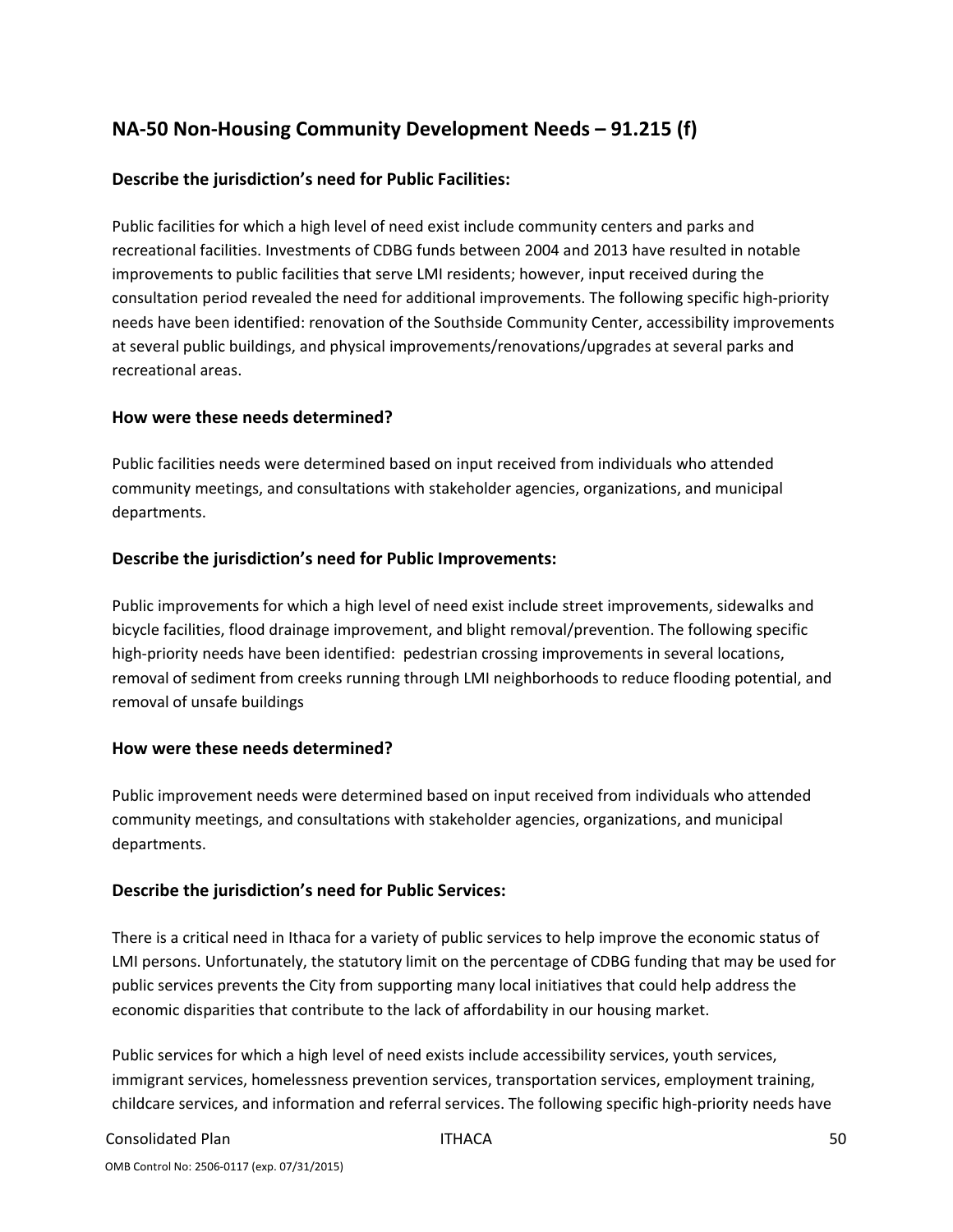## NA-50 Non-Housing Community Development Needs – 91.215 (f)

### Describe the jurisdiction's need for Public Facilities:

Public facilities for which a high level of need exist include community centers and parks and recreational facilities. Investments of CDBG funds between 2004 and 2013 have resulted in notable improvements to public facilities that serve LMI residents; however, input received during the consultation period revealed the need for additional improvements. The following specific high-priority needs have been identified: renovation of the Southside Community Center, accessibility improvements at several public buildings, and physical improvements/renovations/upgrades at several parks and recreational areas.

### How were these needs determined?

Public facilities needs were determined based on input received from individuals who attended community meetings, and consultations with stakeholder agencies, organizations, and municipal departments.

### Describe the jurisdiction's need for Public Improvements:

Public improvements for which a high level of need exist include street improvements, sidewalks and bicycle facilities, flood drainage improvement, and blight removal/prevention. The following specific high-priority needs have been identified: pedestrian crossing improvements in several locations, removal of sediment from creeks running through LMI neighborhoods to reduce flooding potential, and removal of unsafe buildings

### How were these needs determined?

Public improvement needs were determined based on input received from individuals who attended community meetings, and consultations with stakeholder agencies, organizations, and municipal departments.

### Describe the jurisdiction's need for Public Services:

There is a critical need in Ithaca for a variety of public services to help improve the economic status of LMI persons. Unfortunately, the statutory limit on the percentage of CDBG funding that may be used for public services prevents the City from supporting many local initiatives that could help address the economic disparities that contribute to the lack of affordability in our housing market.

Public services for which a high level of need exists include accessibility services, youth services, immigrant services, homelessness prevention services, transportation services, employment training, childcare services, and information and referral services. The following specific high-priority needs have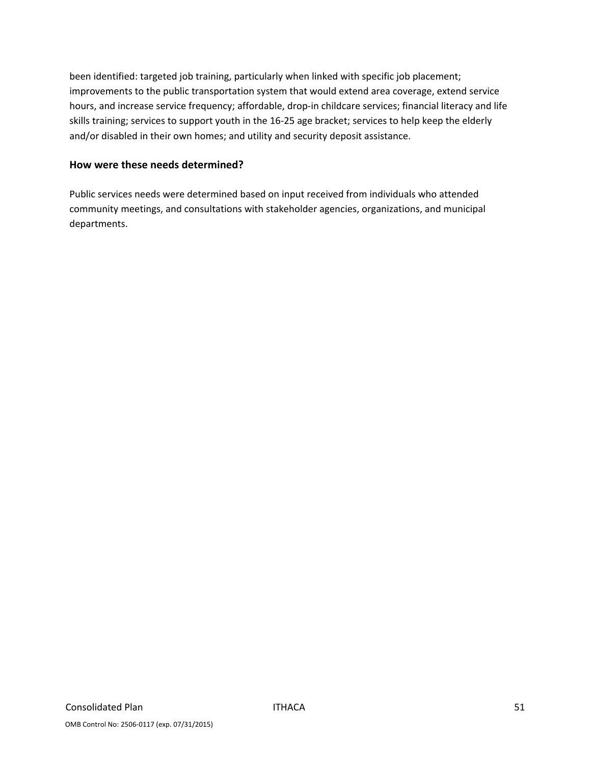been identified: targeted job training, particularly when linked with specific job placement; improvements to the public transportation system that would extend area coverage, extend service hours, and increase service frequency; affordable, drop-in childcare services; financial literacy and life skills training; services to support youth in the 16-25 age bracket; services to help keep the elderly and/or disabled in their own homes; and utility and security deposit assistance.

### How were these needs determined?

Public services needs were determined based on input received from individuals who attended community meetings, and consultations with stakeholder agencies, organizations, and municipal departments.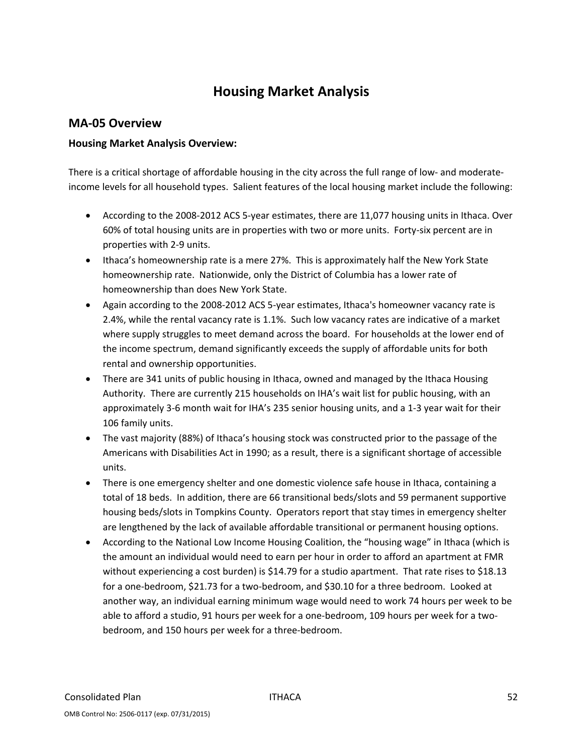# Housing Market Analysis

## MA-05 Overview

### Housing Market Analysis Overview:

There is a critical shortage of affordable housing in the city across the full range of low- and moderate-income levels for all household types. Salient features of the local housing market include the following:

- According to the 2008-2012 ACS 5-year estimates, there are 11,077 housing units in Ithaca. Over 60% of total housing units are in properties with two or more units. Forty-six percent are in properties with 2-9 units.
- Ithaca's homeownership rate is a mere 27%. This is approximately half the New York State homeownership rate. Nationwide, only the District of Columbia has a lower rate of homeownership than does New York State.
- Again according to the 2008-2012 ACS 5-year estimates, Ithaca's homeowner vacancy rate is 2.4%, while the rental vacancy rate is 1.1%. Such low vacancy rates are indicative of a market where supply struggles to meet demand across the board. For households at the lower end of the income spectrum, demand significantly exceeds the supply of affordable units for both rental and ownership opportunities.
- There are 341 units of public housing in Ithaca, owned and managed by the Ithaca Housing Authority. There are currently 215 households on IHA's wait list for public housing, with an approximately 3-6 month wait for IHA's 235 senior housing units, and a 1-3 year wait for their 106 family units.
- The vast majority (88%) of Ithaca's housing stock was constructed prior to the passage of the Americans with Disabilities Act in 1990; as a result, there is a significant shortage of accessible units.
- There is one emergency shelter and one domestic violence safe house in Ithaca, containing a total of 18 beds. In addition, there are 66 transitional beds/slots and 59 permanent supportive housing beds/slots in Tompkins County. Operators report that stay times in emergency shelter are lengthened by the lack of available affordable transitional or permanent housing options.
- According to the National Low Income Housing Coalition, the "housing wage" in Ithaca (which is the amount an individual would need to earn per hour in order to afford an apartment at FMR without experiencing a cost burden) is $14.79 for a studio apartment. That rate rises to $18.13 for a one-bedroom, $21.73 for a two-bedroom, and $30.10 for a three bedroom. Looked at another way, an individual earning minimum wage would need to work 74 hours per week to be able to afford a studio, 91 hours per week for a one-bedroom, 109 hours per week for a two-bedroom, and 150 hours per week for a three-bedroom.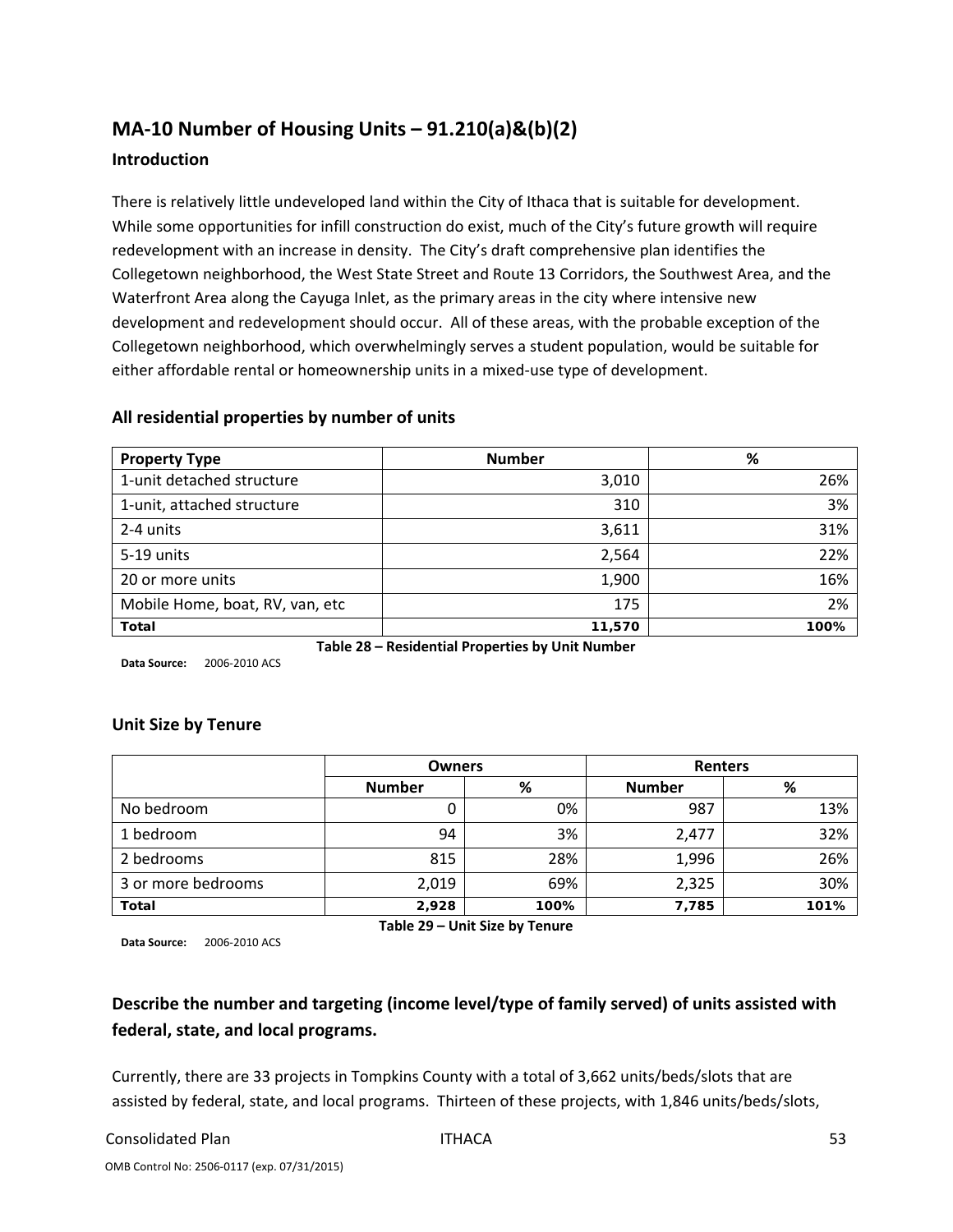## MA-10 Number of Housing Units – 91.210(a)&(b)(2)

### Introduction

There is relatively little undeveloped land within the City of Ithaca that is suitable for development. While some opportunities for infill construction do exist, much of the City's future growth will require redevelopment with an increase in density. The City's draft comprehensive plan identifies the Collegetown neighborhood, the West State Street and Route 13 Corridors, the Southwest Area, and the Waterfront Area along the Cayuga Inlet, as the primary areas in the city where intensive new development and redevelopment should occur. All of these areas, with the probable exception of the Collegetown neighborhood, which overwhelmingly serves a student population, would be suitable for either affordable rental or homeownership units in a mixed-use type of development.

### All residential properties by number of units

| Property Type | Number | % |
|---|---|---|
| 1-unit detached structure | 3,010 | 26% |
| 1-unit, attached structure | 310 | 3% |
| 2-4 units | 3,611 | 31% |
| 5-19 units | 2,564 | 22% |
| 20 or more units | 1,900 | 16% |
| Mobile Home, boat, RV, van, etc | 175 | 2% |
| **Total** | **11,570** | **100%** |

**Table 28 – Residential Properties by Unit Number**

**Data Source:** 2006-2010 ACS

### Unit Size by Tenure

| | Owners | | Renters | |
|---|---|---|---|---|
| | Number | % | Number | % |
| No bedroom | 0 | 0% | 987 | 13% |
| 1 bedroom | 94 | 3% | 2,477 | 32% |
| 2 bedrooms | 815 | 28% | 1,996 | 26% |
| 3 or more bedrooms | 2,019 | 69% | 2,325 | 30% |
| **Total** | **2,928** | **100%** | **7,785** | **101%** |

**Table 29 – Unit Size by Tenure**

**Data Source:** 2006-2010 ACS

### Describe the number and targeting (income level/type of family served) of units assisted with federal, state, and local programs.

Currently, there are 33 projects in Tompkins County with a total of 3,662 units/beds/slots that are assisted by federal, state, and local programs. Thirteen of these projects, with 1,846 units/beds/slots,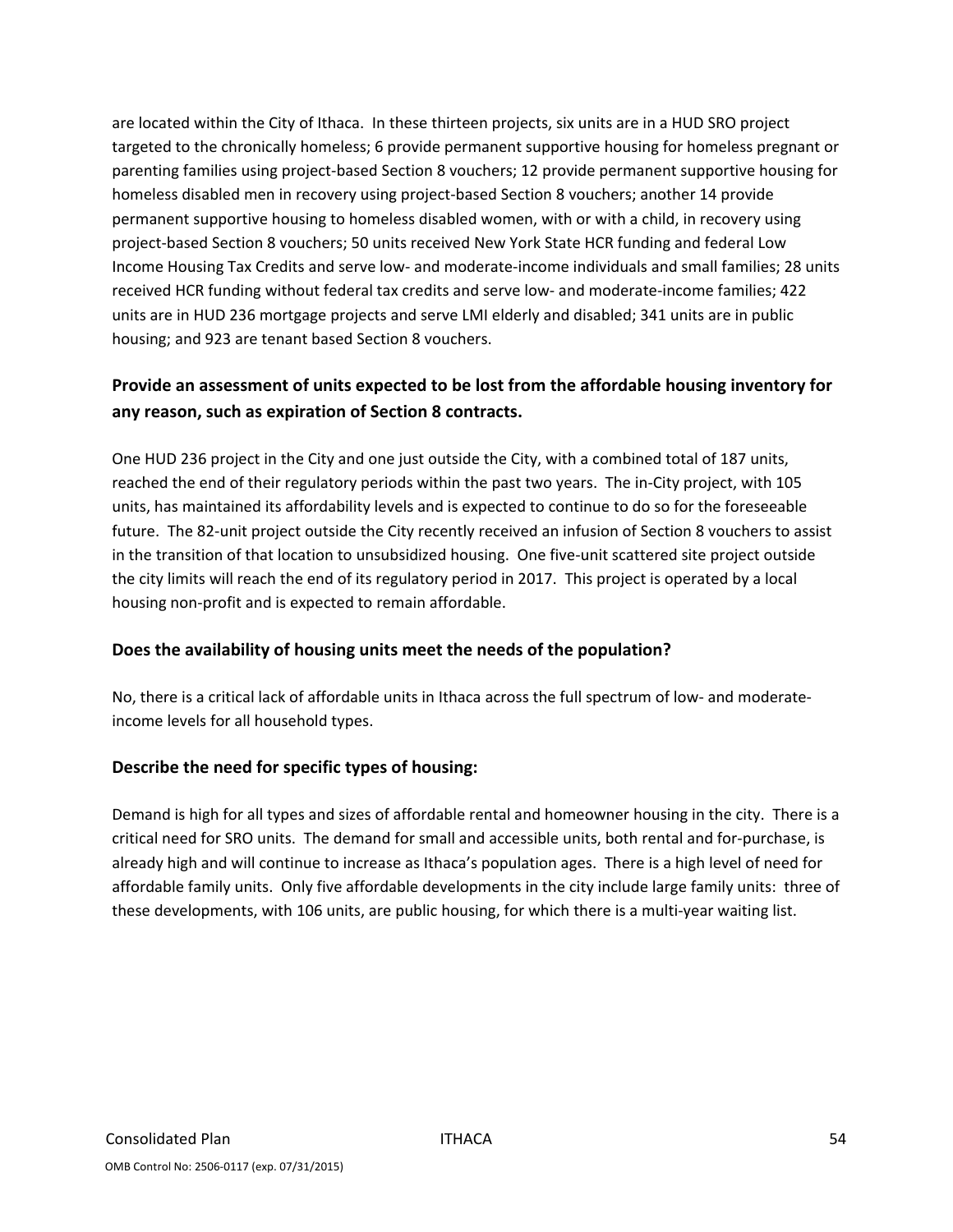are located within the City of Ithaca. In these thirteen projects, six units are in a HUD SRO project targeted to the chronically homeless; 6 provide permanent supportive housing for homeless pregnant or parenting families using project-based Section 8 vouchers; 12 provide permanent supportive housing for homeless disabled men in recovery using project-based Section 8 vouchers; another 14 provide permanent supportive housing to homeless disabled women, with or with a child, in recovery using project-based Section 8 vouchers; 50 units received New York State HCR funding and federal Low Income Housing Tax Credits and serve low- and moderate-income individuals and small families; 28 units received HCR funding without federal tax credits and serve low- and moderate-income families; 422 units are in HUD 236 mortgage projects and serve LMI elderly and disabled; 341 units are in public housing; and 923 are tenant based Section 8 vouchers.

### Provide an assessment of units expected to be lost from the affordable housing inventory for any reason, such as expiration of Section 8 contracts.

One HUD 236 project in the City and one just outside the City, with a combined total of 187 units, reached the end of their regulatory periods within the past two years. The in-City project, with 105 units, has maintained its affordability levels and is expected to continue to do so for the foreseeable future. The 82-unit project outside the City recently received an infusion of Section 8 vouchers to assist in the transition of that location to unsubsidized housing. One five-unit scattered site project outside the city limits will reach the end of its regulatory period in 2017. This project is operated by a local housing non-profit and is expected to remain affordable.

### Does the availability of housing units meet the needs of the population?

No, there is a critical lack of affordable units in Ithaca across the full spectrum of low- and moderate-income levels for all household types.

### Describe the need for specific types of housing:

Demand is high for all types and sizes of affordable rental and homeowner housing in the city. There is a critical need for SRO units. The demand for small and accessible units, both rental and for-purchase, is already high and will continue to increase as Ithaca's population ages. There is a high level of need for affordable family units. Only five affordable developments in the city include large family units: three of these developments, with 106 units, are public housing, for which there is a multi-year waiting list.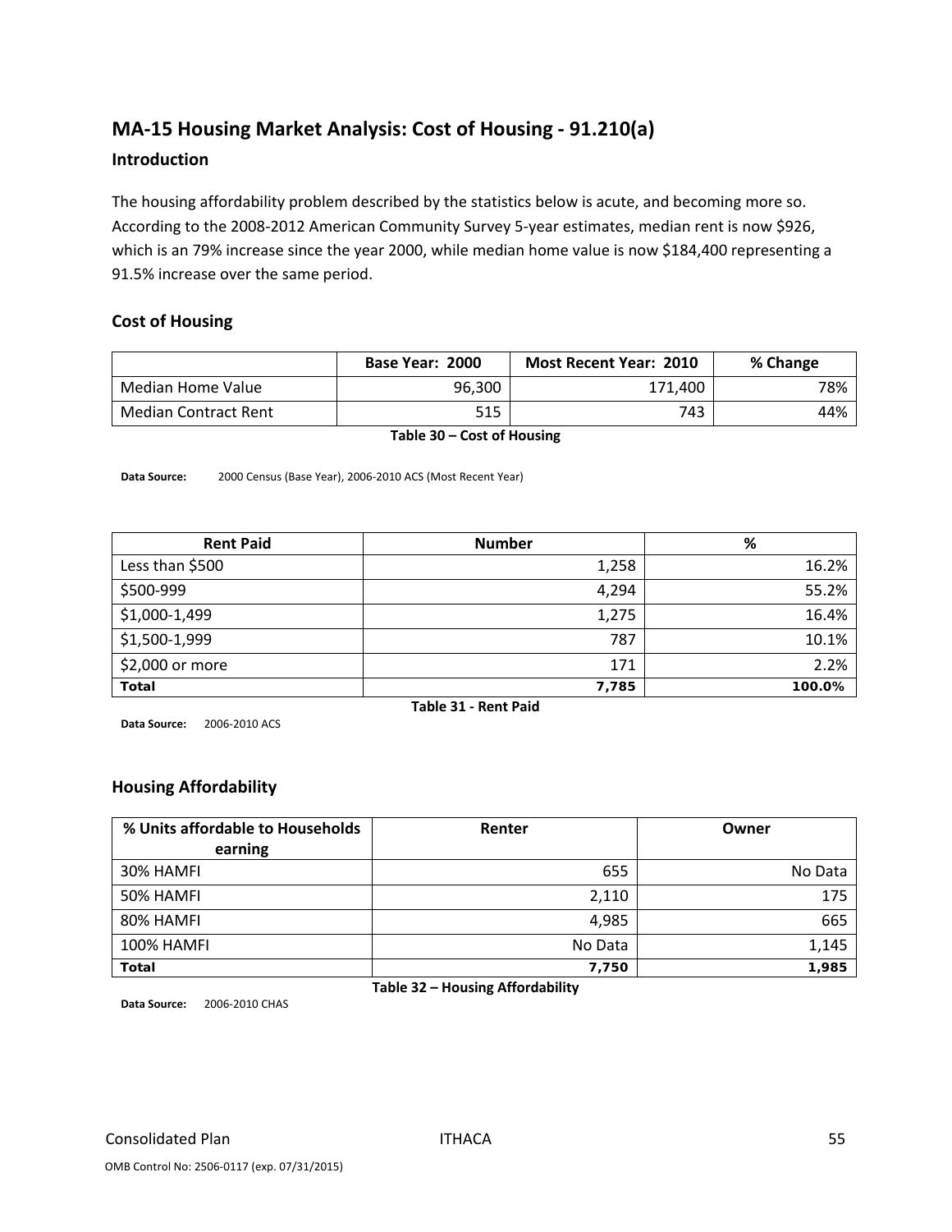## MA-15 Housing Market Analysis: Cost of Housing - 91.210(a)

### Introduction

The housing affordability problem described by the statistics below is acute, and becoming more so. According to the 2008-2012 American Community Survey 5-year estimates, median rent is now $926, which is an 79% increase since the year 2000, while median home value is now $184,400 representing a 91.5% increase over the same period.

### Cost of Housing

| | Base Year: 2000 | Most Recent Year: 2010 | % Change |
|---|---|---|---|
| Median Home Value | 96,300 | 171,400 | 78% |
| Median Contract Rent | 515 | 743 | 44% |

**Table 30 – Cost of Housing**

**Data Source:** 2000 Census (Base Year), 2006-2010 ACS (Most Recent Year)

| Rent Paid | Number | % |
|---|---|---|
| Less than $500 | 1,258 | 16.2% |
| $500-999 | 4,294 | 55.2% |
| $1,000-1,499 | 1,275 | 16.4% |
| $1,500-1,999 | 787 | 10.1% |
| $2,000 or more | 171 | 2.2% |
| **Total** | **7,785** | **100.0%** |

**Table 31 - Rent Paid**

**Data Source:** 2006-2010 ACS

### Housing Affordability

| % Units affordable to Households earning | Renter | Owner |
|---|---|---|
| 30% HAMFI | 655 | No Data |
| 50% HAMFI | 2,110 | 175 |
| 80% HAMFI | 4,985 | 665 |
| 100% HAMFI | No Data | 1,145 |
| **Total** | **7,750** | **1,985** |

**Table 32 – Housing Affordability**

**Data Source:** 2006-2010 CHAS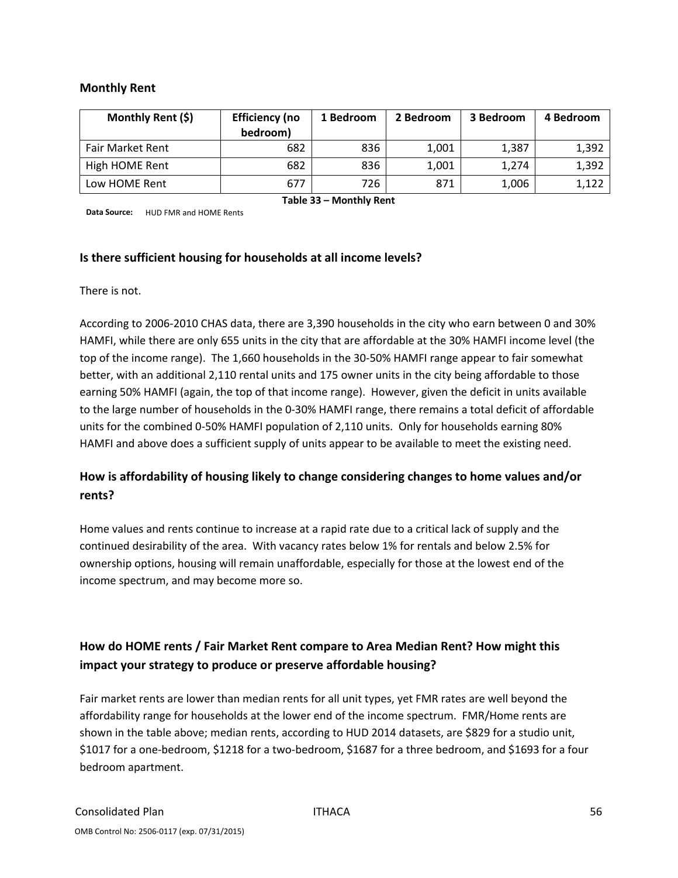### Monthly Rent

| Monthly Rent ($) | Efficiency (no bedroom) | 1 Bedroom | 2 Bedroom | 3 Bedroom | 4 Bedroom |
|---|---|---|---|---|---|
| Fair Market Rent | 682 | 836 | 1,001 | 1,387 | 1,392 |
| High HOME Rent | 682 | 836 | 1,001 | 1,274 | 1,392 |
| Low HOME Rent | 677 | 726 | 871 | 1,006 | 1,122 |

**Table 33 – Monthly Rent**

**Data Source:** HUD FMR and HOME Rents

### Is there sufficient housing for households at all income levels?

There is not.

According to 2006-2010 CHAS data, there are 3,390 households in the city who earn between 0 and 30% HAMFI, while there are only 655 units in the city that are affordable at the 30% HAMFI income level (the top of the income range). The 1,660 households in the 30-50% HAMFI range appear to fair somewhat better, with an additional 2,110 rental units and 175 owner units in the city being affordable to those earning 50% HAMFI (again, the top of that income range). However, given the deficit in units available to the large number of households in the 0-30% HAMFI range, there remains a total deficit of affordable units for the combined 0-50% HAMFI population of 2,110 units. Only for households earning 80% HAMFI and above does a sufficient supply of units appear to be available to meet the existing need.

### How is affordability of housing likely to change considering changes to home values and/or rents?

Home values and rents continue to increase at a rapid rate due to a critical lack of supply and the continued desirability of the area. With vacancy rates below 1% for rentals and below 2.5% for ownership options, housing will remain unaffordable, especially for those at the lowest end of the income spectrum, and may become more so.

### How do HOME rents / Fair Market Rent compare to Area Median Rent? How might this impact your strategy to produce or preserve affordable housing?

Fair market rents are lower than median rents for all unit types, yet FMR rates are well beyond the affordability range for households at the lower end of the income spectrum. FMR/Home rents are shown in the table above; median rents, according to HUD 2014 datasets, are $829 for a studio unit, $1017 for a one-bedroom, $1218 for a two-bedroom, $1687 for a three bedroom, and $1693 for a four bedroom apartment.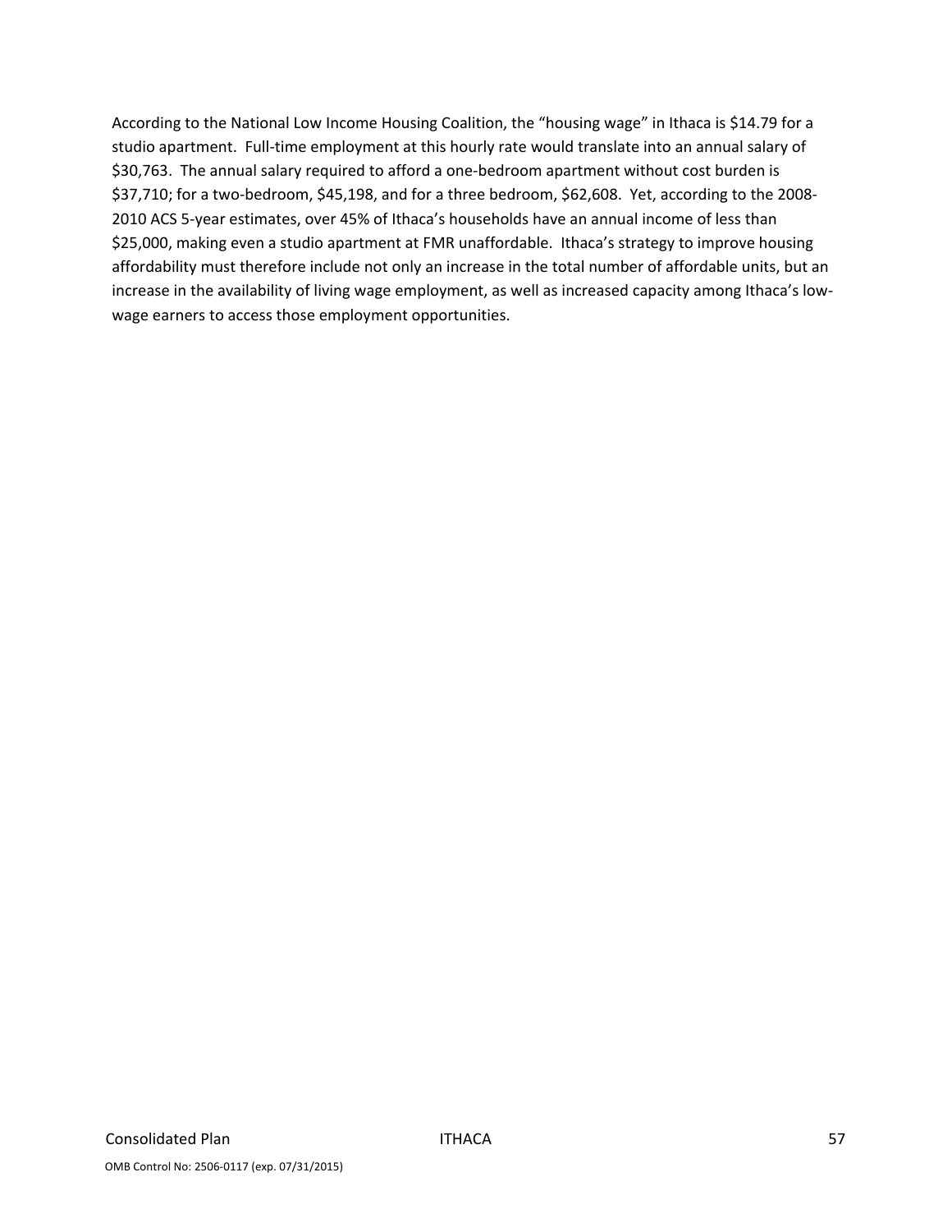According to the National Low Income Housing Coalition, the "housing wage" in Ithaca is $14.79 for a studio apartment. Full-time employment at this hourly rate would translate into an annual salary of $30,763. The annual salary required to afford a one-bedroom apartment without cost burden is $37,710; for a two-bedroom, $45,198, and for a three bedroom, $62,608. Yet, according to the 2008-2010 ACS 5-year estimates, over 45% of Ithaca's households have an annual income of less than $25,000, making even a studio apartment at FMR unaffordable. Ithaca's strategy to improve housing affordability must therefore include not only an increase in the total number of affordable units, but an increase in the availability of living wage employment, as well as increased capacity among Ithaca's low-wage earners to access those employment opportunities.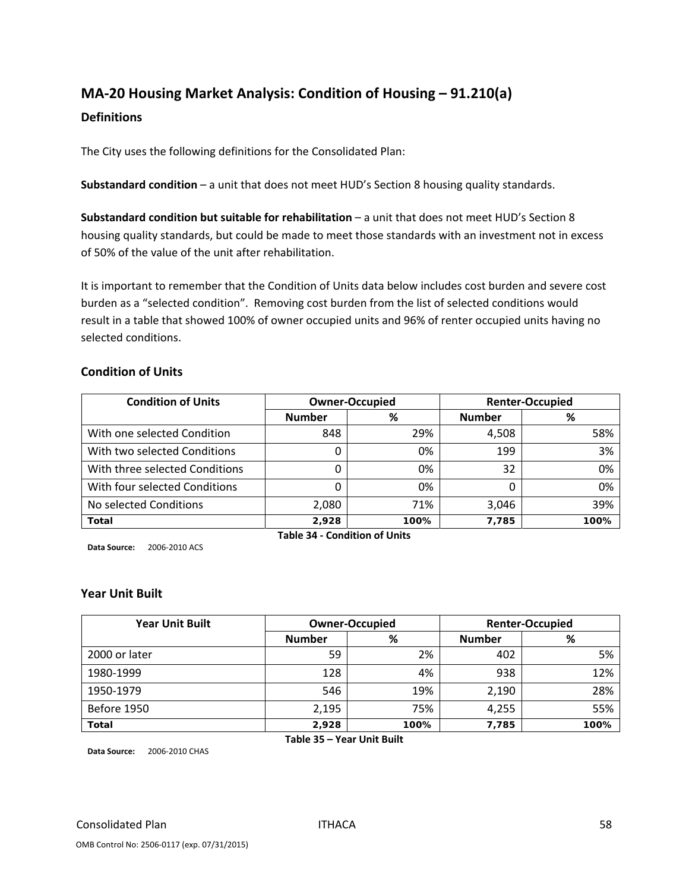## MA-20 Housing Market Analysis: Condition of Housing – 91.210(a)

### Definitions

The City uses the following definitions for the Consolidated Plan:

**Substandard condition** – a unit that does not meet HUD's Section 8 housing quality standards.

**Substandard condition but suitable for rehabilitation** – a unit that does not meet HUD's Section 8 housing quality standards, but could be made to meet those standards with an investment not in excess of 50% of the value of the unit after rehabilitation.

It is important to remember that the Condition of Units data below includes cost burden and severe cost burden as a "selected condition". Removing cost burden from the list of selected conditions would result in a table that showed 100% of owner occupied units and 96% of renter occupied units having no selected conditions.

### Condition of Units

| Condition of Units | Owner-Occupied | | Renter-Occupied | |
|---|---|---|---|---|
| | Number | % | Number | % |
| With one selected Condition | 848 | 29% | 4,508 | 58% |
| With two selected Conditions | 0 | 0% | 199 | 3% |
| With three selected Conditions | 0 | 0% | 32 | 0% |
| With four selected Conditions | 0 | 0% | 0 | 0% |
| No selected Conditions | 2,080 | 71% | 3,046 | 39% |
| **Total** | **2,928** | **100%** | **7,785** | **100%** |

**Table 34 - Condition of Units**

**Data Source:** 2006-2010 ACS

### Year Unit Built

| Year Unit Built | Owner-Occupied | | Renter-Occupied | |
|---|---|---|---|---|
| | Number | % | Number | % |
| 2000 or later | 59 | 2% | 402 | 5% |
| 1980-1999 | 128 | 4% | 938 | 12% |
| 1950-1979 | 546 | 19% | 2,190 | 28% |
| Before 1950 | 2,195 | 75% | 4,255 | 55% |
| **Total** | **2,928** | **100%** | **7,785** | **100%** |

**Table 35 – Year Unit Built**

**Data Source:** 2006-2010 CHAS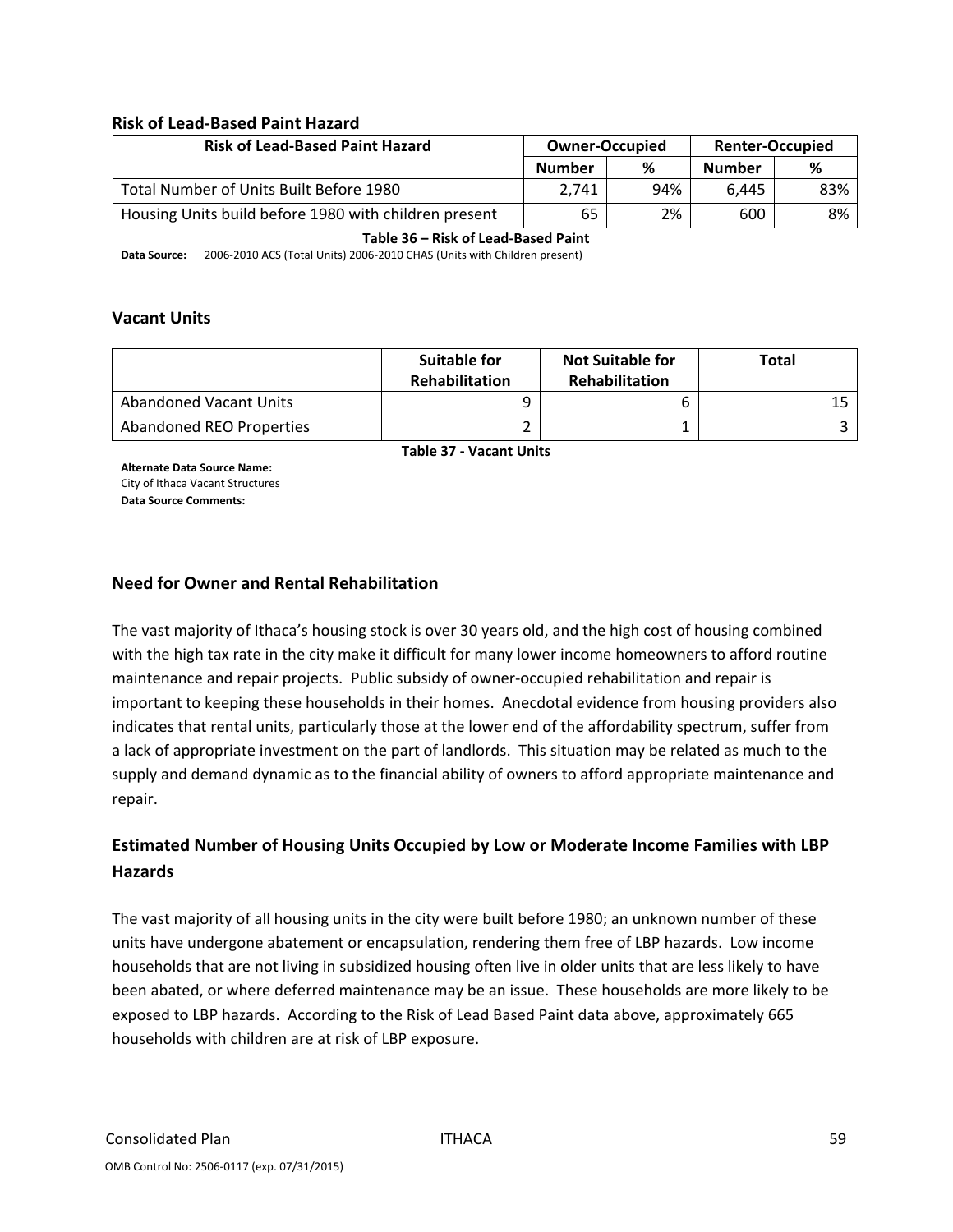### Risk of Lead-Based Paint Hazard

| Risk of Lead-Based Paint Hazard | Owner-Occupied | | Renter-Occupied | |
|---|---|---|---|---|
| | Number | % | Number | % |
| Total Number of Units Built Before 1980 | 2,741 | 94% | 6,445 | 83% |
| Housing Units build before 1980 with children present | 65 | 2% | 600 | 8% |

**Table 36 – Risk of Lead-Based Paint**

**Data Source:** 2006-2010 ACS (Total Units) 2006-2010 CHAS (Units with Children present)

### Vacant Units

| | Suitable for Rehabilitation | Not Suitable for Rehabilitation | Total |
|---|---|---|---|
| Abandoned Vacant Units | 9 | 6 | 15 |
| Abandoned REO Properties | 2 | 1 | 3 |

**Table 37 - Vacant Units**

**Alternate Data Source Name:**
City of Ithaca Vacant Structures
**Data Source Comments:**

### Need for Owner and Rental Rehabilitation

The vast majority of Ithaca's housing stock is over 30 years old, and the high cost of housing combined with the high tax rate in the city make it difficult for many lower income homeowners to afford routine maintenance and repair projects. Public subsidy of owner-occupied rehabilitation and repair is important to keeping these households in their homes. Anecdotal evidence from housing providers also indicates that rental units, particularly those at the lower end of the affordability spectrum, suffer from a lack of appropriate investment on the part of landlords. This situation may be related as much to the supply and demand dynamic as to the financial ability of owners to afford appropriate maintenance and repair.

### Estimated Number of Housing Units Occupied by Low or Moderate Income Families with LBP Hazards

The vast majority of all housing units in the city were built before 1980; an unknown number of these units have undergone abatement or encapsulation, rendering them free of LBP hazards. Low income households that are not living in subsidized housing often live in older units that are less likely to have been abated, or where deferred maintenance may be an issue. These households are more likely to be exposed to LBP hazards. According to the Risk of Lead Based Paint data above, approximately 665 households with children are at risk of LBP exposure.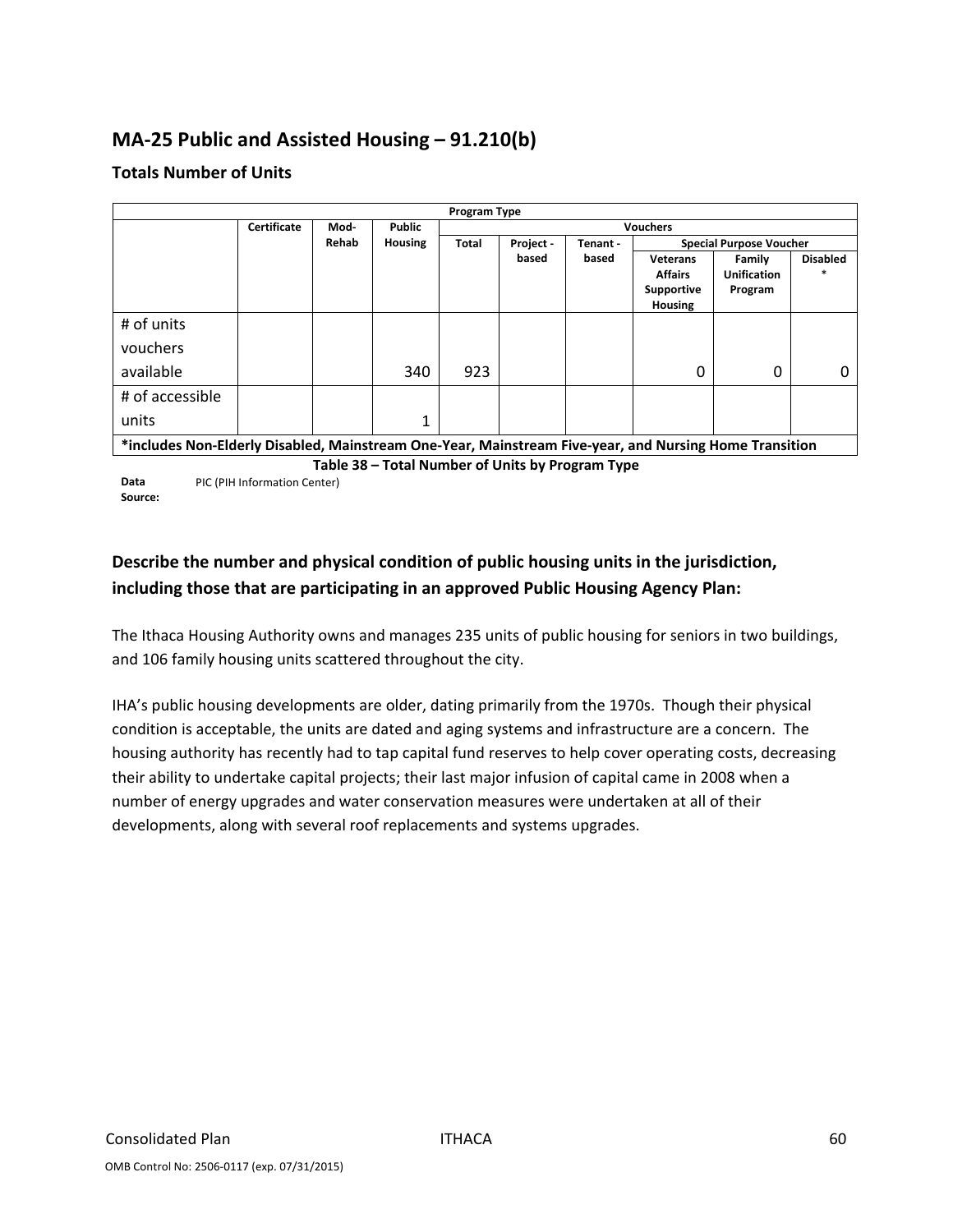## MA-25 Public and Assisted Housing – 91.210(b)

### Totals Number of Units

| | Program Type | | | | | | | | |
|---|---|---|---|---|---|---|---|---|---|
| | Certificate | Mod-Rehab | Public Housing | Vouchers | | | | | |
| | | | | Total | Project -based | Tenant -based | Special Purpose Voucher | | |
| | | | | | | | Veterans Affairs Supportive Housing | Family Unification Program | Disabled * |
| # of units vouchers available | | | 340 | 923 | | | 0 | 0 | 0 |
| # of accessible units | | | 1 | | | | | | |
| *includes Non-Elderly Disabled, Mainstream One-Year, Mainstream Five-year, and Nursing Home Transition | | | | | | | | | |

**Table 38 – Total Number of Units by Program Type**

**Data Source:** PIC (PIH Information Center)

### Describe the number and physical condition of public housing units in the jurisdiction, including those that are participating in an approved Public Housing Agency Plan:

The Ithaca Housing Authority owns and manages 235 units of public housing for seniors in two buildings, and 106 family housing units scattered throughout the city.

IHA's public housing developments are older, dating primarily from the 1970s. Though their physical condition is acceptable, the units are dated and aging systems and infrastructure are a concern. The housing authority has recently had to tap capital fund reserves to help cover operating costs, decreasing their ability to undertake capital projects; their last major infusion of capital came in 2008 when a number of energy upgrades and water conservation measures were undertaken at all of their developments, along with several roof replacements and systems upgrades.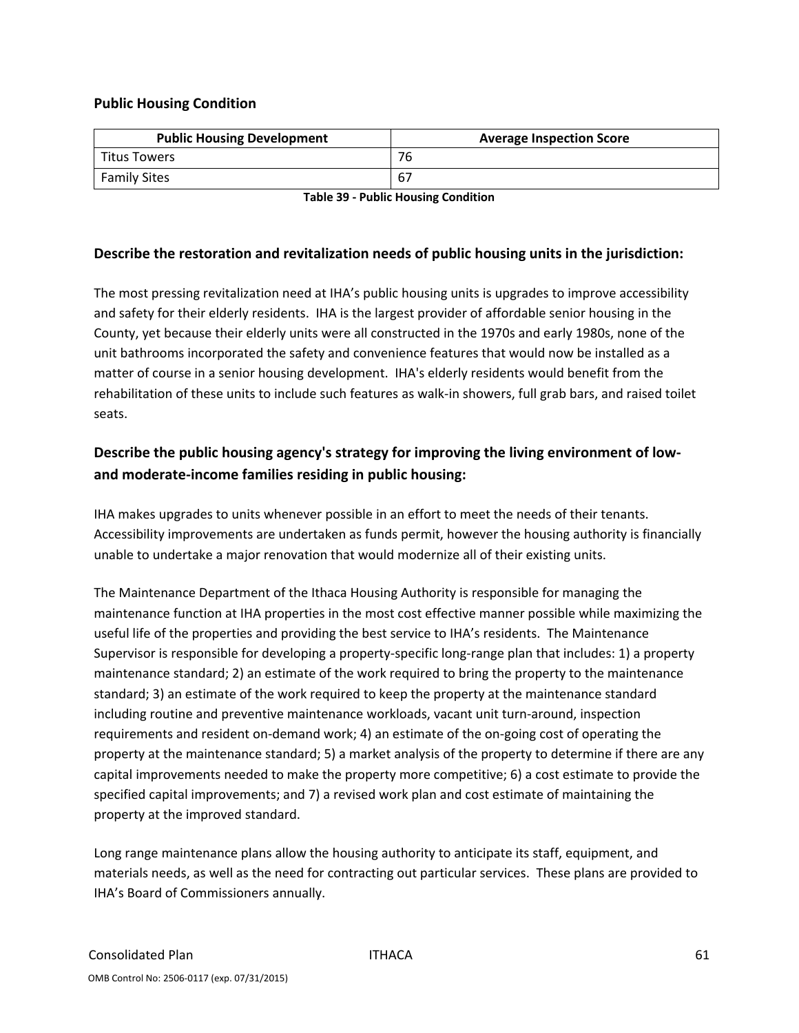### Public Housing Condition

| Public Housing Development | Average Inspection Score |
|---|---|
| Titus Towers | 76 |
| Family Sites | 67 |

**Table 39 - Public Housing Condition**

## Describe the restoration and revitalization needs of public housing units in the jurisdiction:

The most pressing revitalization need at IHA's public housing units is upgrades to improve accessibility and safety for their elderly residents. IHA is the largest provider of affordable senior housing in the County, yet because their elderly units were all constructed in the 1970s and early 1980s, none of the unit bathrooms incorporated the safety and convenience features that would now be installed as a matter of course in a senior housing development. IHA's elderly residents would benefit from the rehabilitation of these units to include such features as walk-in showers, full grab bars, and raised toilet seats.

## Describe the public housing agency's strategy for improving the living environment of low- and moderate-income families residing in public housing:

IHA makes upgrades to units whenever possible in an effort to meet the needs of their tenants. Accessibility improvements are undertaken as funds permit, however the housing authority is financially unable to undertake a major renovation that would modernize all of their existing units.

The Maintenance Department of the Ithaca Housing Authority is responsible for managing the maintenance function at IHA properties in the most cost effective manner possible while maximizing the useful life of the properties and providing the best service to IHA's residents. The Maintenance Supervisor is responsible for developing a property-specific long-range plan that includes: 1) a property maintenance standard; 2) an estimate of the work required to bring the property to the maintenance standard; 3) an estimate of the work required to keep the property at the maintenance standard including routine and preventive maintenance workloads, vacant unit turn-around, inspection requirements and resident on-demand work; 4) an estimate of the on-going cost of operating the property at the maintenance standard; 5) a market analysis of the property to determine if there are any capital improvements needed to make the property more competitive; 6) a cost estimate to provide the specified capital improvements; and 7) a revised work plan and cost estimate of maintaining the property at the improved standard.

Long range maintenance plans allow the housing authority to anticipate its staff, equipment, and materials needs, as well as the need for contracting out particular services. These plans are provided to IHA's Board of Commissioners annually.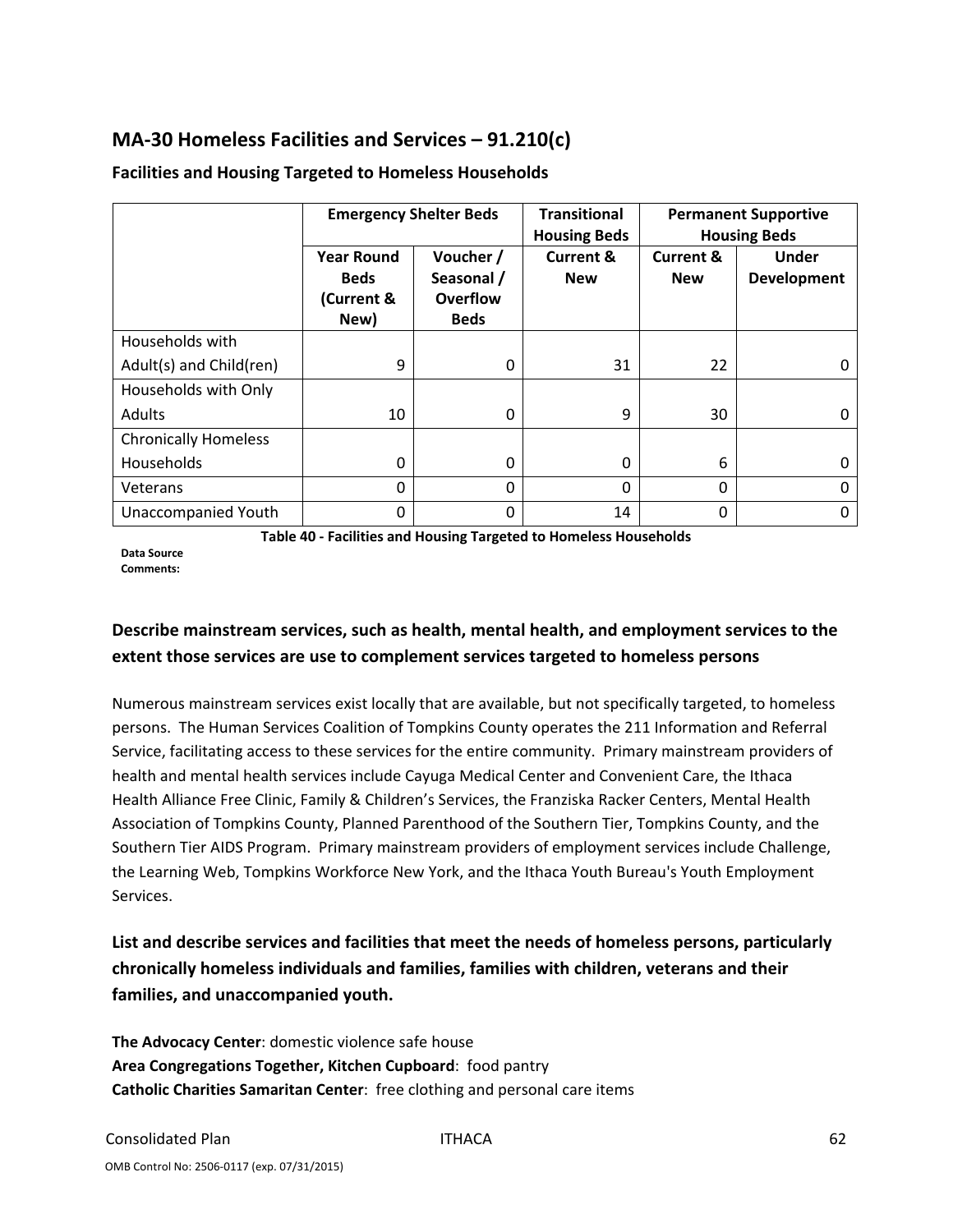## MA-30 Homeless Facilities and Services – 91.210(c)

### Facilities and Housing Targeted to Homeless Households

| | Emergency Shelter Beds | | Transitional Housing Beds | Permanent Supportive Housing Beds | |
|---|---|---|---|---|---|
| | Year Round Beds (Current & New) | Voucher / Seasonal / Overflow Beds | Current & New | Current & New | Under Development |
| Households with Adult(s) and Child(ren) | 9 | 0 | 31 | 22 | 0 |
| Households with Only Adults | 10 | 0 | 9 | 30 | 0 |
| Chronically Homeless Households | 0 | 0 | 0 | 6 | 0 |
| Veterans | 0 | 0 | 0 | 0 | 0 |
| Unaccompanied Youth | 0 | 0 | 14 | 0 | 0 |

**Table 40 - Facilities and Housing Targeted to Homeless Households**

**Data Source Comments:**

### Describe mainstream services, such as health, mental health, and employment services to the extent those services are use to complement services targeted to homeless persons

Numerous mainstream services exist locally that are available, but not specifically targeted, to homeless persons. The Human Services Coalition of Tompkins County operates the 211 Information and Referral Service, facilitating access to these services for the entire community. Primary mainstream providers of health and mental health services include Cayuga Medical Center and Convenient Care, the Ithaca Health Alliance Free Clinic, Family & Children's Services, the Franziska Racker Centers, Mental Health Association of Tompkins County, Planned Parenthood of the Southern Tier, Tompkins County, and the Southern Tier AIDS Program. Primary mainstream providers of employment services include Challenge, the Learning Web, Tompkins Workforce New York, and the Ithaca Youth Bureau's Youth Employment Services.

### List and describe services and facilities that meet the needs of homeless persons, particularly chronically homeless individuals and families, families with children, veterans and their families, and unaccompanied youth.

**The Advocacy Center**: domestic violence safe house
**Area Congregations Together, Kitchen Cupboard**: food pantry
**Catholic Charities Samaritan Center**: free clothing and personal care items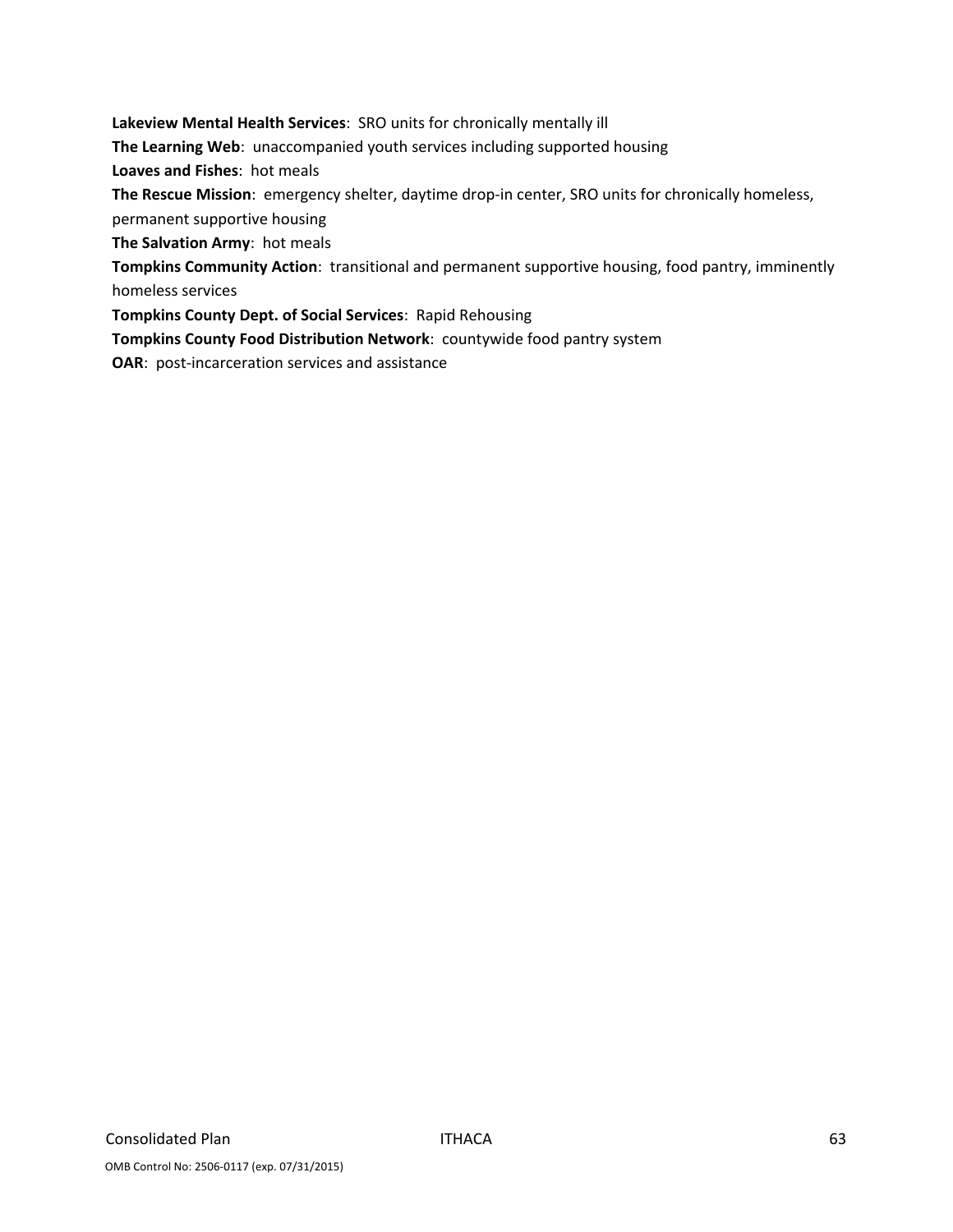**Lakeview Mental Health Services**: SRO units for chronically mentally ill

**The Learning Web**: unaccompanied youth services including supported housing

**Loaves and Fishes**: hot meals

**The Rescue Mission**: emergency shelter, daytime drop-in center, SRO units for chronically homeless, permanent supportive housing

**The Salvation Army**: hot meals

**Tompkins Community Action**: transitional and permanent supportive housing, food pantry, imminently homeless services

**Tompkins County Dept. of Social Services**: Rapid Rehousing

**Tompkins County Food Distribution Network**: countywide food pantry system

**OAR**: post-incarceration services and assistance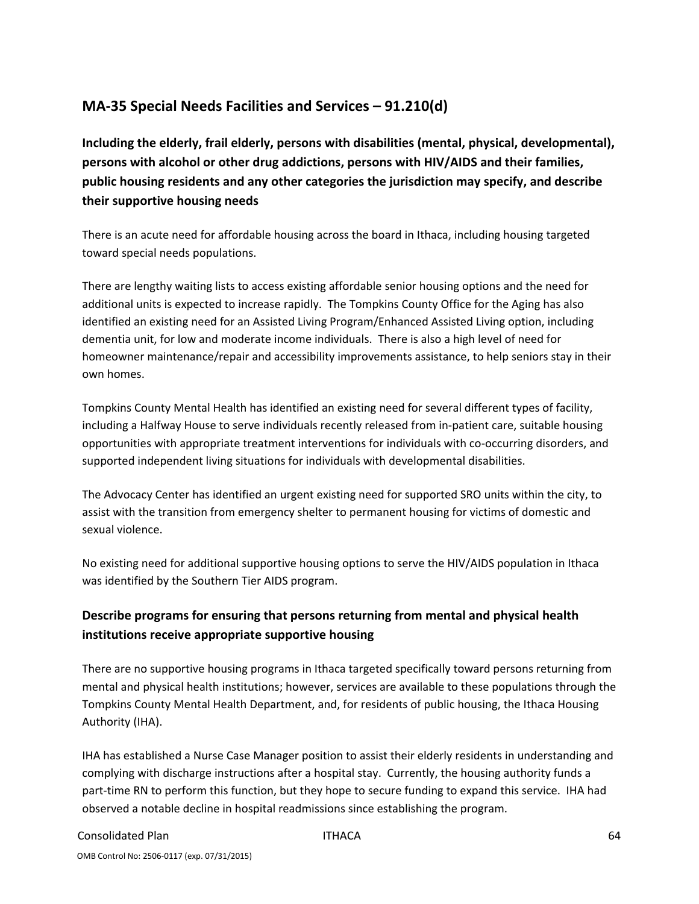## MA-35 Special Needs Facilities and Services – 91.210(d)

### Including the elderly, frail elderly, persons with disabilities (mental, physical, developmental), persons with alcohol or other drug addictions, persons with HIV/AIDS and their families, public housing residents and any other categories the jurisdiction may specify, and describe their supportive housing needs

There is an acute need for affordable housing across the board in Ithaca, including housing targeted toward special needs populations.

There are lengthy waiting lists to access existing affordable senior housing options and the need for additional units is expected to increase rapidly. The Tompkins County Office for the Aging has also identified an existing need for an Assisted Living Program/Enhanced Assisted Living option, including dementia unit, for low and moderate income individuals. There is also a high level of need for homeowner maintenance/repair and accessibility improvements assistance, to help seniors stay in their own homes.

Tompkins County Mental Health has identified an existing need for several different types of facility, including a Halfway House to serve individuals recently released from in-patient care, suitable housing opportunities with appropriate treatment interventions for individuals with co-occurring disorders, and supported independent living situations for individuals with developmental disabilities.

The Advocacy Center has identified an urgent existing need for supported SRO units within the city, to assist with the transition from emergency shelter to permanent housing for victims of domestic and sexual violence.

No existing need for additional supportive housing options to serve the HIV/AIDS population in Ithaca was identified by the Southern Tier AIDS program.

### Describe programs for ensuring that persons returning from mental and physical health institutions receive appropriate supportive housing

There are no supportive housing programs in Ithaca targeted specifically toward persons returning from mental and physical health institutions; however, services are available to these populations through the Tompkins County Mental Health Department, and, for residents of public housing, the Ithaca Housing Authority (IHA).

IHA has established a Nurse Case Manager position to assist their elderly residents in understanding and complying with discharge instructions after a hospital stay. Currently, the housing authority funds a part-time RN to perform this function, but they hope to secure funding to expand this service. IHA had observed a notable decline in hospital readmissions since establishing the program.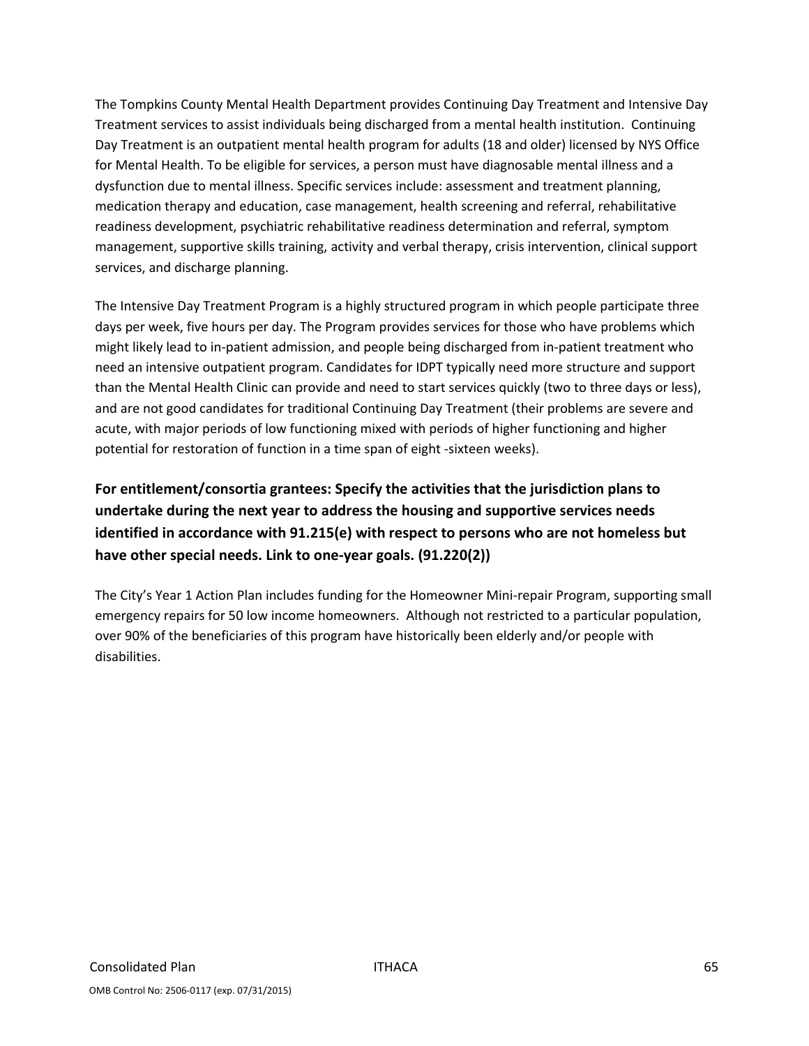The Tompkins County Mental Health Department provides Continuing Day Treatment and Intensive Day Treatment services to assist individuals being discharged from a mental health institution. Continuing Day Treatment is an outpatient mental health program for adults (18 and older) licensed by NYS Office for Mental Health. To be eligible for services, a person must have diagnosable mental illness and a dysfunction due to mental illness. Specific services include: assessment and treatment planning, medication therapy and education, case management, health screening and referral, rehabilitative readiness development, psychiatric rehabilitative readiness determination and referral, symptom management, supportive skills training, activity and verbal therapy, crisis intervention, clinical support services, and discharge planning.

The Intensive Day Treatment Program is a highly structured program in which people participate three days per week, five hours per day. The Program provides services for those who have problems which might likely lead to in-patient admission, and people being discharged from in-patient treatment who need an intensive outpatient program. Candidates for IDPT typically need more structure and support than the Mental Health Clinic can provide and need to start services quickly (two to three days or less), and are not good candidates for traditional Continuing Day Treatment (their problems are severe and acute, with major periods of low functioning mixed with periods of higher functioning and higher potential for restoration of function in a time span of eight -sixteen weeks).

**For entitlement/consortia grantees: Specify the activities that the jurisdiction plans to undertake during the next year to address the housing and supportive services needs identified in accordance with 91.215(e) with respect to persons who are not homeless but have other special needs. Link to one-year goals. (91.220(2))**

The City's Year 1 Action Plan includes funding for the Homeowner Mini-repair Program, supporting small emergency repairs for 50 low income homeowners. Although not restricted to a particular population, over 90% of the beneficiaries of this program have historically been elderly and/or people with disabilities.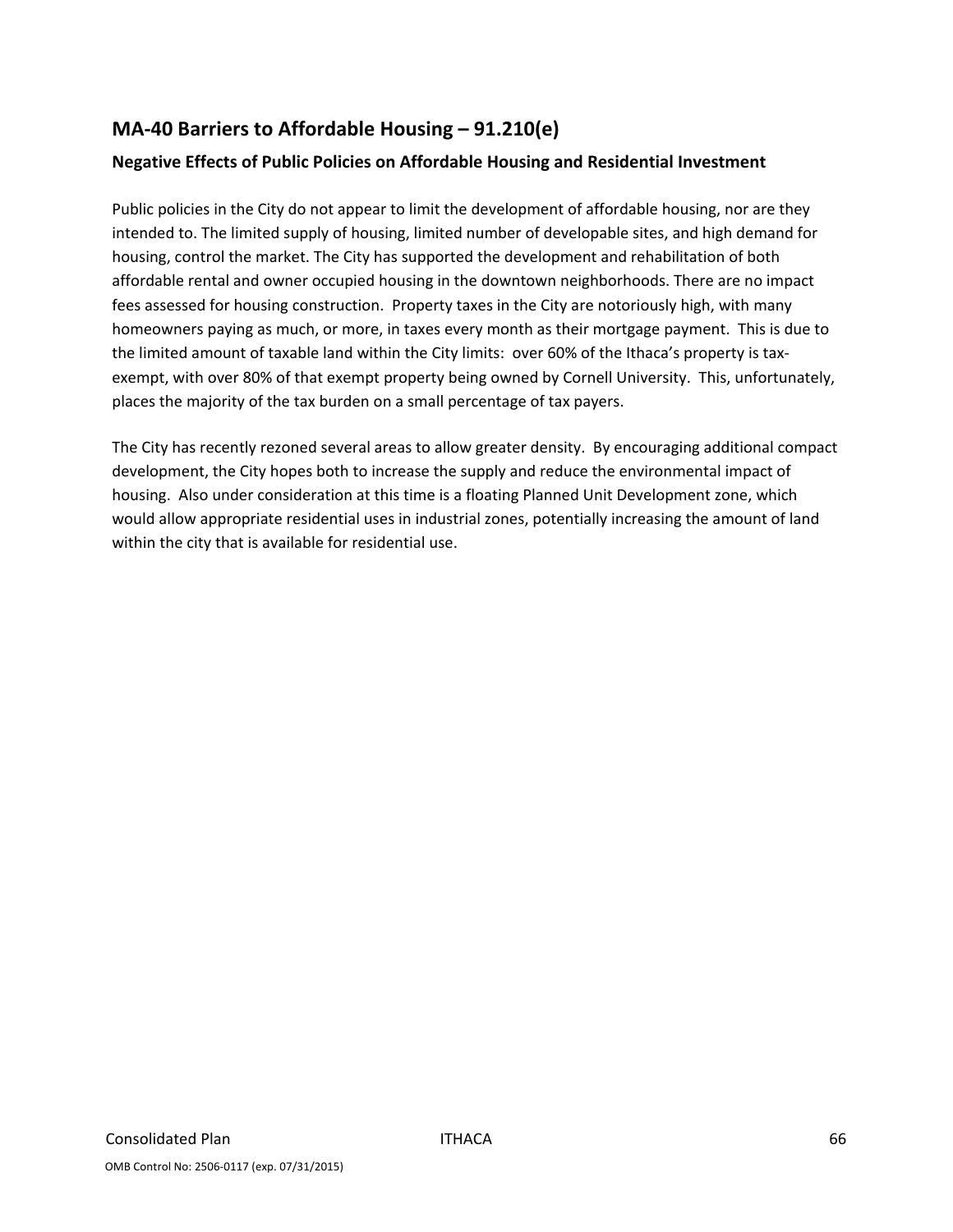## MA-40 Barriers to Affordable Housing – 91.210(e)

### Negative Effects of Public Policies on Affordable Housing and Residential Investment

Public policies in the City do not appear to limit the development of affordable housing, nor are they intended to. The limited supply of housing, limited number of developable sites, and high demand for housing, control the market. The City has supported the development and rehabilitation of both affordable rental and owner occupied housing in the downtown neighborhoods. There are no impact fees assessed for housing construction. Property taxes in the City are notoriously high, with many homeowners paying as much, or more, in taxes every month as their mortgage payment. This is due to the limited amount of taxable land within the City limits: over 60% of the Ithaca's property is tax-exempt, with over 80% of that exempt property being owned by Cornell University. This, unfortunately, places the majority of the tax burden on a small percentage of tax payers.

The City has recently rezoned several areas to allow greater density. By encouraging additional compact development, the City hopes both to increase the supply and reduce the environmental impact of housing. Also under consideration at this time is a floating Planned Unit Development zone, which would allow appropriate residential uses in industrial zones, potentially increasing the amount of land within the city that is available for residential use.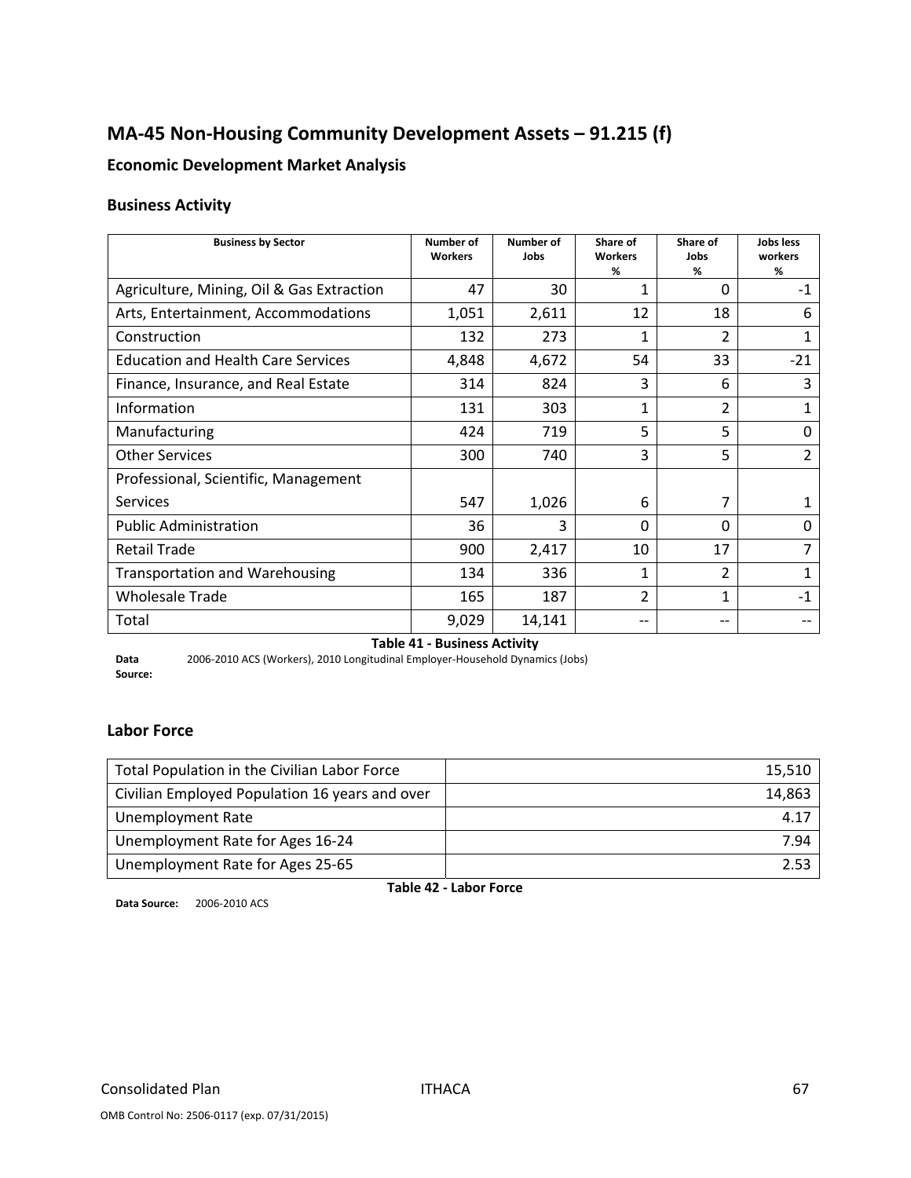## MA-45 Non-Housing Community Development Assets – 91.215 (f)

### Economic Development Market Analysis

### Business Activity

| Business by Sector | Number of Workers | Number of Jobs | Share of Workers % | Share of Jobs % | Jobs less workers % |
|---|---|---|---|---|---|
| Agriculture, Mining, Oil & Gas Extraction | 47 | 30 | 1 | 0 | -1 |
| Arts, Entertainment, Accommodations | 1,051 | 2,611 | 12 | 18 | 6 |
| Construction | 132 | 273 | 1 | 2 | 1 |
| Education and Health Care Services | 4,848 | 4,672 | 54 | 33 | -21 |
| Finance, Insurance, and Real Estate | 314 | 824 | 3 | 6 | 3 |
| Information | 131 | 303 | 1 | 2 | 1 |
| Manufacturing | 424 | 719 | 5 | 5 | 0 |
| Other Services | 300 | 740 | 3 | 5 | 2 |
| Professional, Scientific, Management Services | 547 | 1,026 | 6 | 7 | 1 |
| Public Administration | 36 | 3 | 0 | 0 | 0 |
| Retail Trade | 900 | 2,417 | 10 | 17 | 7 |
| Transportation and Warehousing | 134 | 336 | 1 | 2 | 1 |
| Wholesale Trade | 165 | 187 | 2 | 1 | -1 |
| Total | 9,029 | 14,141 | -- | -- | -- |

**Table 41 - Business Activity**

**Data Source:** 2006-2010 ACS (Workers), 2010 Longitudinal Employer-Household Dynamics (Jobs)

### Labor Force

| | |
|---|---|
| Total Population in the Civilian Labor Force | 15,510 |
| Civilian Employed Population 16 years and over | 14,863 |
| Unemployment Rate | 4.17 |
| Unemployment Rate for Ages 16-24 | 7.94 |
| Unemployment Rate for Ages 25-65 | 2.53 |

**Table 42 - Labor Force**

**Data Source:** 2006-2010 ACS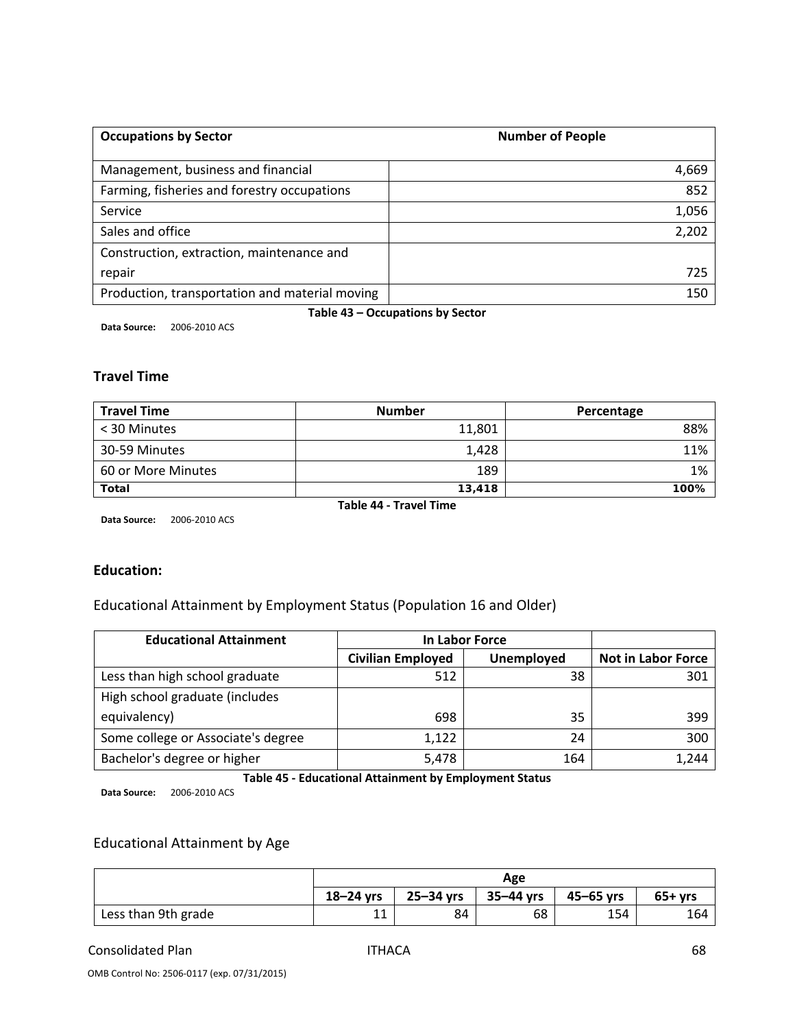| Occupations by Sector | Number of People |
| --- | --- |
| Management, business and financial | 4,669 |
| Farming, fisheries and forestry occupations | 852 |
| Service | 1,056 |
| Sales and office | 2,202 |
| Construction, extraction, maintenance and repair | 725 |
| Production, transportation and material moving | 150 |

**Table 43 – Occupations by Sector**

**Data Source:** 2006-2010 ACS

### Travel Time

| Travel Time | Number | Percentage |
| --- | --- | --- |
| < 30 Minutes | 11,801 | 88% |
| 30-59 Minutes | 1,428 | 11% |
| 60 or More Minutes | 189 | 1% |
| **Total** | **13,418** | **100%** |

**Table 44 - Travel Time**

**Data Source:** 2006-2010 ACS

### Education:

Educational Attainment by Employment Status (Population 16 and Older)

| Educational Attainment | In Labor Force | | |
| --- | --- | --- | --- |
| | Civilian Employed | Unemployed | Not in Labor Force |
| Less than high school graduate | 512 | 38 | 301 |
| High school graduate (includes equivalency) | 698 | 35 | 399 |
| Some college or Associate's degree | 1,122 | 24 | 300 |
| Bachelor's degree or higher | 5,478 | 164 | 1,244 |

**Table 45 - Educational Attainment by Employment Status**

**Data Source:** 2006-2010 ACS

Educational Attainment by Age

| | Age | | | | |
| --- | --- | --- | --- | --- | --- |
| | 18–24 yrs | 25–34 yrs | 35–44 yrs | 45–65 yrs | 65+ yrs |
| Less than 9th grade | 11 | 84 | 68 | 154 | 164 |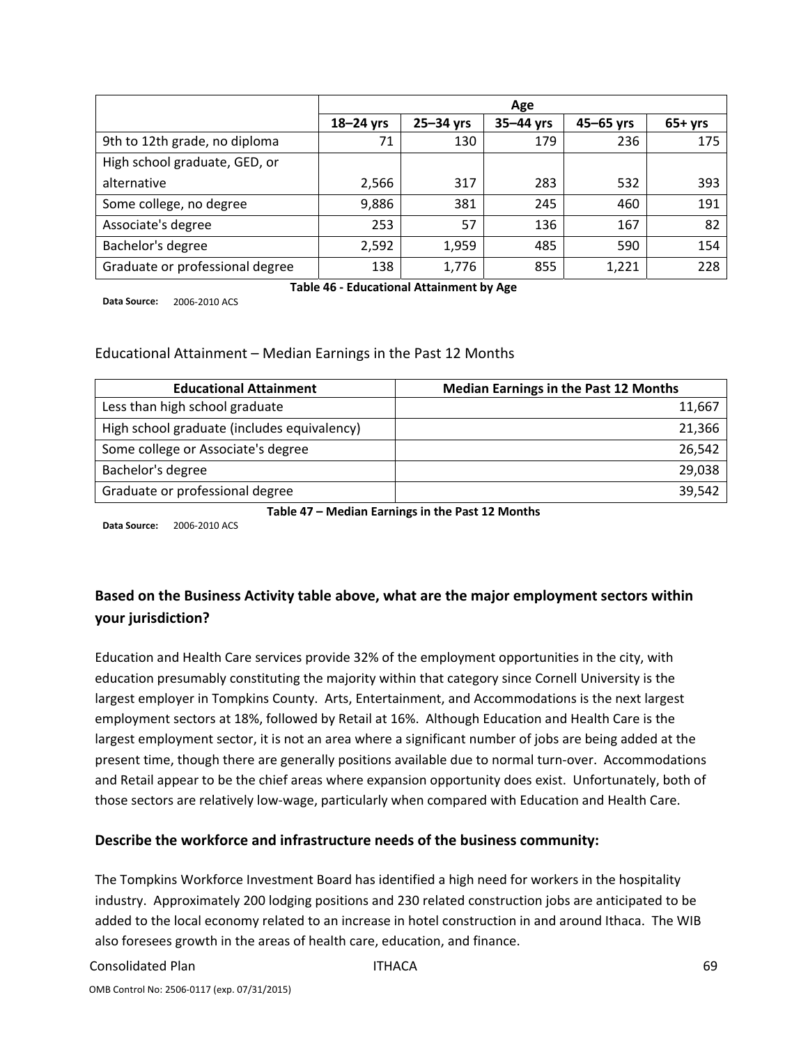| | Age | | | | |
|---|---|---|---|---|---|
| | 18–24 yrs | 25–34 yrs | 35–44 yrs | 45–65 yrs | 65+ yrs |
| 9th to 12th grade, no diploma | 71 | 130 | 179 | 236 | 175 |
| High school graduate, GED, or alternative | 2,566 | 317 | 283 | 532 | 393 |
| Some college, no degree | 9,886 | 381 | 245 | 460 | 191 |
| Associate's degree | 253 | 57 | 136 | 167 | 82 |
| Bachelor's degree | 2,592 | 1,959 | 485 | 590 | 154 |
| Graduate or professional degree | 138 | 1,776 | 855 | 1,221 | 228 |

**Table 46 - Educational Attainment by Age**

**Data Source:** 2006-2010 ACS

Educational Attainment – Median Earnings in the Past 12 Months

| Educational Attainment | Median Earnings in the Past 12 Months |
|---|---|
| Less than high school graduate | 11,667 |
| High school graduate (includes equivalency) | 21,366 |
| Some college or Associate's degree | 26,542 |
| Bachelor's degree | 29,038 |
| Graduate or professional degree | 39,542 |

**Table 47 – Median Earnings in the Past 12 Months**

**Data Source:** 2006-2010 ACS

### Based on the Business Activity table above, what are the major employment sectors within your jurisdiction?

Education and Health Care services provide 32% of the employment opportunities in the city, with education presumably constituting the majority within that category since Cornell University is the largest employer in Tompkins County. Arts, Entertainment, and Accommodations is the next largest employment sectors at 18%, followed by Retail at 16%. Although Education and Health Care is the largest employment sector, it is not an area where a significant number of jobs are being added at the present time, though there are generally positions available due to normal turn-over. Accommodations and Retail appear to be the chief areas where expansion opportunity does exist. Unfortunately, both of those sectors are relatively low-wage, particularly when compared with Education and Health Care.

### Describe the workforce and infrastructure needs of the business community:

The Tompkins Workforce Investment Board has identified a high need for workers in the hospitality industry. Approximately 200 lodging positions and 230 related construction jobs are anticipated to be added to the local economy related to an increase in hotel construction in and around Ithaca. The WIB also foresees growth in the areas of health care, education, and finance.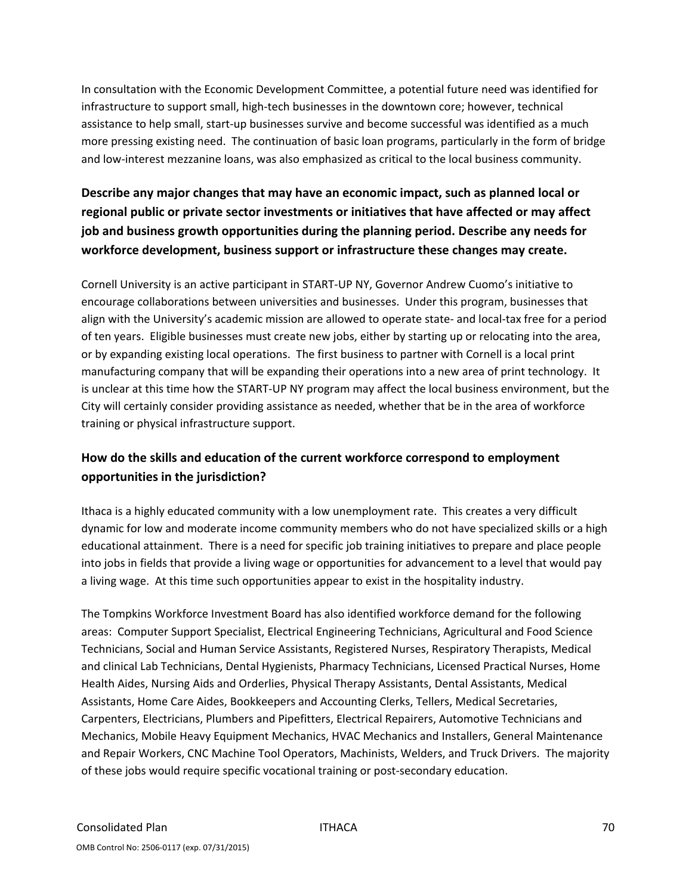In consultation with the Economic Development Committee, a potential future need was identified for infrastructure to support small, high-tech businesses in the downtown core; however, technical assistance to help small, start-up businesses survive and become successful was identified as a much more pressing existing need. The continuation of basic loan programs, particularly in the form of bridge and low-interest mezzanine loans, was also emphasized as critical to the local business community.

### Describe any major changes that may have an economic impact, such as planned local or regional public or private sector investments or initiatives that have affected or may affect job and business growth opportunities during the planning period. Describe any needs for workforce development, business support or infrastructure these changes may create.

Cornell University is an active participant in START-UP NY, Governor Andrew Cuomo's initiative to encourage collaborations between universities and businesses. Under this program, businesses that align with the University's academic mission are allowed to operate state- and local-tax free for a period of ten years. Eligible businesses must create new jobs, either by starting up or relocating into the area, or by expanding existing local operations. The first business to partner with Cornell is a local print manufacturing company that will be expanding their operations into a new area of print technology. It is unclear at this time how the START-UP NY program may affect the local business environment, but the City will certainly consider providing assistance as needed, whether that be in the area of workforce training or physical infrastructure support.

### How do the skills and education of the current workforce correspond to employment opportunities in the jurisdiction?

Ithaca is a highly educated community with a low unemployment rate. This creates a very difficult dynamic for low and moderate income community members who do not have specialized skills or a high educational attainment. There is a need for specific job training initiatives to prepare and place people into jobs in fields that provide a living wage or opportunities for advancement to a level that would pay a living wage. At this time such opportunities appear to exist in the hospitality industry.

The Tompkins Workforce Investment Board has also identified workforce demand for the following areas: Computer Support Specialist, Electrical Engineering Technicians, Agricultural and Food Science Technicians, Social and Human Service Assistants, Registered Nurses, Respiratory Therapists, Medical and clinical Lab Technicians, Dental Hygienists, Pharmacy Technicians, Licensed Practical Nurses, Home Health Aides, Nursing Aids and Orderlies, Physical Therapy Assistants, Dental Assistants, Medical Assistants, Home Care Aides, Bookkeepers and Accounting Clerks, Tellers, Medical Secretaries, Carpenters, Electricians, Plumbers and Pipefitters, Electrical Repairers, Automotive Technicians and Mechanics, Mobile Heavy Equipment Mechanics, HVAC Mechanics and Installers, General Maintenance and Repair Workers, CNC Machine Tool Operators, Machinists, Welders, and Truck Drivers. The majority of these jobs would require specific vocational training or post-secondary education.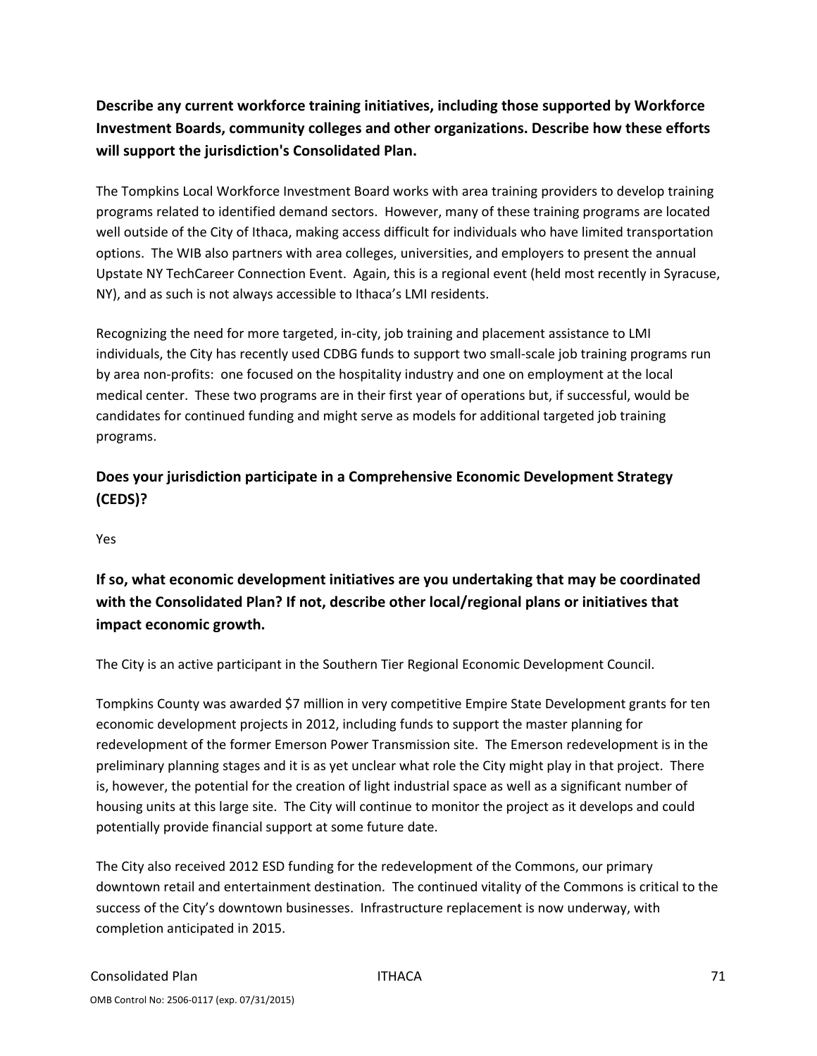**Describe any current workforce training initiatives, including those supported by Workforce Investment Boards, community colleges and other organizations. Describe how these efforts will support the jurisdiction's Consolidated Plan.**

The Tompkins Local Workforce Investment Board works with area training providers to develop training programs related to identified demand sectors. However, many of these training programs are located well outside of the City of Ithaca, making access difficult for individuals who have limited transportation options. The WIB also partners with area colleges, universities, and employers to present the annual Upstate NY TechCareer Connection Event. Again, this is a regional event (held most recently in Syracuse, NY), and as such is not always accessible to Ithaca's LMI residents.

Recognizing the need for more targeted, in-city, job training and placement assistance to LMI individuals, the City has recently used CDBG funds to support two small-scale job training programs run by area non-profits: one focused on the hospitality industry and one on employment at the local medical center. These two programs are in their first year of operations but, if successful, would be candidates for continued funding and might serve as models for additional targeted job training programs.

**Does your jurisdiction participate in a Comprehensive Economic Development Strategy (CEDS)?**

Yes

**If so, what economic development initiatives are you undertaking that may be coordinated with the Consolidated Plan? If not, describe other local/regional plans or initiatives that impact economic growth.**

The City is an active participant in the Southern Tier Regional Economic Development Council.

Tompkins County was awarded $7 million in very competitive Empire State Development grants for ten economic development projects in 2012, including funds to support the master planning for redevelopment of the former Emerson Power Transmission site. The Emerson redevelopment is in the preliminary planning stages and it is as yet unclear what role the City might play in that project. There is, however, the potential for the creation of light industrial space as well as a significant number of housing units at this large site. The City will continue to monitor the project as it develops and could potentially provide financial support at some future date.

The City also received 2012 ESD funding for the redevelopment of the Commons, our primary downtown retail and entertainment destination. The continued vitality of the Commons is critical to the success of the City's downtown businesses. Infrastructure replacement is now underway, with completion anticipated in 2015.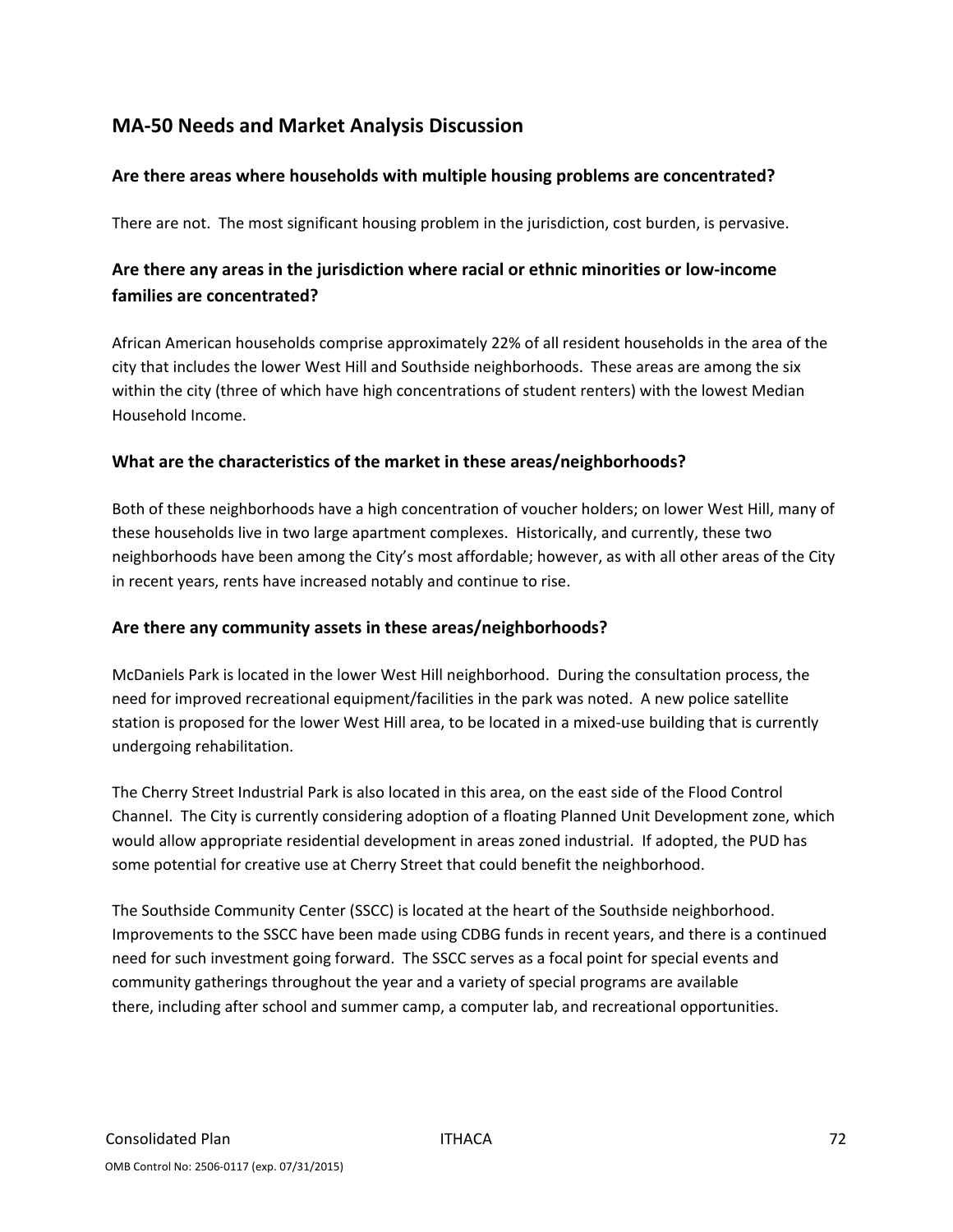## MA-50 Needs and Market Analysis Discussion

### Are there areas where households with multiple housing problems are concentrated?

There are not. The most significant housing problem in the jurisdiction, cost burden, is pervasive.

### Are there any areas in the jurisdiction where racial or ethnic minorities or low-income families are concentrated?

African American households comprise approximately 22% of all resident households in the area of the city that includes the lower West Hill and Southside neighborhoods. These areas are among the six within the city (three of which have high concentrations of student renters) with the lowest Median Household Income.

### What are the characteristics of the market in these areas/neighborhoods?

Both of these neighborhoods have a high concentration of voucher holders; on lower West Hill, many of these households live in two large apartment complexes. Historically, and currently, these two neighborhoods have been among the City's most affordable; however, as with all other areas of the City in recent years, rents have increased notably and continue to rise.

### Are there any community assets in these areas/neighborhoods?

McDaniels Park is located in the lower West Hill neighborhood. During the consultation process, the need for improved recreational equipment/facilities in the park was noted. A new police satellite station is proposed for the lower West Hill area, to be located in a mixed-use building that is currently undergoing rehabilitation.

The Cherry Street Industrial Park is also located in this area, on the east side of the Flood Control Channel. The City is currently considering adoption of a floating Planned Unit Development zone, which would allow appropriate residential development in areas zoned industrial. If adopted, the PUD has some potential for creative use at Cherry Street that could benefit the neighborhood.

The Southside Community Center (SSCC) is located at the heart of the Southside neighborhood. Improvements to the SSCC have been made using CDBG funds in recent years, and there is a continued need for such investment going forward. The SSCC serves as a focal point for special events and community gatherings throughout the year and a variety of special programs are available there, including after school and summer camp, a computer lab, and recreational opportunities.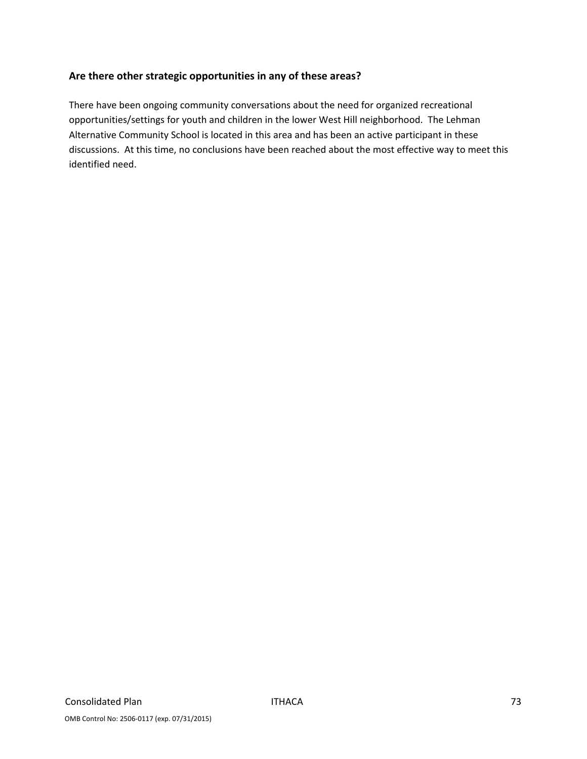**Are there other strategic opportunities in any of these areas?**

There have been ongoing community conversations about the need for organized recreational opportunities/settings for youth and children in the lower West Hill neighborhood. The Lehman Alternative Community School is located in this area and has been an active participant in these discussions. At this time, no conclusions have been reached about the most effective way to meet this identified need.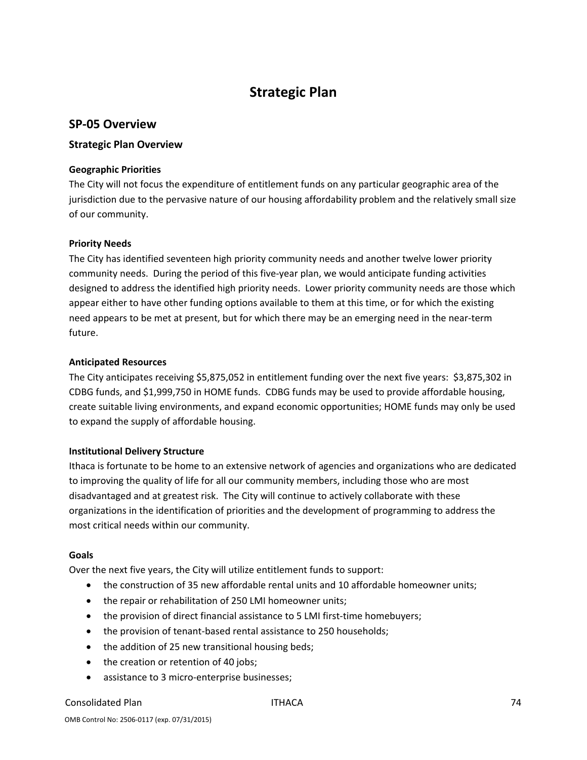# Strategic Plan

## SP-05 Overview

### Strategic Plan Overview

**Geographic Priorities**
The City will not focus the expenditure of entitlement funds on any particular geographic area of the jurisdiction due to the pervasive nature of our housing affordability problem and the relatively small size of our community.

**Priority Needs**
The City has identified seventeen high priority community needs and another twelve lower priority community needs. During the period of this five-year plan, we would anticipate funding activities designed to address the identified high priority needs. Lower priority community needs are those which appear either to have other funding options available to them at this time, or for which the existing need appears to be met at present, but for which there may be an emerging need in the near-term future.

**Anticipated Resources**
The City anticipates receiving $5,875,052 in entitlement funding over the next five years: $3,875,302 in CDBG funds, and $1,999,750 in HOME funds. CDBG funds may be used to provide affordable housing, create suitable living environments, and expand economic opportunities; HOME funds may only be used to expand the supply of affordable housing.

**Institutional Delivery Structure**
Ithaca is fortunate to be home to an extensive network of agencies and organizations who are dedicated to improving the quality of life for all our community members, including those who are most disadvantaged and at greatest risk. The City will continue to actively collaborate with these organizations in the identification of priorities and the development of programming to address the most critical needs within our community.

**Goals**
Over the next five years, the City will utilize entitlement funds to support:

- the construction of 35 new affordable rental units and 10 affordable homeowner units;
- the repair or rehabilitation of 250 LMI homeowner units;
- the provision of direct financial assistance to 5 LMI first-time homebuyers;
- the provision of tenant-based rental assistance to 250 households;
- the addition of 25 new transitional housing beds;
- the creation or retention of 40 jobs;
- assistance to 3 micro-enterprise businesses;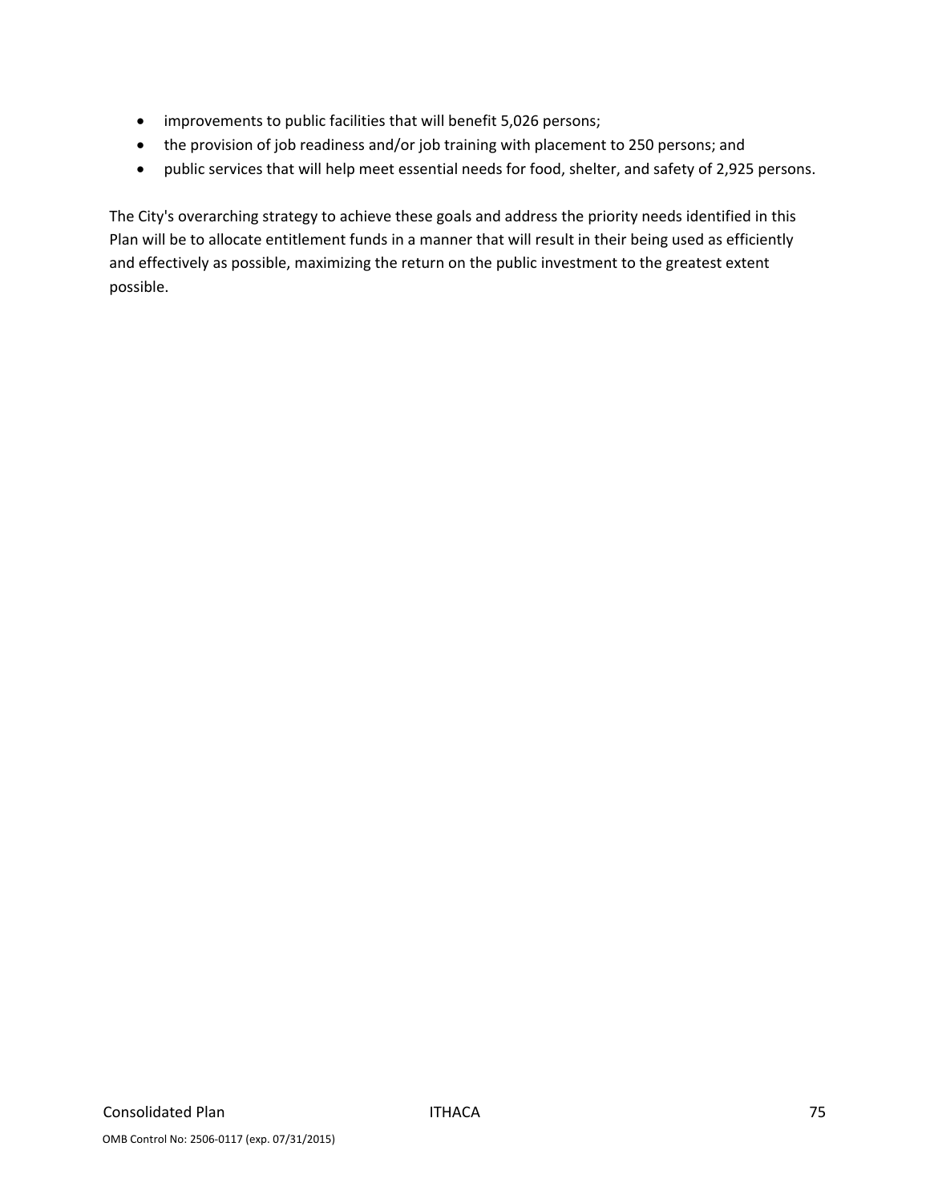- improvements to public facilities that will benefit 5,026 persons;
- the provision of job readiness and/or job training with placement to 250 persons; and
- public services that will help meet essential needs for food, shelter, and safety of 2,925 persons.

The City's overarching strategy to achieve these goals and address the priority needs identified in this Plan will be to allocate entitlement funds in a manner that will result in their being used as efficiently and effectively as possible, maximizing the return on the public investment to the greatest extent possible.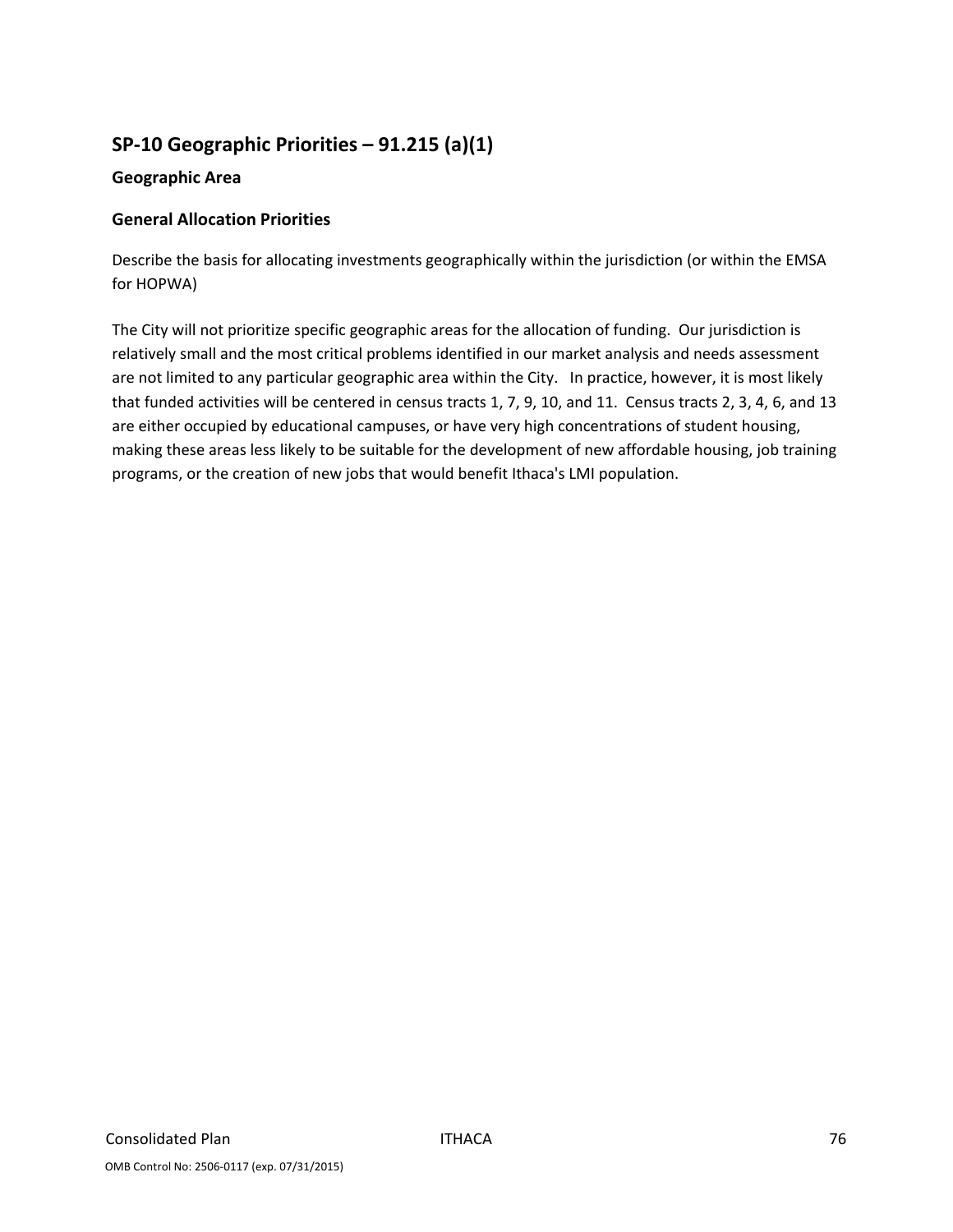## SP-10 Geographic Priorities – 91.215 (a)(1)

### Geographic Area

### General Allocation Priorities

Describe the basis for allocating investments geographically within the jurisdiction (or within the EMSA for HOPWA)

The City will not prioritize specific geographic areas for the allocation of funding. Our jurisdiction is relatively small and the most critical problems identified in our market analysis and needs assessment are not limited to any particular geographic area within the City. In practice, however, it is most likely that funded activities will be centered in census tracts 1, 7, 9, 10, and 11. Census tracts 2, 3, 4, 6, and 13 are either occupied by educational campuses, or have very high concentrations of student housing, making these areas less likely to be suitable for the development of new affordable housing, job training programs, or the creation of new jobs that would benefit Ithaca's LMI population.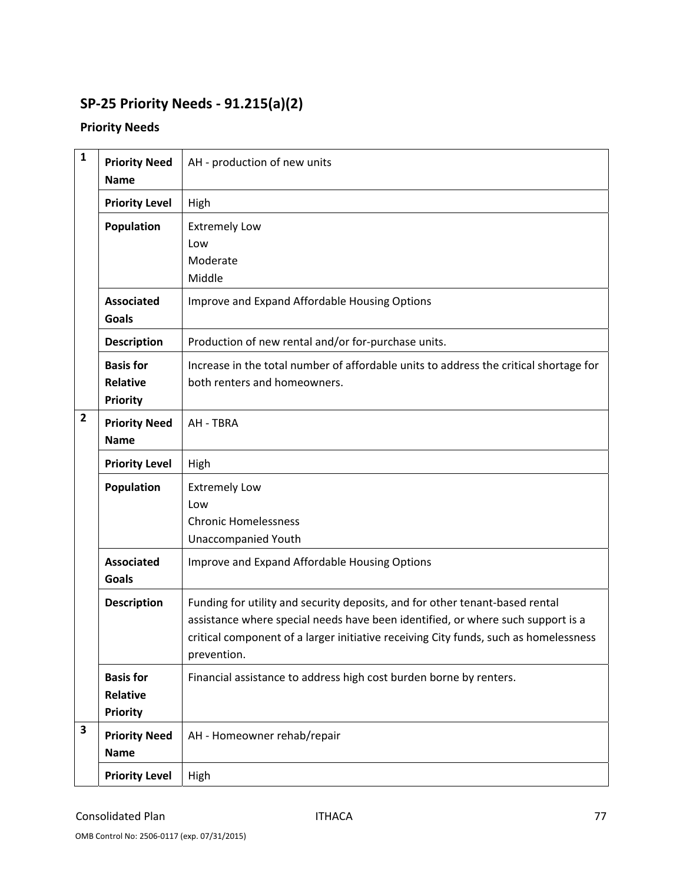## SP-25 Priority Needs - 91.215(a)(2)

### Priority Needs

| | | |
|---|---|---|
| 1 | **Priority Need Name** | AH - production of new units |
| | **Priority Level** | High |
| | **Population** | Extremely Low<br>Low<br>Moderate<br>Middle |
| | **Associated Goals** | Improve and Expand Affordable Housing Options |
| | **Description** | Production of new rental and/or for-purchase units. |
| | **Basis for Relative Priority** | Increase in the total number of affordable units to address the critical shortage for both renters and homeowners. |
| 2 | **Priority Need Name** | AH - TBRA |
| | **Priority Level** | High |
| | **Population** | Extremely Low<br>Low<br>Chronic Homelessness<br>Unaccompanied Youth |
| | **Associated Goals** | Improve and Expand Affordable Housing Options |
| | **Description** | Funding for utility and security deposits, and for other tenant-based rental assistance where special needs have been identified, or where such support is a critical component of a larger initiative receiving City funds, such as homelessness prevention. |
| | **Basis for Relative Priority** | Financial assistance to address high cost burden borne by renters. |
| 3 | **Priority Need Name** | AH - Homeowner rehab/repair |
| | **Priority Level** | High |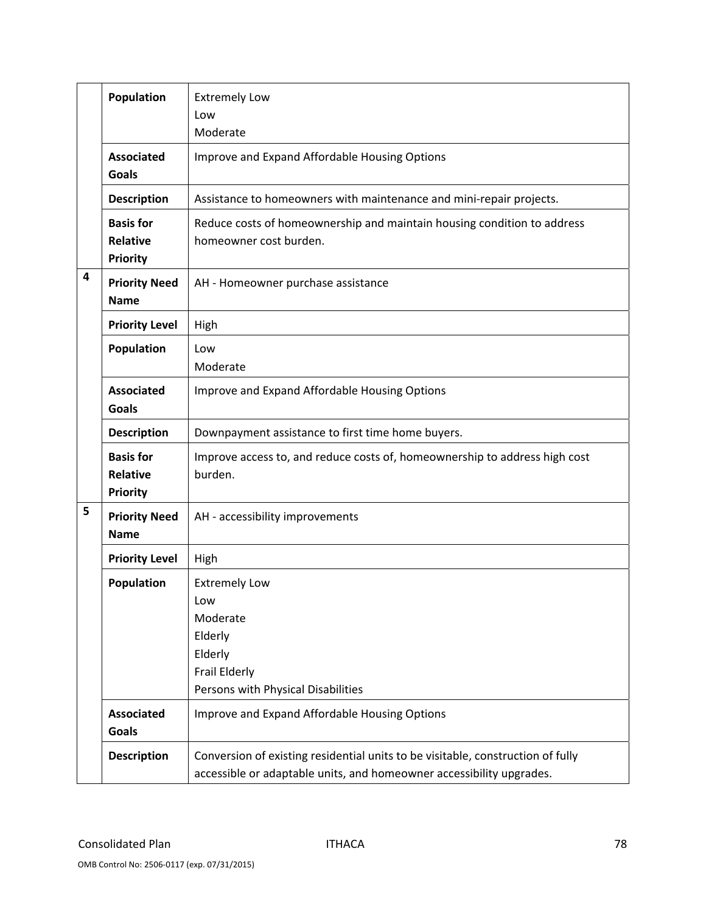| | | |
|---|---|---|
| | **Population** | Extremely Low<br>Low<br>Moderate |
| | **Associated Goals** | Improve and Expand Affordable Housing Options |
| | **Description** | Assistance to homeowners with maintenance and mini-repair projects. |
| | **Basis for Relative Priority** | Reduce costs of homeownership and maintain housing condition to address homeowner cost burden. |
| 4 | **Priority Need Name** | AH - Homeowner purchase assistance |
| | **Priority Level** | High |
| | **Population** | Low<br>Moderate |
| | **Associated Goals** | Improve and Expand Affordable Housing Options |
| | **Description** | Downpayment assistance to first time home buyers. |
| | **Basis for Relative Priority** | Improve access to, and reduce costs of, homeownership to address high cost burden. |
| 5 | **Priority Need Name** | AH - accessibility improvements |
| | **Priority Level** | High |
| | **Population** | Extremely Low<br>Low<br>Moderate<br>Elderly<br>Elderly<br>Frail Elderly<br>Persons with Physical Disabilities |
| | **Associated Goals** | Improve and Expand Affordable Housing Options |
| | **Description** | Conversion of existing residential units to be visitable, construction of fully accessible or adaptable units, and homeowner accessibility upgrades. |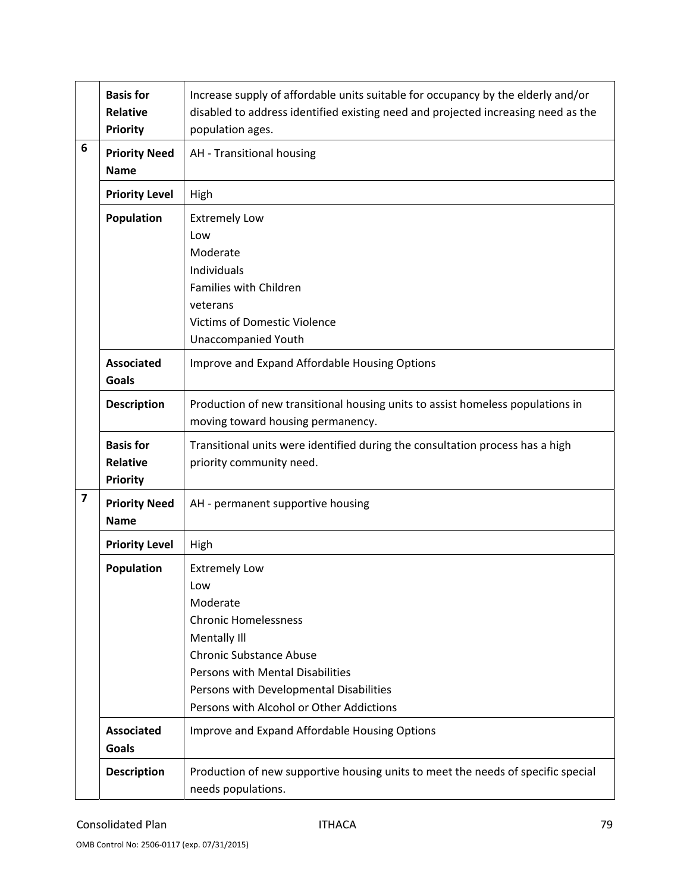|   |   |   |
|---|---|---|
| | **Basis for Relative Priority** | Increase supply of affordable units suitable for occupancy by the elderly and/or disabled to address identified existing need and projected increasing need as the population ages. |
| **6** | **Priority Need Name** | AH - Transitional housing |
| | **Priority Level** | High |
| | **Population** | Extremely Low<br>Low<br>Moderate<br>Individuals<br>Families with Children<br>veterans<br>Victims of Domestic Violence<br>Unaccompanied Youth |
| | **Associated Goals** | Improve and Expand Affordable Housing Options |
| | **Description** | Production of new transitional housing units to assist homeless populations in moving toward housing permanency. |
| | **Basis for Relative Priority** | Transitional units were identified during the consultation process has a high priority community need. |
| **7** | **Priority Need Name** | AH - permanent supportive housing |
| | **Priority Level** | High |
| | **Population** | Extremely Low<br>Low<br>Moderate<br>Chronic Homelessness<br>Mentally Ill<br>Chronic Substance Abuse<br>Persons with Mental Disabilities<br>Persons with Developmental Disabilities<br>Persons with Alcohol or Other Addictions |
| | **Associated Goals** | Improve and Expand Affordable Housing Options |
| | **Description** | Production of new supportive housing units to meet the needs of specific special needs populations. |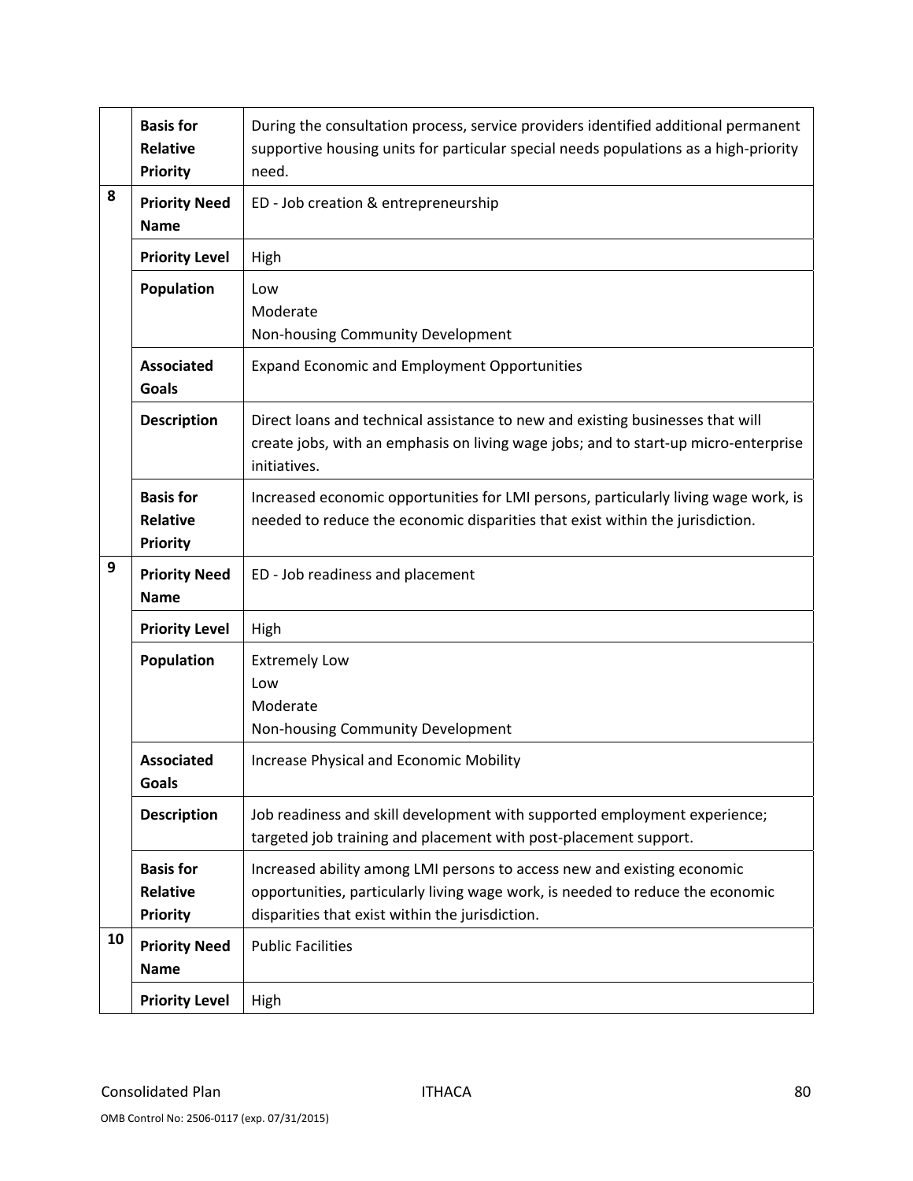| | | |
|---|---|---|
| | **Basis for Relative Priority** | During the consultation process, service providers identified additional permanent supportive housing units for particular special needs populations as a high-priority need. |
| 8 | **Priority Need Name** | ED - Job creation & entrepreneurship |
| | **Priority Level** | High |
| | **Population** | Low<br>Moderate<br>Non-housing Community Development |
| | **Associated Goals** | Expand Economic and Employment Opportunities |
| | **Description** | Direct loans and technical assistance to new and existing businesses that will create jobs, with an emphasis on living wage jobs; and to start-up micro-enterprise initiatives. |
| | **Basis for Relative Priority** | Increased economic opportunities for LMI persons, particularly living wage work, is needed to reduce the economic disparities that exist within the jurisdiction. |
| 9 | **Priority Need Name** | ED - Job readiness and placement |
| | **Priority Level** | High |
| | **Population** | Extremely Low<br>Low<br>Moderate<br>Non-housing Community Development |
| | **Associated Goals** | Increase Physical and Economic Mobility |
| | **Description** | Job readiness and skill development with supported employment experience; targeted job training and placement with post-placement support. |
| | **Basis for Relative Priority** | Increased ability among LMI persons to access new and existing economic opportunities, particularly living wage work, is needed to reduce the economic disparities that exist within the jurisdiction. |
| 10 | **Priority Need Name** | Public Facilities |
| | **Priority Level** | High |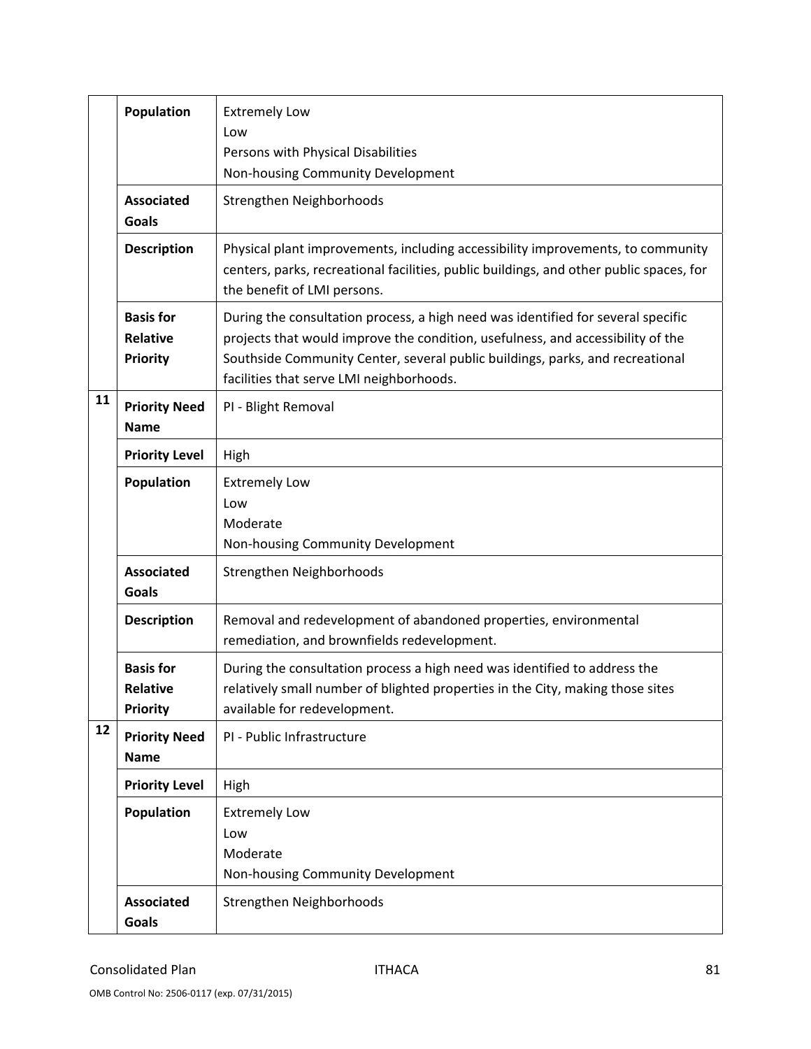| | | |
|---|---|---|
| | **Population** | Extremely Low<br>Low<br>Persons with Physical Disabilities<br>Non-housing Community Development |
| | **Associated Goals** | Strengthen Neighborhoods |
| | **Description** | Physical plant improvements, including accessibility improvements, to community centers, parks, recreational facilities, public buildings, and other public spaces, for the benefit of LMI persons. |
| | **Basis for Relative Priority** | During the consultation process, a high need was identified for several specific projects that would improve the condition, usefulness, and accessibility of the Southside Community Center, several public buildings, parks, and recreational facilities that serve LMI neighborhoods. |
| **11** | **Priority Need Name** | PI - Blight Removal |
| | **Priority Level** | High |
| | **Population** | Extremely Low<br>Low<br>Moderate<br>Non-housing Community Development |
| | **Associated Goals** | Strengthen Neighborhoods |
| | **Description** | Removal and redevelopment of abandoned properties, environmental remediation, and brownfields redevelopment. |
| | **Basis for Relative Priority** | During the consultation process a high need was identified to address the relatively small number of blighted properties in the City, making those sites available for redevelopment. |
| **12** | **Priority Need Name** | PI - Public Infrastructure |
| | **Priority Level** | High |
| | **Population** | Extremely Low<br>Low<br>Moderate<br>Non-housing Community Development |
| | **Associated Goals** | Strengthen Neighborhoods |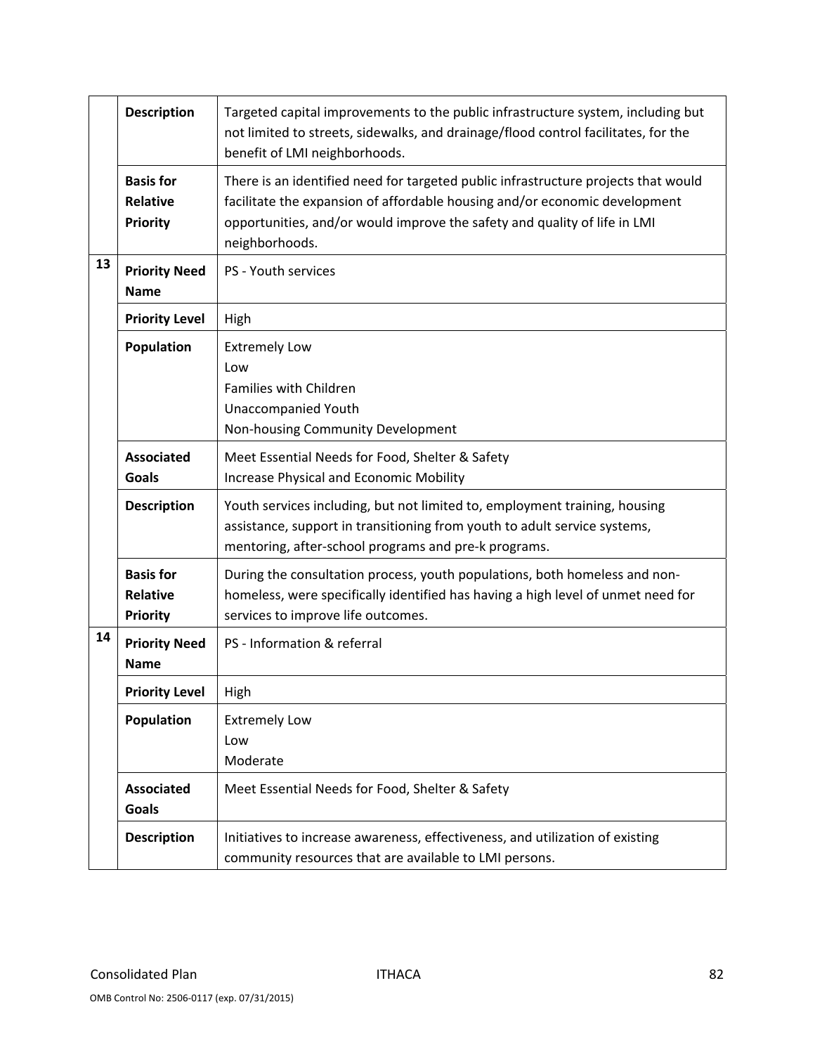| | | |
|---|---|---|
| | **Description** | Targeted capital improvements to the public infrastructure system, including but not limited to streets, sidewalks, and drainage/flood control facilitates, for the benefit of LMI neighborhoods. |
| | **Basis for Relative Priority** | There is an identified need for targeted public infrastructure projects that would facilitate the expansion of affordable housing and/or economic development opportunities, and/or would improve the safety and quality of life in LMI neighborhoods. |
| **13** | **Priority Need Name** | PS - Youth services |
| | **Priority Level** | High |
| | **Population** | Extremely Low<br>Low<br>Families with Children<br>Unaccompanied Youth<br>Non-housing Community Development |
| | **Associated Goals** | Meet Essential Needs for Food, Shelter & Safety<br>Increase Physical and Economic Mobility |
| | **Description** | Youth services including, but not limited to, employment training, housing assistance, support in transitioning from youth to adult service systems, mentoring, after-school programs and pre-k programs. |
| | **Basis for Relative Priority** | During the consultation process, youth populations, both homeless and non-homeless, were specifically identified has having a high level of unmet need for services to improve life outcomes. |
| **14** | **Priority Need Name** | PS - Information & referral |
| | **Priority Level** | High |
| | **Population** | Extremely Low<br>Low<br>Moderate |
| | **Associated Goals** | Meet Essential Needs for Food, Shelter & Safety |
| | **Description** | Initiatives to increase awareness, effectiveness, and utilization of existing community resources that are available to LMI persons. |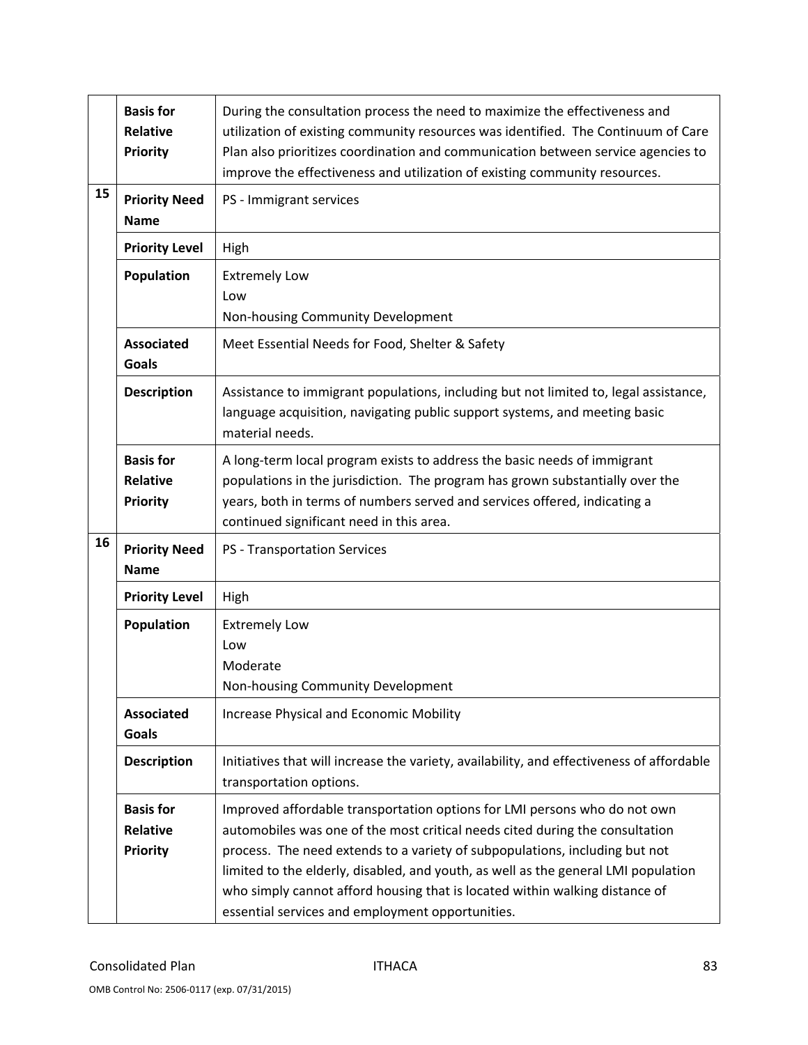| | | |
|---|---|---|
| | **Basis for Relative Priority** | During the consultation process the need to maximize the effectiveness and utilization of existing community resources was identified. The Continuum of Care Plan also prioritizes coordination and communication between service agencies to improve the effectiveness and utilization of existing community resources. |
| 15 | **Priority Need Name** | PS - Immigrant services |
| | **Priority Level** | High |
| | **Population** | Extremely Low<br>Low<br>Non-housing Community Development |
| | **Associated Goals** | Meet Essential Needs for Food, Shelter & Safety |
| | **Description** | Assistance to immigrant populations, including but not limited to, legal assistance, language acquisition, navigating public support systems, and meeting basic material needs. |
| | **Basis for Relative Priority** | A long-term local program exists to address the basic needs of immigrant populations in the jurisdiction. The program has grown substantially over the years, both in terms of numbers served and services offered, indicating a continued significant need in this area. |
| 16 | **Priority Need Name** | PS - Transportation Services |
| | **Priority Level** | High |
| | **Population** | Extremely Low<br>Low<br>Moderate<br>Non-housing Community Development |
| | **Associated Goals** | Increase Physical and Economic Mobility |
| | **Description** | Initiatives that will increase the variety, availability, and effectiveness of affordable transportation options. |
| | **Basis for Relative Priority** | Improved affordable transportation options for LMI persons who do not own automobiles was one of the most critical needs cited during the consultation process. The need extends to a variety of subpopulations, including but not limited to the elderly, disabled, and youth, as well as the general LMI population who simply cannot afford housing that is located within walking distance of essential services and employment opportunities. |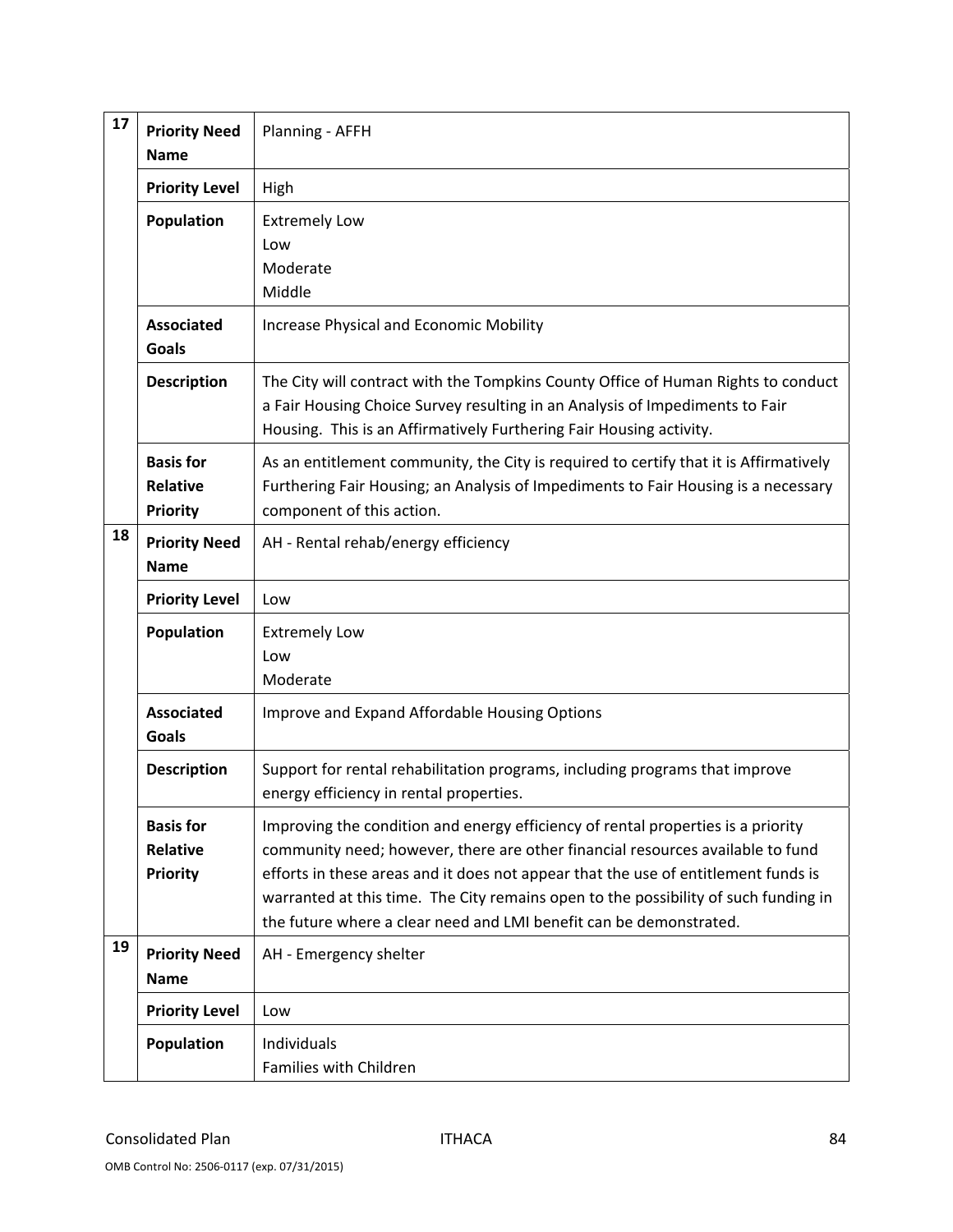| | | |
|---|---|---|
| 17 | **Priority Need Name** | Planning - AFFH |
| | **Priority Level** | High |
| | **Population** | Extremely Low<br>Low<br>Moderate<br>Middle |
| | **Associated Goals** | Increase Physical and Economic Mobility |
| | **Description** | The City will contract with the Tompkins County Office of Human Rights to conduct a Fair Housing Choice Survey resulting in an Analysis of Impediments to Fair Housing. This is an Affirmatively Furthering Fair Housing activity. |
| | **Basis for Relative Priority** | As an entitlement community, the City is required to certify that it is Affirmatively Furthering Fair Housing; an Analysis of Impediments to Fair Housing is a necessary component of this action. |
| 18 | **Priority Need Name** | AH - Rental rehab/energy efficiency |
| | **Priority Level** | Low |
| | **Population** | Extremely Low<br>Low<br>Moderate |
| | **Associated Goals** | Improve and Expand Affordable Housing Options |
| | **Description** | Support for rental rehabilitation programs, including programs that improve energy efficiency in rental properties. |
| | **Basis for Relative Priority** | Improving the condition and energy efficiency of rental properties is a priority community need; however, there are other financial resources available to fund efforts in these areas and it does not appear that the use of entitlement funds is warranted at this time. The City remains open to the possibility of such funding in the future where a clear need and LMI benefit can be demonstrated. |
| 19 | **Priority Need Name** | AH - Emergency shelter |
| | **Priority Level** | Low |
| | **Population** | Individuals<br>Families with Children |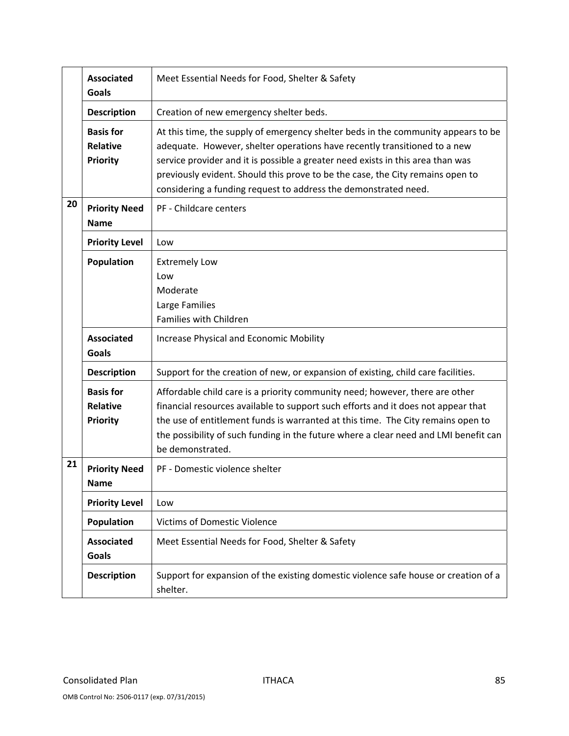| | | |
|---|---|---|
| | **Associated Goals** | Meet Essential Needs for Food, Shelter & Safety |
| | **Description** | Creation of new emergency shelter beds. |
| | **Basis for Relative Priority** | At this time, the supply of emergency shelter beds in the community appears to be adequate. However, shelter operations have recently transitioned to a new service provider and it is possible a greater need exists in this area than was previously evident. Should this prove to be the case, the City remains open to considering a funding request to address the demonstrated need. |
| **20** | **Priority Need Name** | PF - Childcare centers |
| | **Priority Level** | Low |
| | **Population** | Extremely Low<br>Low<br>Moderate<br>Large Families<br>Families with Children |
| | **Associated Goals** | Increase Physical and Economic Mobility |
| | **Description** | Support for the creation of new, or expansion of existing, child care facilities. |
| | **Basis for Relative Priority** | Affordable child care is a priority community need; however, there are other financial resources available to support such efforts and it does not appear that the use of entitlement funds is warranted at this time. The City remains open to the possibility of such funding in the future where a clear need and LMI benefit can be demonstrated. |
| **21** | **Priority Need Name** | PF - Domestic violence shelter |
| | **Priority Level** | Low |
| | **Population** | Victims of Domestic Violence |
| | **Associated Goals** | Meet Essential Needs for Food, Shelter & Safety |
| | **Description** | Support for expansion of the existing domestic violence safe house or creation of a shelter. |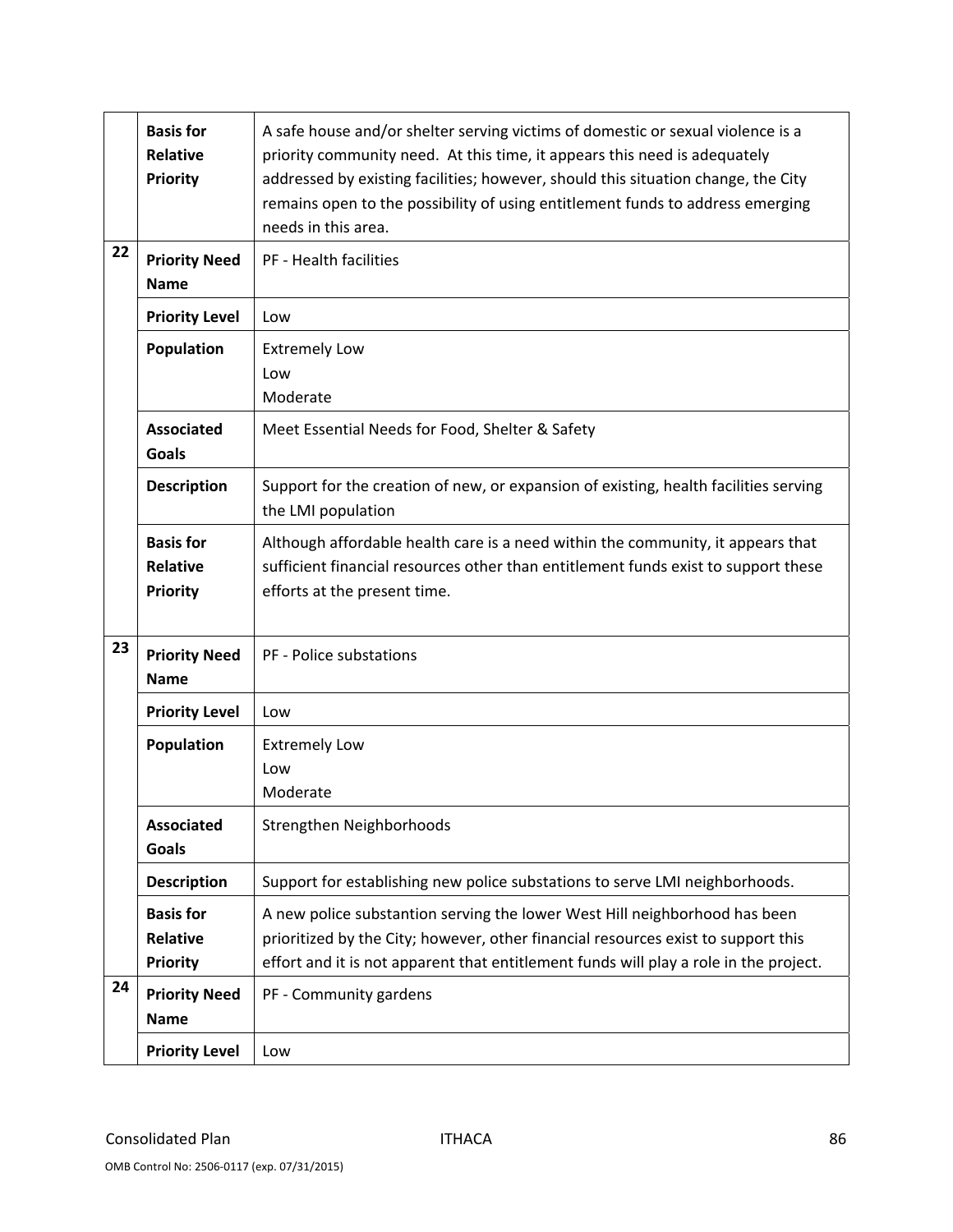| | | |
|---|---|---|
| | **Basis for Relative Priority** | A safe house and/or shelter serving victims of domestic or sexual violence is a priority community need. At this time, it appears this need is adequately addressed by existing facilities; however, should this situation change, the City remains open to the possibility of using entitlement funds to address emerging needs in this area. |
| 22 | **Priority Need Name** | PF - Health facilities |
| | **Priority Level** | Low |
| | **Population** | Extremely Low<br>Low<br>Moderate |
| | **Associated Goals** | Meet Essential Needs for Food, Shelter & Safety |
| | **Description** | Support for the creation of new, or expansion of existing, health facilities serving the LMI population |
| | **Basis for Relative Priority** | Although affordable health care is a need within the community, it appears that sufficient financial resources other than entitlement funds exist to support these efforts at the present time. |
| 23 | **Priority Need Name** | PF - Police substations |
| | **Priority Level** | Low |
| | **Population** | Extremely Low<br>Low<br>Moderate |
| | **Associated Goals** | Strengthen Neighborhoods |
| | **Description** | Support for establishing new police substations to serve LMI neighborhoods. |
| | **Basis for Relative Priority** | A new police substantion serving the lower West Hill neighborhood has been prioritized by the City; however, other financial resources exist to support this effort and it is not apparent that entitlement funds will play a role in the project. |
| 24 | **Priority Need Name** | PF - Community gardens |
| | **Priority Level** | Low |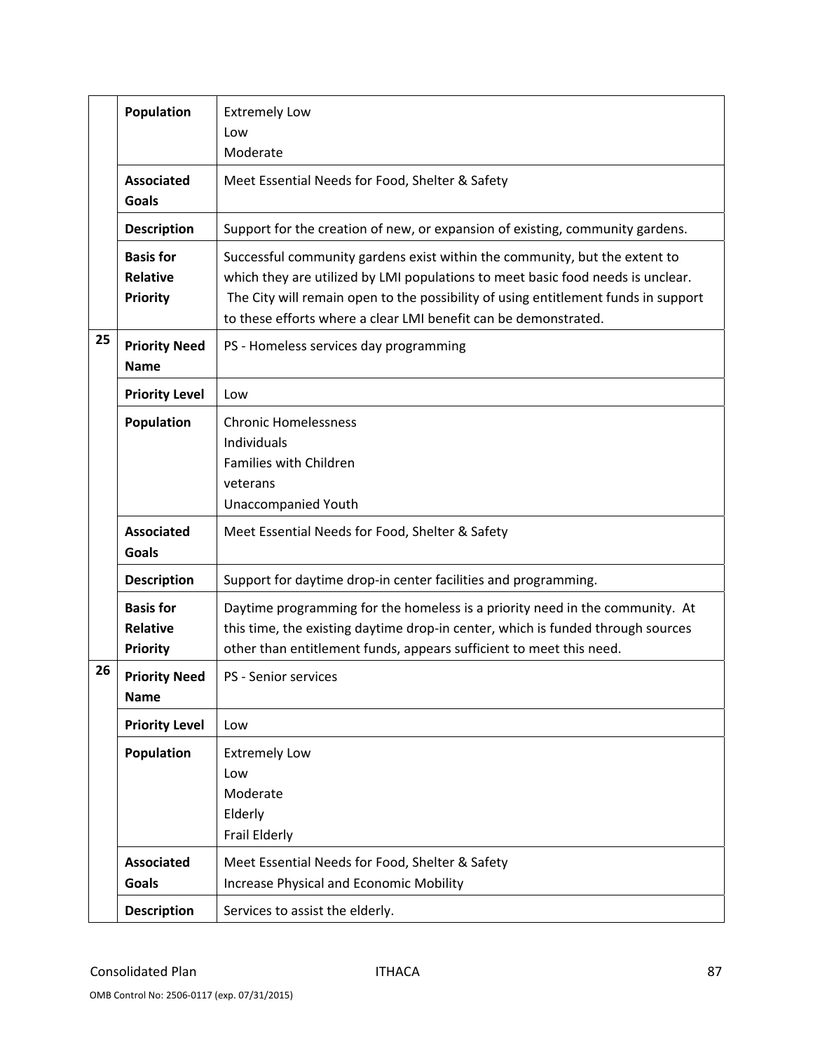| | | |
|---|---|---|
| | **Population** | Extremely Low<br>Low<br>Moderate |
| | **Associated Goals** | Meet Essential Needs for Food, Shelter & Safety |
| | **Description** | Support for the creation of new, or expansion of existing, community gardens. |
| | **Basis for Relative Priority** | Successful community gardens exist within the community, but the extent to which they are utilized by LMI populations to meet basic food needs is unclear. The City will remain open to the possibility of using entitlement funds in support to these efforts where a clear LMI benefit can be demonstrated. |
| 25 | **Priority Need Name** | PS - Homeless services day programming |
| | **Priority Level** | Low |
| | **Population** | Chronic Homelessness<br>Individuals<br>Families with Children<br>veterans<br>Unaccompanied Youth |
| | **Associated Goals** | Meet Essential Needs for Food, Shelter & Safety |
| | **Description** | Support for daytime drop-in center facilities and programming. |
| | **Basis for Relative Priority** | Daytime programming for the homeless is a priority need in the community. At this time, the existing daytime drop-in center, which is funded through sources other than entitlement funds, appears sufficient to meet this need. |
| 26 | **Priority Need Name** | PS - Senior services |
| | **Priority Level** | Low |
| | **Population** | Extremely Low<br>Low<br>Moderate<br>Elderly<br>Frail Elderly |
| | **Associated Goals** | Meet Essential Needs for Food, Shelter & Safety<br>Increase Physical and Economic Mobility |
| | **Description** | Services to assist the elderly. |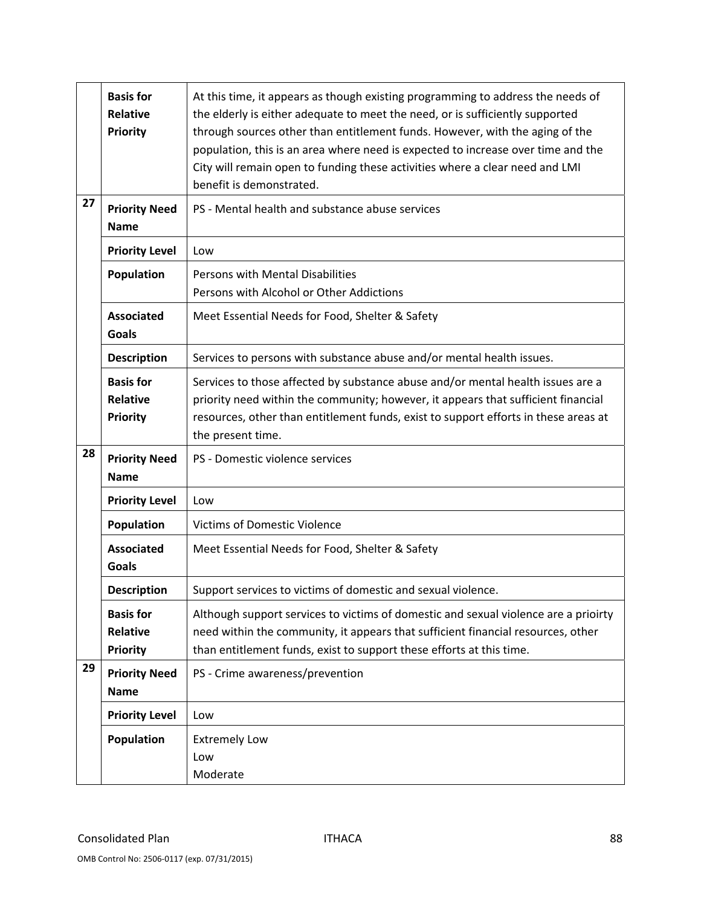| | | |
|---|---|---|
| | **Basis for Relative Priority** | At this time, it appears as though existing programming to address the needs of the elderly is either adequate to meet the need, or is sufficiently supported through sources other than entitlement funds. However, with the aging of the population, this is an area where need is expected to increase over time and the City will remain open to funding these activities where a clear need and LMI benefit is demonstrated. |
| 27 | **Priority Need Name** | PS - Mental health and substance abuse services |
| | **Priority Level** | Low |
| | **Population** | Persons with Mental Disabilities<br>Persons with Alcohol or Other Addictions |
| | **Associated Goals** | Meet Essential Needs for Food, Shelter & Safety |
| | **Description** | Services to persons with substance abuse and/or mental health issues. |
| | **Basis for Relative Priority** | Services to those affected by substance abuse and/or mental health issues are a priority need within the community; however, it appears that sufficient financial resources, other than entitlement funds, exist to support efforts in these areas at the present time. |
| 28 | **Priority Need Name** | PS - Domestic violence services |
| | **Priority Level** | Low |
| | **Population** | Victims of Domestic Violence |
| | **Associated Goals** | Meet Essential Needs for Food, Shelter & Safety |
| | **Description** | Support services to victims of domestic and sexual violence. |
| | **Basis for Relative Priority** | Although support services to victims of domestic and sexual violence are a prioirty need within the community, it appears that sufficient financial resources, other than entitlement funds, exist to support these efforts at this time. |
| 29 | **Priority Need Name** | PS - Crime awareness/prevention |
| | **Priority Level** | Low |
| | **Population** | Extremely Low<br>Low<br>Moderate |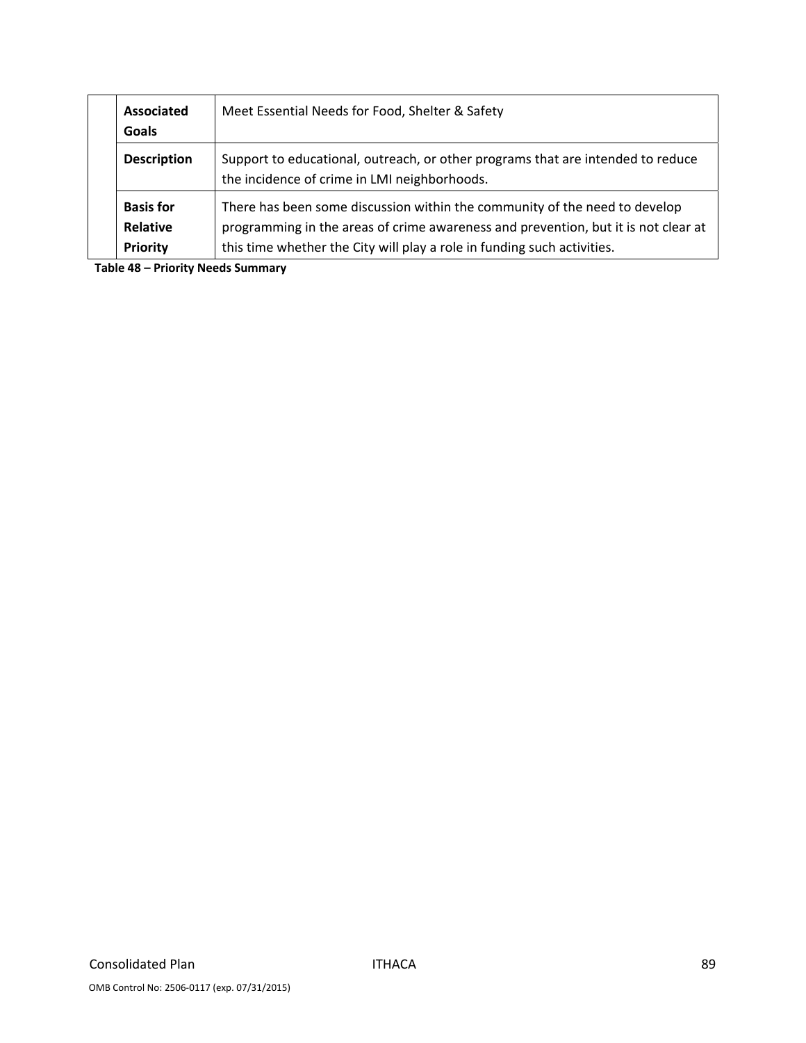| | | |
|---|---|---|
| | **Associated Goals** | Meet Essential Needs for Food, Shelter & Safety |
| | **Description** | Support to educational, outreach, or other programs that are intended to reduce the incidence of crime in LMI neighborhoods. |
| | **Basis for Relative Priority** | There has been some discussion within the community of the need to develop programming in the areas of crime awareness and prevention, but it is not clear at this time whether the City will play a role in funding such activities. |

**Table 48 – Priority Needs Summary**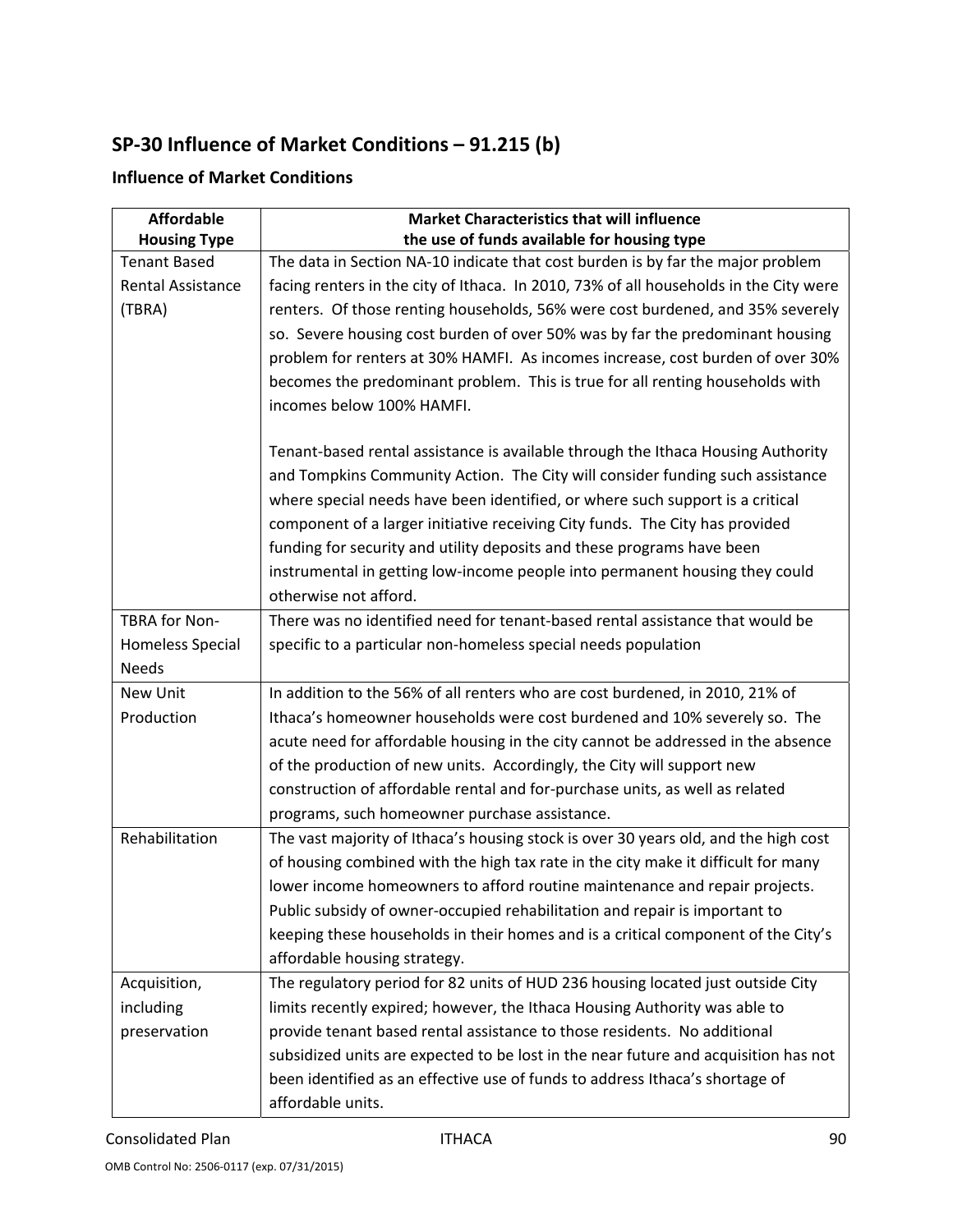## SP-30 Influence of Market Conditions – 91.215 (b)

### Influence of Market Conditions

| Affordable Housing Type | Market Characteristics that will influence the use of funds available for housing type |
|---|---|
| Tenant Based Rental Assistance (TBRA) | The data in Section NA-10 indicate that cost burden is by far the major problem facing renters in the city of Ithaca. In 2010, 73% of all households in the City were renters. Of those renting households, 56% were cost burdened, and 35% severely so. Severe housing cost burden of over 50% was by far the predominant housing problem for renters at 30% HAMFI. As incomes increase, cost burden of over 30% becomes the predominant problem. This is true for all renting households with incomes below 100% HAMFI.<br><br>Tenant-based rental assistance is available through the Ithaca Housing Authority and Tompkins Community Action. The City will consider funding such assistance where special needs have been identified, or where such support is a critical component of a larger initiative receiving City funds. The City has provided funding for security and utility deposits and these programs have been instrumental in getting low-income people into permanent housing they could otherwise not afford. |
| TBRA for Non-Homeless Special Needs | There was no identified need for tenant-based rental assistance that would be specific to a particular non-homeless special needs population |
| New Unit Production | In addition to the 56% of all renters who are cost burdened, in 2010, 21% of Ithaca's homeowner households were cost burdened and 10% severely so. The acute need for affordable housing in the city cannot be addressed in the absence of the production of new units. Accordingly, the City will support new construction of affordable rental and for-purchase units, as well as related programs, such homeowner purchase assistance. |
| Rehabilitation | The vast majority of Ithaca's housing stock is over 30 years old, and the high cost of housing combined with the high tax rate in the city make it difficult for many lower income homeowners to afford routine maintenance and repair projects. Public subsidy of owner-occupied rehabilitation and repair is important to keeping these households in their homes and is a critical component of the City's affordable housing strategy. |
| Acquisition, including preservation | The regulatory period for 82 units of HUD 236 housing located just outside City limits recently expired; however, the Ithaca Housing Authority was able to provide tenant based rental assistance to those residents. No additional subsidized units are expected to be lost in the near future and acquisition has not been identified as an effective use of funds to address Ithaca's shortage of affordable units. |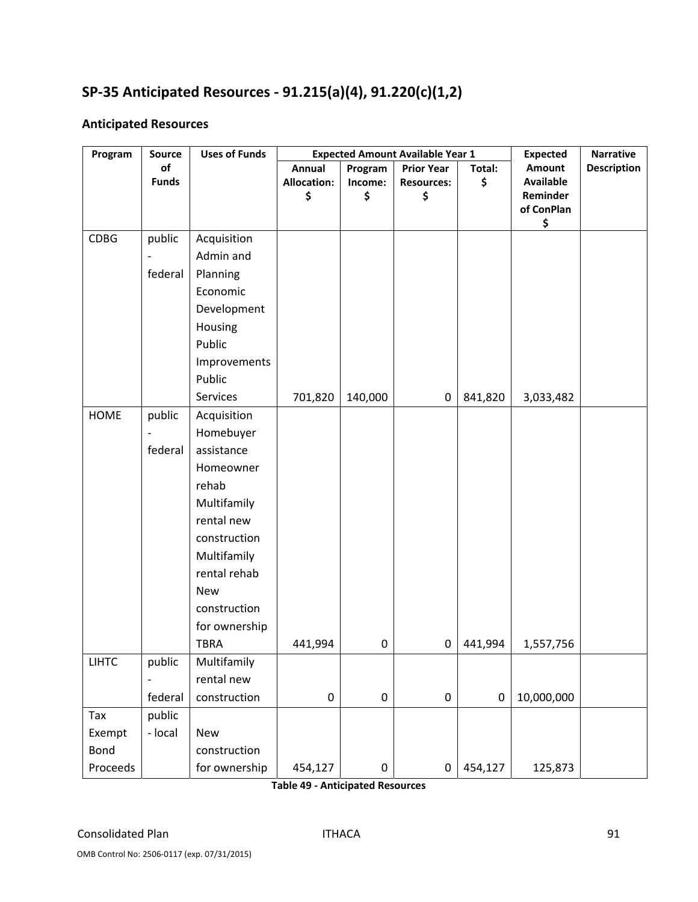## SP-35 Anticipated Resources - 91.215(a)(4), 91.220(c)(1,2)

### Anticipated Resources

| Program | Source of Funds | Uses of Funds | Expected Amount Available Year 1 | | | | Expected Amount Available Reminder of ConPlan $ | Narrative Description |
|---|---|---|---|---|---|---|---|---|
| | | | Annual Allocation: $ | Program Income: $ | Prior Year Resources: $ | Total: $ | | |
| CDBG | public - federal | Acquisition Admin and Planning Economic Development Housing Public Improvements Public Services | 701,820 | 140,000 | 0 | 841,820 | 3,033,482 | |
| HOME | public - federal | Acquisition Homebuyer assistance Homeowner rehab Multifamily rental new construction Multifamily rental rehab New construction for ownership TBRA | 441,994 | 0 | 0 | 441,994 | 1,557,756 | |
| LIHTC | public - federal | Multifamily rental new construction | 0 | 0 | 0 | 0 | 10,000,000 | |
| Tax Exempt Bond Proceeds | public - local | New construction for ownership | 454,127 | 0 | 0 | 454,127 | 125,873 | |

**Table 49 - Anticipated Resources**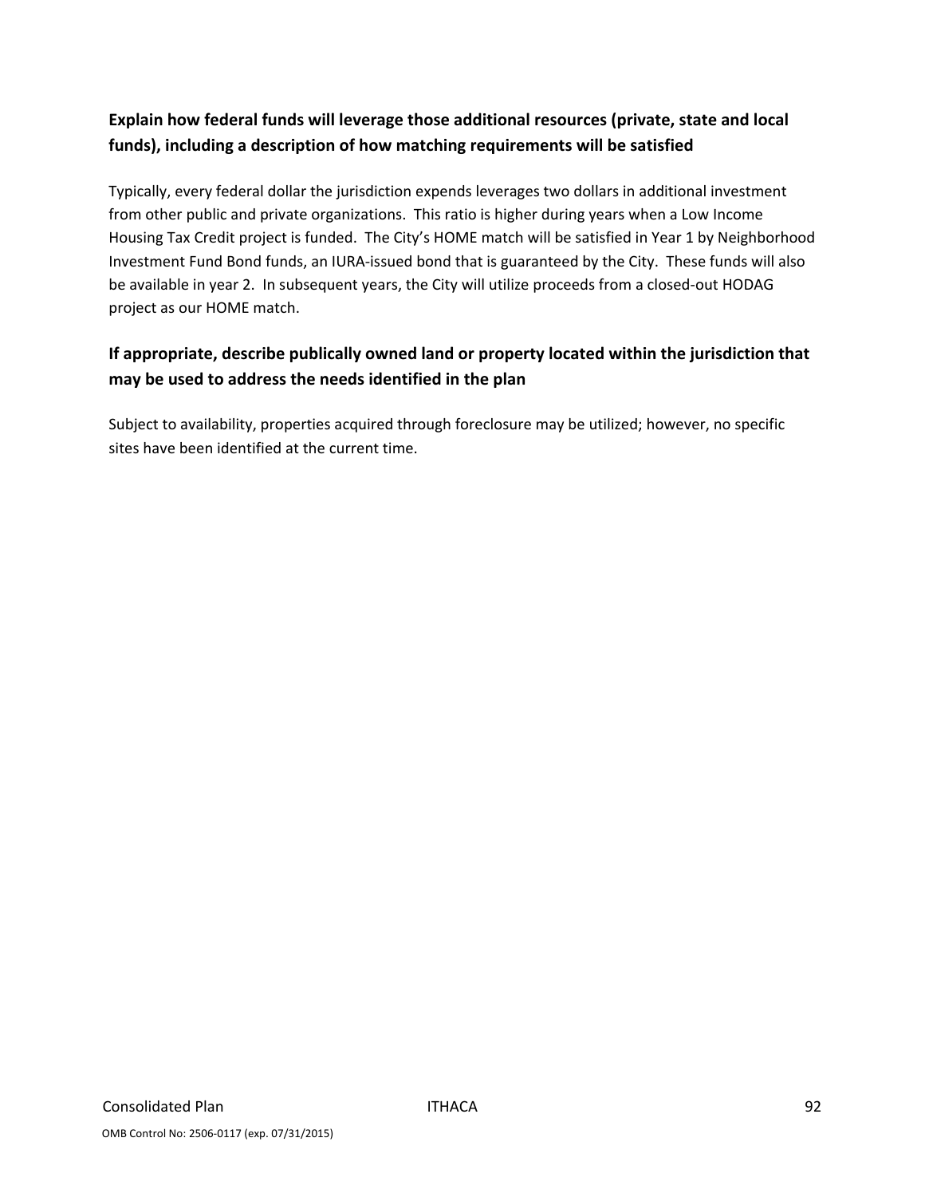### Explain how federal funds will leverage those additional resources (private, state and local funds), including a description of how matching requirements will be satisfied

Typically, every federal dollar the jurisdiction expends leverages two dollars in additional investment from other public and private organizations. This ratio is higher during years when a Low Income Housing Tax Credit project is funded. The City's HOME match will be satisfied in Year 1 by Neighborhood Investment Fund Bond funds, an IURA-issued bond that is guaranteed by the City. These funds will also be available in year 2. In subsequent years, the City will utilize proceeds from a closed-out HODAG project as our HOME match.

### If appropriate, describe publically owned land or property located within the jurisdiction that may be used to address the needs identified in the plan

Subject to availability, properties acquired through foreclosure may be utilized; however, no specific sites have been identified at the current time.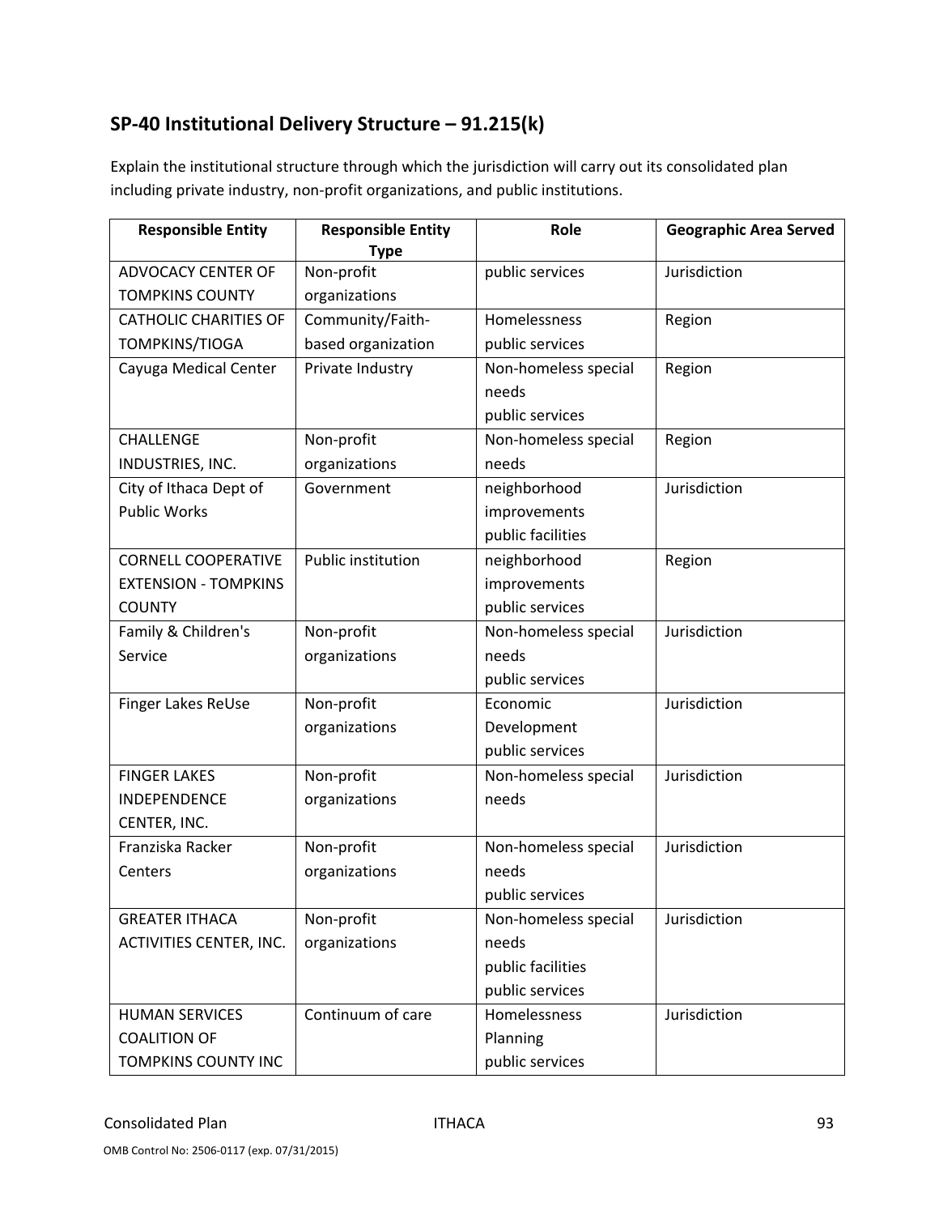## SP-40 Institutional Delivery Structure – 91.215(k)

Explain the institutional structure through which the jurisdiction will carry out its consolidated plan including private industry, non-profit organizations, and public institutions.

| Responsible Entity | Responsible Entity Type | Role | Geographic Area Served |
|---|---|---|---|
| ADVOCACY CENTER OF TOMPKINS COUNTY | Non-profit organizations | public services | Jurisdiction |
| CATHOLIC CHARITIES OF TOMPKINS/TIOGA | Community/Faith-based organization | Homelessness public services | Region |
| Cayuga Medical Center | Private Industry | Non-homeless special needs public services | Region |
| CHALLENGE INDUSTRIES, INC. | Non-profit organizations | Non-homeless special needs | Region |
| City of Ithaca Dept of Public Works | Government | neighborhood improvements public facilities | Jurisdiction |
| CORNELL COOPERATIVE EXTENSION - TOMPKINS COUNTY | Public institution | neighborhood improvements public services | Region |
| Family & Children's Service | Non-profit organizations | Non-homeless special needs public services | Jurisdiction |
| Finger Lakes ReUse | Non-profit organizations | Economic Development public services | Jurisdiction |
| FINGER LAKES INDEPENDENCE CENTER, INC. | Non-profit organizations | Non-homeless special needs | Jurisdiction |
| Franziska Racker Centers | Non-profit organizations | Non-homeless special needs public services | Jurisdiction |
| GREATER ITHACA ACTIVITIES CENTER, INC. | Non-profit organizations | Non-homeless special needs public facilities public services | Jurisdiction |
| HUMAN SERVICES COALITION OF TOMPKINS COUNTY INC | Continuum of care | Homelessness Planning public services | Jurisdiction |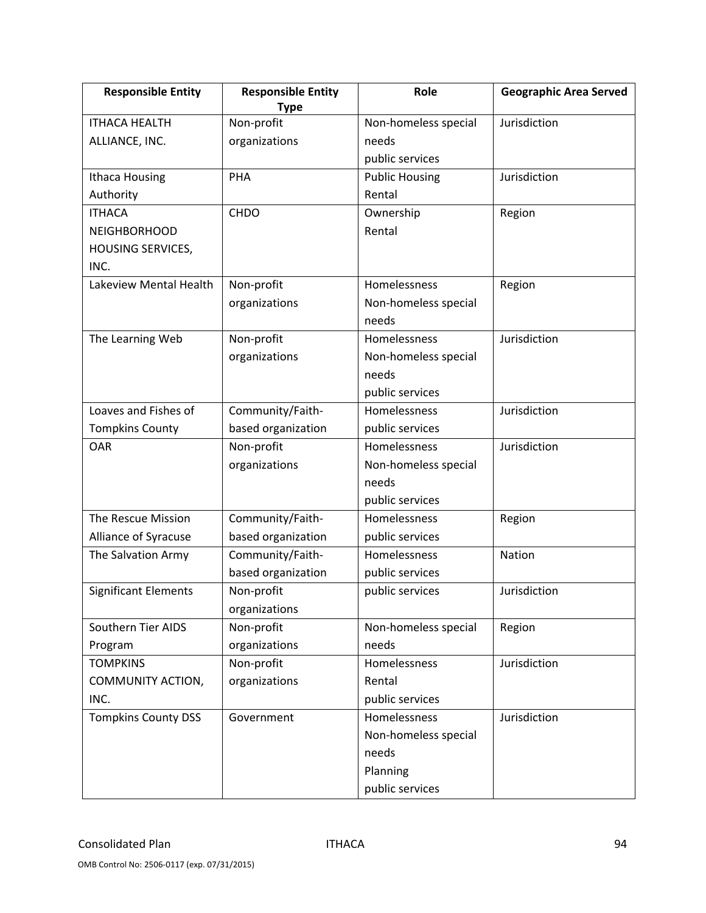| Responsible Entity | Responsible Entity Type | Role | Geographic Area Served |
|---|---|---|---|
| ITHACA HEALTH ALLIANCE, INC. | Non-profit organizations | Non-homeless special needs public services | Jurisdiction |
| Ithaca Housing Authority | PHA | Public Housing Rental | Jurisdiction |
| ITHACA NEIGHBORHOOD HOUSING SERVICES, INC. | CHDO | Ownership Rental | Region |
| Lakeview Mental Health | Non-profit organizations | Homelessness Non-homeless special needs | Region |
| The Learning Web | Non-profit organizations | Homelessness Non-homeless special needs public services | Jurisdiction |
| Loaves and Fishes of Tompkins County | Community/Faith-based organization | Homelessness public services | Jurisdiction |
| OAR | Non-profit organizations | Homelessness Non-homeless special needs public services | Jurisdiction |
| The Rescue Mission Alliance of Syracuse | Community/Faith-based organization | Homelessness public services | Region |
| The Salvation Army | Community/Faith-based organization | Homelessness public services | Nation |
| Significant Elements | Non-profit organizations | public services | Jurisdiction |
| Southern Tier AIDS Program | Non-profit organizations | Non-homeless special needs | Region |
| TOMPKINS COMMUNITY ACTION, INC. | Non-profit organizations | Homelessness Rental public services | Jurisdiction |
| Tompkins County DSS | Government | Homelessness Non-homeless special needs Planning public services | Jurisdiction |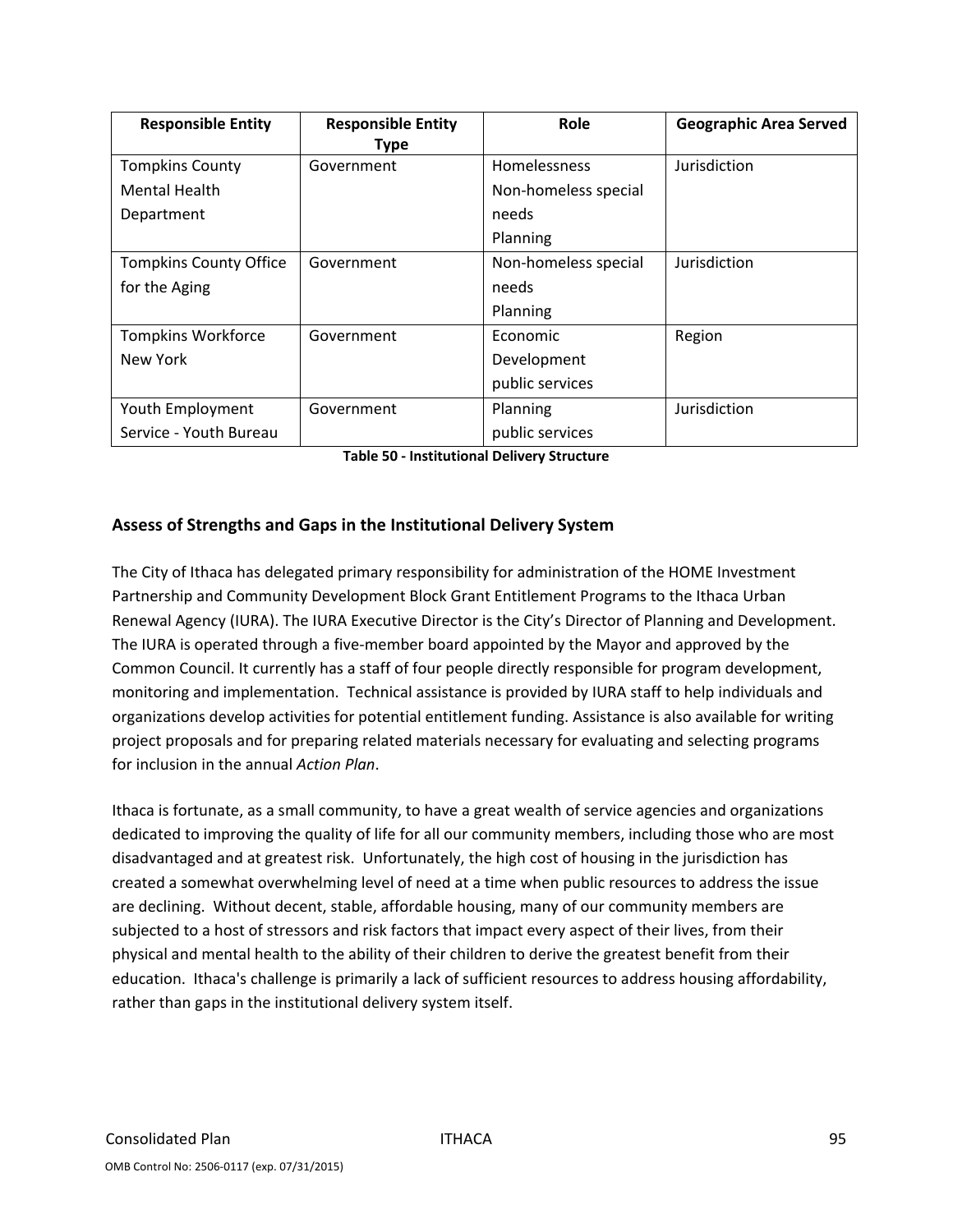| Responsible Entity | Responsible Entity Type | Role | Geographic Area Served |
|---|---|---|---|
| Tompkins County Mental Health Department | Government | Homelessness<br>Non-homeless special needs<br>Planning | Jurisdiction |
| Tompkins County Office for the Aging | Government | Non-homeless special needs<br>Planning | Jurisdiction |
| Tompkins Workforce New York | Government | Economic Development<br>public services | Region |
| Youth Employment Service - Youth Bureau | Government | Planning<br>public services | Jurisdiction |

**Table 50 - Institutional Delivery Structure**

## Assess of Strengths and Gaps in the Institutional Delivery System

The City of Ithaca has delegated primary responsibility for administration of the HOME Investment Partnership and Community Development Block Grant Entitlement Programs to the Ithaca Urban Renewal Agency (IURA). The IURA Executive Director is the City's Director of Planning and Development. The IURA is operated through a five-member board appointed by the Mayor and approved by the Common Council. It currently has a staff of four people directly responsible for program development, monitoring and implementation. Technical assistance is provided by IURA staff to help individuals and organizations develop activities for potential entitlement funding. Assistance is also available for writing project proposals and for preparing related materials necessary for evaluating and selecting programs for inclusion in the annual *Action Plan*.

Ithaca is fortunate, as a small community, to have a great wealth of service agencies and organizations dedicated to improving the quality of life for all our community members, including those who are most disadvantaged and at greatest risk. Unfortunately, the high cost of housing in the jurisdiction has created a somewhat overwhelming level of need at a time when public resources to address the issue are declining. Without decent, stable, affordable housing, many of our community members are subjected to a host of stressors and risk factors that impact every aspect of their lives, from their physical and mental health to the ability of their children to derive the greatest benefit from their education. Ithaca's challenge is primarily a lack of sufficient resources to address housing affordability, rather than gaps in the institutional delivery system itself.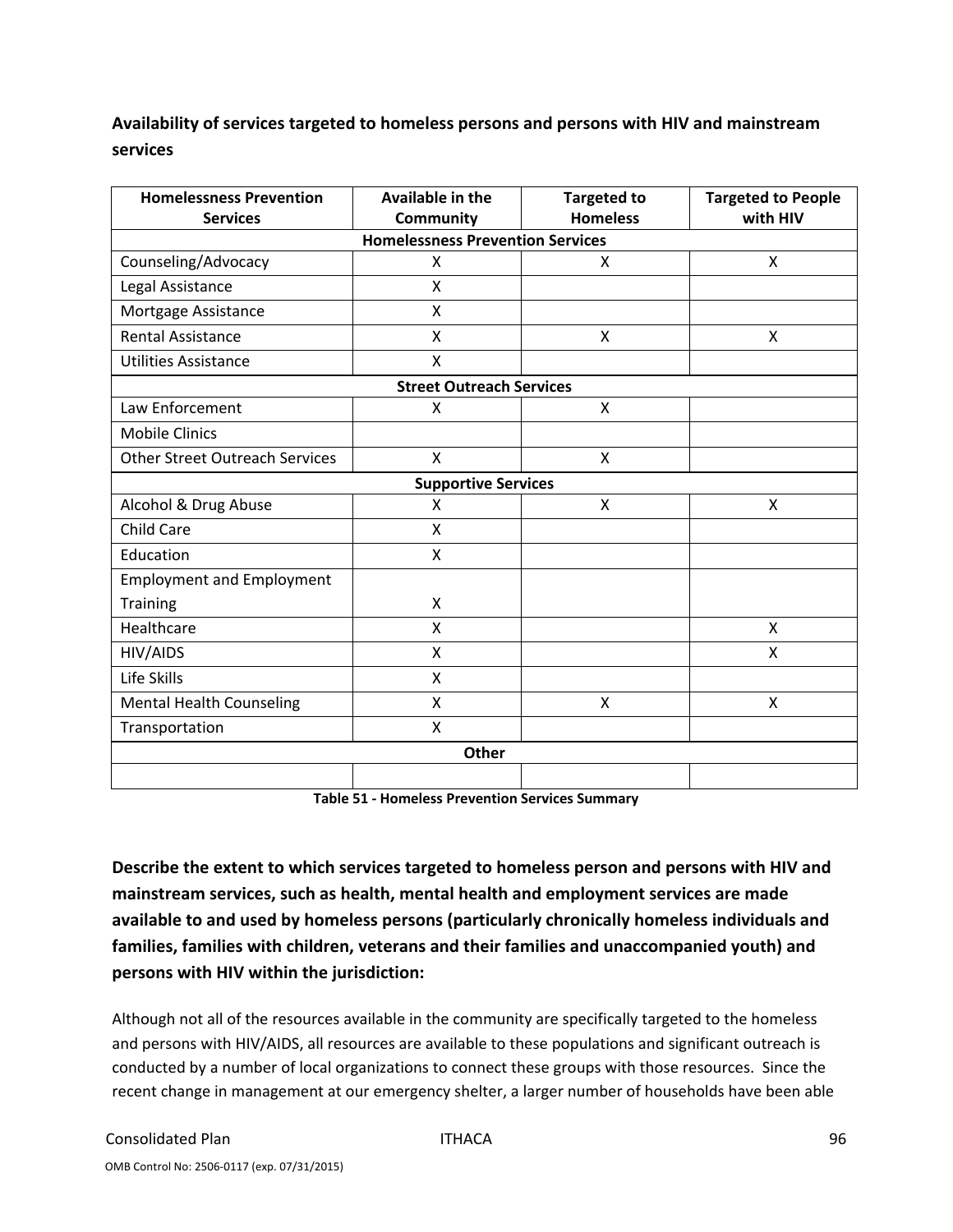**Availability of services targeted to homeless persons and persons with HIV and mainstream services**

| Homelessness Prevention Services | Available in the Community | Targeted to Homeless | Targeted to People with HIV |
|---|---|---|---|
| **Homelessness Prevention Services** | | | |
| Counseling/Advocacy | X | X | X |
| Legal Assistance | X | | |
| Mortgage Assistance | X | | |
| Rental Assistance | X | X | X |
| Utilities Assistance | X | | |
| **Street Outreach Services** | | | |
| Law Enforcement | X | X | |
| Mobile Clinics | | | |
| Other Street Outreach Services | X | X | |
| **Supportive Services** | | | |
| Alcohol & Drug Abuse | X | X | X |
| Child Care | X | | |
| Education | X | | |
| Employment and Employment Training | X | | |
| Healthcare | X | | X |
| HIV/AIDS | X | | X |
| Life Skills | X | | |
| Mental Health Counseling | X | X | X |
| Transportation | X | | |
| **Other** | | | |
| | | | |

**Table 51 - Homeless Prevention Services Summary**

**Describe the extent to which services targeted to homeless person and persons with HIV and mainstream services, such as health, mental health and employment services are made available to and used by homeless persons (particularly chronically homeless individuals and families, families with children, veterans and their families and unaccompanied youth) and persons with HIV within the jurisdiction:**

Although not all of the resources available in the community are specifically targeted to the homeless and persons with HIV/AIDS, all resources are available to these populations and significant outreach is conducted by a number of local organizations to connect these groups with those resources. Since the recent change in management at our emergency shelter, a larger number of households have been able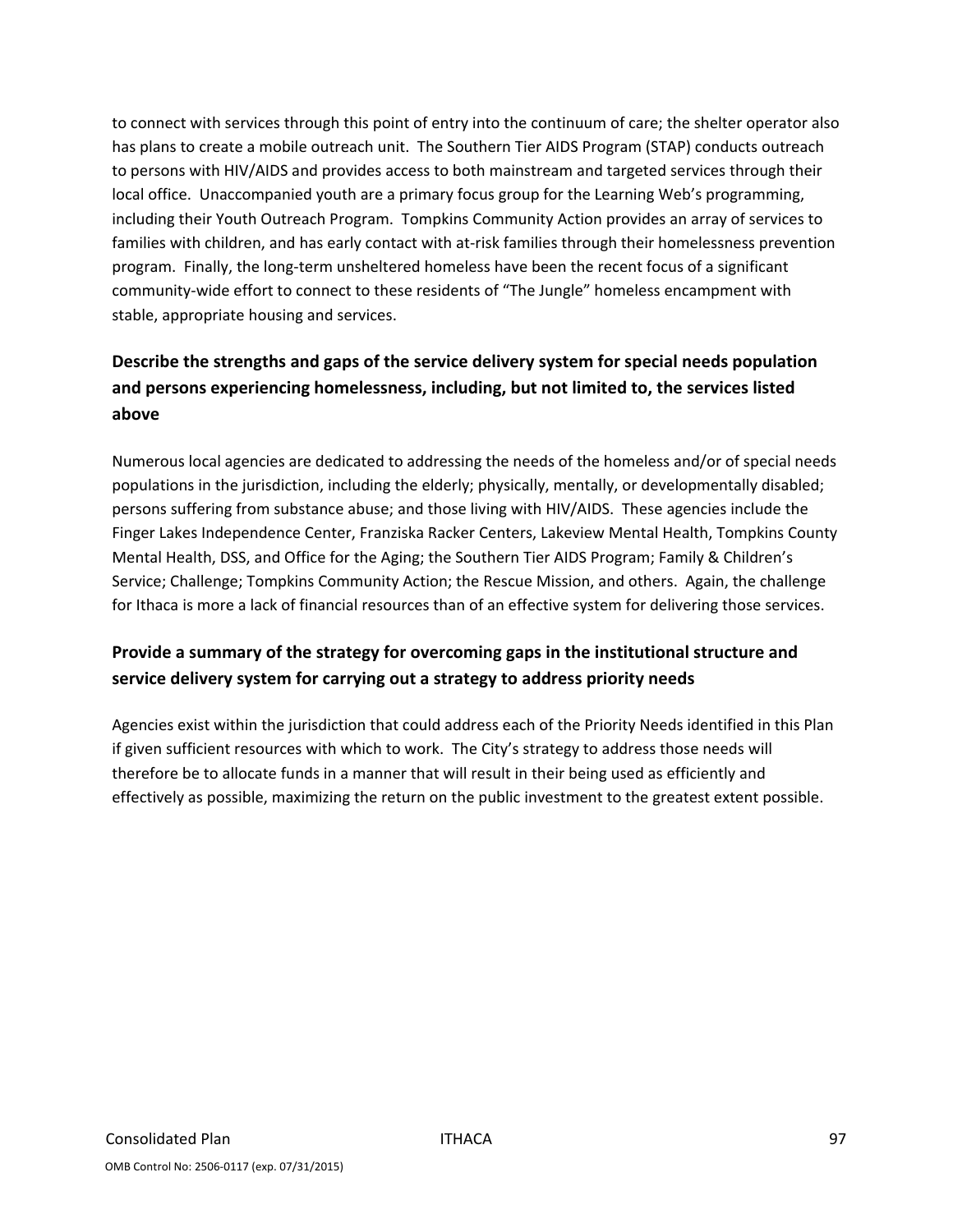to connect with services through this point of entry into the continuum of care; the shelter operator also has plans to create a mobile outreach unit. The Southern Tier AIDS Program (STAP) conducts outreach to persons with HIV/AIDS and provides access to both mainstream and targeted services through their local office. Unaccompanied youth are a primary focus group for the Learning Web's programming, including their Youth Outreach Program. Tompkins Community Action provides an array of services to families with children, and has early contact with at-risk families through their homelessness prevention program. Finally, the long-term unsheltered homeless have been the recent focus of a significant community-wide effort to connect to these residents of "The Jungle" homeless encampment with stable, appropriate housing and services.

### Describe the strengths and gaps of the service delivery system for special needs population and persons experiencing homelessness, including, but not limited to, the services listed above

Numerous local agencies are dedicated to addressing the needs of the homeless and/or of special needs populations in the jurisdiction, including the elderly; physically, mentally, or developmentally disabled; persons suffering from substance abuse; and those living with HIV/AIDS. These agencies include the Finger Lakes Independence Center, Franziska Racker Centers, Lakeview Mental Health, Tompkins County Mental Health, DSS, and Office for the Aging; the Southern Tier AIDS Program; Family & Children's Service; Challenge; Tompkins Community Action; the Rescue Mission, and others. Again, the challenge for Ithaca is more a lack of financial resources than of an effective system for delivering those services.

### Provide a summary of the strategy for overcoming gaps in the institutional structure and service delivery system for carrying out a strategy to address priority needs

Agencies exist within the jurisdiction that could address each of the Priority Needs identified in this Plan if given sufficient resources with which to work. The City's strategy to address those needs will therefore be to allocate funds in a manner that will result in their being used as efficiently and effectively as possible, maximizing the return on the public investment to the greatest extent possible.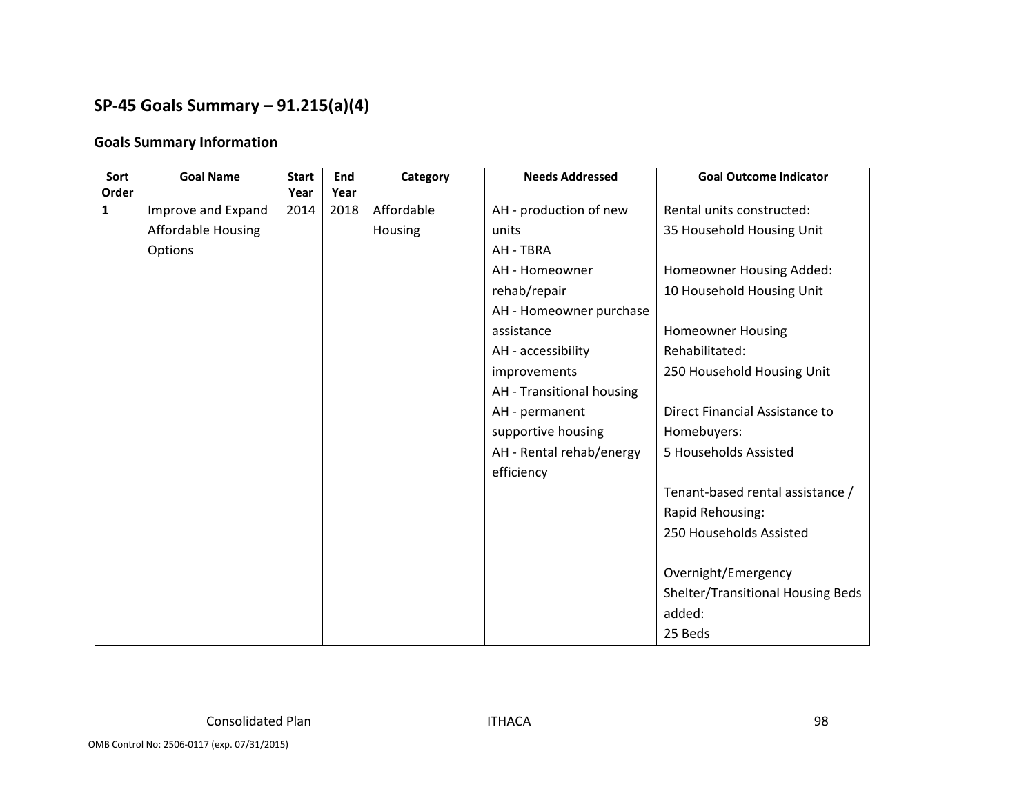## SP-45 Goals Summary – 91.215(a)(4)

### Goals Summary Information

| Sort Order | Goal Name | Start Year | End Year | Category | Needs Addressed | Goal Outcome Indicator |
|---|---|---|---|---|---|---|
| 1 | Improve and Expand Affordable Housing Options | 2014 | 2018 | Affordable Housing | AH - production of new units<br>AH - TBRA<br>AH - Homeowner rehab/repair<br>AH - Homeowner purchase assistance<br>AH - accessibility improvements<br>AH - Transitional housing<br>AH - permanent supportive housing<br>AH - Rental rehab/energy efficiency | Rental units constructed:<br>35 Household Housing Unit<br><br>Homeowner Housing Added:<br>10 Household Housing Unit<br><br>Homeowner Housing Rehabilitated:<br>250 Household Housing Unit<br><br>Direct Financial Assistance to Homebuyers:<br>5 Households Assisted<br><br>Tenant-based rental assistance / Rapid Rehousing:<br>250 Households Assisted<br><br>Overnight/Emergency Shelter/Transitional Housing Beds added:<br>25 Beds |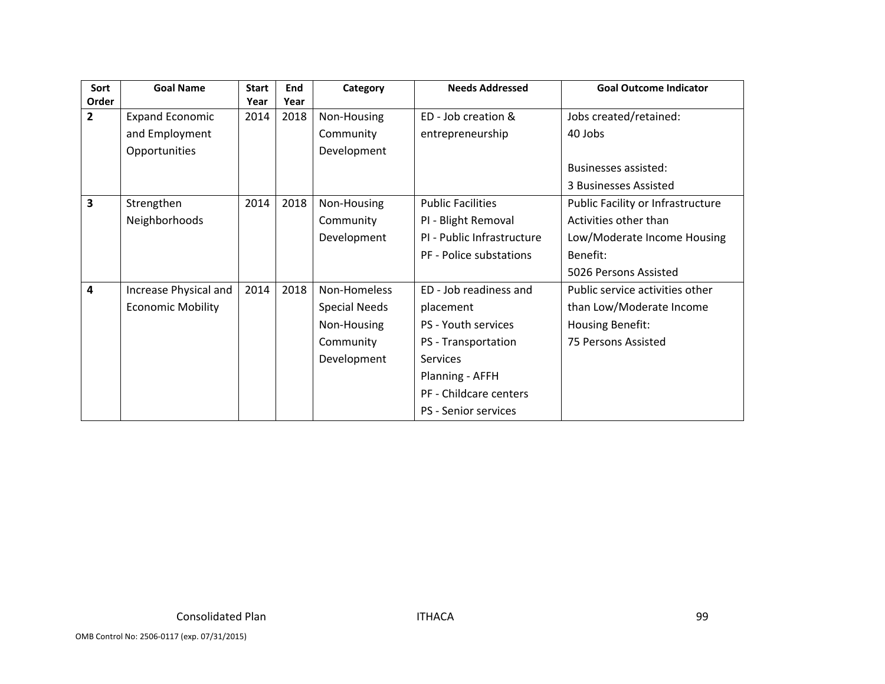| Sort Order | Goal Name | Start Year | End Year | Category | Needs Addressed | Goal Outcome Indicator |
|---|---|---|---|---|---|---|
| **2** | Expand Economic and Employment Opportunities | 2014 | 2018 | Non-Housing Community Development | ED - Job creation & entrepreneurship | Jobs created/retained: 40 Jobs<br><br>Businesses assisted: 3 Businesses Assisted |
| **3** | Strengthen Neighborhoods | 2014 | 2018 | Non-Housing Community Development | Public Facilities<br>PI - Blight Removal<br>PI - Public Infrastructure<br>PF - Police substations | Public Facility or Infrastructure Activities other than Low/Moderate Income Housing Benefit: 5026 Persons Assisted |
| **4** | Increase Physical and Economic Mobility | 2014 | 2018 | Non-Homeless Special Needs<br>Non-Housing Community Development | ED - Job readiness and placement<br>PS - Youth services<br>PS - Transportation Services<br>Planning - AFFH<br>PF - Childcare centers<br>PS - Senior services | Public service activities other than Low/Moderate Income Housing Benefit: 75 Persons Assisted |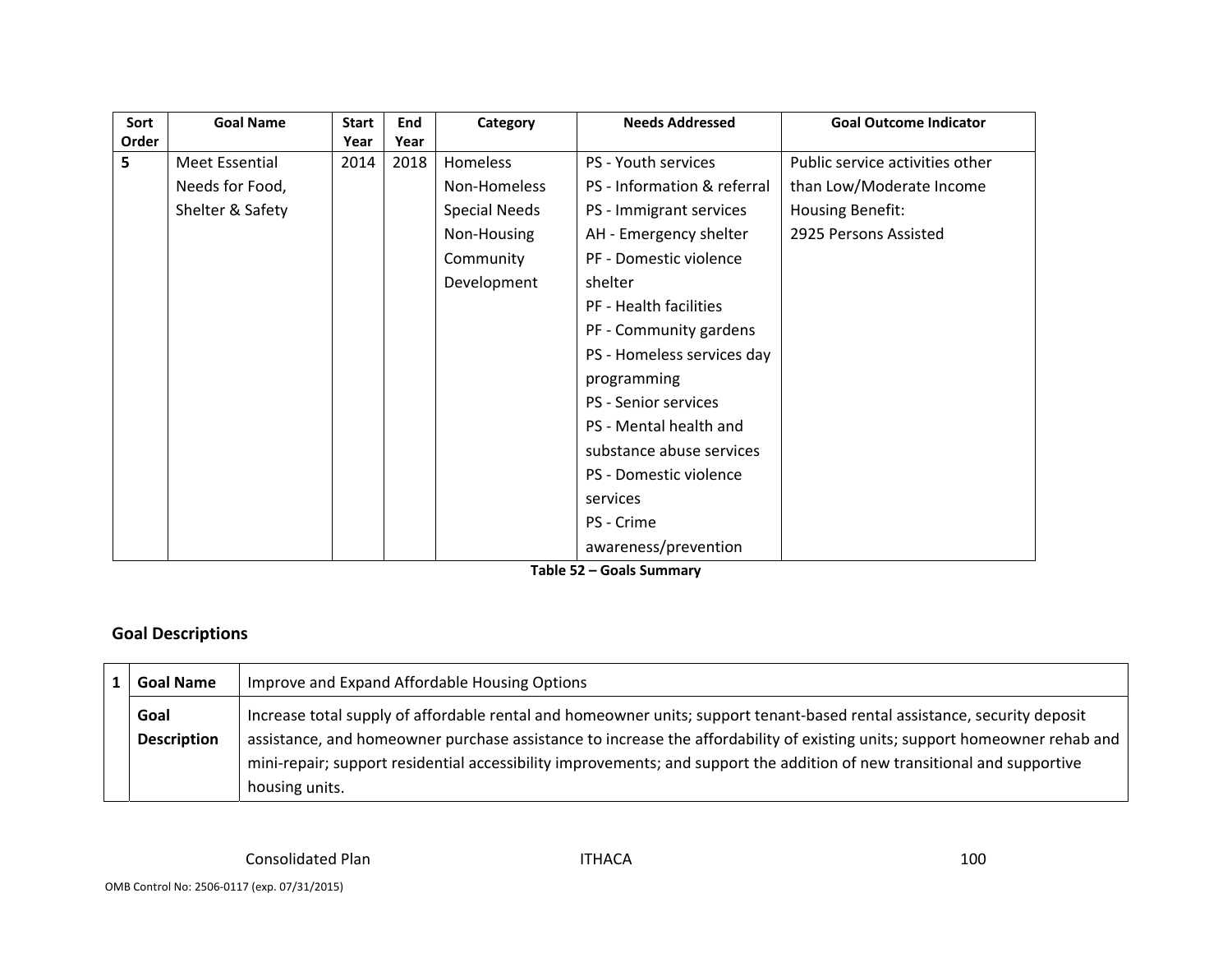| Sort Order | Goal Name | Start Year | End Year | Category | Needs Addressed | Goal Outcome Indicator |
|---|---|---|---|---|---|---|
| **5** | Meet Essential Needs for Food, Shelter & Safety | 2014 | 2018 | Homeless<br>Non-Homeless Special Needs<br>Non-Housing Community Development | PS - Youth services<br>PS - Information & referral<br>PS - Immigrant services<br>AH - Emergency shelter<br>PF - Domestic violence shelter<br>PF - Health facilities<br>PF - Community gardens<br>PS - Homeless services day programming<br>PS - Senior services<br>PS - Mental health and substance abuse services<br>PS - Domestic violence services<br>PS - Crime awareness/prevention | Public service activities other than Low/Moderate Income Housing Benefit:<br>2925 Persons Assisted |

**Table 52 – Goals Summary**

## Goal Descriptions

| 1 | **Goal Name** | Improve and Expand Affordable Housing Options |
|---|---|---|
| | **Goal Description** | Increase total supply of affordable rental and homeowner units; support tenant-based rental assistance, security deposit assistance, and homeowner purchase assistance to increase the affordability of existing units; support homeowner rehab and mini-repair; support residential accessibility improvements; and support the addition of new transitional and supportive housing units. |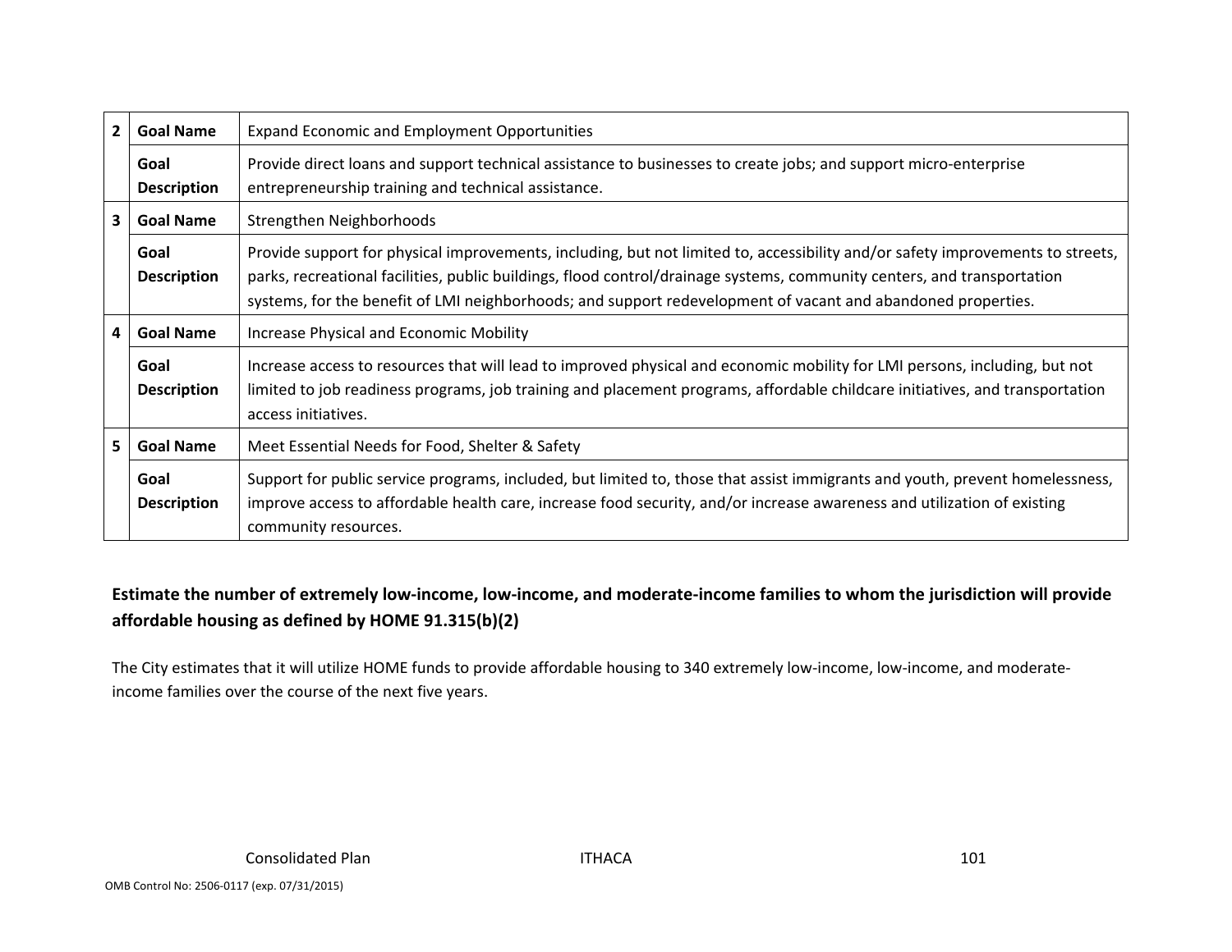| | | |
|---|---|---|
| 2 | **Goal Name** | Expand Economic and Employment Opportunities |
| | **Goal Description** | Provide direct loans and support technical assistance to businesses to create jobs; and support micro-enterprise entrepreneurship training and technical assistance. |
| 3 | **Goal Name** | Strengthen Neighborhoods |
| | **Goal Description** | Provide support for physical improvements, including, but not limited to, accessibility and/or safety improvements to streets, parks, recreational facilities, public buildings, flood control/drainage systems, community centers, and transportation systems, for the benefit of LMI neighborhoods; and support redevelopment of vacant and abandoned properties. |
| 4 | **Goal Name** | Increase Physical and Economic Mobility |
| | **Goal Description** | Increase access to resources that will lead to improved physical and economic mobility for LMI persons, including, but not limited to job readiness programs, job training and placement programs, affordable childcare initiatives, and transportation access initiatives. |
| 5 | **Goal Name** | Meet Essential Needs for Food, Shelter & Safety |
| | **Goal Description** | Support for public service programs, included, but limited to, those that assist immigrants and youth, prevent homelessness, improve access to affordable health care, increase food security, and/or increase awareness and utilization of existing community resources. |

**Estimate the number of extremely low-income, low-income, and moderate-income families to whom the jurisdiction will provide affordable housing as defined by HOME 91.315(b)(2)**

The City estimates that it will utilize HOME funds to provide affordable housing to 340 extremely low-income, low-income, and moderate-income families over the course of the next five years.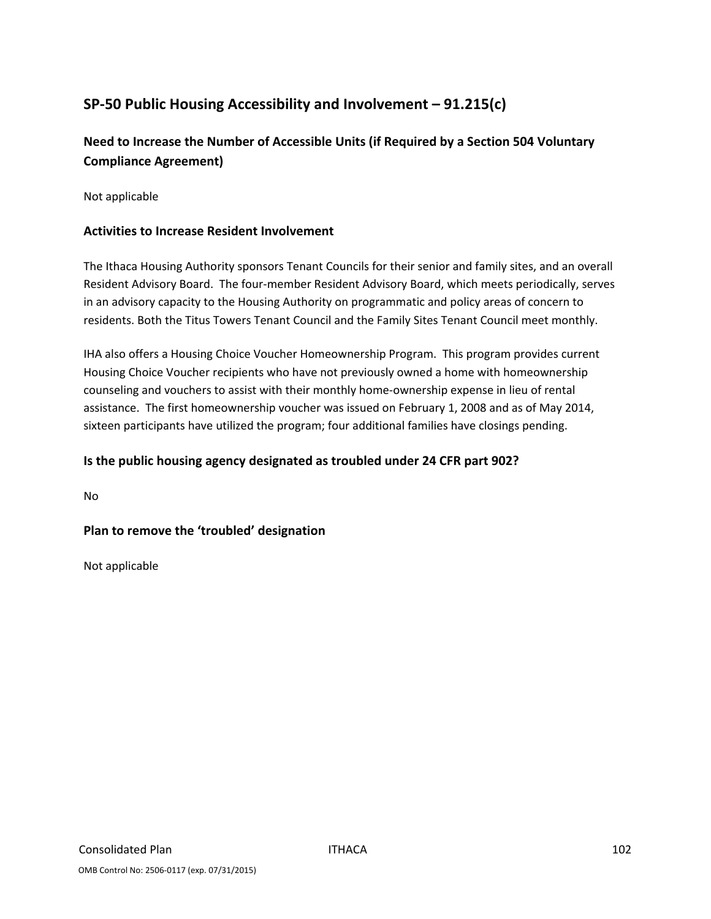## SP-50 Public Housing Accessibility and Involvement – 91.215(c)

### Need to Increase the Number of Accessible Units (if Required by a Section 504 Voluntary Compliance Agreement)

Not applicable

### Activities to Increase Resident Involvement

The Ithaca Housing Authority sponsors Tenant Councils for their senior and family sites, and an overall Resident Advisory Board. The four-member Resident Advisory Board, which meets periodically, serves in an advisory capacity to the Housing Authority on programmatic and policy areas of concern to residents. Both the Titus Towers Tenant Council and the Family Sites Tenant Council meet monthly.

IHA also offers a Housing Choice Voucher Homeownership Program. This program provides current Housing Choice Voucher recipients who have not previously owned a home with homeownership counseling and vouchers to assist with their monthly home-ownership expense in lieu of rental assistance. The first homeownership voucher was issued on February 1, 2008 and as of May 2014, sixteen participants have utilized the program; four additional families have closings pending.

### Is the public housing agency designated as troubled under 24 CFR part 902?

No

### Plan to remove the 'troubled' designation

Not applicable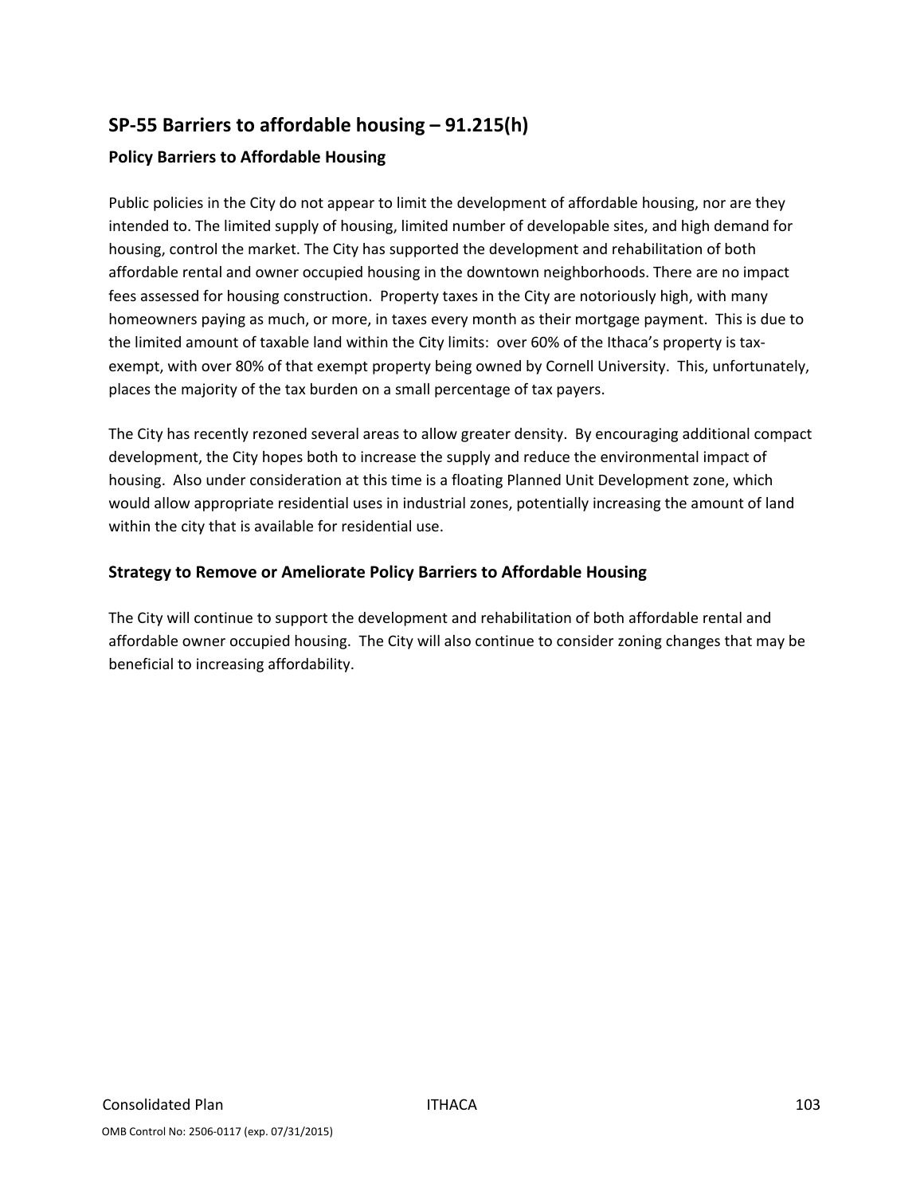## SP-55 Barriers to affordable housing – 91.215(h)

### Policy Barriers to Affordable Housing

Public policies in the City do not appear to limit the development of affordable housing, nor are they intended to. The limited supply of housing, limited number of developable sites, and high demand for housing, control the market. The City has supported the development and rehabilitation of both affordable rental and owner occupied housing in the downtown neighborhoods. There are no impact fees assessed for housing construction. Property taxes in the City are notoriously high, with many homeowners paying as much, or more, in taxes every month as their mortgage payment. This is due to the limited amount of taxable land within the City limits: over 60% of the Ithaca's property is tax-exempt, with over 80% of that exempt property being owned by Cornell University. This, unfortunately, places the majority of the tax burden on a small percentage of tax payers.

The City has recently rezoned several areas to allow greater density. By encouraging additional compact development, the City hopes both to increase the supply and reduce the environmental impact of housing. Also under consideration at this time is a floating Planned Unit Development zone, which would allow appropriate residential uses in industrial zones, potentially increasing the amount of land within the city that is available for residential use.

### Strategy to Remove or Ameliorate Policy Barriers to Affordable Housing

The City will continue to support the development and rehabilitation of both affordable rental and affordable owner occupied housing. The City will also continue to consider zoning changes that may be beneficial to increasing affordability.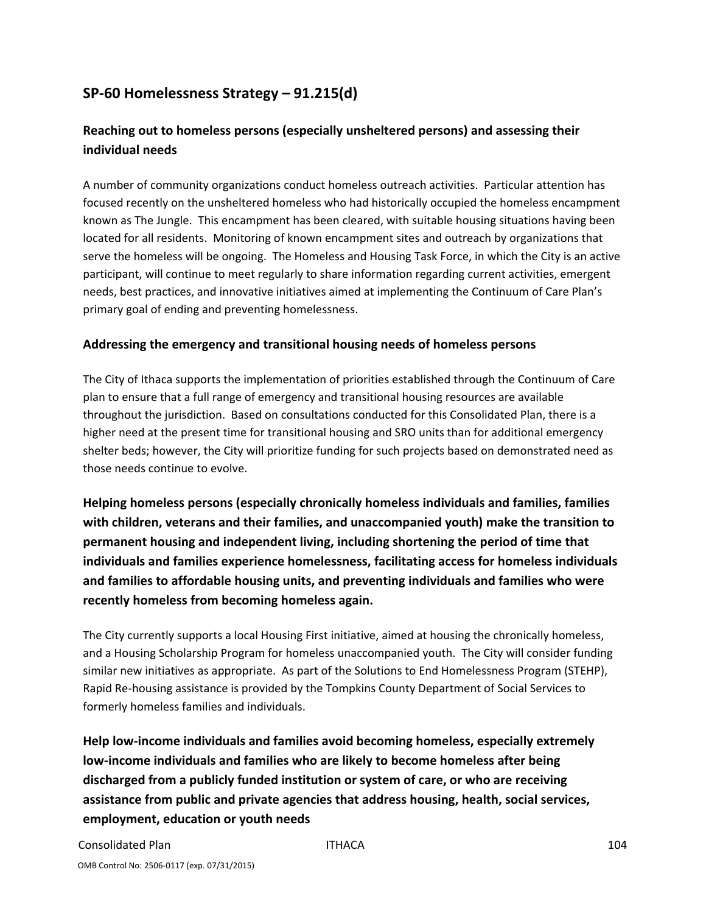## SP-60 Homelessness Strategy – 91.215(d)

### Reaching out to homeless persons (especially unsheltered persons) and assessing their individual needs

A number of community organizations conduct homeless outreach activities. Particular attention has focused recently on the unsheltered homeless who had historically occupied the homeless encampment known as The Jungle. This encampment has been cleared, with suitable housing situations having been located for all residents. Monitoring of known encampment sites and outreach by organizations that serve the homeless will be ongoing. The Homeless and Housing Task Force, in which the City is an active participant, will continue to meet regularly to share information regarding current activities, emergent needs, best practices, and innovative initiatives aimed at implementing the Continuum of Care Plan's primary goal of ending and preventing homelessness.

### Addressing the emergency and transitional housing needs of homeless persons

The City of Ithaca supports the implementation of priorities established through the Continuum of Care plan to ensure that a full range of emergency and transitional housing resources are available throughout the jurisdiction. Based on consultations conducted for this Consolidated Plan, there is a higher need at the present time for transitional housing and SRO units than for additional emergency shelter beds; however, the City will prioritize funding for such projects based on demonstrated need as those needs continue to evolve.

### Helping homeless persons (especially chronically homeless individuals and families, families with children, veterans and their families, and unaccompanied youth) make the transition to permanent housing and independent living, including shortening the period of time that individuals and families experience homelessness, facilitating access for homeless individuals and families to affordable housing units, and preventing individuals and families who were recently homeless from becoming homeless again.

The City currently supports a local Housing First initiative, aimed at housing the chronically homeless, and a Housing Scholarship Program for homeless unaccompanied youth. The City will consider funding similar new initiatives as appropriate. As part of the Solutions to End Homelessness Program (STEHP), Rapid Re-housing assistance is provided by the Tompkins County Department of Social Services to formerly homeless families and individuals.

### Help low-income individuals and families avoid becoming homeless, especially extremely low-income individuals and families who are likely to become homeless after being discharged from a publicly funded institution or system of care, or who are receiving assistance from public and private agencies that address housing, health, social services, employment, education or youth needs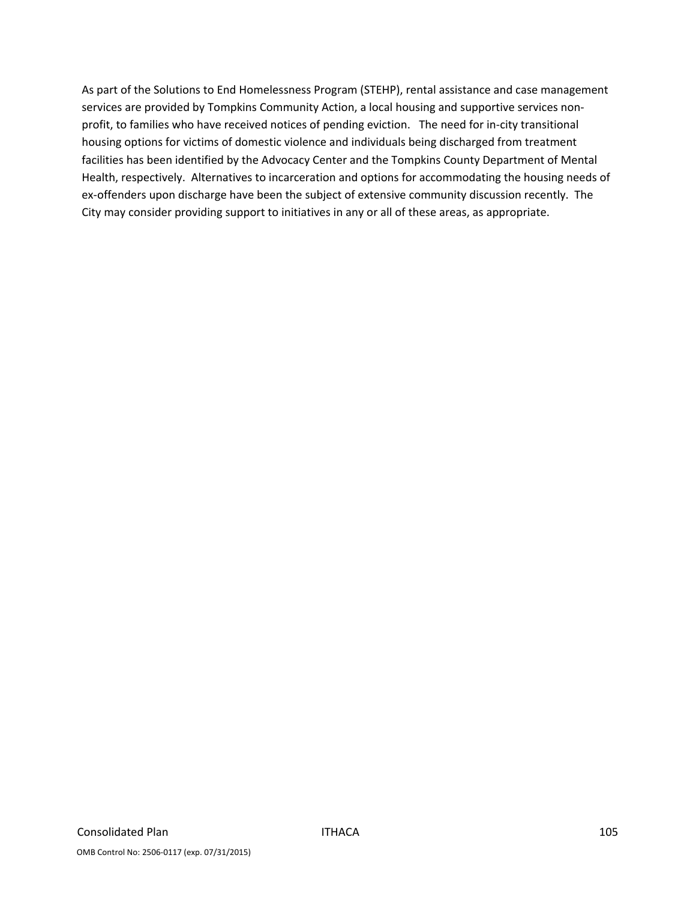As part of the Solutions to End Homelessness Program (STEHP), rental assistance and case management services are provided by Tompkins Community Action, a local housing and supportive services non-profit, to families who have received notices of pending eviction. The need for in-city transitional housing options for victims of domestic violence and individuals being discharged from treatment facilities has been identified by the Advocacy Center and the Tompkins County Department of Mental Health, respectively. Alternatives to incarceration and options for accommodating the housing needs of ex-offenders upon discharge have been the subject of extensive community discussion recently. The City may consider providing support to initiatives in any or all of these areas, as appropriate.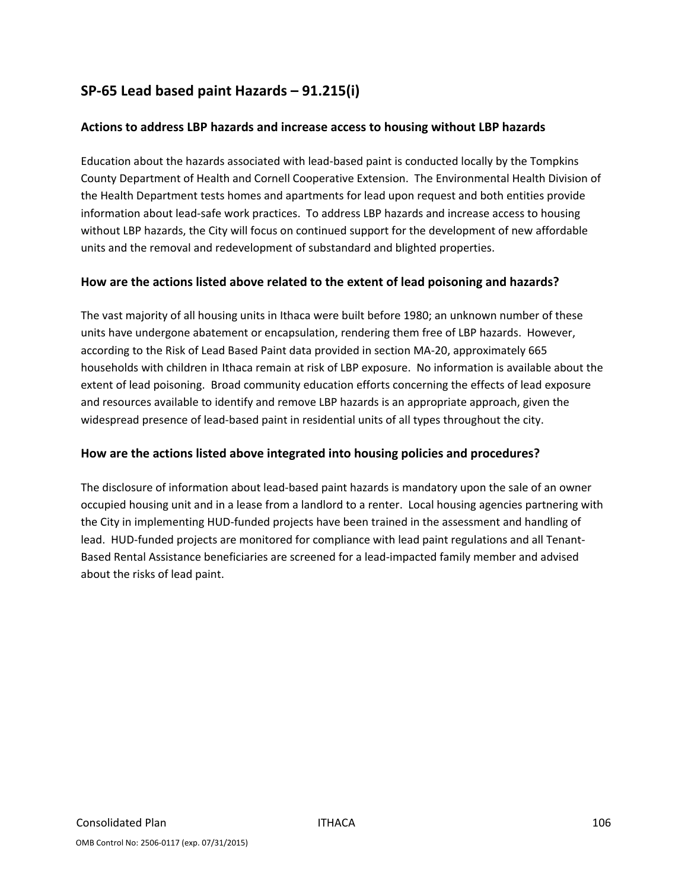## SP-65 Lead based paint Hazards – 91.215(i)

### Actions to address LBP hazards and increase access to housing without LBP hazards

Education about the hazards associated with lead-based paint is conducted locally by the Tompkins County Department of Health and Cornell Cooperative Extension. The Environmental Health Division of the Health Department tests homes and apartments for lead upon request and both entities provide information about lead-safe work practices. To address LBP hazards and increase access to housing without LBP hazards, the City will focus on continued support for the development of new affordable units and the removal and redevelopment of substandard and blighted properties.

### How are the actions listed above related to the extent of lead poisoning and hazards?

The vast majority of all housing units in Ithaca were built before 1980; an unknown number of these units have undergone abatement or encapsulation, rendering them free of LBP hazards. However, according to the Risk of Lead Based Paint data provided in section MA-20, approximately 665 households with children in Ithaca remain at risk of LBP exposure. No information is available about the extent of lead poisoning. Broad community education efforts concerning the effects of lead exposure and resources available to identify and remove LBP hazards is an appropriate approach, given the widespread presence of lead-based paint in residential units of all types throughout the city.

### How are the actions listed above integrated into housing policies and procedures?

The disclosure of information about lead-based paint hazards is mandatory upon the sale of an owner occupied housing unit and in a lease from a landlord to a renter. Local housing agencies partnering with the City in implementing HUD-funded projects have been trained in the assessment and handling of lead. HUD-funded projects are monitored for compliance with lead paint regulations and all Tenant-Based Rental Assistance beneficiaries are screened for a lead-impacted family member and advised about the risks of lead paint.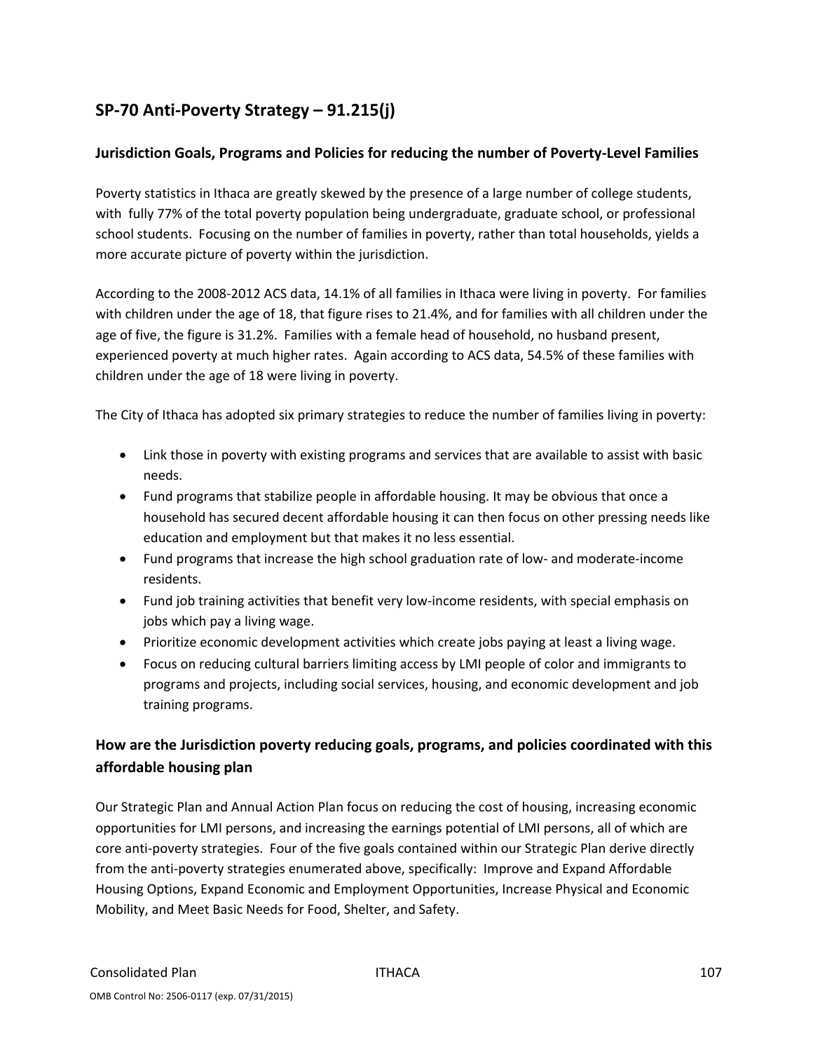## SP-70 Anti-Poverty Strategy – 91.215(j)

### Jurisdiction Goals, Programs and Policies for reducing the number of Poverty-Level Families

Poverty statistics in Ithaca are greatly skewed by the presence of a large number of college students, with fully 77% of the total poverty population being undergraduate, graduate school, or professional school students. Focusing on the number of families in poverty, rather than total households, yields a more accurate picture of poverty within the jurisdiction.

According to the 2008-2012 ACS data, 14.1% of all families in Ithaca were living in poverty. For families with children under the age of 18, that figure rises to 21.4%, and for families with all children under the age of five, the figure is 31.2%. Families with a female head of household, no husband present, experienced poverty at much higher rates. Again according to ACS data, 54.5% of these families with children under the age of 18 were living in poverty.

The City of Ithaca has adopted six primary strategies to reduce the number of families living in poverty:

- Link those in poverty with existing programs and services that are available to assist with basic needs.
- Fund programs that stabilize people in affordable housing. It may be obvious that once a household has secured decent affordable housing it can then focus on other pressing needs like education and employment but that makes it no less essential.
- Fund programs that increase the high school graduation rate of low- and moderate-income residents.
- Fund job training activities that benefit very low-income residents, with special emphasis on jobs which pay a living wage.
- Prioritize economic development activities which create jobs paying at least a living wage.
- Focus on reducing cultural barriers limiting access by LMI people of color and immigrants to programs and projects, including social services, housing, and economic development and job training programs.

### How are the Jurisdiction poverty reducing goals, programs, and policies coordinated with this affordable housing plan

Our Strategic Plan and Annual Action Plan focus on reducing the cost of housing, increasing economic opportunities for LMI persons, and increasing the earnings potential of LMI persons, all of which are core anti-poverty strategies. Four of the five goals contained within our Strategic Plan derive directly from the anti-poverty strategies enumerated above, specifically: Improve and Expand Affordable Housing Options, Expand Economic and Employment Opportunities, Increase Physical and Economic Mobility, and Meet Basic Needs for Food, Shelter, and Safety.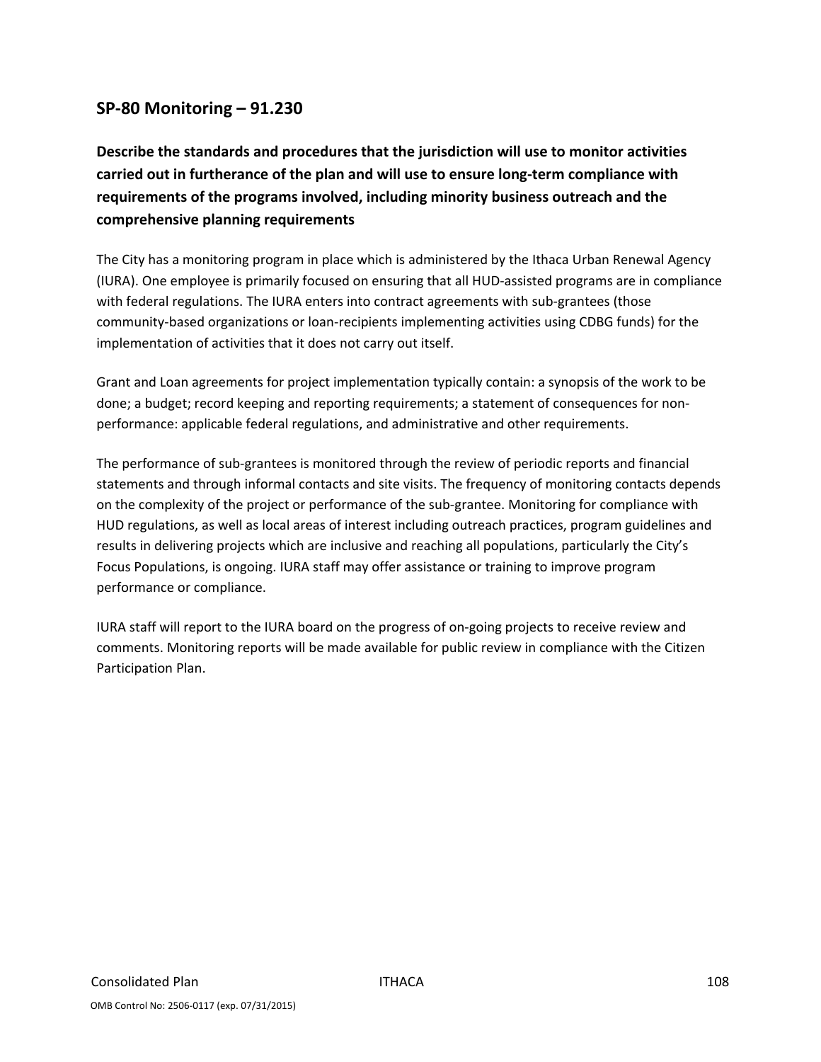## SP-80 Monitoring – 91.230

**Describe the standards and procedures that the jurisdiction will use to monitor activities carried out in furtherance of the plan and will use to ensure long-term compliance with requirements of the programs involved, including minority business outreach and the comprehensive planning requirements**

The City has a monitoring program in place which is administered by the Ithaca Urban Renewal Agency (IURA). One employee is primarily focused on ensuring that all HUD-assisted programs are in compliance with federal regulations. The IURA enters into contract agreements with sub-grantees (those community-based organizations or loan-recipients implementing activities using CDBG funds) for the implementation of activities that it does not carry out itself.

Grant and Loan agreements for project implementation typically contain: a synopsis of the work to be done; a budget; record keeping and reporting requirements; a statement of consequences for non-performance: applicable federal regulations, and administrative and other requirements.

The performance of sub-grantees is monitored through the review of periodic reports and financial statements and through informal contacts and site visits. The frequency of monitoring contacts depends on the complexity of the project or performance of the sub-grantee. Monitoring for compliance with HUD regulations, as well as local areas of interest including outreach practices, program guidelines and results in delivering projects which are inclusive and reaching all populations, particularly the City's Focus Populations, is ongoing. IURA staff may offer assistance or training to improve program performance or compliance.

IURA staff will report to the IURA board on the progress of on-going projects to receive review and comments. Monitoring reports will be made available for public review in compliance with the Citizen Participation Plan.